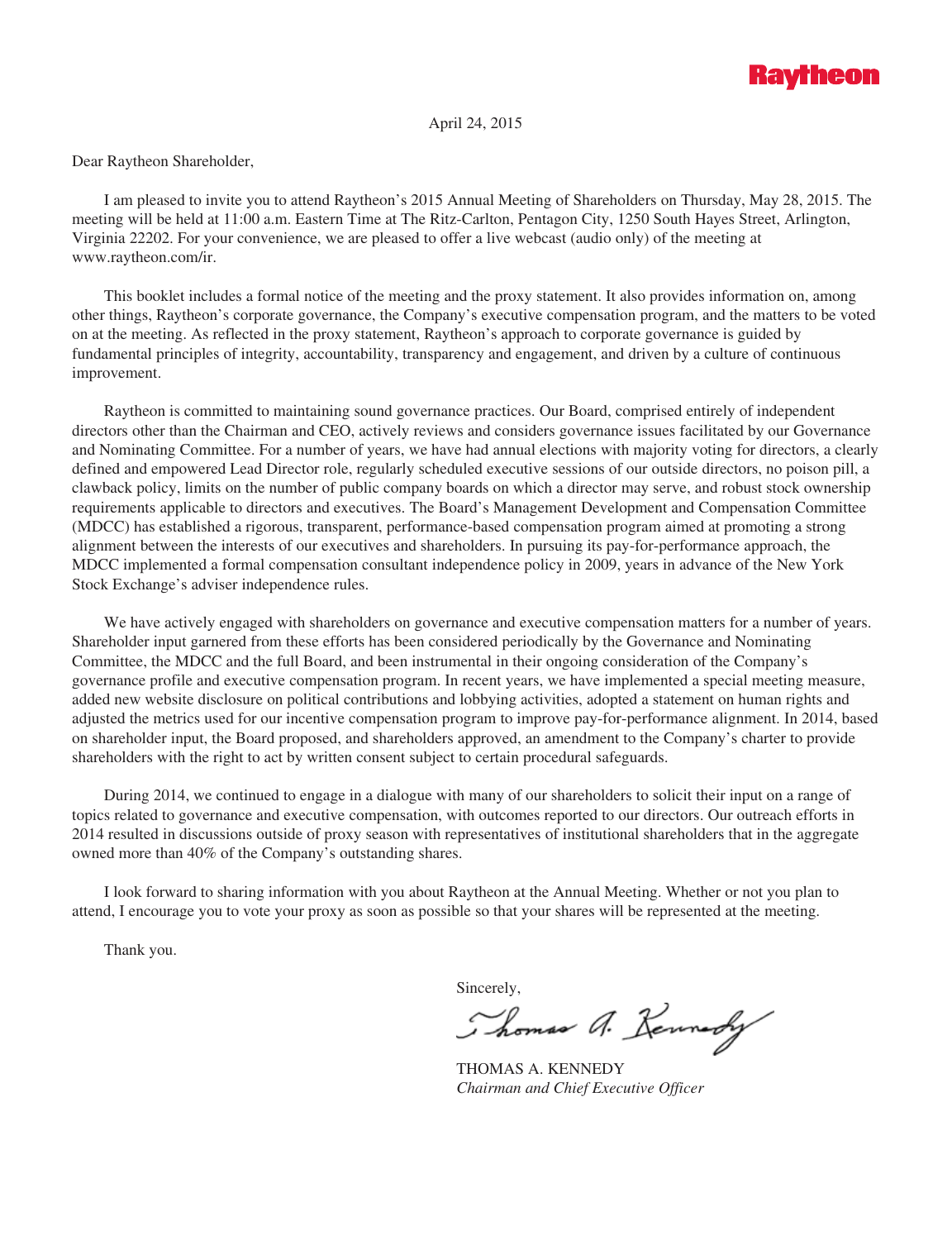**Raytheon**

April 24, 2015

Dear Raytheon Shareholder,

I am pleased to invite you to attend Raytheon's 2015 Annual Meeting of Shareholders on Thursday, May 28, 2015. The meeting will be held at 11:00 a.m. Eastern Time at The Ritz-Carlton, Pentagon City, 1250 South Hayes Street, Arlington, Virginia 22202. For your convenience, we are pleased to offer a live webcast (audio only) of the meeting at www.raytheon.com/ir.

This booklet includes a formal notice of the meeting and the proxy statement. It also provides information on, among other things, Raytheon's corporate governance, the Company's executive compensation program, and the matters to be voted on at the meeting. As reflected in the proxy statement, Raytheon's approach to corporate governance is guided by fundamental principles of integrity, accountability, transparency and engagement, and driven by a culture of continuous improvement.

Raytheon is committed to maintaining sound governance practices. Our Board, comprised entirely of independent directors other than the Chairman and CEO, actively reviews and considers governance issues facilitated by our Governance and Nominating Committee. For a number of years, we have had annual elections with majority voting for directors, a clearly defined and empowered Lead Director role, regularly scheduled executive sessions of our outside directors, no poison pill, a clawback policy, limits on the number of public company boards on which a director may serve, and robust stock ownership requirements applicable to directors and executives. The Board's Management Development and Compensation Committee (MDCC) has established a rigorous, transparent, performance-based compensation program aimed at promoting a strong alignment between the interests of our executives and shareholders. In pursuing its pay-for-performance approach, the MDCC implemented a formal compensation consultant independence policy in 2009, years in advance of the New York Stock Exchange's adviser independence rules.

We have actively engaged with shareholders on governance and executive compensation matters for a number of years. Shareholder input garnered from these efforts has been considered periodically by the Governance and Nominating Committee, the MDCC and the full Board, and been instrumental in their ongoing consideration of the Company's governance profile and executive compensation program. In recent years, we have implemented a special meeting measure, added new website disclosure on political contributions and lobbying activities, adopted a statement on human rights and adjusted the metrics used for our incentive compensation program to improve pay-for-performance alignment. In 2014, based on shareholder input, the Board proposed, and shareholders approved, an amendment to the Company's charter to provide shareholders with the right to act by written consent subject to certain procedural safeguards.

During 2014, we continued to engage in a dialogue with many of our shareholders to solicit their input on a range of topics related to governance and executive compensation, with outcomes reported to our directors. Our outreach efforts in 2014 resulted in discussions outside of proxy season with representatives of institutional shareholders that in the aggregate owned more than 40% of the Company's outstanding shares.

I look forward to sharing information with you about Raytheon at the Annual Meeting. Whether or not you plan to attend, I encourage you to vote your proxy as soon as possible so that your shares will be represented at the meeting.

Thank you.

Sincerely,

THOMAS A. KENNEDY
*Chairman and Chief Executive Officer*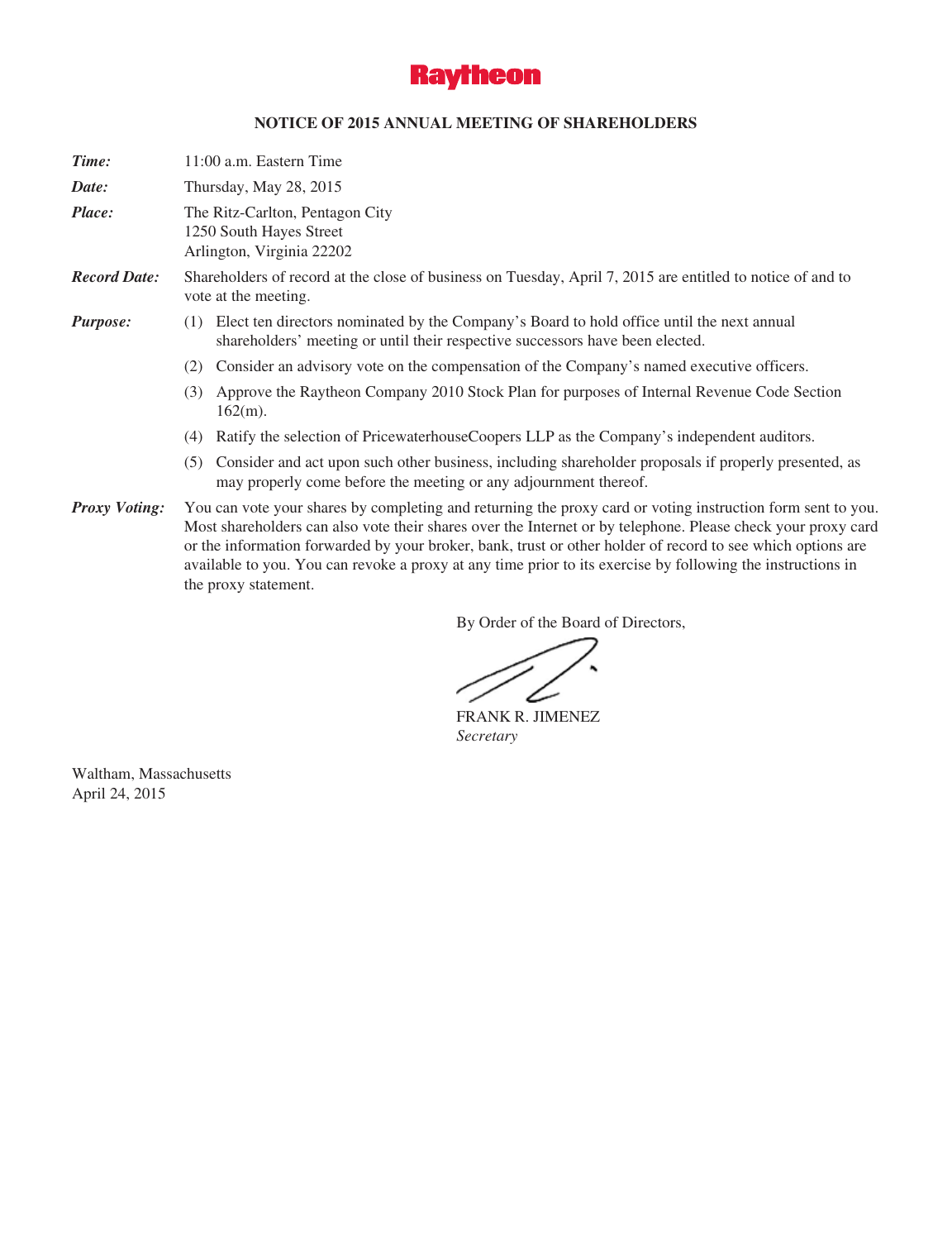**Raytheon**

**NOTICE OF 2015 ANNUAL MEETING OF SHAREHOLDERS**

***Time:*** 11:00 a.m. Eastern Time

***Date:*** Thursday, May 28, 2015

***Place:*** The Ritz-Carlton, Pentagon City
1250 South Hayes Street
Arlington, Virginia 22202

***Record Date:*** Shareholders of record at the close of business on Tuesday, April 7, 2015 are entitled to notice of and to vote at the meeting.

***Purpose:***

(1) Elect ten directors nominated by the Company's Board to hold office until the next annual shareholders' meeting or until their respective successors have been elected.

(2) Consider an advisory vote on the compensation of the Company's named executive officers.

(3) Approve the Raytheon Company 2010 Stock Plan for purposes of Internal Revenue Code Section 162(m).

(4) Ratify the selection of PricewaterhouseCoopers LLP as the Company's independent auditors.

(5) Consider and act upon such other business, including shareholder proposals if properly presented, as may properly come before the meeting or any adjournment thereof.

***Proxy Voting:*** You can vote your shares by completing and returning the proxy card or voting instruction form sent to you. Most shareholders can also vote their shares over the Internet or by telephone. Please check your proxy card or the information forwarded by your broker, bank, trust or other holder of record to see which options are available to you. You can revoke a proxy at any time prior to its exercise by following the instructions in the proxy statement.

By Order of the Board of Directors,

FRANK R. JIMENEZ
*Secretary*

Waltham, Massachusetts
April 24, 2015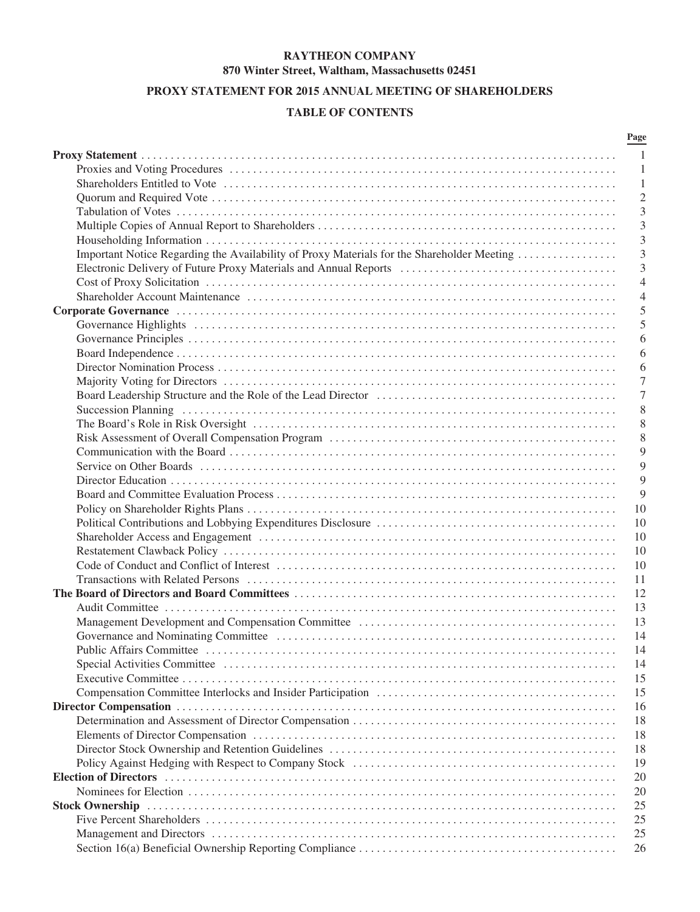**RAYTHEON COMPANY**
**870 Winter Street, Waltham, Massachusetts 02451**

**PROXY STATEMENT FOR 2015 ANNUAL MEETING OF SHAREHOLDERS**

**TABLE OF CONTENTS**

| | Page |
|---|---|
| **Proxy Statement** | 1 |
| Proxies and Voting Procedures | 1 |
| Shareholders Entitled to Vote | 1 |
| Quorum and Required Vote | 2 |
| Tabulation of Votes | 3 |
| Multiple Copies of Annual Report to Shareholders | 3 |
| Householding Information | 3 |
| Important Notice Regarding the Availability of Proxy Materials for the Shareholder Meeting | 3 |
| Electronic Delivery of Future Proxy Materials and Annual Reports | 3 |
| Cost of Proxy Solicitation | 4 |
| Shareholder Account Maintenance | 4 |
| **Corporate Governance** | 5 |
| Governance Highlights | 5 |
| Governance Principles | 6 |
| Board Independence | 6 |
| Director Nomination Process | 6 |
| Majority Voting for Directors | 7 |
| Board Leadership Structure and the Role of the Lead Director | 7 |
| Succession Planning | 8 |
| The Board's Role in Risk Oversight | 8 |
| Risk Assessment of Overall Compensation Program | 8 |
| Communication with the Board | 9 |
| Service on Other Boards | 9 |
| Director Education | 9 |
| Board and Committee Evaluation Process | 9 |
| Policy on Shareholder Rights Plans | 10 |
| Political Contributions and Lobbying Expenditures Disclosure | 10 |
| Shareholder Access and Engagement | 10 |
| Restatement Clawback Policy | 10 |
| Code of Conduct and Conflict of Interest | 10 |
| Transactions with Related Persons | 11 |
| **The Board of Directors and Board Committees** | 12 |
| Audit Committee | 13 |
| Management Development and Compensation Committee | 13 |
| Governance and Nominating Committee | 14 |
| Public Affairs Committee | 14 |
| Special Activities Committee | 14 |
| Executive Committee | 15 |
| Compensation Committee Interlocks and Insider Participation | 15 |
| **Director Compensation** | 16 |
| Determination and Assessment of Director Compensation | 18 |
| Elements of Director Compensation | 18 |
| Director Stock Ownership and Retention Guidelines | 18 |
| Policy Against Hedging with Respect to Company Stock | 19 |
| **Election of Directors** | 20 |
| Nominees for Election | 20 |
| **Stock Ownership** | 25 |
| Five Percent Shareholders | 25 |
| Management and Directors | 25 |
| Section 16(a) Beneficial Ownership Reporting Compliance | 26 |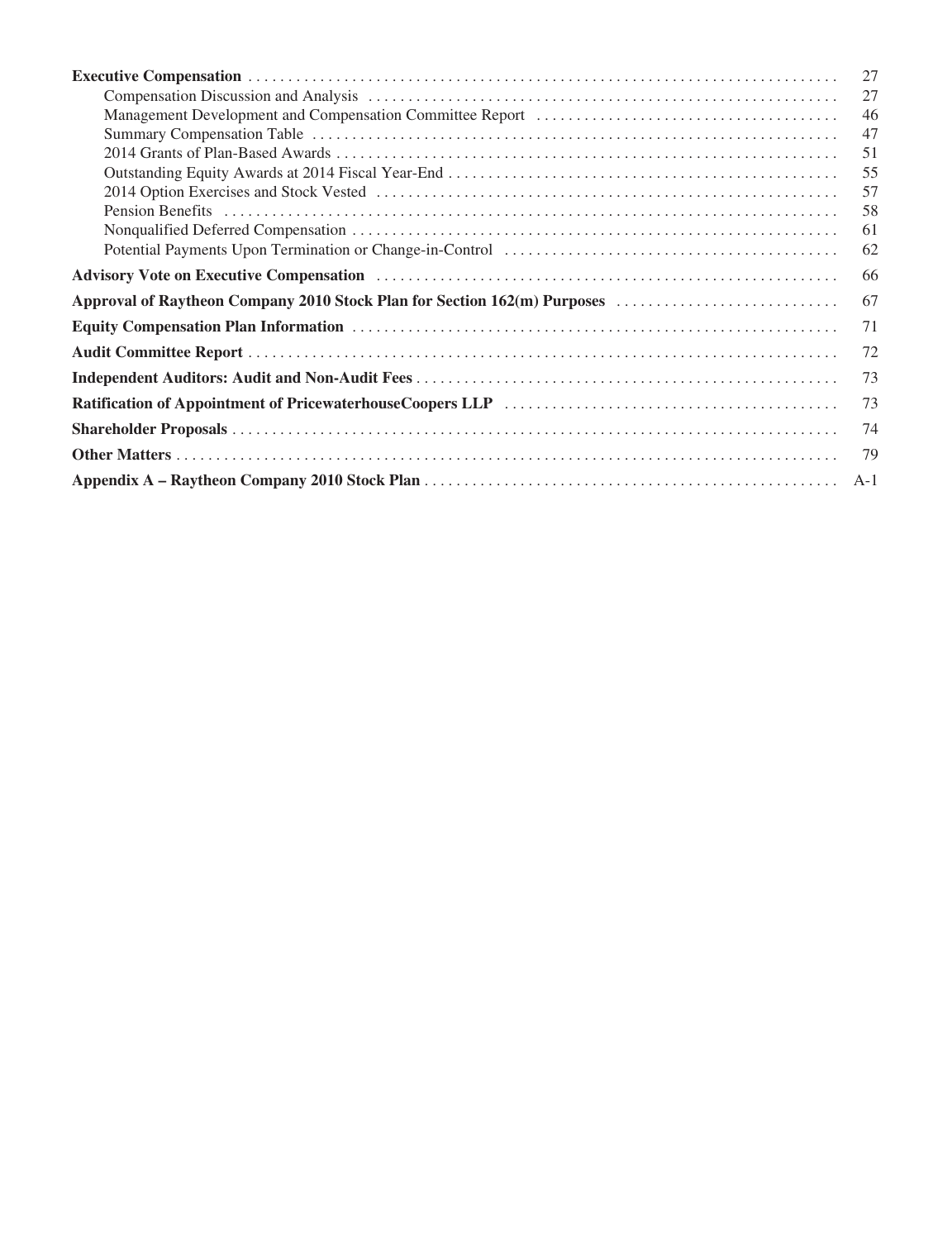| | |
|---|---|
| **Executive Compensation** | 27 |
| Compensation Discussion and Analysis | 27 |
| Management Development and Compensation Committee Report | 46 |
| Summary Compensation Table | 47 |
| 2014 Grants of Plan-Based Awards | 51 |
| Outstanding Equity Awards at 2014 Fiscal Year-End | 55 |
| 2014 Option Exercises and Stock Vested | 57 |
| Pension Benefits | 58 |
| Nonqualified Deferred Compensation | 61 |
| Potential Payments Upon Termination or Change-in-Control | 62 |
| **Advisory Vote on Executive Compensation** | 66 |
| **Approval of Raytheon Company 2010 Stock Plan for Section 162(m) Purposes** | 67 |
| **Equity Compensation Plan Information** | 71 |
| **Audit Committee Report** | 72 |
| **Independent Auditors: Audit and Non-Audit Fees** | 73 |
| **Ratification of Appointment of PricewaterhouseCoopers LLP** | 73 |
| **Shareholder Proposals** | 74 |
| **Other Matters** | 79 |
| **Appendix A – Raytheon Company 2010 Stock Plan** | A-1 |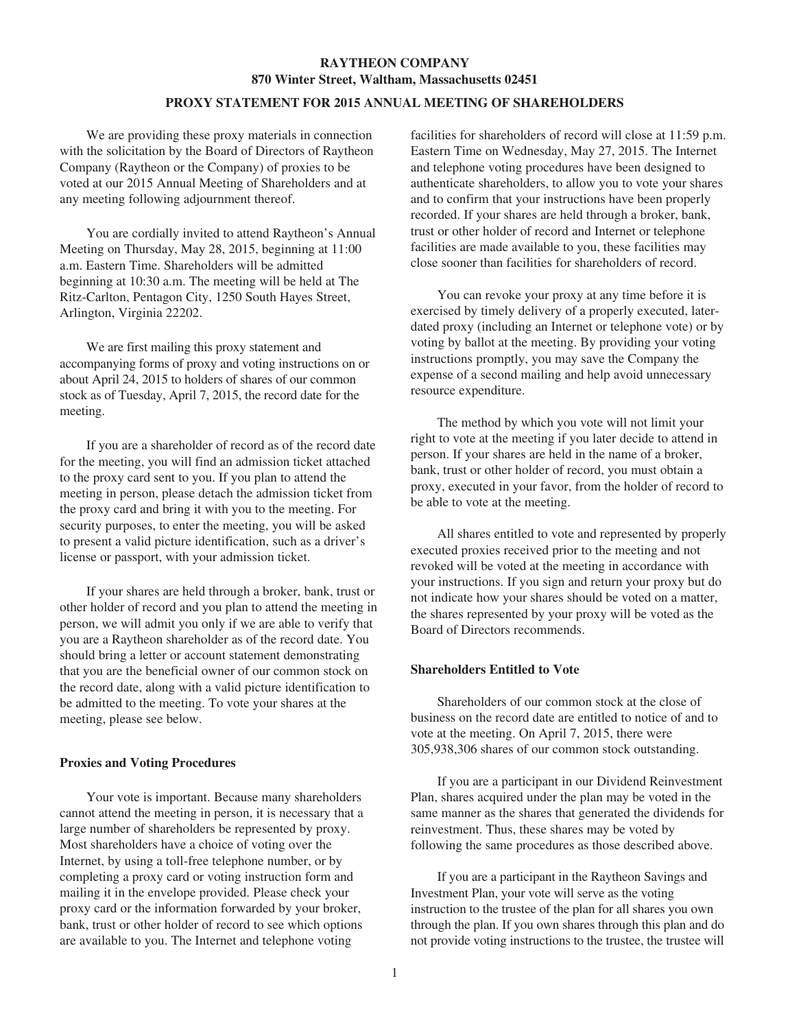**RAYTHEON COMPANY**
**870 Winter Street, Waltham, Massachusetts 02451**

**PROXY STATEMENT FOR 2015 ANNUAL MEETING OF SHAREHOLDERS**

We are providing these proxy materials in connection with the solicitation by the Board of Directors of Raytheon Company (Raytheon or the Company) of proxies to be voted at our 2015 Annual Meeting of Shareholders and at any meeting following adjournment thereof.

You are cordially invited to attend Raytheon's Annual Meeting on Thursday, May 28, 2015, beginning at 11:00 a.m. Eastern Time. Shareholders will be admitted beginning at 10:30 a.m. The meeting will be held at The Ritz-Carlton, Pentagon City, 1250 South Hayes Street, Arlington, Virginia 22202.

We are first mailing this proxy statement and accompanying forms of proxy and voting instructions on or about April 24, 2015 to holders of shares of our common stock as of Tuesday, April 7, 2015, the record date for the meeting.

If you are a shareholder of record as of the record date for the meeting, you will find an admission ticket attached to the proxy card sent to you. If you plan to attend the meeting in person, please detach the admission ticket from the proxy card and bring it with you to the meeting. For security purposes, to enter the meeting, you will be asked to present a valid picture identification, such as a driver's license or passport, with your admission ticket.

If your shares are held through a broker, bank, trust or other holder of record and you plan to attend the meeting in person, we will admit you only if we are able to verify that you are a Raytheon shareholder as of the record date. You should bring a letter or account statement demonstrating that you are the beneficial owner of our common stock on the record date, along with a valid picture identification to be admitted to the meeting. To vote your shares at the meeting, please see below.

**Proxies and Voting Procedures**

Your vote is important. Because many shareholders cannot attend the meeting in person, it is necessary that a large number of shareholders be represented by proxy. Most shareholders have a choice of voting over the Internet, by using a toll-free telephone number, or by completing a proxy card or voting instruction form and mailing it in the envelope provided. Please check your proxy card or the information forwarded by your broker, bank, trust or other holder of record to see which options are available to you. The Internet and telephone voting facilities for shareholders of record will close at 11:59 p.m. Eastern Time on Wednesday, May 27, 2015. The Internet and telephone voting procedures have been designed to authenticate shareholders, to allow you to vote your shares and to confirm that your instructions have been properly recorded. If your shares are held through a broker, bank, trust or other holder of record and Internet or telephone facilities are made available to you, these facilities may close sooner than facilities for shareholders of record.

You can revoke your proxy at any time before it is exercised by timely delivery of a properly executed, later-dated proxy (including an Internet or telephone vote) or by voting by ballot at the meeting. By providing your voting instructions promptly, you may save the Company the expense of a second mailing and help avoid unnecessary resource expenditure.

The method by which you vote will not limit your right to vote at the meeting if you later decide to attend in person. If your shares are held in the name of a broker, bank, trust or other holder of record, you must obtain a proxy, executed in your favor, from the holder of record to be able to vote at the meeting.

All shares entitled to vote and represented by properly executed proxies received prior to the meeting and not revoked will be voted at the meeting in accordance with your instructions. If you sign and return your proxy but do not indicate how your shares should be voted on a matter, the shares represented by your proxy will be voted as the Board of Directors recommends.

**Shareholders Entitled to Vote**

Shareholders of our common stock at the close of business on the record date are entitled to notice of and to vote at the meeting. On April 7, 2015, there were 305,938,306 shares of our common stock outstanding.

If you are a participant in our Dividend Reinvestment Plan, shares acquired under the plan may be voted in the same manner as the shares that generated the dividends for reinvestment. Thus, these shares may be voted by following the same procedures as those described above.

If you are a participant in the Raytheon Savings and Investment Plan, your vote will serve as the voting instruction to the trustee of the plan for all shares you own through the plan. If you own shares through this plan and do not provide voting instructions to the trustee, the trustee will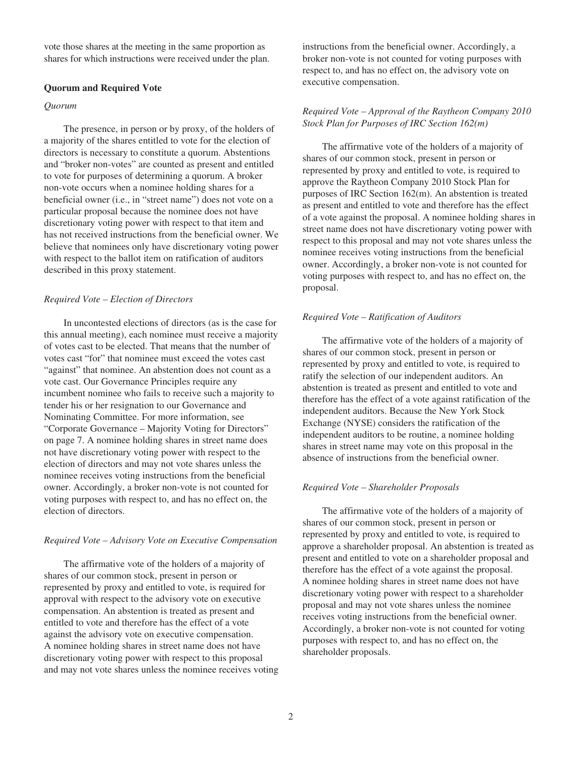vote those shares at the meeting in the same proportion as shares for which instructions were received under the plan.

**Quorum and Required Vote**

*Quorum*

The presence, in person or by proxy, of the holders of a majority of the shares entitled to vote for the election of directors is necessary to constitute a quorum. Abstentions and "broker non-votes" are counted as present and entitled to vote for purposes of determining a quorum. A broker non-vote occurs when a nominee holding shares for a beneficial owner (i.e., in "street name") does not vote on a particular proposal because the nominee does not have discretionary voting power with respect to that item and has not received instructions from the beneficial owner. We believe that nominees only have discretionary voting power with respect to the ballot item on ratification of auditors described in this proxy statement.

*Required Vote – Election of Directors*

In uncontested elections of directors (as is the case for this annual meeting), each nominee must receive a majority of votes cast to be elected. That means that the number of votes cast "for" that nominee must exceed the votes cast "against" that nominee. An abstention does not count as a vote cast. Our Governance Principles require any incumbent nominee who fails to receive such a majority to tender his or her resignation to our Governance and Nominating Committee. For more information, see "Corporate Governance – Majority Voting for Directors" on page 7. A nominee holding shares in street name does not have discretionary voting power with respect to the election of directors and may not vote shares unless the nominee receives voting instructions from the beneficial owner. Accordingly, a broker non-vote is not counted for voting purposes with respect to, and has no effect on, the election of directors.

*Required Vote – Advisory Vote on Executive Compensation*

The affirmative vote of the holders of a majority of shares of our common stock, present in person or represented by proxy and entitled to vote, is required for approval with respect to the advisory vote on executive compensation. An abstention is treated as present and entitled to vote and therefore has the effect of a vote against the advisory vote on executive compensation. A nominee holding shares in street name does not have discretionary voting power with respect to this proposal and may not vote shares unless the nominee receives voting instructions from the beneficial owner. Accordingly, a broker non-vote is not counted for voting purposes with respect to, and has no effect on, the advisory vote on executive compensation.

*Required Vote – Approval of the Raytheon Company 2010 Stock Plan for Purposes of IRC Section 162(m)*

The affirmative vote of the holders of a majority of shares of our common stock, present in person or represented by proxy and entitled to vote, is required to approve the Raytheon Company 2010 Stock Plan for purposes of IRC Section 162(m). An abstention is treated as present and entitled to vote and therefore has the effect of a vote against the proposal. A nominee holding shares in street name does not have discretionary voting power with respect to this proposal and may not vote shares unless the nominee receives voting instructions from the beneficial owner. Accordingly, a broker non-vote is not counted for voting purposes with respect to, and has no effect on, the proposal.

*Required Vote – Ratification of Auditors*

The affirmative vote of the holders of a majority of shares of our common stock, present in person or represented by proxy and entitled to vote, is required to ratify the selection of our independent auditors. An abstention is treated as present and entitled to vote and therefore has the effect of a vote against ratification of the independent auditors. Because the New York Stock Exchange (NYSE) considers the ratification of the independent auditors to be routine, a nominee holding shares in street name may vote on this proposal in the absence of instructions from the beneficial owner.

*Required Vote – Shareholder Proposals*

The affirmative vote of the holders of a majority of shares of our common stock, present in person or represented by proxy and entitled to vote, is required to approve a shareholder proposal. An abstention is treated as present and entitled to vote on a shareholder proposal and therefore has the effect of a vote against the proposal. A nominee holding shares in street name does not have discretionary voting power with respect to a shareholder proposal and may not vote shares unless the nominee receives voting instructions from the beneficial owner. Accordingly, a broker non-vote is not counted for voting purposes with respect to, and has no effect on, the shareholder proposals.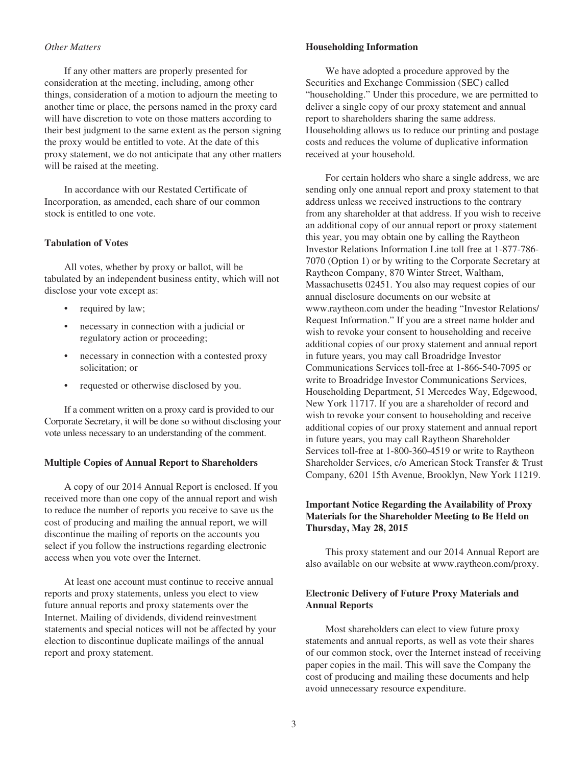*Other Matters*

If any other matters are properly presented for consideration at the meeting, including, among other things, consideration of a motion to adjourn the meeting to another time or place, the persons named in the proxy card will have discretion to vote on those matters according to their best judgment to the same extent as the person signing the proxy would be entitled to vote. At the date of this proxy statement, we do not anticipate that any other matters will be raised at the meeting.

In accordance with our Restated Certificate of Incorporation, as amended, each share of our common stock is entitled to one vote.

**Tabulation of Votes**

All votes, whether by proxy or ballot, will be tabulated by an independent business entity, which will not disclose your vote except as:

- required by law;
- necessary in connection with a judicial or regulatory action or proceeding;
- necessary in connection with a contested proxy solicitation; or
- requested or otherwise disclosed by you.

If a comment written on a proxy card is provided to our Corporate Secretary, it will be done so without disclosing your vote unless necessary to an understanding of the comment.

**Multiple Copies of Annual Report to Shareholders**

A copy of our 2014 Annual Report is enclosed. If you received more than one copy of the annual report and wish to reduce the number of reports you receive to save us the cost of producing and mailing the annual report, we will discontinue the mailing of reports on the accounts you select if you follow the instructions regarding electronic access when you vote over the Internet.

At least one account must continue to receive annual reports and proxy statements, unless you elect to view future annual reports and proxy statements over the Internet. Mailing of dividends, dividend reinvestment statements and special notices will not be affected by your election to discontinue duplicate mailings of the annual report and proxy statement.

**Householding Information**

We have adopted a procedure approved by the Securities and Exchange Commission (SEC) called "householding." Under this procedure, we are permitted to deliver a single copy of our proxy statement and annual report to shareholders sharing the same address. Householding allows us to reduce our printing and postage costs and reduces the volume of duplicative information received at your household.

For certain holders who share a single address, we are sending only one annual report and proxy statement to that address unless we received instructions to the contrary from any shareholder at that address. If you wish to receive an additional copy of our annual report or proxy statement this year, you may obtain one by calling the Raytheon Investor Relations Information Line toll free at 1-877-786-7070 (Option 1) or by writing to the Corporate Secretary at Raytheon Company, 870 Winter Street, Waltham, Massachusetts 02451. You also may request copies of our annual disclosure documents on our website at www.raytheon.com under the heading "Investor Relations/ Request Information." If you are a street name holder and wish to revoke your consent to householding and receive additional copies of our proxy statement and annual report in future years, you may call Broadridge Investor Communications Services toll-free at 1-866-540-7095 or write to Broadridge Investor Communications Services, Householding Department, 51 Mercedes Way, Edgewood, New York 11717. If you are a shareholder of record and wish to revoke your consent to householding and receive additional copies of our proxy statement and annual report in future years, you may call Raytheon Shareholder Services toll-free at 1-800-360-4519 or write to Raytheon Shareholder Services, c/o American Stock Transfer & Trust Company, 6201 15th Avenue, Brooklyn, New York 11219.

**Important Notice Regarding the Availability of Proxy Materials for the Shareholder Meeting to Be Held on Thursday, May 28, 2015**

This proxy statement and our 2014 Annual Report are also available on our website at www.raytheon.com/proxy.

**Electronic Delivery of Future Proxy Materials and Annual Reports**

Most shareholders can elect to view future proxy statements and annual reports, as well as vote their shares of our common stock, over the Internet instead of receiving paper copies in the mail. This will save the Company the cost of producing and mailing these documents and help avoid unnecessary resource expenditure.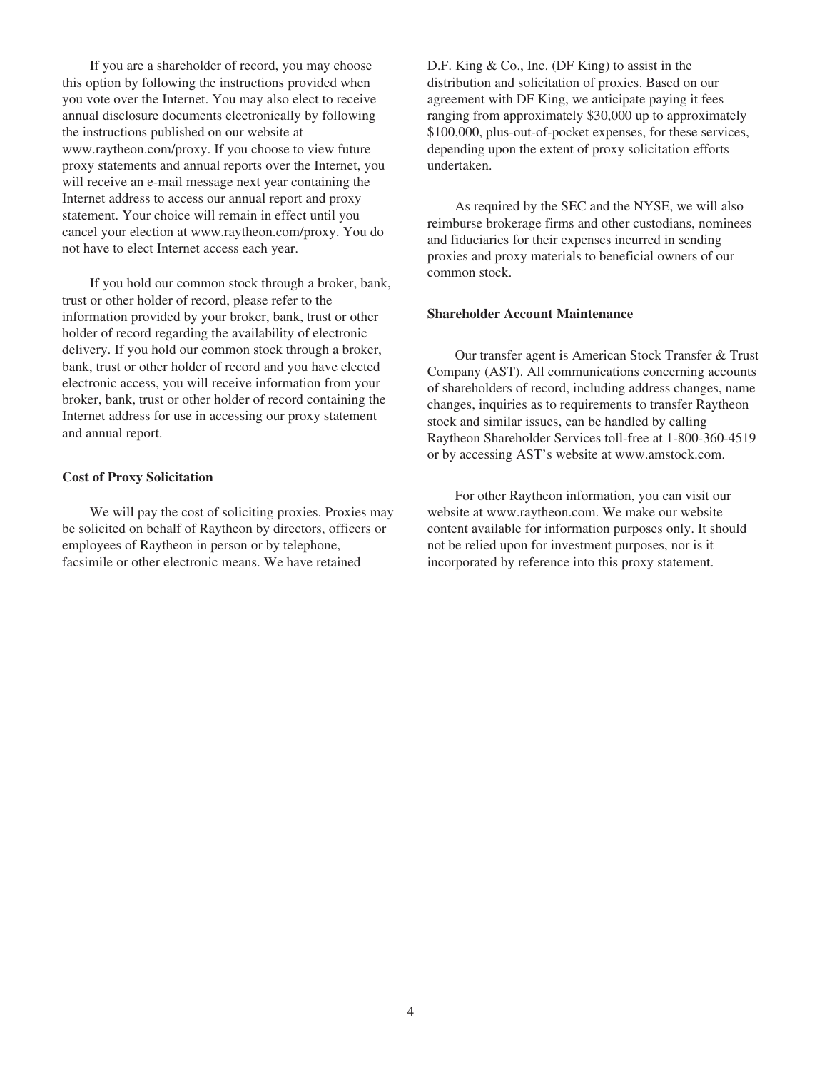If you are a shareholder of record, you may choose this option by following the instructions provided when you vote over the Internet. You may also elect to receive annual disclosure documents electronically by following the instructions published on our website at www.raytheon.com/proxy. If you choose to view future proxy statements and annual reports over the Internet, you will receive an e-mail message next year containing the Internet address to access our annual report and proxy statement. Your choice will remain in effect until you cancel your election at www.raytheon.com/proxy. You do not have to elect Internet access each year.

If you hold our common stock through a broker, bank, trust or other holder of record, please refer to the information provided by your broker, bank, trust or other holder of record regarding the availability of electronic delivery. If you hold our common stock through a broker, bank, trust or other holder of record and you have elected electronic access, you will receive information from your broker, bank, trust or other holder of record containing the Internet address for use in accessing our proxy statement and annual report.

**Cost of Proxy Solicitation**

We will pay the cost of soliciting proxies. Proxies may be solicited on behalf of Raytheon by directors, officers or employees of Raytheon in person or by telephone, facsimile or other electronic means. We have retained D.F. King & Co., Inc. (DF King) to assist in the distribution and solicitation of proxies. Based on our agreement with DF King, we anticipate paying it fees ranging from approximately $30,000 up to approximately $100,000, plus-out-of-pocket expenses, for these services, depending upon the extent of proxy solicitation efforts undertaken.

As required by the SEC and the NYSE, we will also reimburse brokerage firms and other custodians, nominees and fiduciaries for their expenses incurred in sending proxies and proxy materials to beneficial owners of our common stock.

**Shareholder Account Maintenance**

Our transfer agent is American Stock Transfer & Trust Company (AST). All communications concerning accounts of shareholders of record, including address changes, name changes, inquiries as to requirements to transfer Raytheon stock and similar issues, can be handled by calling Raytheon Shareholder Services toll-free at 1-800-360-4519 or by accessing AST's website at www.amstock.com.

For other Raytheon information, you can visit our website at www.raytheon.com. We make our website content available for information purposes only. It should not be relied upon for investment purposes, nor is it incorporated by reference into this proxy statement.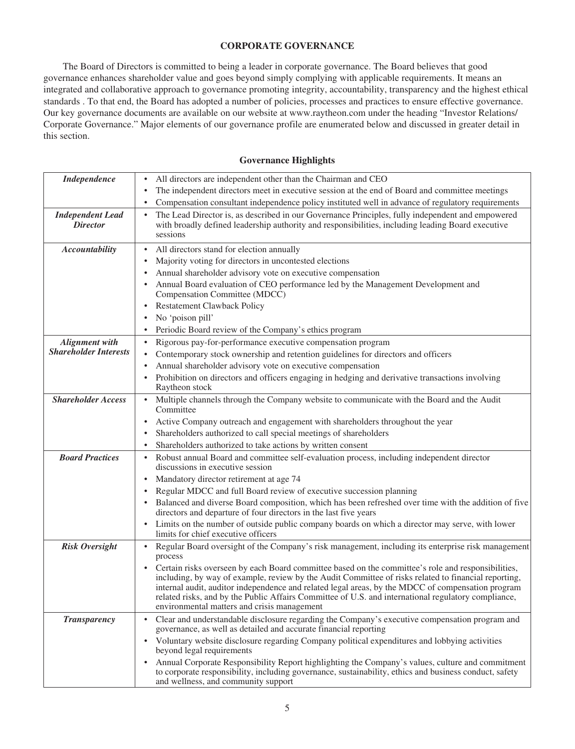## CORPORATE GOVERNANCE

The Board of Directors is committed to being a leader in corporate governance. The Board believes that good governance enhances shareholder value and goes beyond simply complying with applicable requirements. It means an integrated and collaborative approach to governance promoting integrity, accountability, transparency and the highest ethical standards . To that end, the Board has adopted a number of policies, processes and practices to ensure effective governance. Our key governance documents are available on our website at www.raytheon.com under the heading "Investor Relations/ Corporate Governance." Major elements of our governance profile are enumerated below and discussed in greater detail in this section.

### Governance Highlights

| | |
|---|---|
| ***Independence*** | • All directors are independent other than the Chairman and CEO<br>• The independent directors meet in executive session at the end of Board and committee meetings<br>• Compensation consultant independence policy instituted well in advance of regulatory requirements |
| ***Independent Lead Director*** | • The Lead Director is, as described in our Governance Principles, fully independent and empowered with broadly defined leadership authority and responsibilities, including leading Board executive sessions |
| ***Accountability*** | • All directors stand for election annually<br>• Majority voting for directors in uncontested elections<br>• Annual shareholder advisory vote on executive compensation<br>• Annual Board evaluation of CEO performance led by the Management Development and Compensation Committee (MDCC)<br>• Restatement Clawback Policy<br>• No 'poison pill'<br>• Periodic Board review of the Company's ethics program |
| ***Alignment with Shareholder Interests*** | • Rigorous pay-for-performance executive compensation program<br>• Contemporary stock ownership and retention guidelines for directors and officers<br>• Annual shareholder advisory vote on executive compensation<br>• Prohibition on directors and officers engaging in hedging and derivative transactions involving Raytheon stock |
| ***Shareholder Access*** | • Multiple channels through the Company website to communicate with the Board and the Audit Committee<br>• Active Company outreach and engagement with shareholders throughout the year<br>• Shareholders authorized to call special meetings of shareholders<br>• Shareholders authorized to take actions by written consent |
| ***Board Practices*** | • Robust annual Board and committee self-evaluation process, including independent director discussions in executive session<br>• Mandatory director retirement at age 74<br>• Regular MDCC and full Board review of executive succession planning<br>• Balanced and diverse Board composition, which has been refreshed over time with the addition of five directors and departure of four directors in the last five years<br>• Limits on the number of outside public company boards on which a director may serve, with lower limits for chief executive officers |
| ***Risk Oversight*** | • Regular Board oversight of the Company's risk management, including its enterprise risk management process<br>• Certain risks overseen by each Board committee based on the committee's role and responsibilities, including, by way of example, review by the Audit Committee of risks related to financial reporting, internal audit, auditor independence and related legal areas, by the MDCC of compensation program related risks, and by the Public Affairs Committee of U.S. and international regulatory compliance, environmental matters and crisis management |
| ***Transparency*** | • Clear and understandable disclosure regarding the Company's executive compensation program and governance, as well as detailed and accurate financial reporting<br>• Voluntary website disclosure regarding Company political expenditures and lobbying activities beyond legal requirements<br>• Annual Corporate Responsibility Report highlighting the Company's values, culture and commitment to corporate responsibility, including governance, sustainability, ethics and business conduct, safety and wellness, and community support |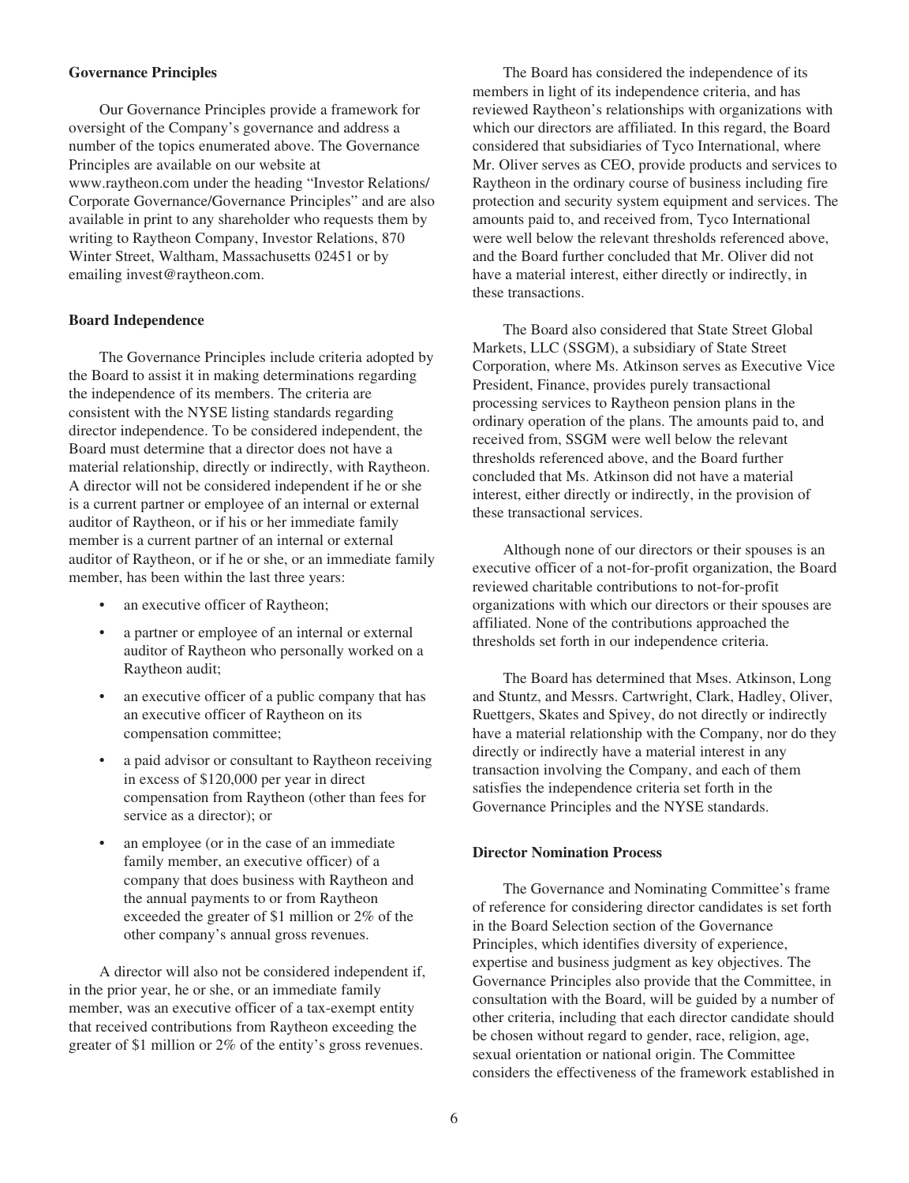**Governance Principles**

Our Governance Principles provide a framework for oversight of the Company's governance and address a number of the topics enumerated above. The Governance Principles are available on our website at www.raytheon.com under the heading "Investor Relations/ Corporate Governance/Governance Principles" and are also available in print to any shareholder who requests them by writing to Raytheon Company, Investor Relations, 870 Winter Street, Waltham, Massachusetts 02451 or by emailing invest@raytheon.com.

**Board Independence**

The Governance Principles include criteria adopted by the Board to assist it in making determinations regarding the independence of its members. The criteria are consistent with the NYSE listing standards regarding director independence. To be considered independent, the Board must determine that a director does not have a material relationship, directly or indirectly, with Raytheon. A director will not be considered independent if he or she is a current partner or employee of an internal or external auditor of Raytheon, or if his or her immediate family member is a current partner of an internal or external auditor of Raytheon, or if he or she, or an immediate family member, has been within the last three years:

- an executive officer of Raytheon;
- a partner or employee of an internal or external auditor of Raytheon who personally worked on a Raytheon audit;
- an executive officer of a public company that has an executive officer of Raytheon on its compensation committee;
- a paid advisor or consultant to Raytheon receiving in excess of $120,000 per year in direct compensation from Raytheon (other than fees for service as a director); or
- an employee (or in the case of an immediate family member, an executive officer) of a company that does business with Raytheon and the annual payments to or from Raytheon exceeded the greater of $1 million or 2% of the other company's annual gross revenues.

A director will also not be considered independent if, in the prior year, he or she, or an immediate family member, was an executive officer of a tax-exempt entity that received contributions from Raytheon exceeding the greater of $1 million or 2% of the entity's gross revenues.

The Board has considered the independence of its members in light of its independence criteria, and has reviewed Raytheon's relationships with organizations with which our directors are affiliated. In this regard, the Board considered that subsidiaries of Tyco International, where Mr. Oliver serves as CEO, provide products and services to Raytheon in the ordinary course of business including fire protection and security system equipment and services. The amounts paid to, and received from, Tyco International were well below the relevant thresholds referenced above, and the Board further concluded that Mr. Oliver did not have a material interest, either directly or indirectly, in these transactions.

The Board also considered that State Street Global Markets, LLC (SSGM), a subsidiary of State Street Corporation, where Ms. Atkinson serves as Executive Vice President, Finance, provides purely transactional processing services to Raytheon pension plans in the ordinary operation of the plans. The amounts paid to, and received from, SSGM were well below the relevant thresholds referenced above, and the Board further concluded that Ms. Atkinson did not have a material interest, either directly or indirectly, in the provision of these transactional services.

Although none of our directors or their spouses is an executive officer of a not-for-profit organization, the Board reviewed charitable contributions to not-for-profit organizations with which our directors or their spouses are affiliated. None of the contributions approached the thresholds set forth in our independence criteria.

The Board has determined that Mses. Atkinson, Long and Stuntz, and Messrs. Cartwright, Clark, Hadley, Oliver, Ruettgers, Skates and Spivey, do not directly or indirectly have a material relationship with the Company, nor do they directly or indirectly have a material interest in any transaction involving the Company, and each of them satisfies the independence criteria set forth in the Governance Principles and the NYSE standards.

**Director Nomination Process**

The Governance and Nominating Committee's frame of reference for considering director candidates is set forth in the Board Selection section of the Governance Principles, which identifies diversity of experience, expertise and business judgment as key objectives. The Governance Principles also provide that the Committee, in consultation with the Board, will be guided by a number of other criteria, including that each director candidate should be chosen without regard to gender, race, religion, age, sexual orientation or national origin. The Committee considers the effectiveness of the framework established in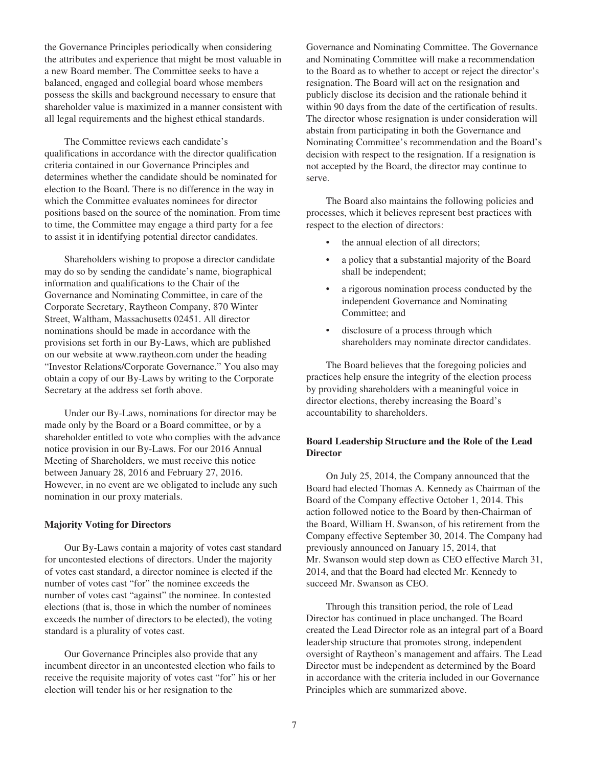the Governance Principles periodically when considering the attributes and experience that might be most valuable in a new Board member. The Committee seeks to have a balanced, engaged and collegial board whose members possess the skills and background necessary to ensure that shareholder value is maximized in a manner consistent with all legal requirements and the highest ethical standards.

The Committee reviews each candidate's qualifications in accordance with the director qualification criteria contained in our Governance Principles and determines whether the candidate should be nominated for election to the Board. There is no difference in the way in which the Committee evaluates nominees for director positions based on the source of the nomination. From time to time, the Committee may engage a third party for a fee to assist it in identifying potential director candidates.

Shareholders wishing to propose a director candidate may do so by sending the candidate's name, biographical information and qualifications to the Chair of the Governance and Nominating Committee, in care of the Corporate Secretary, Raytheon Company, 870 Winter Street, Waltham, Massachusetts 02451. All director nominations should be made in accordance with the provisions set forth in our By-Laws, which are published on our website at www.raytheon.com under the heading "Investor Relations/Corporate Governance." You also may obtain a copy of our By-Laws by writing to the Corporate Secretary at the address set forth above.

Under our By-Laws, nominations for director may be made only by the Board or a Board committee, or by a shareholder entitled to vote who complies with the advance notice provision in our By-Laws. For our 2016 Annual Meeting of Shareholders, we must receive this notice between January 28, 2016 and February 27, 2016. However, in no event are we obligated to include any such nomination in our proxy materials.

**Majority Voting for Directors**

Our By-Laws contain a majority of votes cast standard for uncontested elections of directors. Under the majority of votes cast standard, a director nominee is elected if the number of votes cast "for" the nominee exceeds the number of votes cast "against" the nominee. In contested elections (that is, those in which the number of nominees exceeds the number of directors to be elected), the voting standard is a plurality of votes cast.

Our Governance Principles also provide that any incumbent director in an uncontested election who fails to receive the requisite majority of votes cast "for" his or her election will tender his or her resignation to the Governance and Nominating Committee. The Governance and Nominating Committee will make a recommendation to the Board as to whether to accept or reject the director's resignation. The Board will act on the resignation and publicly disclose its decision and the rationale behind it within 90 days from the date of the certification of results. The director whose resignation is under consideration will abstain from participating in both the Governance and Nominating Committee's recommendation and the Board's decision with respect to the resignation. If a resignation is not accepted by the Board, the director may continue to serve.

The Board also maintains the following policies and processes, which it believes represent best practices with respect to the election of directors:

- the annual election of all directors;
- a policy that a substantial majority of the Board shall be independent;
- a rigorous nomination process conducted by the independent Governance and Nominating Committee; and
- disclosure of a process through which shareholders may nominate director candidates.

The Board believes that the foregoing policies and practices help ensure the integrity of the election process by providing shareholders with a meaningful voice in director elections, thereby increasing the Board's accountability to shareholders.

**Board Leadership Structure and the Role of the Lead Director**

On July 25, 2014, the Company announced that the Board had elected Thomas A. Kennedy as Chairman of the Board of the Company effective October 1, 2014. This action followed notice to the Board by then-Chairman of the Board, William H. Swanson, of his retirement from the Company effective September 30, 2014. The Company had previously announced on January 15, 2014, that Mr. Swanson would step down as CEO effective March 31, 2014, and that the Board had elected Mr. Kennedy to succeed Mr. Swanson as CEO.

Through this transition period, the role of Lead Director has continued in place unchanged. The Board created the Lead Director role as an integral part of a Board leadership structure that promotes strong, independent oversight of Raytheon's management and affairs. The Lead Director must be independent as determined by the Board in accordance with the criteria included in our Governance Principles which are summarized above.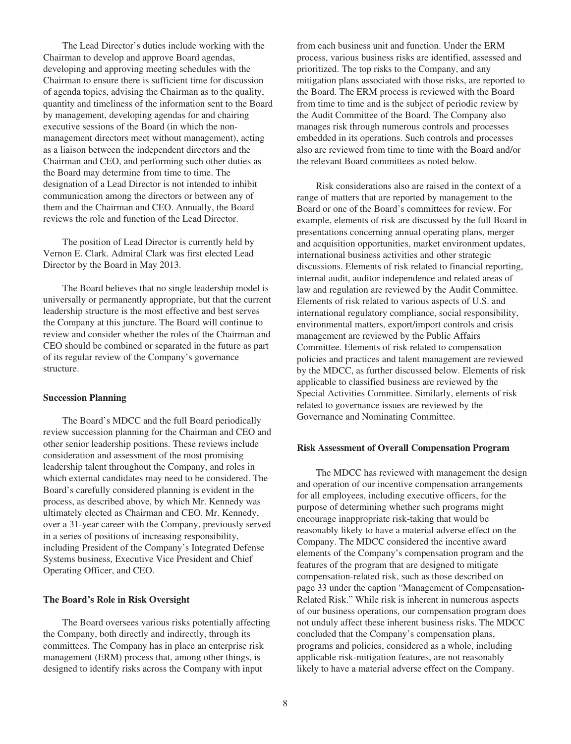The Lead Director's duties include working with the Chairman to develop and approve Board agendas, developing and approving meeting schedules with the Chairman to ensure there is sufficient time for discussion of agenda topics, advising the Chairman as to the quality, quantity and timeliness of the information sent to the Board by management, developing agendas for and chairing executive sessions of the Board (in which the non-management directors meet without management), acting as a liaison between the independent directors and the Chairman and CEO, and performing such other duties as the Board may determine from time to time. The designation of a Lead Director is not intended to inhibit communication among the directors or between any of them and the Chairman and CEO. Annually, the Board reviews the role and function of the Lead Director.

The position of Lead Director is currently held by Vernon E. Clark. Admiral Clark was first elected Lead Director by the Board in May 2013.

The Board believes that no single leadership model is universally or permanently appropriate, but that the current leadership structure is the most effective and best serves the Company at this juncture. The Board will continue to review and consider whether the roles of the Chairman and CEO should be combined or separated in the future as part of its regular review of the Company's governance structure.

**Succession Planning**

The Board's MDCC and the full Board periodically review succession planning for the Chairman and CEO and other senior leadership positions. These reviews include consideration and assessment of the most promising leadership talent throughout the Company, and roles in which external candidates may need to be considered. The Board's carefully considered planning is evident in the process, as described above, by which Mr. Kennedy was ultimately elected as Chairman and CEO. Mr. Kennedy, over a 31-year career with the Company, previously served in a series of positions of increasing responsibility, including President of the Company's Integrated Defense Systems business, Executive Vice President and Chief Operating Officer, and CEO.

**The Board's Role in Risk Oversight**

The Board oversees various risks potentially affecting the Company, both directly and indirectly, through its committees. The Company has in place an enterprise risk management (ERM) process that, among other things, is designed to identify risks across the Company with input from each business unit and function. Under the ERM process, various business risks are identified, assessed and prioritized. The top risks to the Company, and any mitigation plans associated with those risks, are reported to the Board. The ERM process is reviewed with the Board from time to time and is the subject of periodic review by the Audit Committee of the Board. The Company also manages risk through numerous controls and processes embedded in its operations. Such controls and processes also are reviewed from time to time with the Board and/or the relevant Board committees as noted below.

Risk considerations also are raised in the context of a range of matters that are reported by management to the Board or one of the Board's committees for review. For example, elements of risk are discussed by the full Board in presentations concerning annual operating plans, merger and acquisition opportunities, market environment updates, international business activities and other strategic discussions. Elements of risk related to financial reporting, internal audit, auditor independence and related areas of law and regulation are reviewed by the Audit Committee. Elements of risk related to various aspects of U.S. and international regulatory compliance, social responsibility, environmental matters, export/import controls and crisis management are reviewed by the Public Affairs Committee. Elements of risk related to compensation policies and practices and talent management are reviewed by the MDCC, as further discussed below. Elements of risk applicable to classified business are reviewed by the Special Activities Committee. Similarly, elements of risk related to governance issues are reviewed by the Governance and Nominating Committee.

**Risk Assessment of Overall Compensation Program**

The MDCC has reviewed with management the design and operation of our incentive compensation arrangements for all employees, including executive officers, for the purpose of determining whether such programs might encourage inappropriate risk-taking that would be reasonably likely to have a material adverse effect on the Company. The MDCC considered the incentive award elements of the Company's compensation program and the features of the program that are designed to mitigate compensation-related risk, such as those described on page 33 under the caption "Management of Compensation-Related Risk." While risk is inherent in numerous aspects of our business operations, our compensation program does not unduly affect these inherent business risks. The MDCC concluded that the Company's compensation plans, programs and policies, considered as a whole, including applicable risk-mitigation features, are not reasonably likely to have a material adverse effect on the Company.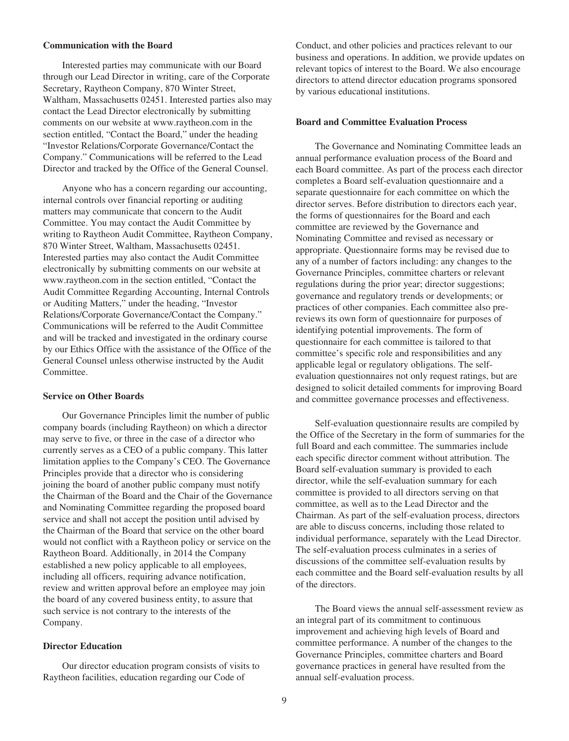### Communication with the Board

Interested parties may communicate with our Board through our Lead Director in writing, care of the Corporate Secretary, Raytheon Company, 870 Winter Street, Waltham, Massachusetts 02451. Interested parties also may contact the Lead Director electronically by submitting comments on our website at www.raytheon.com in the section entitled, "Contact the Board," under the heading "Investor Relations/Corporate Governance/Contact the Company." Communications will be referred to the Lead Director and tracked by the Office of the General Counsel.

Anyone who has a concern regarding our accounting, internal controls over financial reporting or auditing matters may communicate that concern to the Audit Committee. You may contact the Audit Committee by writing to Raytheon Audit Committee, Raytheon Company, 870 Winter Street, Waltham, Massachusetts 02451. Interested parties may also contact the Audit Committee electronically by submitting comments on our website at www.raytheon.com in the section entitled, "Contact the Audit Committee Regarding Accounting, Internal Controls or Auditing Matters," under the heading, "Investor Relations/Corporate Governance/Contact the Company." Communications will be referred to the Audit Committee and will be tracked and investigated in the ordinary course by our Ethics Office with the assistance of the Office of the General Counsel unless otherwise instructed by the Audit Committee.

### Service on Other Boards

Our Governance Principles limit the number of public company boards (including Raytheon) on which a director may serve to five, or three in the case of a director who currently serves as a CEO of a public company. This latter limitation applies to the Company's CEO. The Governance Principles provide that a director who is considering joining the board of another public company must notify the Chairman of the Board and the Chair of the Governance and Nominating Committee regarding the proposed board service and shall not accept the position until advised by the Chairman of the Board that service on the other board would not conflict with a Raytheon policy or service on the Raytheon Board. Additionally, in 2014 the Company established a new policy applicable to all employees, including all officers, requiring advance notification, review and written approval before an employee may join the board of any covered business entity, to assure that such service is not contrary to the interests of the Company.

### Director Education

Our director education program consists of visits to Raytheon facilities, education regarding our Code of Conduct, and other policies and practices relevant to our business and operations. In addition, we provide updates on relevant topics of interest to the Board. We also encourage directors to attend director education programs sponsored by various educational institutions.

### Board and Committee Evaluation Process

The Governance and Nominating Committee leads an annual performance evaluation process of the Board and each Board committee. As part of the process each director completes a Board self-evaluation questionnaire and a separate questionnaire for each committee on which the director serves. Before distribution to directors each year, the forms of questionnaires for the Board and each committee are reviewed by the Governance and Nominating Committee and revised as necessary or appropriate. Questionnaire forms may be revised due to any of a number of factors including: any changes to the Governance Principles, committee charters or relevant regulations during the prior year; director suggestions; governance and regulatory trends or developments; or practices of other companies. Each committee also pre-reviews its own form of questionnaire for purposes of identifying potential improvements. The form of questionnaire for each committee is tailored to that committee's specific role and responsibilities and any applicable legal or regulatory obligations. The self-evaluation questionnaires not only request ratings, but are designed to solicit detailed comments for improving Board and committee governance processes and effectiveness.

Self-evaluation questionnaire results are compiled by the Office of the Secretary in the form of summaries for the full Board and each committee. The summaries include each specific director comment without attribution. The Board self-evaluation summary is provided to each director, while the self-evaluation summary for each committee is provided to all directors serving on that committee, as well as to the Lead Director and the Chairman. As part of the self-evaluation process, directors are able to discuss concerns, including those related to individual performance, separately with the Lead Director. The self-evaluation process culminates in a series of discussions of the committee self-evaluation results by each committee and the Board self-evaluation results by all of the directors.

The Board views the annual self-assessment review as an integral part of its commitment to continuous improvement and achieving high levels of Board and committee performance. A number of the changes to the Governance Principles, committee charters and Board governance practices in general have resulted from the annual self-evaluation process.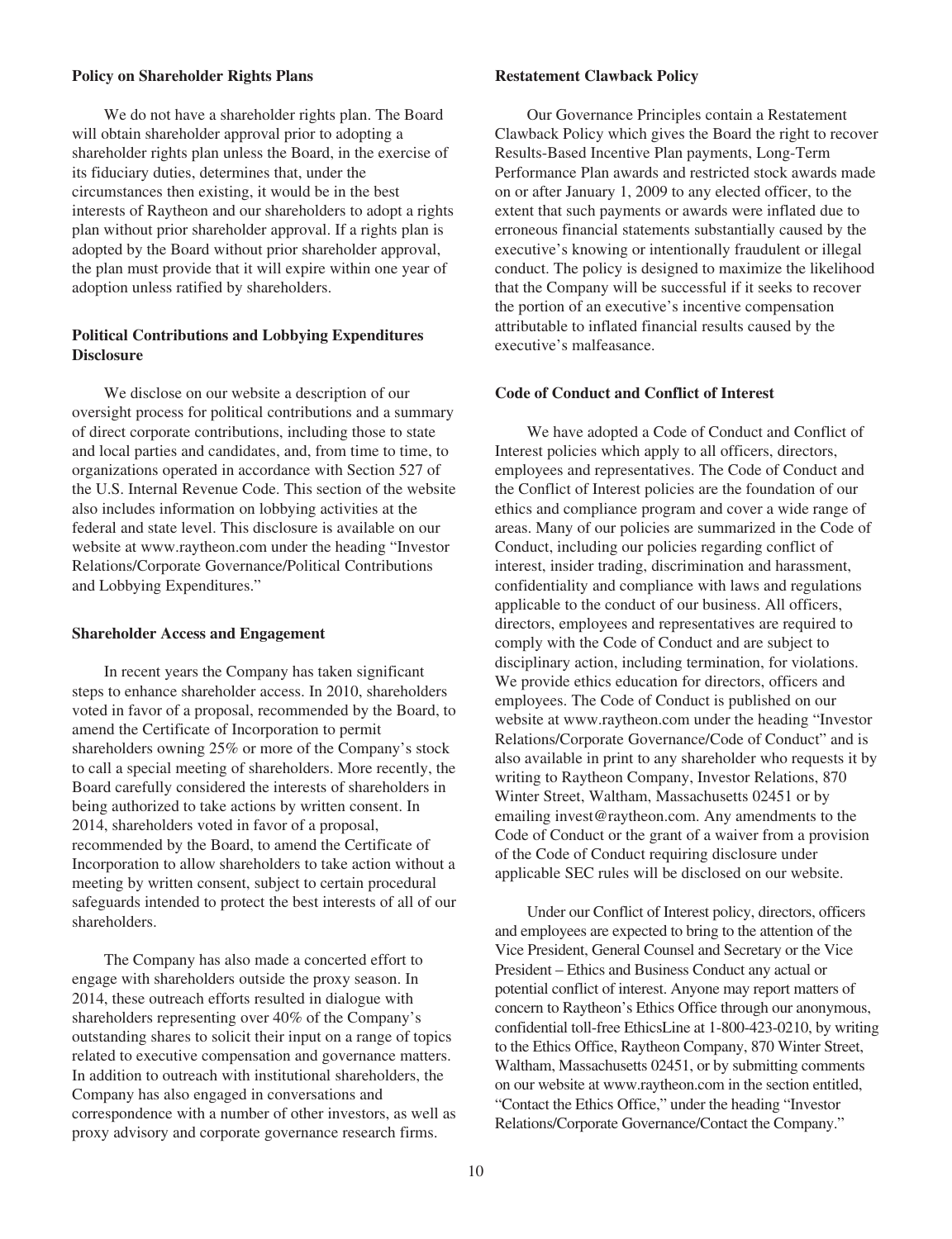### Policy on Shareholder Rights Plans

We do not have a shareholder rights plan. The Board will obtain shareholder approval prior to adopting a shareholder rights plan unless the Board, in the exercise of its fiduciary duties, determines that, under the circumstances then existing, it would be in the best interests of Raytheon and our shareholders to adopt a rights plan without prior shareholder approval. If a rights plan is adopted by the Board without prior shareholder approval, the plan must provide that it will expire within one year of adoption unless ratified by shareholders.

### Political Contributions and Lobbying Expenditures Disclosure

We disclose on our website a description of our oversight process for political contributions and a summary of direct corporate contributions, including those to state and local parties and candidates, and, from time to time, to organizations operated in accordance with Section 527 of the U.S. Internal Revenue Code. This section of the website also includes information on lobbying activities at the federal and state level. This disclosure is available on our website at www.raytheon.com under the heading "Investor Relations/Corporate Governance/Political Contributions and Lobbying Expenditures."

### Shareholder Access and Engagement

In recent years the Company has taken significant steps to enhance shareholder access. In 2010, shareholders voted in favor of a proposal, recommended by the Board, to amend the Certificate of Incorporation to permit shareholders owning 25% or more of the Company's stock to call a special meeting of shareholders. More recently, the Board carefully considered the interests of shareholders in being authorized to take actions by written consent. In 2014, shareholders voted in favor of a proposal, recommended by the Board, to amend the Certificate of Incorporation to allow shareholders to take action without a meeting by written consent, subject to certain procedural safeguards intended to protect the best interests of all of our shareholders.

The Company has also made a concerted effort to engage with shareholders outside the proxy season. In 2014, these outreach efforts resulted in dialogue with shareholders representing over 40% of the Company's outstanding shares to solicit their input on a range of topics related to executive compensation and governance matters. In addition to outreach with institutional shareholders, the Company has also engaged in conversations and correspondence with a number of other investors, as well as proxy advisory and corporate governance research firms.

### Restatement Clawback Policy

Our Governance Principles contain a Restatement Clawback Policy which gives the Board the right to recover Results-Based Incentive Plan payments, Long-Term Performance Plan awards and restricted stock awards made on or after January 1, 2009 to any elected officer, to the extent that such payments or awards were inflated due to erroneous financial statements substantially caused by the executive's knowing or intentionally fraudulent or illegal conduct. The policy is designed to maximize the likelihood that the Company will be successful if it seeks to recover the portion of an executive's incentive compensation attributable to inflated financial results caused by the executive's malfeasance.

### Code of Conduct and Conflict of Interest

We have adopted a Code of Conduct and Conflict of Interest policies which apply to all officers, directors, employees and representatives. The Code of Conduct and the Conflict of Interest policies are the foundation of our ethics and compliance program and cover a wide range of areas. Many of our policies are summarized in the Code of Conduct, including our policies regarding conflict of interest, insider trading, discrimination and harassment, confidentiality and compliance with laws and regulations applicable to the conduct of our business. All officers, directors, employees and representatives are required to comply with the Code of Conduct and are subject to disciplinary action, including termination, for violations. We provide ethics education for directors, officers and employees. The Code of Conduct is published on our website at www.raytheon.com under the heading "Investor Relations/Corporate Governance/Code of Conduct" and is also available in print to any shareholder who requests it by writing to Raytheon Company, Investor Relations, 870 Winter Street, Waltham, Massachusetts 02451 or by emailing invest@raytheon.com. Any amendments to the Code of Conduct or the grant of a waiver from a provision of the Code of Conduct requiring disclosure under applicable SEC rules will be disclosed on our website.

Under our Conflict of Interest policy, directors, officers and employees are expected to bring to the attention of the Vice President, General Counsel and Secretary or the Vice President – Ethics and Business Conduct any actual or potential conflict of interest. Anyone may report matters of concern to Raytheon's Ethics Office through our anonymous, confidential toll-free EthicsLine at 1-800-423-0210, by writing to the Ethics Office, Raytheon Company, 870 Winter Street, Waltham, Massachusetts 02451, or by submitting comments on our website at www.raytheon.com in the section entitled, "Contact the Ethics Office," under the heading "Investor Relations/Corporate Governance/Contact the Company."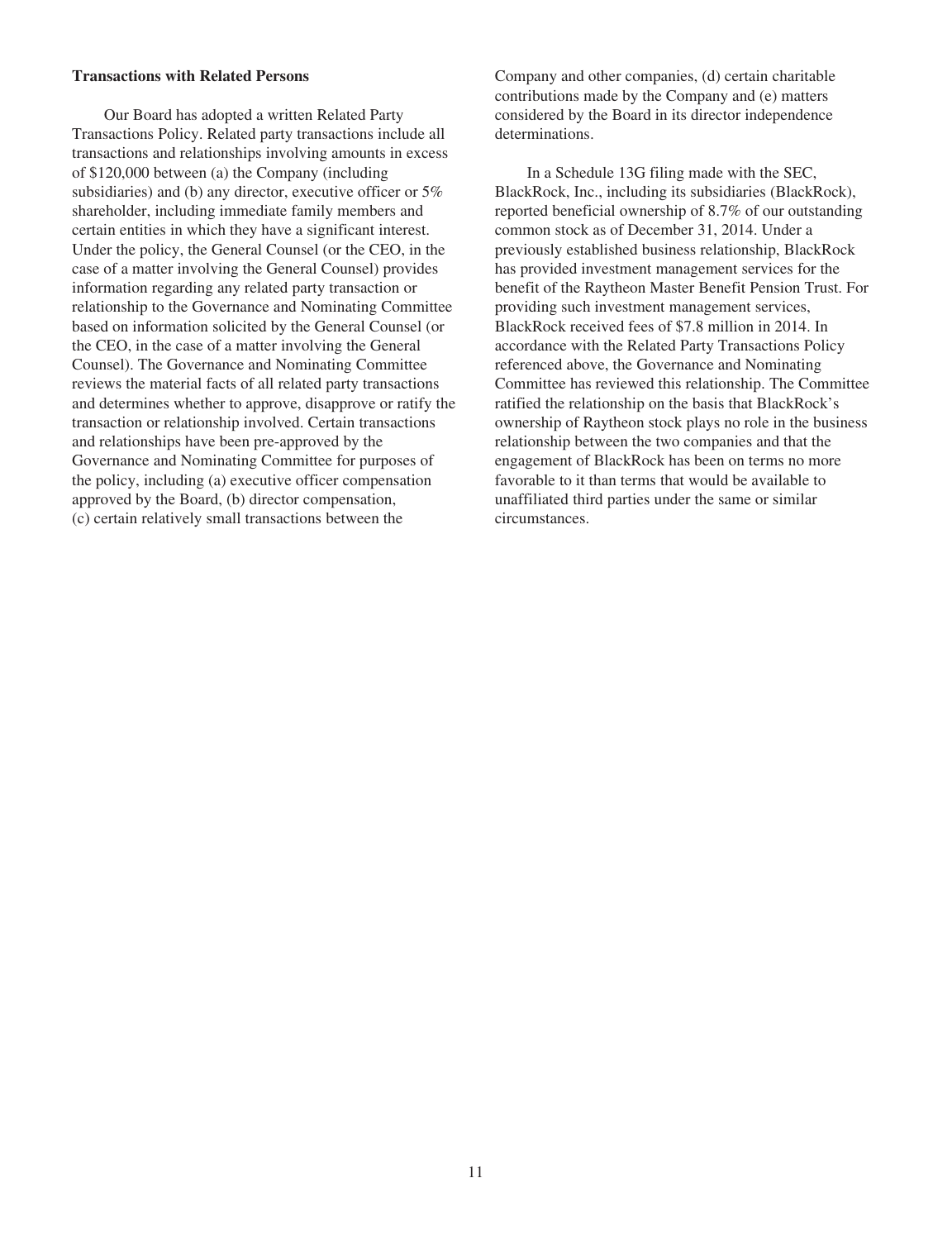**Transactions with Related Persons**

Our Board has adopted a written Related Party Transactions Policy. Related party transactions include all transactions and relationships involving amounts in excess of $120,000 between (a) the Company (including subsidiaries) and (b) any director, executive officer or 5% shareholder, including immediate family members and certain entities in which they have a significant interest. Under the policy, the General Counsel (or the CEO, in the case of a matter involving the General Counsel) provides information regarding any related party transaction or relationship to the Governance and Nominating Committee based on information solicited by the General Counsel (or the CEO, in the case of a matter involving the General Counsel). The Governance and Nominating Committee reviews the material facts of all related party transactions and determines whether to approve, disapprove or ratify the transaction or relationship involved. Certain transactions and relationships have been pre-approved by the Governance and Nominating Committee for purposes of the policy, including (a) executive officer compensation approved by the Board, (b) director compensation, (c) certain relatively small transactions between the Company and other companies, (d) certain charitable contributions made by the Company and (e) matters considered by the Board in its director independence determinations.

In a Schedule 13G filing made with the SEC, BlackRock, Inc., including its subsidiaries (BlackRock), reported beneficial ownership of 8.7% of our outstanding common stock as of December 31, 2014. Under a previously established business relationship, BlackRock has provided investment management services for the benefit of the Raytheon Master Benefit Pension Trust. For providing such investment management services, BlackRock received fees of $7.8 million in 2014. In accordance with the Related Party Transactions Policy referenced above, the Governance and Nominating Committee has reviewed this relationship. The Committee ratified the relationship on the basis that BlackRock's ownership of Raytheon stock plays no role in the business relationship between the two companies and that the engagement of BlackRock has been on terms no more favorable to it than terms that would be available to unaffiliated third parties under the same or similar circumstances.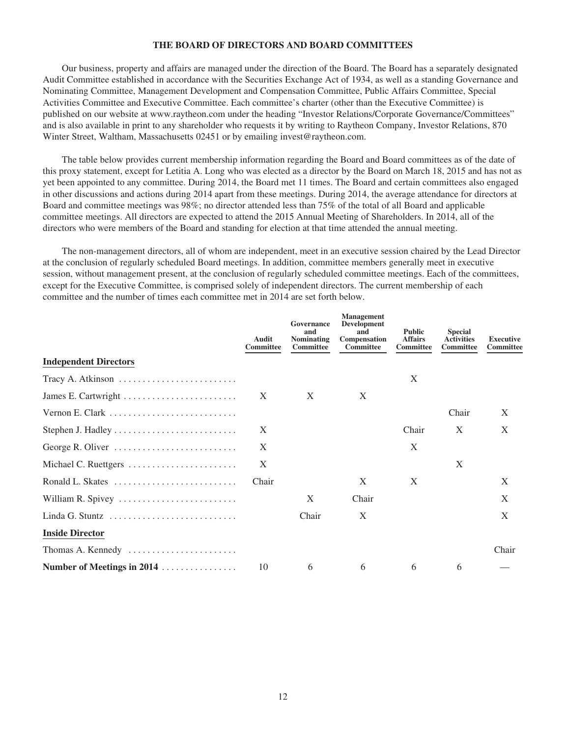# THE BOARD OF DIRECTORS AND BOARD COMMITTEES

Our business, property and affairs are managed under the direction of the Board. The Board has a separately designated Audit Committee established in accordance with the Securities Exchange Act of 1934, as well as a standing Governance and Nominating Committee, Management Development and Compensation Committee, Public Affairs Committee, Special Activities Committee and Executive Committee. Each committee's charter (other than the Executive Committee) is published on our website at www.raytheon.com under the heading "Investor Relations/Corporate Governance/Committees" and is also available in print to any shareholder who requests it by writing to Raytheon Company, Investor Relations, 870 Winter Street, Waltham, Massachusetts 02451 or by emailing invest@raytheon.com.

The table below provides current membership information regarding the Board and Board committees as of the date of this proxy statement, except for Letitia A. Long who was elected as a director by the Board on March 18, 2015 and has not as yet been appointed to any committee. During 2014, the Board met 11 times. The Board and certain committees also engaged in other discussions and actions during 2014 apart from these meetings. During 2014, the average attendance for directors at Board and committee meetings was 98%; no director attended less than 75% of the total of all Board and applicable committee meetings. All directors are expected to attend the 2015 Annual Meeting of Shareholders. In 2014, all of the directors who were members of the Board and standing for election at that time attended the annual meeting.

The non-management directors, all of whom are independent, meet in an executive session chaired by the Lead Director at the conclusion of regularly scheduled Board meetings. In addition, committee members generally meet in executive session, without management present, at the conclusion of regularly scheduled committee meetings. Each of the committees, except for the Executive Committee, is comprised solely of independent directors. The current membership of each committee and the number of times each committee met in 2014 are set forth below.

| | Audit Committee | Governance and Nominating Committee | Management Development and Compensation Committee | Public Affairs Committee | Special Activities Committee | Executive Committee |
|---|---|---|---|---|---|---|
| **Independent Directors** | | | | | | |
| Tracy A. Atkinson | | | | X | | |
| James E. Cartwright | X | X | X | | | |
| Vernon E. Clark | | | | | Chair | X |
| Stephen J. Hadley | X | | | Chair | X | X |
| George R. Oliver | X | | | X | | |
| Michael C. Ruettgers | X | | | | X | |
| Ronald L. Skates | Chair | | X | X | | X |
| William R. Spivey | | X | Chair | | | X |
| Linda G. Stuntz | | Chair | X | | | X |
| **Inside Director** | | | | | | |
| Thomas A. Kennedy | | | | | | Chair |
| **Number of Meetings in 2014** | 10 | 6 | 6 | 6 | 6 | — |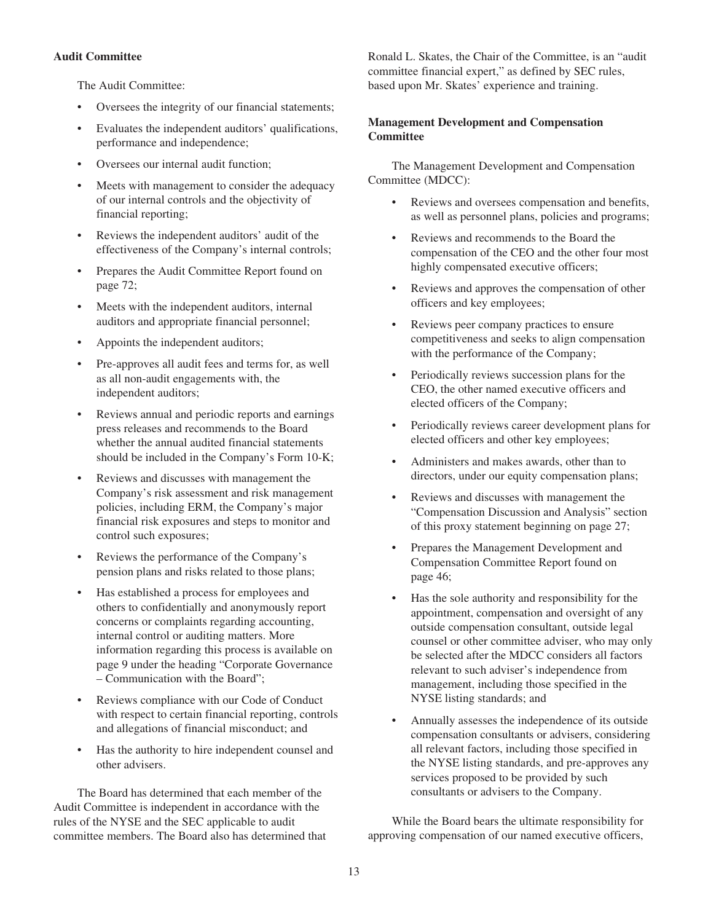**Audit Committee**

The Audit Committee:

- Oversees the integrity of our financial statements;
- Evaluates the independent auditors' qualifications, performance and independence;
- Oversees our internal audit function;
- Meets with management to consider the adequacy of our internal controls and the objectivity of financial reporting;
- Reviews the independent auditors' audit of the effectiveness of the Company's internal controls;
- Prepares the Audit Committee Report found on page 72;
- Meets with the independent auditors, internal auditors and appropriate financial personnel;
- Appoints the independent auditors;
- Pre-approves all audit fees and terms for, as well as all non-audit engagements with, the independent auditors;
- Reviews annual and periodic reports and earnings press releases and recommends to the Board whether the annual audited financial statements should be included in the Company's Form 10-K;
- Reviews and discusses with management the Company's risk assessment and risk management policies, including ERM, the Company's major financial risk exposures and steps to monitor and control such exposures;
- Reviews the performance of the Company's pension plans and risks related to those plans;
- Has established a process for employees and others to confidentially and anonymously report concerns or complaints regarding accounting, internal control or auditing matters. More information regarding this process is available on page 9 under the heading "Corporate Governance – Communication with the Board";
- Reviews compliance with our Code of Conduct with respect to certain financial reporting, controls and allegations of financial misconduct; and
- Has the authority to hire independent counsel and other advisers.

The Board has determined that each member of the Audit Committee is independent in accordance with the rules of the NYSE and the SEC applicable to audit committee members. The Board also has determined that Ronald L. Skates, the Chair of the Committee, is an "audit committee financial expert," as defined by SEC rules, based upon Mr. Skates' experience and training.

**Management Development and Compensation Committee**

The Management Development and Compensation Committee (MDCC):

- Reviews and oversees compensation and benefits, as well as personnel plans, policies and programs;
- Reviews and recommends to the Board the compensation of the CEO and the other four most highly compensated executive officers;
- Reviews and approves the compensation of other officers and key employees;
- Reviews peer company practices to ensure competitiveness and seeks to align compensation with the performance of the Company;
- Periodically reviews succession plans for the CEO, the other named executive officers and elected officers of the Company;
- Periodically reviews career development plans for elected officers and other key employees;
- Administers and makes awards, other than to directors, under our equity compensation plans;
- Reviews and discusses with management the "Compensation Discussion and Analysis" section of this proxy statement beginning on page 27;
- Prepares the Management Development and Compensation Committee Report found on page 46;
- Has the sole authority and responsibility for the appointment, compensation and oversight of any outside compensation consultant, outside legal counsel or other committee adviser, who may only be selected after the MDCC considers all factors relevant to such adviser's independence from management, including those specified in the NYSE listing standards; and
- Annually assesses the independence of its outside compensation consultants or advisers, considering all relevant factors, including those specified in the NYSE listing standards, and pre-approves any services proposed to be provided by such consultants or advisers to the Company.

While the Board bears the ultimate responsibility for approving compensation of our named executive officers,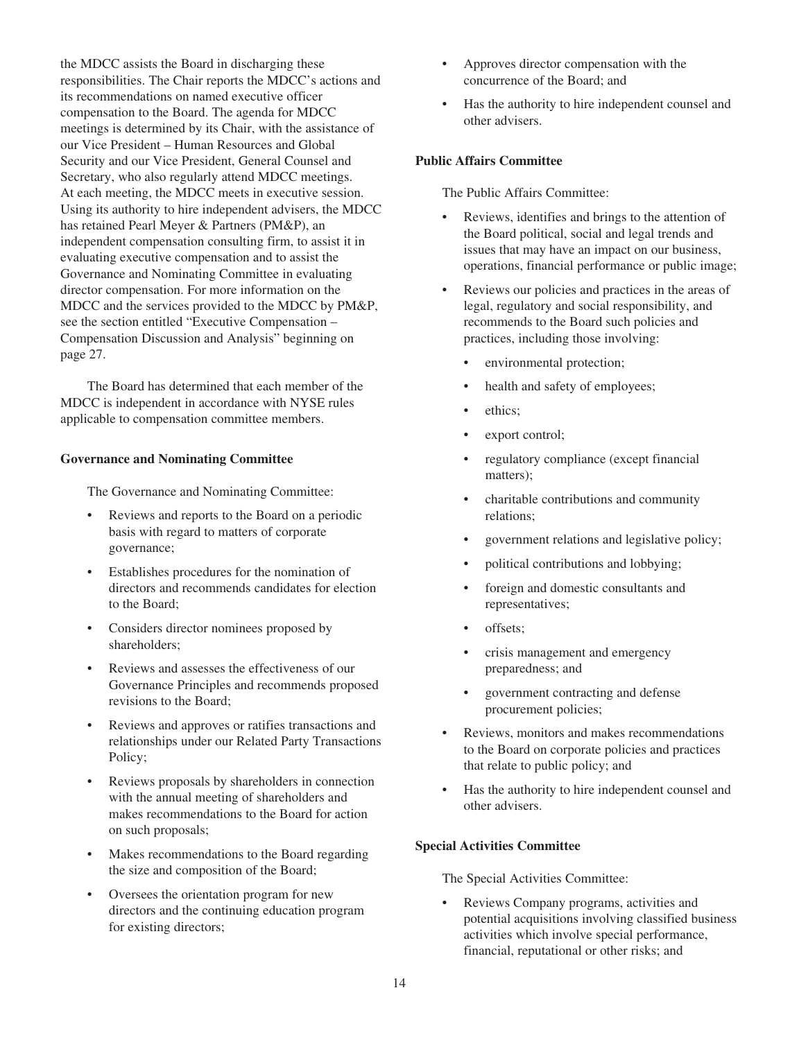the MDCC assists the Board in discharging these responsibilities. The Chair reports the MDCC's actions and its recommendations on named executive officer compensation to the Board. The agenda for MDCC meetings is determined by its Chair, with the assistance of our Vice President – Human Resources and Global Security and our Vice President, General Counsel and Secretary, who also regularly attend MDCC meetings. At each meeting, the MDCC meets in executive session. Using its authority to hire independent advisers, the MDCC has retained Pearl Meyer & Partners (PM&P), an independent compensation consulting firm, to assist it in evaluating executive compensation and to assist the Governance and Nominating Committee in evaluating director compensation. For more information on the MDCC and the services provided to the MDCC by PM&P, see the section entitled "Executive Compensation – Compensation Discussion and Analysis" beginning on page 27.

The Board has determined that each member of the MDCC is independent in accordance with NYSE rules applicable to compensation committee members.

**Governance and Nominating Committee**

The Governance and Nominating Committee:

- Reviews and reports to the Board on a periodic basis with regard to matters of corporate governance;
- Establishes procedures for the nomination of directors and recommends candidates for election to the Board;
- Considers director nominees proposed by shareholders;
- Reviews and assesses the effectiveness of our Governance Principles and recommends proposed revisions to the Board;
- Reviews and approves or ratifies transactions and relationships under our Related Party Transactions Policy;
- Reviews proposals by shareholders in connection with the annual meeting of shareholders and makes recommendations to the Board for action on such proposals;
- Makes recommendations to the Board regarding the size and composition of the Board;
- Oversees the orientation program for new directors and the continuing education program for existing directors;
- Approves director compensation with the concurrence of the Board; and
- Has the authority to hire independent counsel and other advisers.

**Public Affairs Committee**

The Public Affairs Committee:

- Reviews, identifies and brings to the attention of the Board political, social and legal trends and issues that may have an impact on our business, operations, financial performance or public image;
- Reviews our policies and practices in the areas of legal, regulatory and social responsibility, and recommends to the Board such policies and practices, including those involving:
  - environmental protection;
  - health and safety of employees;
  - ethics;
  - export control;
  - regulatory compliance (except financial matters);
  - charitable contributions and community relations;
  - government relations and legislative policy;
  - political contributions and lobbying;
  - foreign and domestic consultants and representatives;
  - offsets;
  - crisis management and emergency preparedness; and
  - government contracting and defense procurement policies;
- Reviews, monitors and makes recommendations to the Board on corporate policies and practices that relate to public policy; and
- Has the authority to hire independent counsel and other advisers.

**Special Activities Committee**

The Special Activities Committee:

- Reviews Company programs, activities and potential acquisitions involving classified business activities which involve special performance, financial, reputational or other risks; and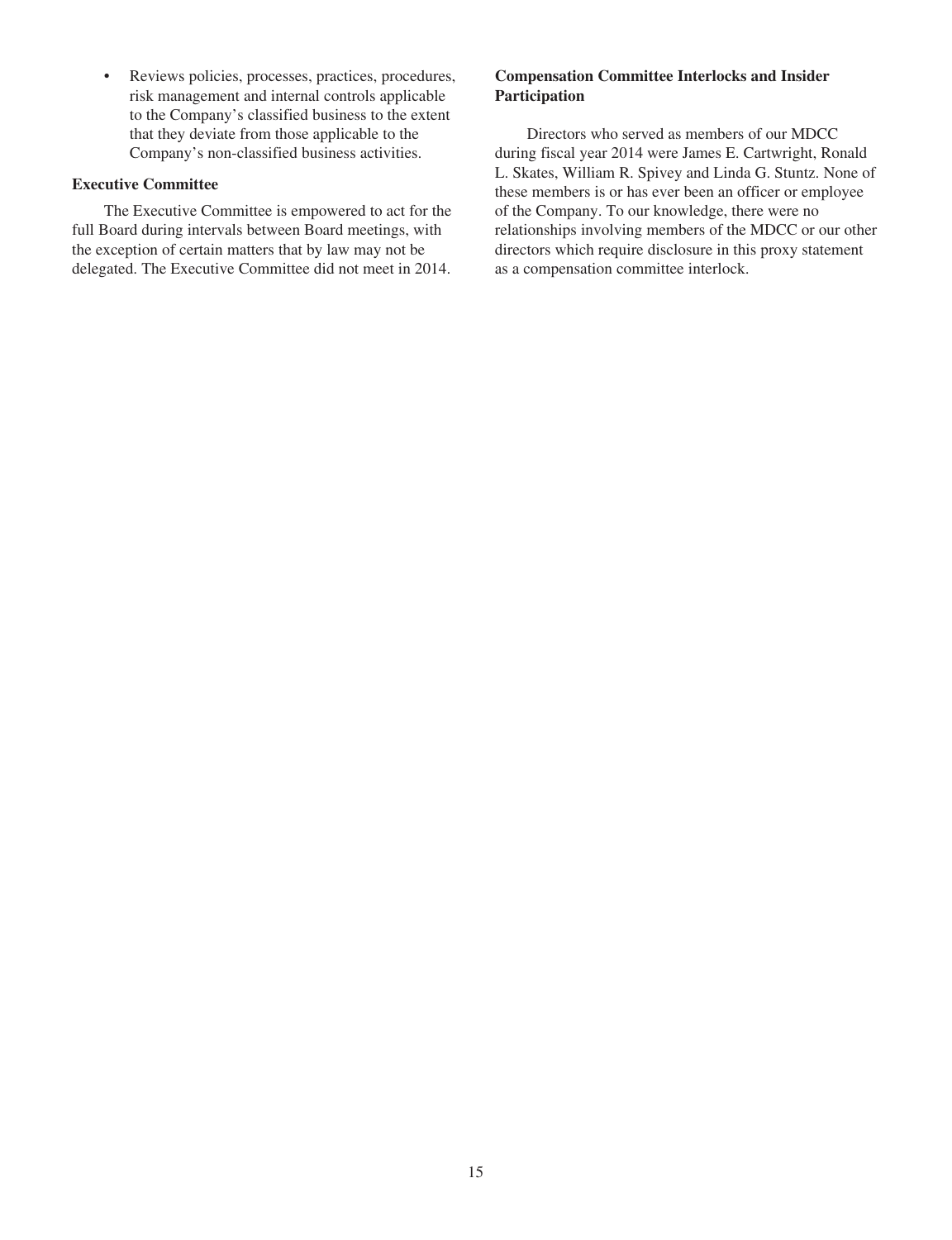- Reviews policies, processes, practices, procedures, risk management and internal controls applicable to the Company's classified business to the extent that they deviate from those applicable to the Company's non-classified business activities.

**Executive Committee**

The Executive Committee is empowered to act for the full Board during intervals between Board meetings, with the exception of certain matters that by law may not be delegated. The Executive Committee did not meet in 2014.

**Compensation Committee Interlocks and Insider Participation**

Directors who served as members of our MDCC during fiscal year 2014 were James E. Cartwright, Ronald L. Skates, William R. Spivey and Linda G. Stuntz. None of these members is or has ever been an officer or employee of the Company. To our knowledge, there were no relationships involving members of the MDCC or our other directors which require disclosure in this proxy statement as a compensation committee interlock.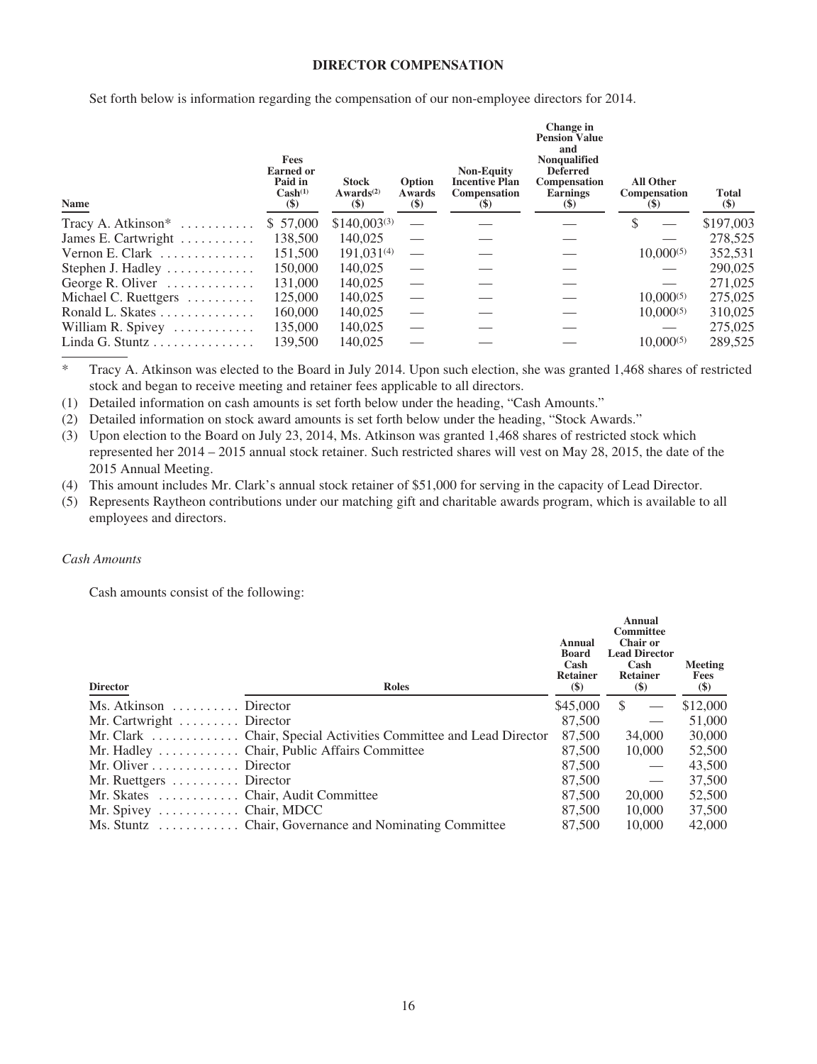# DIRECTOR COMPENSATION

Set forth below is information regarding the compensation of our non-employee directors for 2014.

| Name | Fees Earned or Paid in Cash[1] ($) | Stock Awards[2] ($) | Option Awards ($) | Non-Equity Incentive Plan Compensation ($) | Change in Pension Value and Nonqualified Deferred Compensation Earnings ($) | All Other Compensation ($) | Total ($) |
|---|---|---|---|---|---|---|---|
| Tracy A. Atkinson* | $ 57,000 | $140,003[3] | — | — | — | $ — | $197,003 |
| James E. Cartwright | 138,500 | 140,025 | — | — | — | — | 278,525 |
| Vernon E. Clark | 151,500 | 191,031[4] | — | — | — | 10,000[5] | 352,531 |
| Stephen J. Hadley | 150,000 | 140,025 | — | — | — | — | 290,025 |
| George R. Oliver | 131,000 | 140,025 | — | — | — | — | 271,025 |
| Michael C. Ruettgers | 125,000 | 140,025 | — | — | — | 10,000[5] | 275,025 |
| Ronald L. Skates | 160,000 | 140,025 | — | — | — | 10,000[5] | 310,025 |
| William R. Spivey | 135,000 | 140,025 | — | — | — | — | 275,025 |
| Linda G. Stuntz | 139,500 | 140,025 | — | — | — | 10,000[5] | 289,525 |

\* Tracy A. Atkinson was elected to the Board in July 2014. Upon such election, she was granted 1,468 shares of restricted stock and began to receive meeting and retainer fees applicable to all directors.

(1) Detailed information on cash amounts is set forth below under the heading, "Cash Amounts."

(2) Detailed information on stock award amounts is set forth below under the heading, "Stock Awards."

(3) Upon election to the Board on July 23, 2014, Ms. Atkinson was granted 1,468 shares of restricted stock which represented her 2014 – 2015 annual stock retainer. Such restricted shares will vest on May 28, 2015, the date of the 2015 Annual Meeting.

(4) This amount includes Mr. Clark's annual stock retainer of $51,000 for serving in the capacity of Lead Director.

(5) Represents Raytheon contributions under our matching gift and charitable awards program, which is available to all employees and directors.

*Cash Amounts*

Cash amounts consist of the following:

| Director | Roles | Annual Board Cash Retainer ($) | Annual Committee Chair or Lead Director Cash Retainer ($) | Meeting Fees ($) |
|---|---|---|---|---|
| Ms. Atkinson | Director | $45,000 | $ — | $12,000 |
| Mr. Cartwright | Director | 87,500 | — | 51,000 |
| Mr. Clark | Chair, Special Activities Committee and Lead Director | 87,500 | 34,000 | 30,000 |
| Mr. Hadley | Chair, Public Affairs Committee | 87,500 | 10,000 | 52,500 |
| Mr. Oliver | Director | 87,500 | — | 43,500 |
| Mr. Ruettgers | Director | 87,500 | — | 37,500 |
| Mr. Skates | Chair, Audit Committee | 87,500 | 20,000 | 52,500 |
| Mr. Spivey | Chair, MDCC | 87,500 | 10,000 | 37,500 |
| Ms. Stuntz | Chair, Governance and Nominating Committee | 87,500 | 10,000 | 42,000 |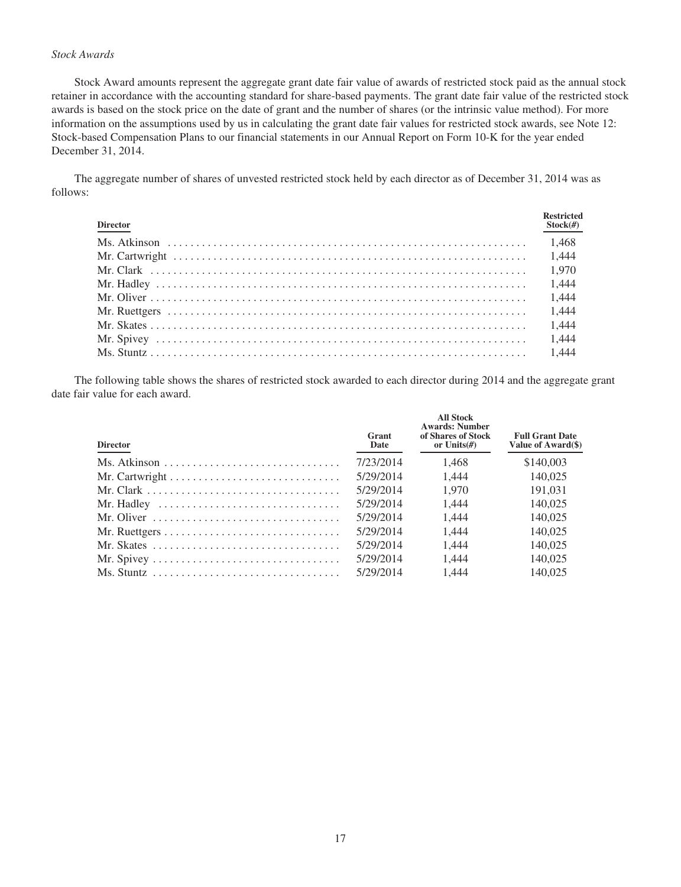*Stock Awards*

Stock Award amounts represent the aggregate grant date fair value of awards of restricted stock paid as the annual stock retainer in accordance with the accounting standard for share-based payments. The grant date fair value of the restricted stock awards is based on the stock price on the date of grant and the number of shares (or the intrinsic value method). For more information on the assumptions used by us in calculating the grant date fair values for restricted stock awards, see Note 12: Stock-based Compensation Plans to our financial statements in our Annual Report on Form 10-K for the year ended December 31, 2014.

The aggregate number of shares of unvested restricted stock held by each director as of December 31, 2014 was as follows:

| Director | Restricted Stock(#) |
| --- | --- |
| Ms. Atkinson | 1,468 |
| Mr. Cartwright | 1,444 |
| Mr. Clark | 1,970 |
| Mr. Hadley | 1,444 |
| Mr. Oliver | 1,444 |
| Mr. Ruettgers | 1,444 |
| Mr. Skates | 1,444 |
| Mr. Spivey | 1,444 |
| Ms. Stuntz | 1,444 |

The following table shows the shares of restricted stock awarded to each director during 2014 and the aggregate grant date fair value for each award.

| Director | Grant Date | All Stock Awards: Number of Shares of Stock or Units(#) | Full Grant Date Value of Award($) |
| --- | --- | --- | --- |
| Ms. Atkinson | 7/23/2014 | 1,468 | $140,003 |
| Mr. Cartwright | 5/29/2014 | 1,444 | 140,025 |
| Mr. Clark | 5/29/2014 | 1,970 | 191,031 |
| Mr. Hadley | 5/29/2014 | 1,444 | 140,025 |
| Mr. Oliver | 5/29/2014 | 1,444 | 140,025 |
| Mr. Ruettgers | 5/29/2014 | 1,444 | 140,025 |
| Mr. Skates | 5/29/2014 | 1,444 | 140,025 |
| Mr. Spivey | 5/29/2014 | 1,444 | 140,025 |
| Ms. Stuntz | 5/29/2014 | 1,444 | 140,025 |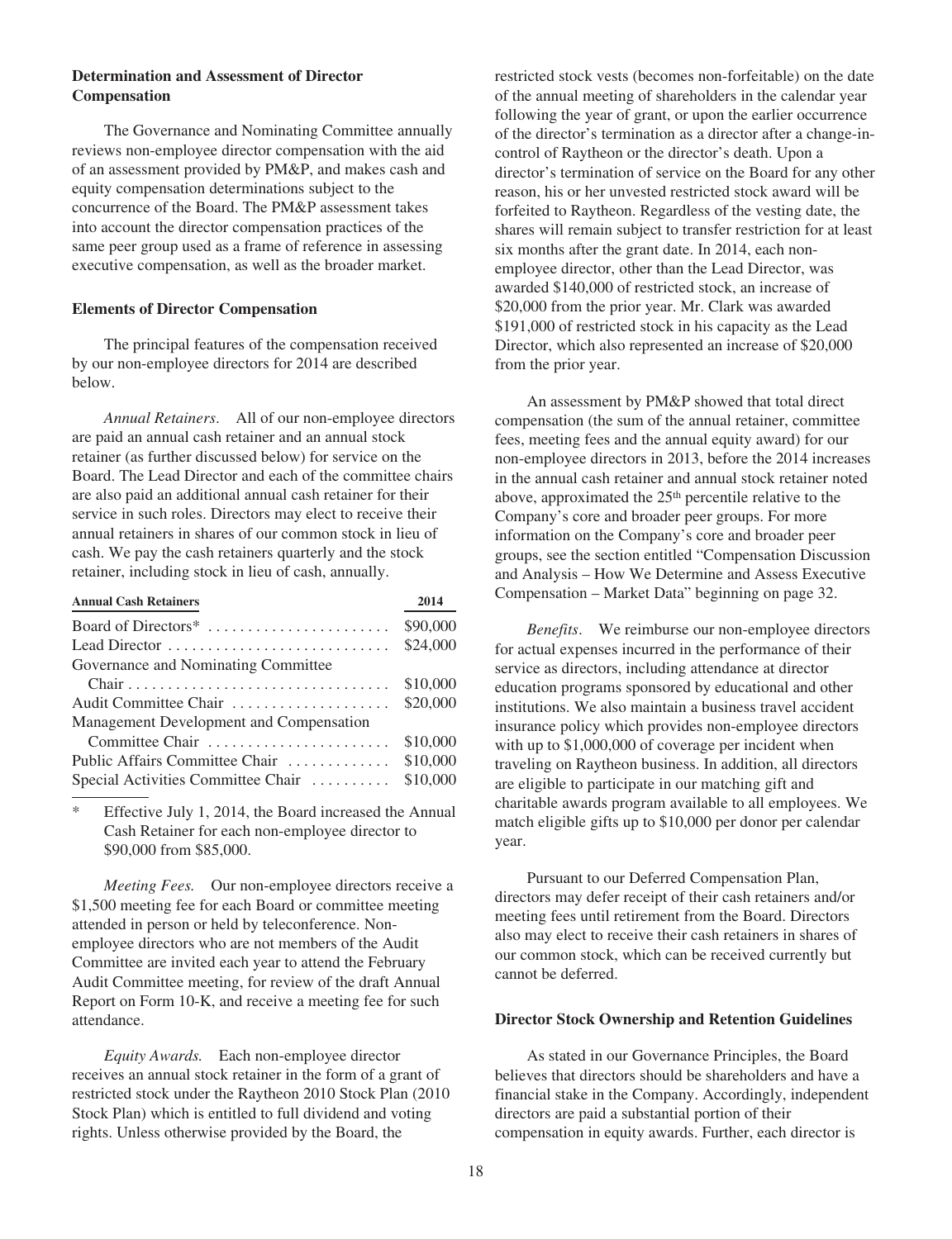**Determination and Assessment of Director Compensation**

The Governance and Nominating Committee annually reviews non-employee director compensation with the aid of an assessment provided by PM&P, and makes cash and equity compensation determinations subject to the concurrence of the Board. The PM&P assessment takes into account the director compensation practices of the same peer group used as a frame of reference in assessing executive compensation, as well as the broader market.

**Elements of Director Compensation**

The principal features of the compensation received by our non-employee directors for 2014 are described below.

*Annual Retainers*. All of our non-employee directors are paid an annual cash retainer and an annual stock retainer (as further discussed below) for service on the Board. The Lead Director and each of the committee chairs are also paid an additional annual cash retainer for their service in such roles. Directors may elect to receive their annual retainers in shares of our common stock in lieu of cash. We pay the cash retainers quarterly and the stock retainer, including stock in lieu of cash, annually.

| Annual Cash Retainers | 2014 |
|---|---|
| Board of Directors* | $90,000 |
| Lead Director | $24,000 |
| Governance and Nominating Committee Chair | $10,000 |
| Audit Committee Chair | $20,000 |
| Management Development and Compensation Committee Chair | $10,000 |
| Public Affairs Committee Chair | $10,000 |
| Special Activities Committee Chair | $10,000 |

\* Effective July 1, 2014, the Board increased the Annual Cash Retainer for each non-employee director to $90,000 from $85,000.

*Meeting Fees.* Our non-employee directors receive a $1,500 meeting fee for each Board or committee meeting attended in person or held by teleconference. Non-employee directors who are not members of the Audit Committee are invited each year to attend the February Audit Committee meeting, for review of the draft Annual Report on Form 10-K, and receive a meeting fee for such attendance.

*Equity Awards.* Each non-employee director receives an annual stock retainer in the form of a grant of restricted stock under the Raytheon 2010 Stock Plan (2010 Stock Plan) which is entitled to full dividend and voting rights. Unless otherwise provided by the Board, the restricted stock vests (becomes non-forfeitable) on the date of the annual meeting of shareholders in the calendar year following the year of grant, or upon the earlier occurrence of the director's termination as a director after a change-in-control of Raytheon or the director's death. Upon a director's termination of service on the Board for any other reason, his or her unvested restricted stock award will be forfeited to Raytheon. Regardless of the vesting date, the shares will remain subject to transfer restriction for at least six months after the grant date. In 2014, each non-employee director, other than the Lead Director, was awarded $140,000 of restricted stock, an increase of $20,000 from the prior year. Mr. Clark was awarded $191,000 of restricted stock in his capacity as the Lead Director, which also represented an increase of $20,000 from the prior year.

An assessment by PM&P showed that total direct compensation (the sum of the annual retainer, committee fees, meeting fees and the annual equity award) for our non-employee directors in 2013, before the 2014 increases in the annual cash retainer and annual stock retainer noted above, approximated the 25th percentile relative to the Company's core and broader peer groups. For more information on the Company's core and broader peer groups, see the section entitled "Compensation Discussion and Analysis – How We Determine and Assess Executive Compensation – Market Data" beginning on page 32.

*Benefits*. We reimburse our non-employee directors for actual expenses incurred in the performance of their service as directors, including attendance at director education programs sponsored by educational and other institutions. We also maintain a business travel accident insurance policy which provides non-employee directors with up to $1,000,000 of coverage per incident when traveling on Raytheon business. In addition, all directors are eligible to participate in our matching gift and charitable awards program available to all employees. We match eligible gifts up to $10,000 per donor per calendar year.

Pursuant to our Deferred Compensation Plan, directors may defer receipt of their cash retainers and/or meeting fees until retirement from the Board. Directors also may elect to receive their cash retainers in shares of our common stock, which can be received currently but cannot be deferred.

**Director Stock Ownership and Retention Guidelines**

As stated in our Governance Principles, the Board believes that directors should be shareholders and have a financial stake in the Company. Accordingly, independent directors are paid a substantial portion of their compensation in equity awards. Further, each director is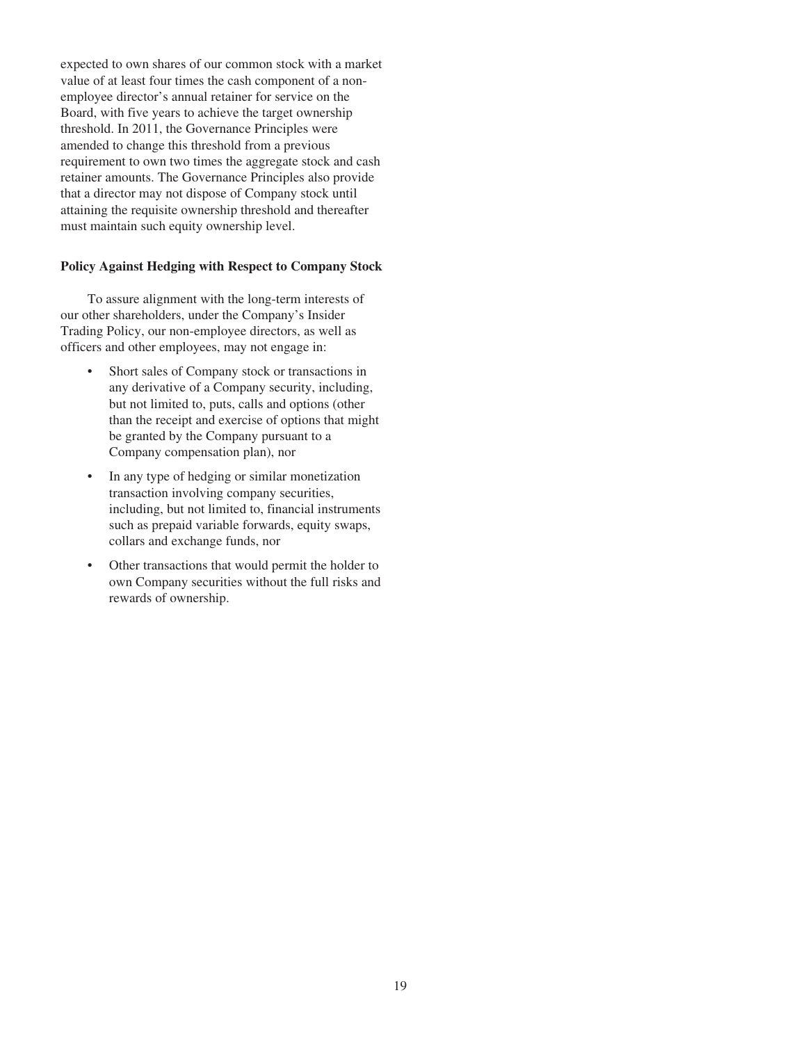expected to own shares of our common stock with a market value of at least four times the cash component of a non-employee director's annual retainer for service on the Board, with five years to achieve the target ownership threshold. In 2011, the Governance Principles were amended to change this threshold from a previous requirement to own two times the aggregate stock and cash retainer amounts. The Governance Principles also provide that a director may not dispose of Company stock until attaining the requisite ownership threshold and thereafter must maintain such equity ownership level.

**Policy Against Hedging with Respect to Company Stock**

To assure alignment with the long-term interests of our other shareholders, under the Company's Insider Trading Policy, our non-employee directors, as well as officers and other employees, may not engage in:

- Short sales of Company stock or transactions in any derivative of a Company security, including, but not limited to, puts, calls and options (other than the receipt and exercise of options that might be granted by the Company pursuant to a Company compensation plan), nor
- In any type of hedging or similar monetization transaction involving company securities, including, but not limited to, financial instruments such as prepaid variable forwards, equity swaps, collars and exchange funds, nor
- Other transactions that would permit the holder to own Company securities without the full risks and rewards of ownership.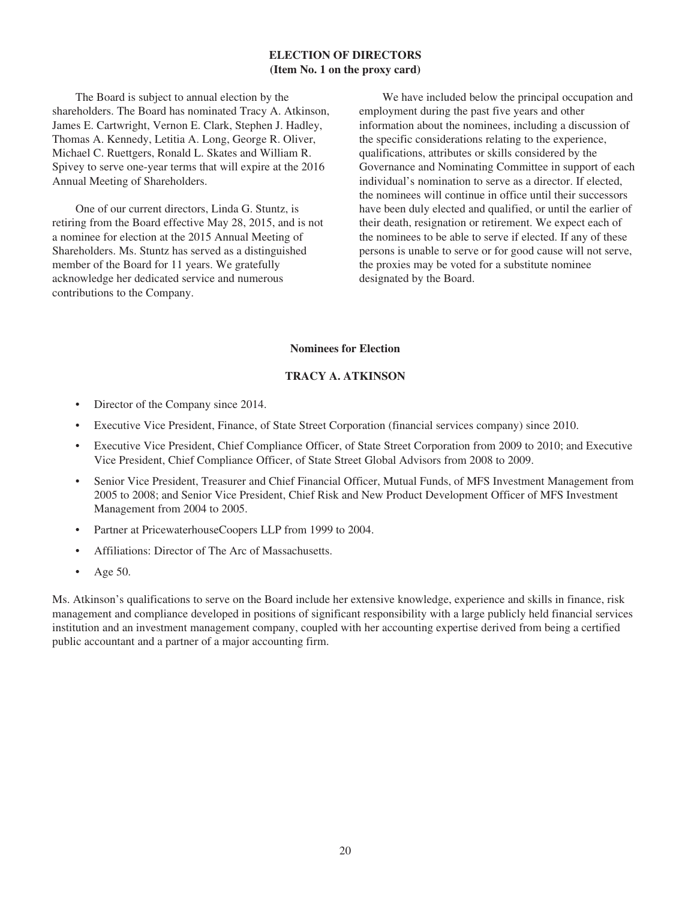## ELECTION OF DIRECTORS
## (Item No. 1 on the proxy card)

The Board is subject to annual election by the shareholders. The Board has nominated Tracy A. Atkinson, James E. Cartwright, Vernon E. Clark, Stephen J. Hadley, Thomas A. Kennedy, Letitia A. Long, George R. Oliver, Michael C. Ruettgers, Ronald L. Skates and William R. Spivey to serve one-year terms that will expire at the 2016 Annual Meeting of Shareholders.

One of our current directors, Linda G. Stuntz, is retiring from the Board effective May 28, 2015, and is not a nominee for election at the 2015 Annual Meeting of Shareholders. Ms. Stuntz has served as a distinguished member of the Board for 11 years. We gratefully acknowledge her dedicated service and numerous contributions to the Company.

We have included below the principal occupation and employment during the past five years and other information about the nominees, including a discussion of the specific considerations relating to the experience, qualifications, attributes or skills considered by the Governance and Nominating Committee in support of each individual's nomination to serve as a director. If elected, the nominees will continue in office until their successors have been duly elected and qualified, or until the earlier of their death, resignation or retirement. We expect each of the nominees to be able to serve if elected. If any of these persons is unable to serve or for good cause will not serve, the proxies may be voted for a substitute nominee designated by the Board.

### Nominees for Election

### TRACY A. ATKINSON

- Director of the Company since 2014.
- Executive Vice President, Finance, of State Street Corporation (financial services company) since 2010.
- Executive Vice President, Chief Compliance Officer, of State Street Corporation from 2009 to 2010; and Executive Vice President, Chief Compliance Officer, of State Street Global Advisors from 2008 to 2009.
- Senior Vice President, Treasurer and Chief Financial Officer, Mutual Funds, of MFS Investment Management from 2005 to 2008; and Senior Vice President, Chief Risk and New Product Development Officer of MFS Investment Management from 2004 to 2005.
- Partner at PricewaterhouseCoopers LLP from 1999 to 2004.
- Affiliations: Director of The Arc of Massachusetts.
- Age 50.

Ms. Atkinson's qualifications to serve on the Board include her extensive knowledge, experience and skills in finance, risk management and compliance developed in positions of significant responsibility with a large publicly held financial services institution and an investment management company, coupled with her accounting expertise derived from being a certified public accountant and a partner of a major accounting firm.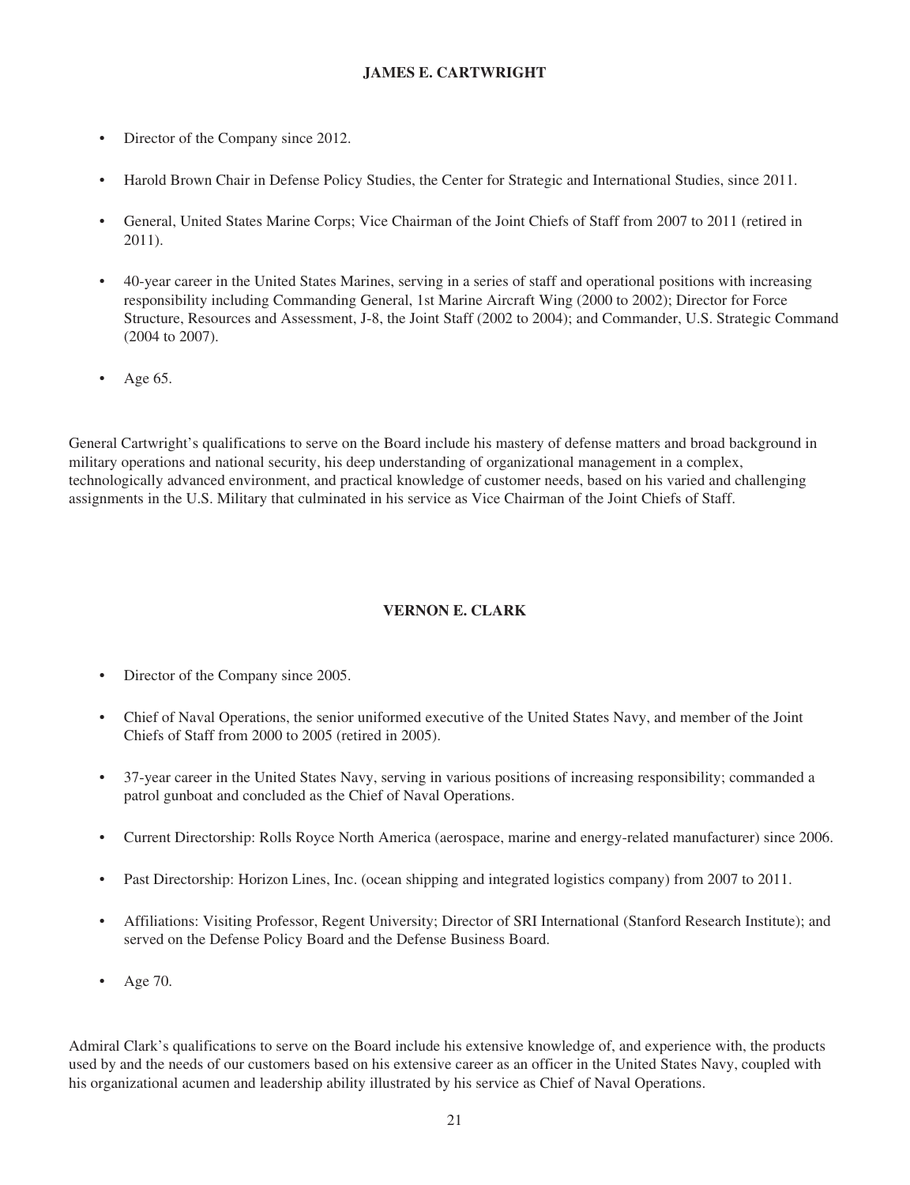## JAMES E. CARTWRIGHT

- Director of the Company since 2012.
- Harold Brown Chair in Defense Policy Studies, the Center for Strategic and International Studies, since 2011.
- General, United States Marine Corps; Vice Chairman of the Joint Chiefs of Staff from 2007 to 2011 (retired in 2011).
- 40-year career in the United States Marines, serving in a series of staff and operational positions with increasing responsibility including Commanding General, 1st Marine Aircraft Wing (2000 to 2002); Director for Force Structure, Resources and Assessment, J-8, the Joint Staff (2002 to 2004); and Commander, U.S. Strategic Command (2004 to 2007).
- Age 65.

General Cartwright's qualifications to serve on the Board include his mastery of defense matters and broad background in military operations and national security, his deep understanding of organizational management in a complex, technologically advanced environment, and practical knowledge of customer needs, based on his varied and challenging assignments in the U.S. Military that culminated in his service as Vice Chairman of the Joint Chiefs of Staff.

## VERNON E. CLARK

- Director of the Company since 2005.
- Chief of Naval Operations, the senior uniformed executive of the United States Navy, and member of the Joint Chiefs of Staff from 2000 to 2005 (retired in 2005).
- 37-year career in the United States Navy, serving in various positions of increasing responsibility; commanded a patrol gunboat and concluded as the Chief of Naval Operations.
- Current Directorship: Rolls Royce North America (aerospace, marine and energy-related manufacturer) since 2006.
- Past Directorship: Horizon Lines, Inc. (ocean shipping and integrated logistics company) from 2007 to 2011.
- Affiliations: Visiting Professor, Regent University; Director of SRI International (Stanford Research Institute); and served on the Defense Policy Board and the Defense Business Board.
- Age 70.

Admiral Clark's qualifications to serve on the Board include his extensive knowledge of, and experience with, the products used by and the needs of our customers based on his extensive career as an officer in the United States Navy, coupled with his organizational acumen and leadership ability illustrated by his service as Chief of Naval Operations.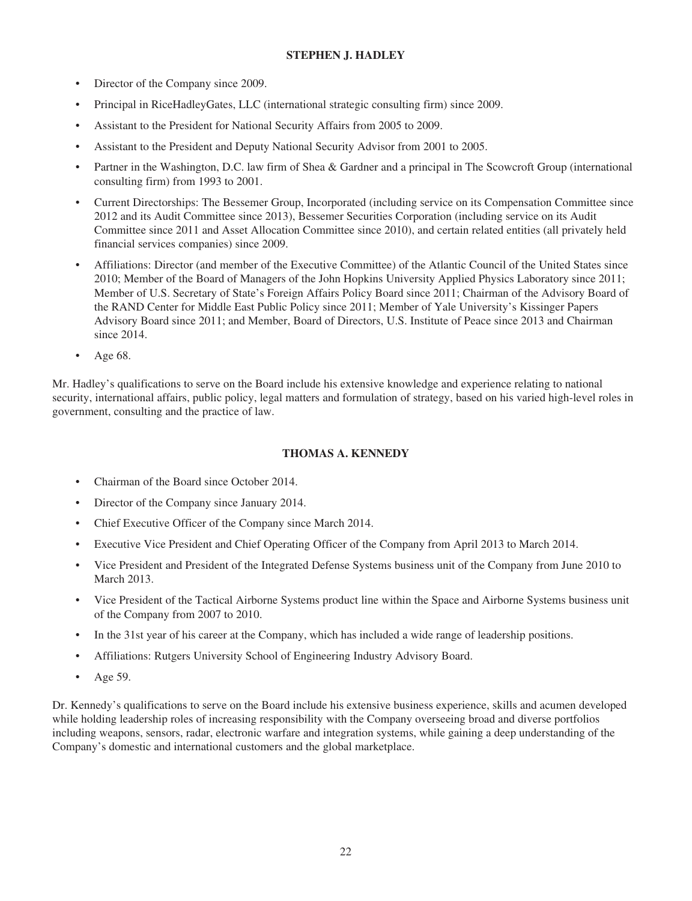### STEPHEN J. HADLEY

- Director of the Company since 2009.
- Principal in RiceHadleyGates, LLC (international strategic consulting firm) since 2009.
- Assistant to the President for National Security Affairs from 2005 to 2009.
- Assistant to the President and Deputy National Security Advisor from 2001 to 2005.
- Partner in the Washington, D.C. law firm of Shea & Gardner and a principal in The Scowcroft Group (international consulting firm) from 1993 to 2001.
- Current Directorships: The Bessemer Group, Incorporated (including service on its Compensation Committee since 2012 and its Audit Committee since 2013), Bessemer Securities Corporation (including service on its Audit Committee since 2011 and Asset Allocation Committee since 2010), and certain related entities (all privately held financial services companies) since 2009.
- Affiliations: Director (and member of the Executive Committee) of the Atlantic Council of the United States since 2010; Member of the Board of Managers of the John Hopkins University Applied Physics Laboratory since 2011; Member of U.S. Secretary of State's Foreign Affairs Policy Board since 2011; Chairman of the Advisory Board of the RAND Center for Middle East Public Policy since 2011; Member of Yale University's Kissinger Papers Advisory Board since 2011; and Member, Board of Directors, U.S. Institute of Peace since 2013 and Chairman since 2014.
- Age 68.

Mr. Hadley's qualifications to serve on the Board include his extensive knowledge and experience relating to national security, international affairs, public policy, legal matters and formulation of strategy, based on his varied high-level roles in government, consulting and the practice of law.

### THOMAS A. KENNEDY

- Chairman of the Board since October 2014.
- Director of the Company since January 2014.
- Chief Executive Officer of the Company since March 2014.
- Executive Vice President and Chief Operating Officer of the Company from April 2013 to March 2014.
- Vice President and President of the Integrated Defense Systems business unit of the Company from June 2010 to March 2013.
- Vice President of the Tactical Airborne Systems product line within the Space and Airborne Systems business unit of the Company from 2007 to 2010.
- In the 31st year of his career at the Company, which has included a wide range of leadership positions.
- Affiliations: Rutgers University School of Engineering Industry Advisory Board.
- Age 59.

Dr. Kennedy's qualifications to serve on the Board include his extensive business experience, skills and acumen developed while holding leadership roles of increasing responsibility with the Company overseeing broad and diverse portfolios including weapons, sensors, radar, electronic warfare and integration systems, while gaining a deep understanding of the Company's domestic and international customers and the global marketplace.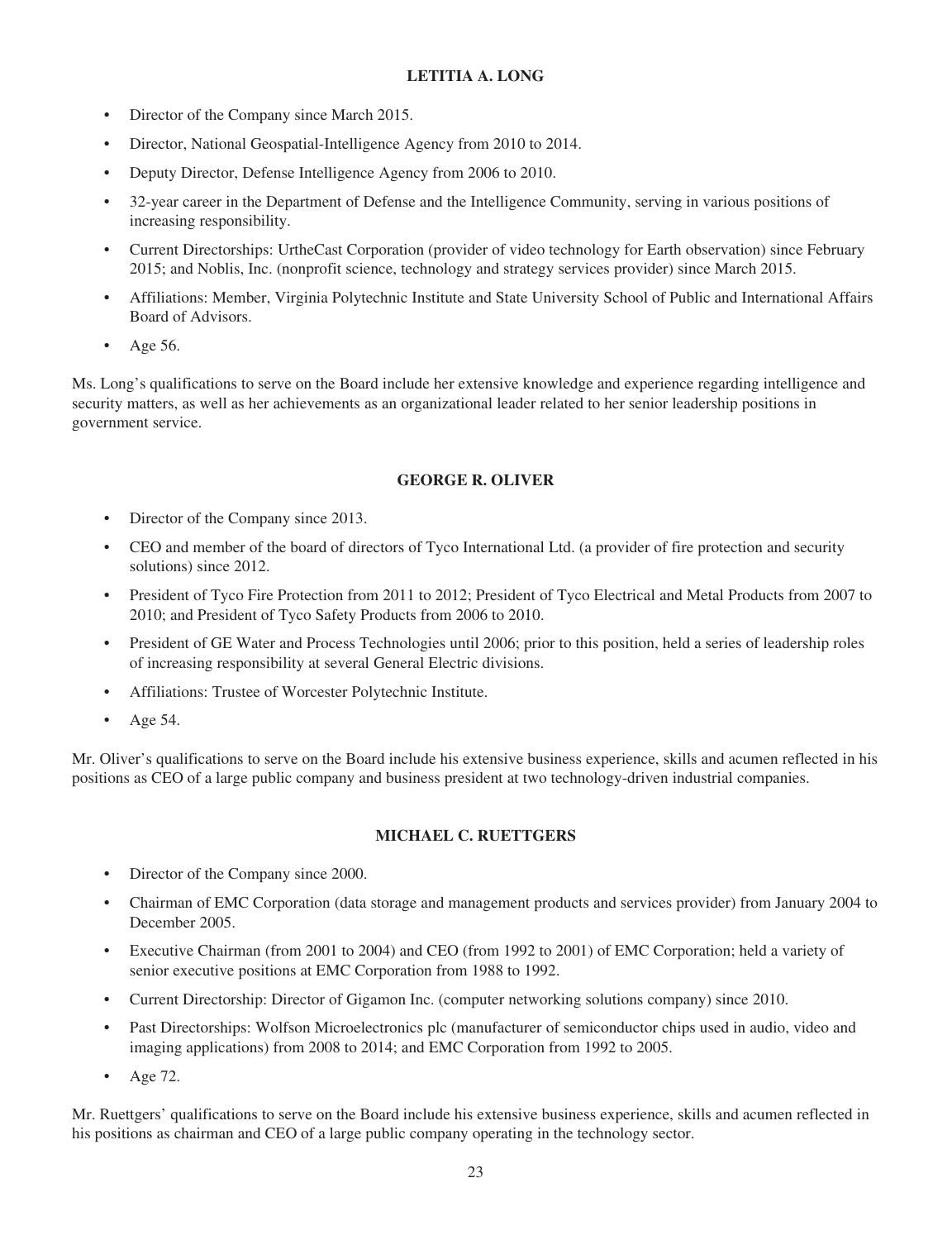### LETITIA A. LONG

- Director of the Company since March 2015.
- Director, National Geospatial-Intelligence Agency from 2010 to 2014.
- Deputy Director, Defense Intelligence Agency from 2006 to 2010.
- 32-year career in the Department of Defense and the Intelligence Community, serving in various positions of increasing responsibility.
- Current Directorships: UrtheCast Corporation (provider of video technology for Earth observation) since February 2015; and Noblis, Inc. (nonprofit science, technology and strategy services provider) since March 2015.
- Affiliations: Member, Virginia Polytechnic Institute and State University School of Public and International Affairs Board of Advisors.
- Age 56.

Ms. Long's qualifications to serve on the Board include her extensive knowledge and experience regarding intelligence and security matters, as well as her achievements as an organizational leader related to her senior leadership positions in government service.

### GEORGE R. OLIVER

- Director of the Company since 2013.
- CEO and member of the board of directors of Tyco International Ltd. (a provider of fire protection and security solutions) since 2012.
- President of Tyco Fire Protection from 2011 to 2012; President of Tyco Electrical and Metal Products from 2007 to 2010; and President of Tyco Safety Products from 2006 to 2010.
- President of GE Water and Process Technologies until 2006; prior to this position, held a series of leadership roles of increasing responsibility at several General Electric divisions.
- Affiliations: Trustee of Worcester Polytechnic Institute.
- Age 54.

Mr. Oliver's qualifications to serve on the Board include his extensive business experience, skills and acumen reflected in his positions as CEO of a large public company and business president at two technology-driven industrial companies.

### MICHAEL C. RUETTGERS

- Director of the Company since 2000.
- Chairman of EMC Corporation (data storage and management products and services provider) from January 2004 to December 2005.
- Executive Chairman (from 2001 to 2004) and CEO (from 1992 to 2001) of EMC Corporation; held a variety of senior executive positions at EMC Corporation from 1988 to 1992.
- Current Directorship: Director of Gigamon Inc. (computer networking solutions company) since 2010.
- Past Directorships: Wolfson Microelectronics plc (manufacturer of semiconductor chips used in audio, video and imaging applications) from 2008 to 2014; and EMC Corporation from 1992 to 2005.
- Age 72.

Mr. Ruettgers' qualifications to serve on the Board include his extensive business experience, skills and acumen reflected in his positions as chairman and CEO of a large public company operating in the technology sector.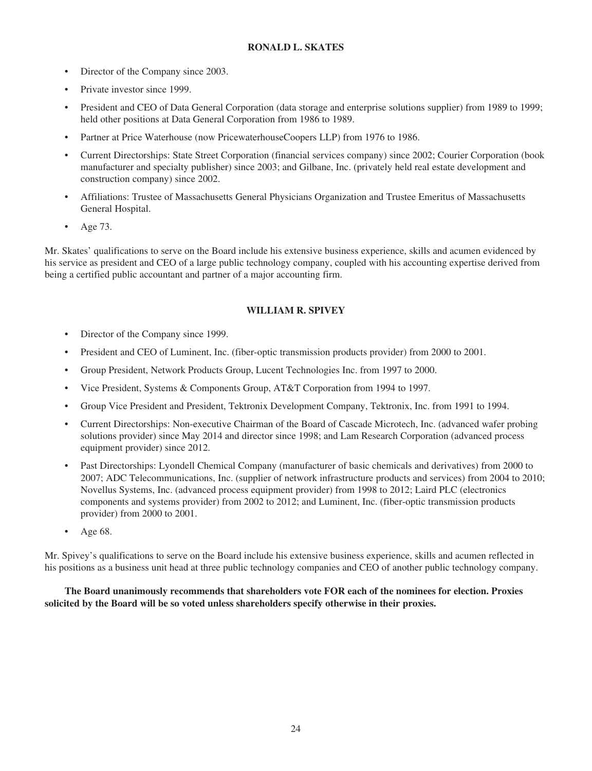### RONALD L. SKATES

- Director of the Company since 2003.
- Private investor since 1999.
- President and CEO of Data General Corporation (data storage and enterprise solutions supplier) from 1989 to 1999; held other positions at Data General Corporation from 1986 to 1989.
- Partner at Price Waterhouse (now PricewaterhouseCoopers LLP) from 1976 to 1986.
- Current Directorships: State Street Corporation (financial services company) since 2002; Courier Corporation (book manufacturer and specialty publisher) since 2003; and Gilbane, Inc. (privately held real estate development and construction company) since 2002.
- Affiliations: Trustee of Massachusetts General Physicians Organization and Trustee Emeritus of Massachusetts General Hospital.
- Age 73.

Mr. Skates' qualifications to serve on the Board include his extensive business experience, skills and acumen evidenced by his service as president and CEO of a large public technology company, coupled with his accounting expertise derived from being a certified public accountant and partner of a major accounting firm.

### WILLIAM R. SPIVEY

- Director of the Company since 1999.
- President and CEO of Luminent, Inc. (fiber-optic transmission products provider) from 2000 to 2001.
- Group President, Network Products Group, Lucent Technologies Inc. from 1997 to 2000.
- Vice President, Systems & Components Group, AT&T Corporation from 1994 to 1997.
- Group Vice President and President, Tektronix Development Company, Tektronix, Inc. from 1991 to 1994.
- Current Directorships: Non-executive Chairman of the Board of Cascade Microtech, Inc. (advanced wafer probing solutions provider) since May 2014 and director since 1998; and Lam Research Corporation (advanced process equipment provider) since 2012.
- Past Directorships: Lyondell Chemical Company (manufacturer of basic chemicals and derivatives) from 2000 to 2007; ADC Telecommunications, Inc. (supplier of network infrastructure products and services) from 2004 to 2010; Novellus Systems, Inc. (advanced process equipment provider) from 1998 to 2012; Laird PLC (electronics components and systems provider) from 2002 to 2012; and Luminent, Inc. (fiber-optic transmission products provider) from 2000 to 2001.
- Age 68.

Mr. Spivey's qualifications to serve on the Board include his extensive business experience, skills and acumen reflected in his positions as a business unit head at three public technology companies and CEO of another public technology company.

**The Board unanimously recommends that shareholders vote FOR each of the nominees for election. Proxies solicited by the Board will be so voted unless shareholders specify otherwise in their proxies.**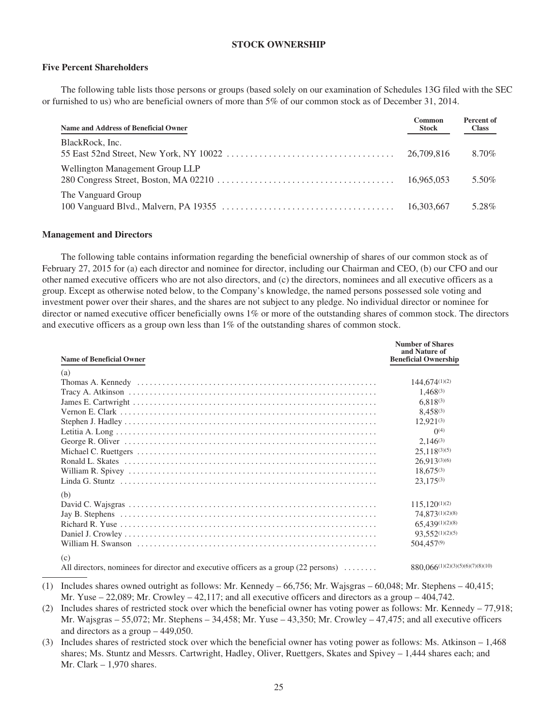**STOCK OWNERSHIP**

### Five Percent Shareholders

The following table lists those persons or groups (based solely on our examination of Schedules 13G filed with the SEC or furnished to us) who are beneficial owners of more than 5% of our common stock as of December 31, 2014.

| Name and Address of Beneficial Owner | Common Stock | Percent of Class |
|---|---|---|
| BlackRock, Inc.<br>55 East 52nd Street, New York, NY 10022 | 26,709,816 | 8.70% |
| Wellington Management Group LLP<br>280 Congress Street, Boston, MA 02210 | 16,965,053 | 5.50% |
| The Vanguard Group<br>100 Vanguard Blvd., Malvern, PA 19355 | 16,303,667 | 5.28% |

### Management and Directors

The following table contains information regarding the beneficial ownership of shares of our common stock as of February 27, 2015 for (a) each director and nominee for director, including our Chairman and CEO, (b) our CFO and our other named executive officers who are not also directors, and (c) the directors, nominees and all executive officers as a group. Except as otherwise noted below, to the Company's knowledge, the named persons possessed sole voting and investment power over their shares, and the shares are not subject to any pledge. No individual director or nominee for director or named executive officer beneficially owns 1% or more of the outstanding shares of common stock. The directors and executive officers as a group own less than 1% of the outstanding shares of common stock.

| Name of Beneficial Owner | Number of Shares and Nature of Beneficial Ownership |
|---|---|
| (a) | |
| Thomas A. Kennedy | 144,674(1)(2) |
| Tracy A. Atkinson | 1,468(3) |
| James E. Cartwright | 6,818(3) |
| Vernon E. Clark | 8,458(3) |
| Stephen J. Hadley | 12,921(3) |
| Letitia A. Long | 0(4) |
| George R. Oliver | 2,146(3) |
| Michael C. Ruettgers | 25,118(3)(5) |
| Ronald L. Skates | 26,913(3)(6) |
| William R. Spivey | 18,675(3) |
| Linda G. Stuntz | 23,175(3) |
| (b) | |
| David C. Wajsgras | 115,120(1)(2) |
| Jay B. Stephens | 74,873(1)(2)(8) |
| Richard R. Yuse | 65,439(1)(2)(8) |
| Daniel J. Crowley | 93,552(1)(2)(5) |
| William H. Swanson | 504,457(9) |
| (c) | |
| All directors, nominees for director and executive officers as a group (22 persons) | 880,066(1)(2)(3)(5)(6)(7)(8)(10) |

(1) Includes shares owned outright as follows: Mr. Kennedy – 66,756; Mr. Wajsgras – 60,048; Mr. Stephens – 40,415; Mr. Yuse – 22,089; Mr. Crowley – 42,117; and all executive officers and directors as a group – 404,742.

(2) Includes shares of restricted stock over which the beneficial owner has voting power as follows: Mr. Kennedy – 77,918; Mr. Wajsgras – 55,072; Mr. Stephens – 34,458; Mr. Yuse – 43,350; Mr. Crowley – 47,475; and all executive officers and directors as a group – 449,050.

(3) Includes shares of restricted stock over which the beneficial owner has voting power as follows: Ms. Atkinson – 1,468 shares; Ms. Stuntz and Messrs. Cartwright, Hadley, Oliver, Ruettgers, Skates and Spivey – 1,444 shares each; and Mr. Clark – 1,970 shares.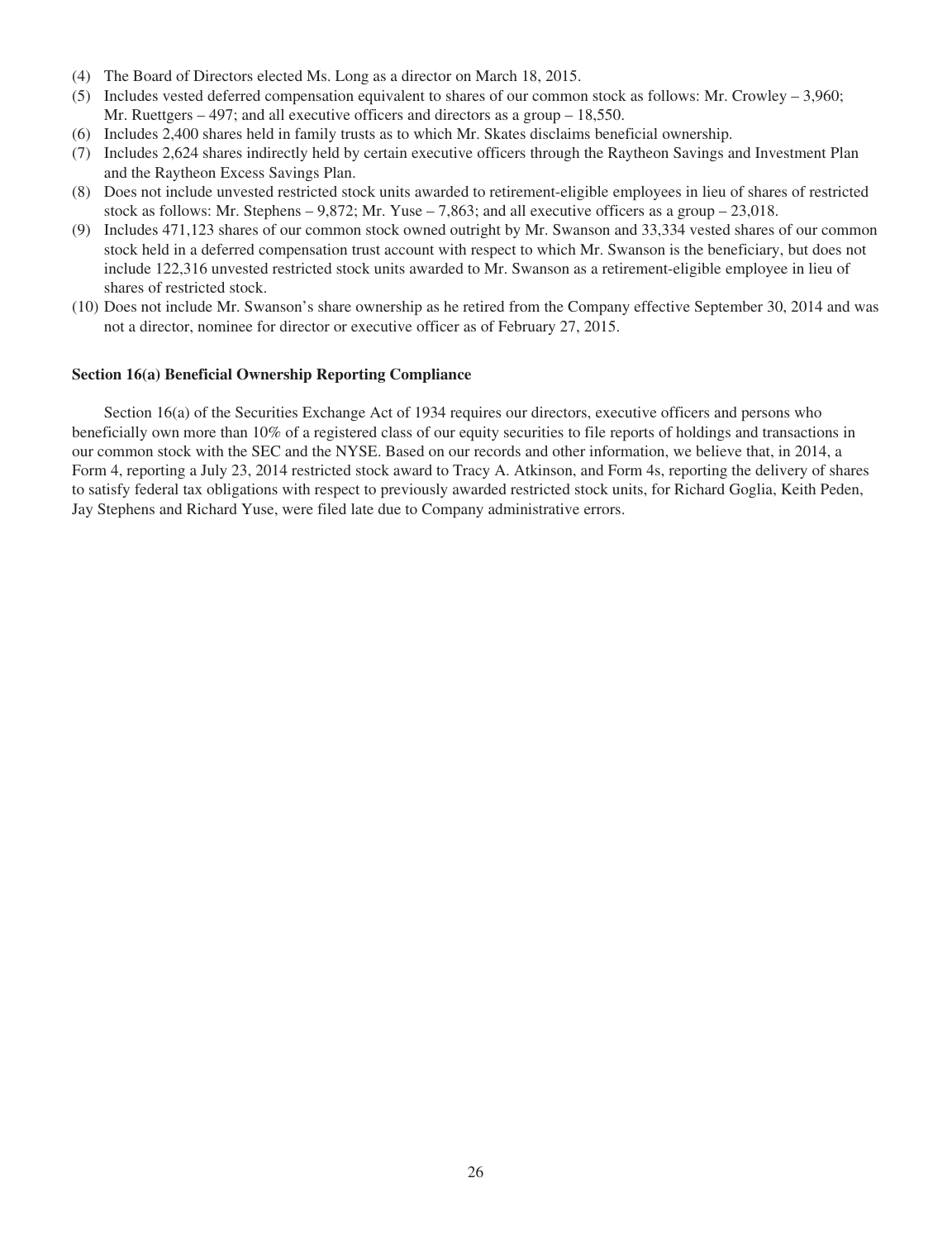(4) The Board of Directors elected Ms. Long as a director on March 18, 2015.

(5) Includes vested deferred compensation equivalent to shares of our common stock as follows: Mr. Crowley – 3,960; Mr. Ruettgers – 497; and all executive officers and directors as a group – 18,550.

(6) Includes 2,400 shares held in family trusts as to which Mr. Skates disclaims beneficial ownership.

(7) Includes 2,624 shares indirectly held by certain executive officers through the Raytheon Savings and Investment Plan and the Raytheon Excess Savings Plan.

(8) Does not include unvested restricted stock units awarded to retirement-eligible employees in lieu of shares of restricted stock as follows: Mr. Stephens – 9,872; Mr. Yuse – 7,863; and all executive officers as a group – 23,018.

(9) Includes 471,123 shares of our common stock owned outright by Mr. Swanson and 33,334 vested shares of our common stock held in a deferred compensation trust account with respect to which Mr. Swanson is the beneficiary, but does not include 122,316 unvested restricted stock units awarded to Mr. Swanson as a retirement-eligible employee in lieu of shares of restricted stock.

(10) Does not include Mr. Swanson's share ownership as he retired from the Company effective September 30, 2014 and was not a director, nominee for director or executive officer as of February 27, 2015.

### Section 16(a) Beneficial Ownership Reporting Compliance

Section 16(a) of the Securities Exchange Act of 1934 requires our directors, executive officers and persons who beneficially own more than 10% of a registered class of our equity securities to file reports of holdings and transactions in our common stock with the SEC and the NYSE. Based on our records and other information, we believe that, in 2014, a Form 4, reporting a July 23, 2014 restricted stock award to Tracy A. Atkinson, and Form 4s, reporting the delivery of shares to satisfy federal tax obligations with respect to previously awarded restricted stock units, for Richard Goglia, Keith Peden, Jay Stephens and Richard Yuse, were filed late due to Company administrative errors.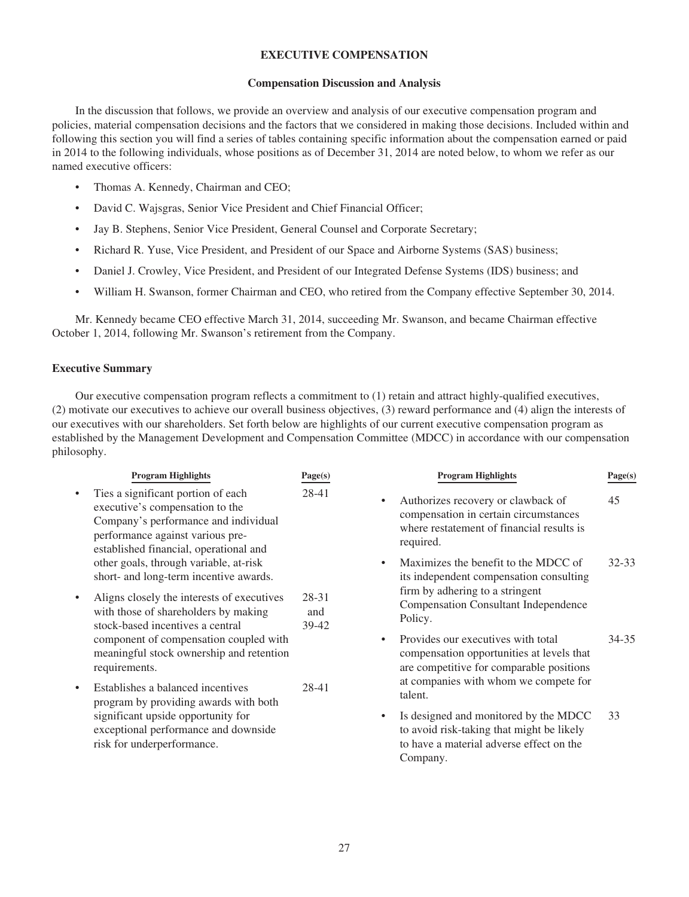# EXECUTIVE COMPENSATION

## Compensation Discussion and Analysis

In the discussion that follows, we provide an overview and analysis of our executive compensation program and policies, material compensation decisions and the factors that we considered in making those decisions. Included within and following this section you will find a series of tables containing specific information about the compensation earned or paid in 2014 to the following individuals, whose positions as of December 31, 2014 are noted below, to whom we refer as our named executive officers:

- Thomas A. Kennedy, Chairman and CEO;
- David C. Wajsgras, Senior Vice President and Chief Financial Officer;
- Jay B. Stephens, Senior Vice President, General Counsel and Corporate Secretary;
- Richard R. Yuse, Vice President, and President of our Space and Airborne Systems (SAS) business;
- Daniel J. Crowley, Vice President, and President of our Integrated Defense Systems (IDS) business; and
- William H. Swanson, former Chairman and CEO, who retired from the Company effective September 30, 2014.

Mr. Kennedy became CEO effective March 31, 2014, succeeding Mr. Swanson, and became Chairman effective October 1, 2014, following Mr. Swanson's retirement from the Company.

### Executive Summary

Our executive compensation program reflects a commitment to (1) retain and attract highly-qualified executives, (2) motivate our executives to achieve our overall business objectives, (3) reward performance and (4) align the interests of our executives with our shareholders. Set forth below are highlights of our current executive compensation program as established by the Management Development and Compensation Committee (MDCC) in accordance with our compensation philosophy.

| Program Highlights | Page(s) |
|---|---|
| Ties a significant portion of each executive's compensation to the Company's performance and individual performance against various pre-established financial, operational and other goals, through variable, at-risk short- and long-term incentive awards. | 28-41 |
| Aligns closely the interests of executives with those of shareholders by making stock-based incentives a central component of compensation coupled with meaningful stock ownership and retention requirements. | 28-31 and 39-42 |
| Establishes a balanced incentives program by providing awards with both significant upside opportunity for exceptional performance and downside risk for underperformance. | 28-41 |
| Authorizes recovery or clawback of compensation in certain circumstances where restatement of financial results is required. | 45 |
| Maximizes the benefit to the MDCC of its independent compensation consulting firm by adhering to a stringent Compensation Consultant Independence Policy. | 32-33 |
| Provides our executives with total compensation opportunities at levels that are competitive for comparable positions at companies with whom we compete for talent. | 34-35 |
| Is designed and monitored by the MDCC to avoid risk-taking that might be likely to have a material adverse effect on the Company. | 33 |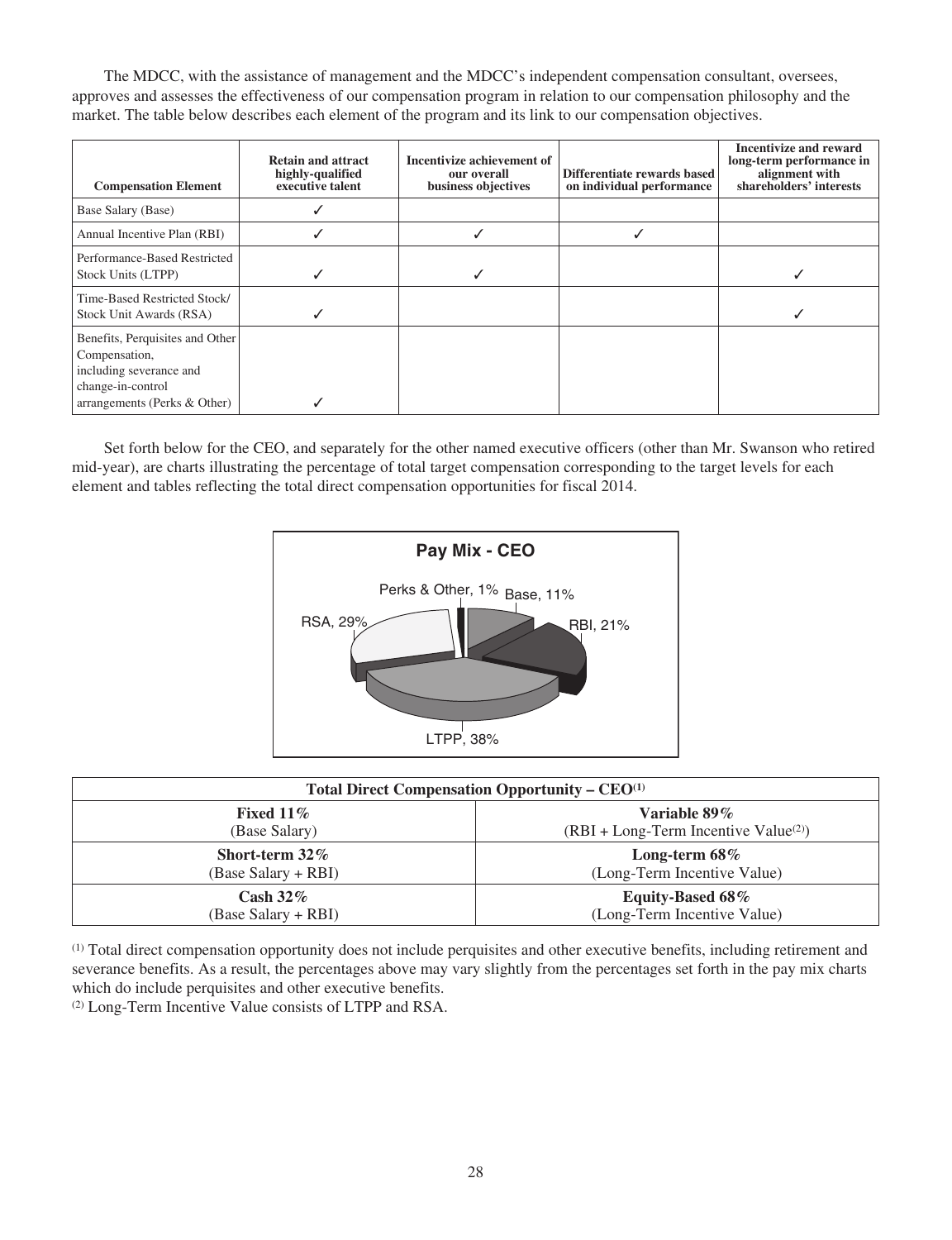The MDCC, with the assistance of management and the MDCC's independent compensation consultant, oversees, approves and assesses the effectiveness of our compensation program in relation to our compensation philosophy and the market. The table below describes each element of the program and its link to our compensation objectives.

| Compensation Element | Retain and attract highly-qualified executive talent | Incentivize achievement of our overall business objectives | Differentiate rewards based on individual performance | Incentivize and reward long-term performance in alignment with shareholders' interests |
|---|---|---|---|---|
| Base Salary (Base) | ✓ | | | |
| Annual Incentive Plan (RBI) | ✓ | ✓ | ✓ | |
| Performance-Based Restricted Stock Units (LTPP) | ✓ | ✓ | | ✓ |
| Time-Based Restricted Stock/ Stock Unit Awards (RSA) | ✓ | | | ✓ |
| Benefits, Perquisites and Other Compensation, including severance and change-in-control arrangements (Perks & Other) | ✓ | | | |

Set forth below for the CEO, and separately for the other named executive officers (other than Mr. Swanson who retired mid-year), are charts illustrating the percentage of total target compensation corresponding to the target levels for each element and tables reflecting the total direct compensation opportunities for fiscal 2014.

**Pay Mix - CEO**

| Element | Percentage |
|---|---|
| Base | 11% |
| RBI | 21% |
| LTPP | 38% |
| RSA | 29% |
| Perks & Other | 1% |

| Total Direct Compensation Opportunity – CEO[1] | |
|---|---|
| **Fixed 11%** (Base Salary) | **Variable 89%** (RBI + Long-Term Incentive Value[2]) |
| **Short-term 32%** (Base Salary + RBI) | **Long-term 68%** (Long-Term Incentive Value) |
| **Cash 32%** (Base Salary + RBI) | **Equity-Based 68%** (Long-Term Incentive Value) |

[1] Total direct compensation opportunity does not include perquisites and other executive benefits, including retirement and severance benefits. As a result, the percentages above may vary slightly from the percentages set forth in the pay mix charts which do include perquisites and other executive benefits.

[2] Long-Term Incentive Value consists of LTPP and RSA.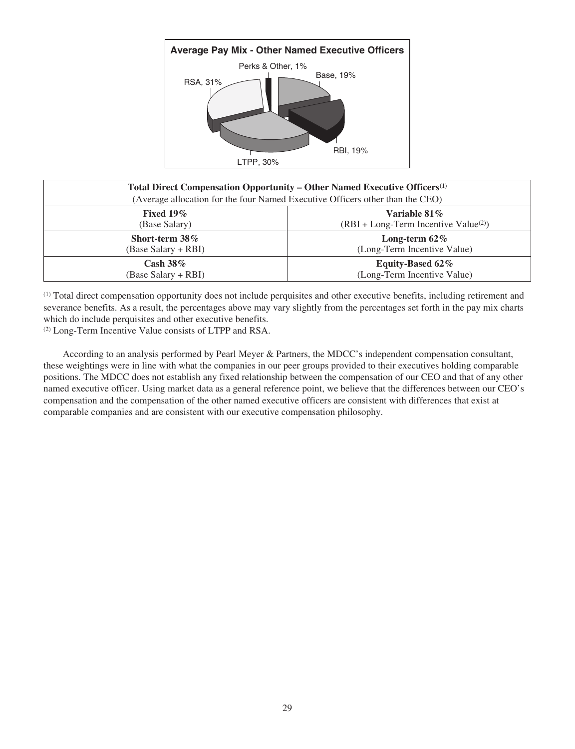**Average Pay Mix - Other Named Executive Officers**

Perks & Other, 1%
Base, 19%
RBI, 19%
LTPP, 30%
RSA, 31%

| Total Direct Compensation Opportunity – Other Named Executive Officers[(1)] (Average allocation for the four Named Executive Officers other than the CEO) | |
|---|---|
| **Fixed 19%** (Base Salary) | **Variable 81%** (RBI + Long-Term Incentive Value[(2)]) |
| **Short-term 38%** (Base Salary + RBI) | **Long-term 62%** (Long-Term Incentive Value) |
| **Cash 38%** (Base Salary + RBI) | **Equity-Based 62%** (Long-Term Incentive Value) |

(1) Total direct compensation opportunity does not include perquisites and other executive benefits, including retirement and severance benefits. As a result, the percentages above may vary slightly from the percentages set forth in the pay mix charts which do include perquisites and other executive benefits.
(2) Long-Term Incentive Value consists of LTPP and RSA.

According to an analysis performed by Pearl Meyer & Partners, the MDCC's independent compensation consultant, these weightings were in line with what the companies in our peer groups provided to their executives holding comparable positions. The MDCC does not establish any fixed relationship between the compensation of our CEO and that of any other named executive officer. Using market data as a general reference point, we believe that the differences between our CEO's compensation and the compensation of the other named executive officers are consistent with differences that exist at comparable companies and are consistent with our executive compensation philosophy.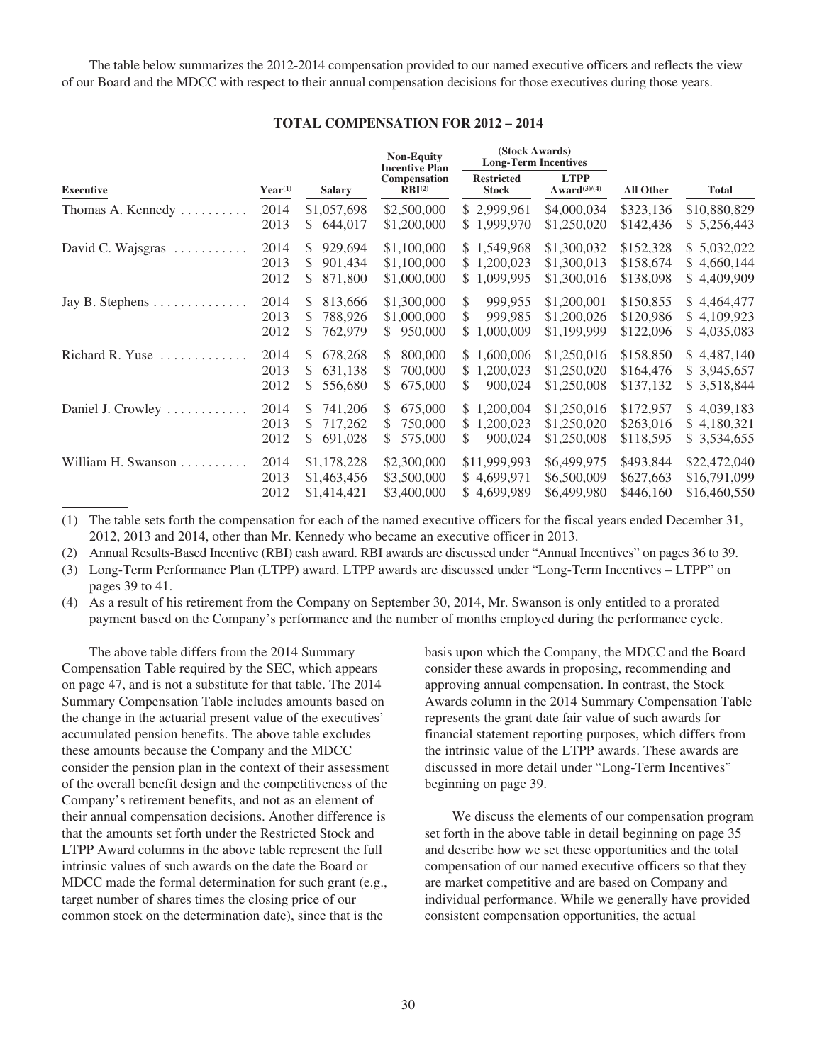The table below summarizes the 2012-2014 compensation provided to our named executive officers and reflects the view of our Board and the MDCC with respect to their annual compensation decisions for those executives during those years.

**TOTAL COMPENSATION FOR 2012 – 2014**

| | | | Non-Equity Incentive Plan | (Stock Awards) Long-Term Incentives | | | |
|---|---|---|---|---|---|---|---|
| Executive | Year[(1)] | Salary | Compensation RBI[(2)] | Restricted Stock | LTPP Award[(3)(4)] | All Other | Total |
| Thomas A. Kennedy | 2014 | $1,057,698 | $2,500,000 | $ 2,999,961 | $4,000,034 | $323,136 | $10,880,829 |
| | 2013 | $ 644,017 | $1,200,000 | $ 1,999,970 | $1,250,020 | $142,436 | $ 5,256,443 |
| David C. Wajsgras | 2014 | $ 929,694 | $1,100,000 | $ 1,549,968 | $1,300,032 | $152,328 | $ 5,032,022 |
| | 2013 | $ 901,434 | $1,100,000 | $ 1,200,023 | $1,300,013 | $158,674 | $ 4,660,144 |
| | 2012 | $ 871,800 | $1,000,000 | $ 1,099,995 | $1,300,016 | $138,098 | $ 4,409,909 |
| Jay B. Stephens | 2014 | $ 813,666 | $1,300,000 | $ 999,955 | $1,200,001 | $150,855 | $ 4,464,477 |
| | 2013 | $ 788,926 | $1,000,000 | $ 999,985 | $1,200,026 | $120,986 | $ 4,109,923 |
| | 2012 | $ 762,979 | $ 950,000 | $ 1,000,009 | $1,199,999 | $122,096 | $ 4,035,083 |
| Richard R. Yuse | 2014 | $ 678,268 | $ 800,000 | $ 1,600,006 | $1,250,016 | $158,850 | $ 4,487,140 |
| | 2013 | $ 631,138 | $ 700,000 | $ 1,200,023 | $1,250,020 | $164,476 | $ 3,945,657 |
| | 2012 | $ 556,680 | $ 675,000 | $ 900,024 | $1,250,008 | $137,132 | $ 3,518,844 |
| Daniel J. Crowley | 2014 | $ 741,206 | $ 675,000 | $ 1,200,004 | $1,250,016 | $172,957 | $ 4,039,183 |
| | 2013 | $ 717,262 | $ 750,000 | $ 1,200,023 | $1,250,020 | $263,016 | $ 4,180,321 |
| | 2012 | $ 691,028 | $ 575,000 | $ 900,024 | $1,250,008 | $118,595 | $ 3,534,655 |
| William H. Swanson | 2014 | $1,178,228 | $2,300,000 | $11,999,993 | $6,499,975 | $493,844 | $22,472,040 |
| | 2013 | $1,463,456 | $3,500,000 | $ 4,699,971 | $6,500,009 | $627,663 | $16,791,099 |
| | 2012 | $1,414,421 | $3,400,000 | $ 4,699,989 | $6,499,980 | $446,160 | $16,460,550 |

(1) The table sets forth the compensation for each of the named executive officers for the fiscal years ended December 31, 2012, 2013 and 2014, other than Mr. Kennedy who became an executive officer in 2013.

(2) Annual Results-Based Incentive (RBI) cash award. RBI awards are discussed under "Annual Incentives" on pages 36 to 39.

(3) Long-Term Performance Plan (LTPP) award. LTPP awards are discussed under "Long-Term Incentives – LTPP" on pages 39 to 41.

(4) As a result of his retirement from the Company on September 30, 2014, Mr. Swanson is only entitled to a prorated payment based on the Company's performance and the number of months employed during the performance cycle.

The above table differs from the 2014 Summary Compensation Table required by the SEC, which appears on page 47, and is not a substitute for that table. The 2014 Summary Compensation Table includes amounts based on the change in the actuarial present value of the executives' accumulated pension benefits. The above table excludes these amounts because the Company and the MDCC consider the pension plan in the context of their assessment of the overall benefit design and the competitiveness of the Company's retirement benefits, and not as an element of their annual compensation decisions. Another difference is that the amounts set forth under the Restricted Stock and LTPP Award columns in the above table represent the full intrinsic values of such awards on the date the Board or MDCC made the formal determination for such grant (e.g., target number of shares times the closing price of our common stock on the determination date), since that is the basis upon which the Company, the MDCC and the Board consider these awards in proposing, recommending and approving annual compensation. In contrast, the Stock Awards column in the 2014 Summary Compensation Table represents the grant date fair value of such awards for financial statement reporting purposes, which differs from the intrinsic value of the LTPP awards. These awards are discussed in more detail under "Long-Term Incentives" beginning on page 39.

We discuss the elements of our compensation program set forth in the above table in detail beginning on page 35 and describe how we set these opportunities and the total compensation of our named executive officers so that they are market competitive and are based on Company and individual performance. While we generally have provided consistent compensation opportunities, the actual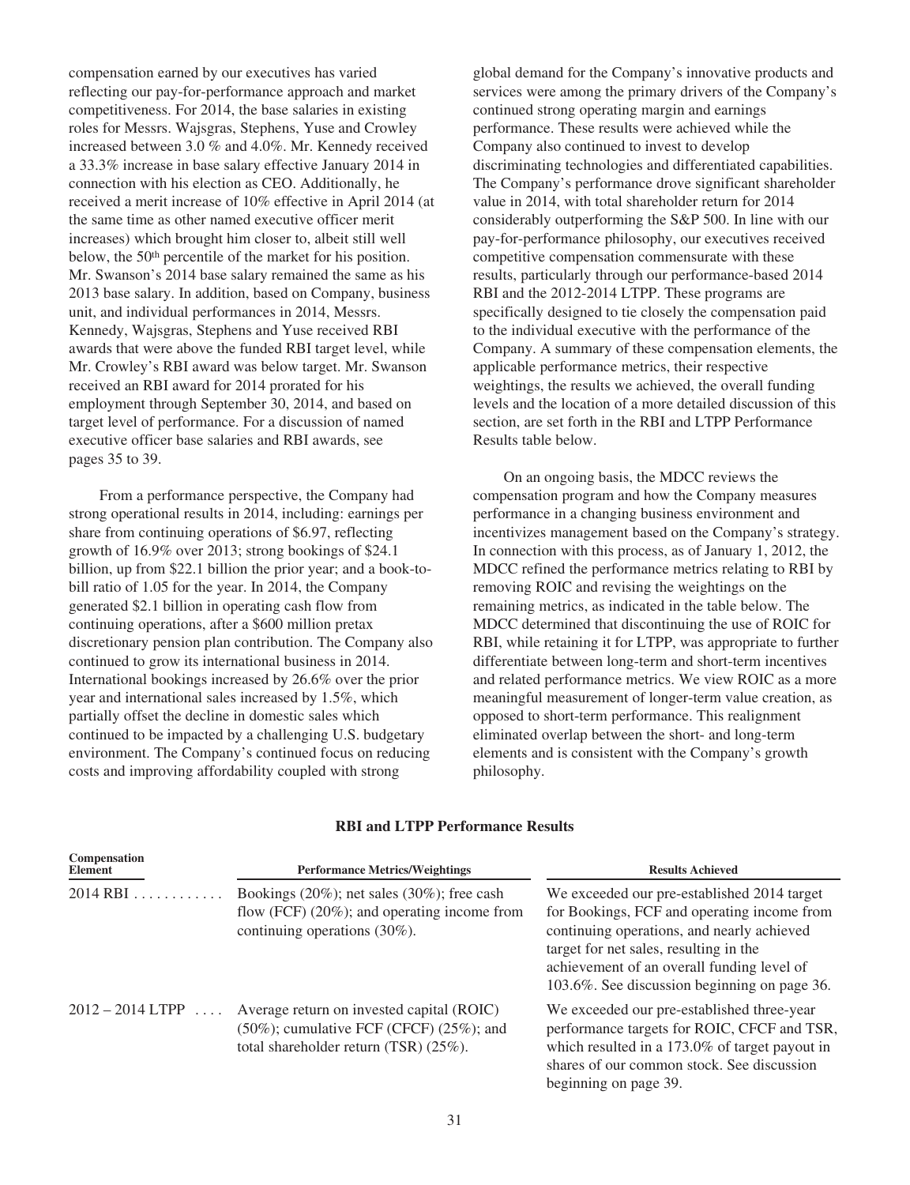compensation earned by our executives has varied reflecting our pay-for-performance approach and market competitiveness. For 2014, the base salaries in existing roles for Messrs. Wajsgras, Stephens, Yuse and Crowley increased between 3.0 % and 4.0%. Mr. Kennedy received a 33.3% increase in base salary effective January 2014 in connection with his election as CEO. Additionally, he received a merit increase of 10% effective in April 2014 (at the same time as other named executive officer merit increases) which brought him closer to, albeit still well below, the 50th percentile of the market for his position. Mr. Swanson's 2014 base salary remained the same as his 2013 base salary. In addition, based on Company, business unit, and individual performances in 2014, Messrs. Kennedy, Wajsgras, Stephens and Yuse received RBI awards that were above the funded RBI target level, while Mr. Crowley's RBI award was below target. Mr. Swanson received an RBI award for 2014 prorated for his employment through September 30, 2014, and based on target level of performance. For a discussion of named executive officer base salaries and RBI awards, see pages 35 to 39.

From a performance perspective, the Company had strong operational results in 2014, including: earnings per share from continuing operations of $6.97, reflecting growth of 16.9% over 2013; strong bookings of $24.1 billion, up from $22.1 billion the prior year; and a book-to-bill ratio of 1.05 for the year. In 2014, the Company generated $2.1 billion in operating cash flow from continuing operations, after a $600 million pretax discretionary pension plan contribution. The Company also continued to grow its international business in 2014. International bookings increased by 26.6% over the prior year and international sales increased by 1.5%, which partially offset the decline in domestic sales which continued to be impacted by a challenging U.S. budgetary environment. The Company's continued focus on reducing costs and improving affordability coupled with strong global demand for the Company's innovative products and services were among the primary drivers of the Company's continued strong operating margin and earnings performance. These results were achieved while the Company also continued to invest to develop discriminating technologies and differentiated capabilities. The Company's performance drove significant shareholder value in 2014, with total shareholder return for 2014 considerably outperforming the S&P 500. In line with our pay-for-performance philosophy, our executives received competitive compensation commensurate with these results, particularly through our performance-based 2014 RBI and the 2012-2014 LTPP. These programs are specifically designed to tie closely the compensation paid to the individual executive with the performance of the Company. A summary of these compensation elements, the applicable performance metrics, their respective weightings, the results we achieved, the overall funding levels and the location of a more detailed discussion of this section, are set forth in the RBI and LTPP Performance Results table below.

On an ongoing basis, the MDCC reviews the compensation program and how the Company measures performance in a changing business environment and incentivizes management based on the Company's strategy. In connection with this process, as of January 1, 2012, the MDCC refined the performance metrics relating to RBI by removing ROIC and revising the weightings on the remaining metrics, as indicated in the table below. The MDCC determined that discontinuing the use of ROIC for RBI, while retaining it for LTPP, was appropriate to further differentiate between long-term and short-term incentives and related performance metrics. We view ROIC as a more meaningful measurement of longer-term value creation, as opposed to short-term performance. This realignment eliminated overlap between the short- and long-term elements and is consistent with the Company's growth philosophy.

**RBI and LTPP Performance Results**

| Compensation Element | Performance Metrics/Weightings | Results Achieved |
|---|---|---|
| 2014 RBI | Bookings (20%); net sales (30%); free cash flow (FCF) (20%); and operating income from continuing operations (30%). | We exceeded our pre-established 2014 target for Bookings, FCF and operating income from continuing operations, and nearly achieved target for net sales, resulting in the achievement of an overall funding level of 103.6%. See discussion beginning on page 36. |
| 2012 – 2014 LTPP | Average return on invested capital (ROIC) (50%); cumulative FCF (CFCF) (25%); and total shareholder return (TSR) (25%). | We exceeded our pre-established three-year performance targets for ROIC, CFCF and TSR, which resulted in a 173.0% of target payout in shares of our common stock. See discussion beginning on page 39. |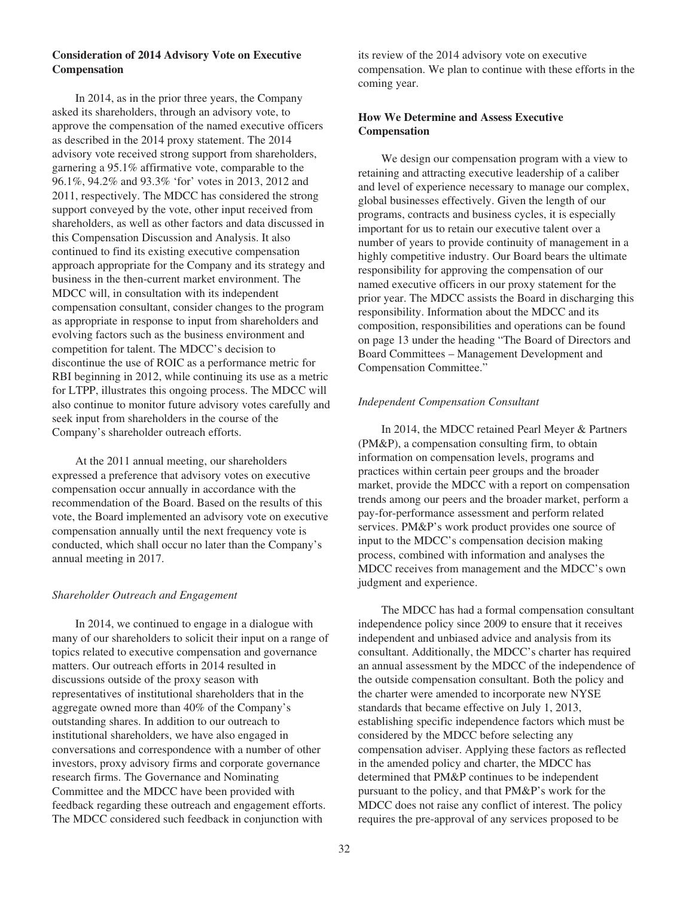**Consideration of 2014 Advisory Vote on Executive Compensation**

In 2014, as in the prior three years, the Company asked its shareholders, through an advisory vote, to approve the compensation of the named executive officers as described in the 2014 proxy statement. The 2014 advisory vote received strong support from shareholders, garnering a 95.1% affirmative vote, comparable to the 96.1%, 94.2% and 93.3% 'for' votes in 2013, 2012 and 2011, respectively. The MDCC has considered the strong support conveyed by the vote, other input received from shareholders, as well as other factors and data discussed in this Compensation Discussion and Analysis. It also continued to find its existing executive compensation approach appropriate for the Company and its strategy and business in the then-current market environment. The MDCC will, in consultation with its independent compensation consultant, consider changes to the program as appropriate in response to input from shareholders and evolving factors such as the business environment and competition for talent. The MDCC's decision to discontinue the use of ROIC as a performance metric for RBI beginning in 2012, while continuing its use as a metric for LTPP, illustrates this ongoing process. The MDCC will also continue to monitor future advisory votes carefully and seek input from shareholders in the course of the Company's shareholder outreach efforts.

At the 2011 annual meeting, our shareholders expressed a preference that advisory votes on executive compensation occur annually in accordance with the recommendation of the Board. Based on the results of this vote, the Board implemented an advisory vote on executive compensation annually until the next frequency vote is conducted, which shall occur no later than the Company's annual meeting in 2017.

*Shareholder Outreach and Engagement*

In 2014, we continued to engage in a dialogue with many of our shareholders to solicit their input on a range of topics related to executive compensation and governance matters. Our outreach efforts in 2014 resulted in discussions outside of the proxy season with representatives of institutional shareholders that in the aggregate owned more than 40% of the Company's outstanding shares. In addition to our outreach to institutional shareholders, we have also engaged in conversations and correspondence with a number of other investors, proxy advisory firms and corporate governance research firms. The Governance and Nominating Committee and the MDCC have been provided with feedback regarding these outreach and engagement efforts. The MDCC considered such feedback in conjunction with its review of the 2014 advisory vote on executive compensation. We plan to continue with these efforts in the coming year.

**How We Determine and Assess Executive Compensation**

We design our compensation program with a view to retaining and attracting executive leadership of a caliber and level of experience necessary to manage our complex, global businesses effectively. Given the length of our programs, contracts and business cycles, it is especially important for us to retain our executive talent over a number of years to provide continuity of management in a highly competitive industry. Our Board bears the ultimate responsibility for approving the compensation of our named executive officers in our proxy statement for the prior year. The MDCC assists the Board in discharging this responsibility. Information about the MDCC and its composition, responsibilities and operations can be found on page 13 under the heading "The Board of Directors and Board Committees – Management Development and Compensation Committee."

*Independent Compensation Consultant*

In 2014, the MDCC retained Pearl Meyer & Partners (PM&P), a compensation consulting firm, to obtain information on compensation levels, programs and practices within certain peer groups and the broader market, provide the MDCC with a report on compensation trends among our peers and the broader market, perform a pay-for-performance assessment and perform related services. PM&P's work product provides one source of input to the MDCC's compensation decision making process, combined with information and analyses the MDCC receives from management and the MDCC's own judgment and experience.

The MDCC has had a formal compensation consultant independence policy since 2009 to ensure that it receives independent and unbiased advice and analysis from its consultant. Additionally, the MDCC's charter has required an annual assessment by the MDCC of the independence of the outside compensation consultant. Both the policy and the charter were amended to incorporate new NYSE standards that became effective on July 1, 2013, establishing specific independence factors which must be considered by the MDCC before selecting any compensation adviser. Applying these factors as reflected in the amended policy and charter, the MDCC has determined that PM&P continues to be independent pursuant to the policy, and that PM&P's work for the MDCC does not raise any conflict of interest. The policy requires the pre-approval of any services proposed to be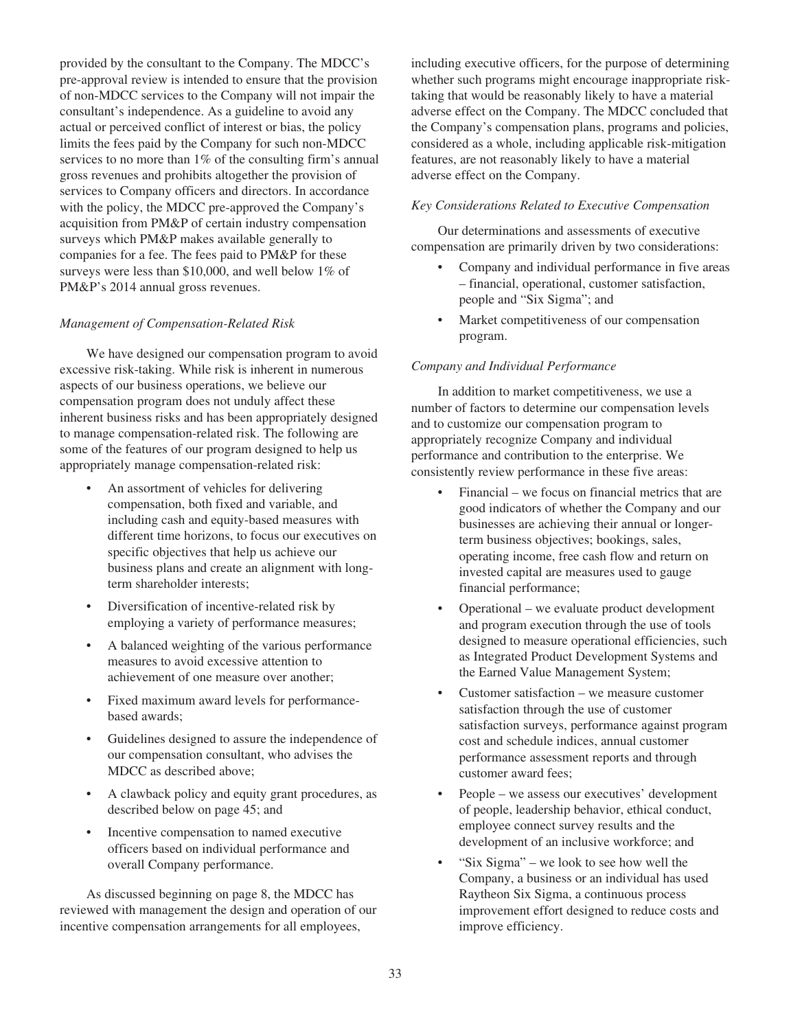provided by the consultant to the Company. The MDCC's pre-approval review is intended to ensure that the provision of non-MDCC services to the Company will not impair the consultant's independence. As a guideline to avoid any actual or perceived conflict of interest or bias, the policy limits the fees paid by the Company for such non-MDCC services to no more than 1% of the consulting firm's annual gross revenues and prohibits altogether the provision of services to Company officers and directors. In accordance with the policy, the MDCC pre-approved the Company's acquisition from PM&P of certain industry compensation surveys which PM&P makes available generally to companies for a fee. The fees paid to PM&P for these surveys were less than $10,000, and well below 1% of PM&P's 2014 annual gross revenues.

*Management of Compensation-Related Risk*

We have designed our compensation program to avoid excessive risk-taking. While risk is inherent in numerous aspects of our business operations, we believe our compensation program does not unduly affect these inherent business risks and has been appropriately designed to manage compensation-related risk. The following are some of the features of our program designed to help us appropriately manage compensation-related risk:

- An assortment of vehicles for delivering compensation, both fixed and variable, and including cash and equity-based measures with different time horizons, to focus our executives on specific objectives that help us achieve our business plans and create an alignment with long-term shareholder interests;
- Diversification of incentive-related risk by employing a variety of performance measures;
- A balanced weighting of the various performance measures to avoid excessive attention to achievement of one measure over another;
- Fixed maximum award levels for performance-based awards;
- Guidelines designed to assure the independence of our compensation consultant, who advises the MDCC as described above;
- A clawback policy and equity grant procedures, as described below on page 45; and
- Incentive compensation to named executive officers based on individual performance and overall Company performance.

As discussed beginning on page 8, the MDCC has reviewed with management the design and operation of our incentive compensation arrangements for all employees, including executive officers, for the purpose of determining whether such programs might encourage inappropriate risk-taking that would be reasonably likely to have a material adverse effect on the Company. The MDCC concluded that the Company's compensation plans, programs and policies, considered as a whole, including applicable risk-mitigation features, are not reasonably likely to have a material adverse effect on the Company.

*Key Considerations Related to Executive Compensation*

Our determinations and assessments of executive compensation are primarily driven by two considerations:

- Company and individual performance in five areas – financial, operational, customer satisfaction, people and "Six Sigma"; and
- Market competitiveness of our compensation program.

*Company and Individual Performance*

In addition to market competitiveness, we use a number of factors to determine our compensation levels and to customize our compensation program to appropriately recognize Company and individual performance and contribution to the enterprise. We consistently review performance in these five areas:

- Financial – we focus on financial metrics that are good indicators of whether the Company and our businesses are achieving their annual or longer-term business objectives; bookings, sales, operating income, free cash flow and return on invested capital are measures used to gauge financial performance;
- Operational – we evaluate product development and program execution through the use of tools designed to measure operational efficiencies, such as Integrated Product Development Systems and the Earned Value Management System;
- Customer satisfaction – we measure customer satisfaction through the use of customer satisfaction surveys, performance against program cost and schedule indices, annual customer performance assessment reports and through customer award fees;
- People – we assess our executives' development of people, leadership behavior, ethical conduct, employee connect survey results and the development of an inclusive workforce; and
- "Six Sigma" – we look to see how well the Company, a business or an individual has used Raytheon Six Sigma, a continuous process improvement effort designed to reduce costs and improve efficiency.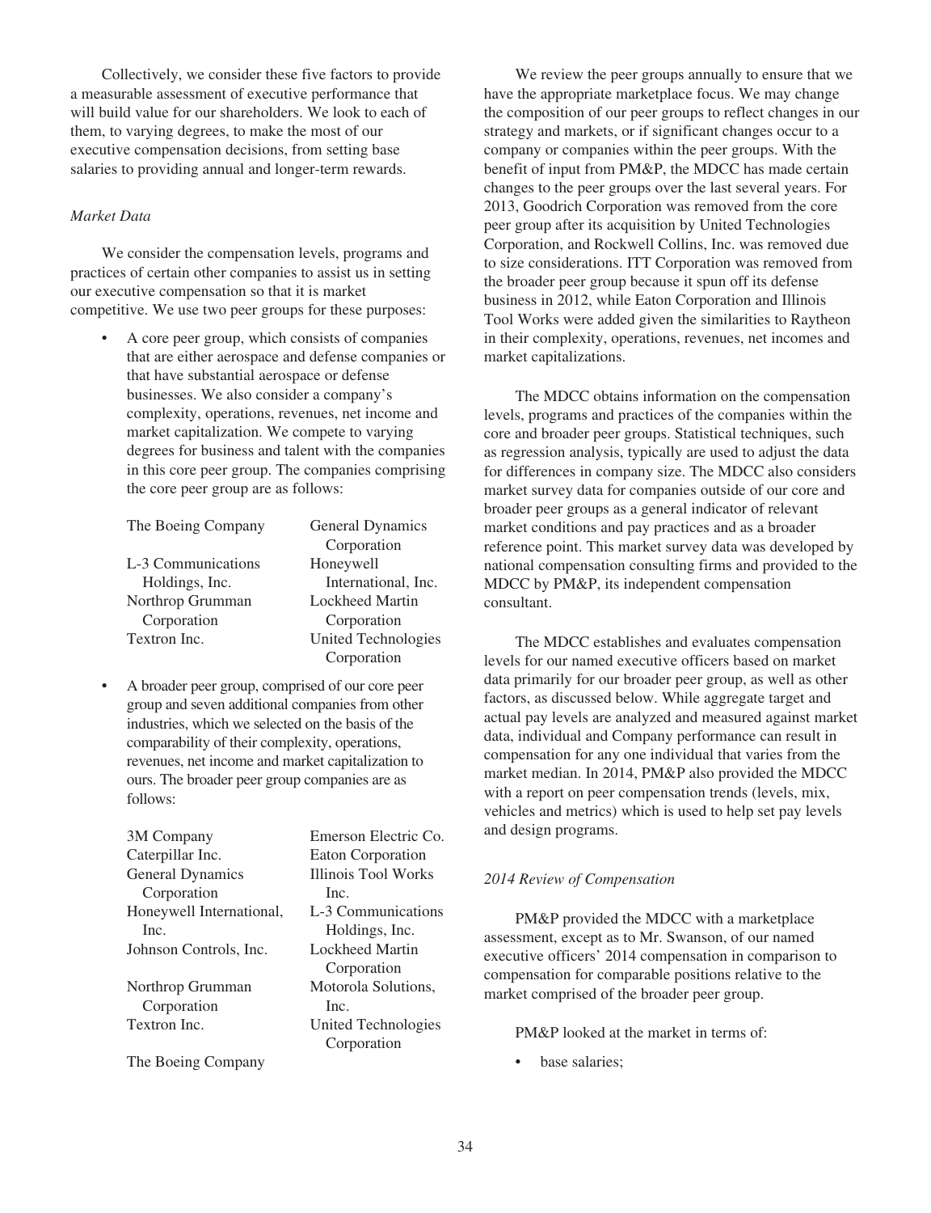Collectively, we consider these five factors to provide a measurable assessment of executive performance that will build value for our shareholders. We look to each of them, to varying degrees, to make the most of our executive compensation decisions, from setting base salaries to providing annual and longer-term rewards.

*Market Data*

We consider the compensation levels, programs and practices of certain other companies to assist us in setting our executive compensation so that it is market competitive. We use two peer groups for these purposes:

- A core peer group, which consists of companies that are either aerospace and defense companies or that have substantial aerospace or defense businesses. We also consider a company's complexity, operations, revenues, net income and market capitalization. We compete to varying degrees for business and talent with the companies in this core peer group. The companies comprising the core peer group are as follows:

| | |
|---|---|
| The Boeing Company | General Dynamics Corporation |
| L-3 Communications Holdings, Inc. | Honeywell International, Inc. |
| Northrop Grumman Corporation | Lockheed Martin Corporation |
| Textron Inc. | United Technologies Corporation |

- A broader peer group, comprised of our core peer group and seven additional companies from other industries, which we selected on the basis of the comparability of their complexity, operations, revenues, net income and market capitalization to ours. The broader peer group companies are as follows:

| | |
|---|---|
| 3M Company | Emerson Electric Co. |
| Caterpillar Inc. | Eaton Corporation |
| General Dynamics Corporation | Illinois Tool Works Inc. |
| Honeywell International, Inc. | L-3 Communications Holdings, Inc. |
| Johnson Controls, Inc. | Lockheed Martin Corporation |
| Northrop Grumman Corporation | Motorola Solutions, Inc. |
| Textron Inc. | United Technologies Corporation |
| The Boeing Company | |

We review the peer groups annually to ensure that we have the appropriate marketplace focus. We may change the composition of our peer groups to reflect changes in our strategy and markets, or if significant changes occur to a company or companies within the peer groups. With the benefit of input from PM&P, the MDCC has made certain changes to the peer groups over the last several years. For 2013, Goodrich Corporation was removed from the core peer group after its acquisition by United Technologies Corporation, and Rockwell Collins, Inc. was removed due to size considerations. ITT Corporation was removed from the broader peer group because it spun off its defense business in 2012, while Eaton Corporation and Illinois Tool Works were added given the similarities to Raytheon in their complexity, operations, revenues, net incomes and market capitalizations.

The MDCC obtains information on the compensation levels, programs and practices of the companies within the core and broader peer groups. Statistical techniques, such as regression analysis, typically are used to adjust the data for differences in company size. The MDCC also considers market survey data for companies outside of our core and broader peer groups as a general indicator of relevant market conditions and pay practices and as a broader reference point. This market survey data was developed by national compensation consulting firms and provided to the MDCC by PM&P, its independent compensation consultant.

The MDCC establishes and evaluates compensation levels for our named executive officers based on market data primarily for our broader peer group, as well as other factors, as discussed below. While aggregate target and actual pay levels are analyzed and measured against market data, individual and Company performance can result in compensation for any one individual that varies from the market median. In 2014, PM&P also provided the MDCC with a report on peer compensation trends (levels, mix, vehicles and metrics) which is used to help set pay levels and design programs.

*2014 Review of Compensation*

PM&P provided the MDCC with a marketplace assessment, except as to Mr. Swanson, of our named executive officers' 2014 compensation in comparison to compensation for comparable positions relative to the market comprised of the broader peer group.

PM&P looked at the market in terms of:

- base salaries;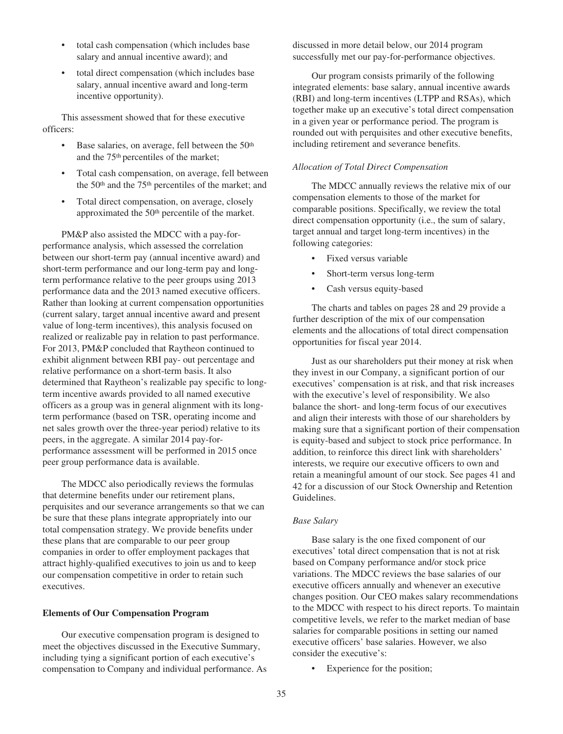- total cash compensation (which includes base salary and annual incentive award); and
- total direct compensation (which includes base salary, annual incentive award and long-term incentive opportunity).

This assessment showed that for these executive officers:

- Base salaries, on average, fell between the 50th and the 75th percentiles of the market;
- Total cash compensation, on average, fell between the 50th and the 75th percentiles of the market; and
- Total direct compensation, on average, closely approximated the 50th percentile of the market.

PM&P also assisted the MDCC with a pay-for-performance analysis, which assessed the correlation between our short-term pay (annual incentive award) and short-term performance and our long-term pay and long-term performance relative to the peer groups using 2013 performance data and the 2013 named executive officers. Rather than looking at current compensation opportunities (current salary, target annual incentive award and present value of long-term incentives), this analysis focused on realized or realizable pay in relation to past performance. For 2013, PM&P concluded that Raytheon continued to exhibit alignment between RBI pay- out percentage and relative performance on a short-term basis. It also determined that Raytheon's realizable pay specific to long-term incentive awards provided to all named executive officers as a group was in general alignment with its long-term performance (based on TSR, operating income and net sales growth over the three-year period) relative to its peers, in the aggregate. A similar 2014 pay-for-performance assessment will be performed in 2015 once peer group performance data is available.

The MDCC also periodically reviews the formulas that determine benefits under our retirement plans, perquisites and our severance arrangements so that we can be sure that these plans integrate appropriately into our total compensation strategy. We provide benefits under these plans that are comparable to our peer group companies in order to offer employment packages that attract highly-qualified executives to join us and to keep our compensation competitive in order to retain such executives.

**Elements of Our Compensation Program**

Our executive compensation program is designed to meet the objectives discussed in the Executive Summary, including tying a significant portion of each executive's compensation to Company and individual performance. As discussed in more detail below, our 2014 program successfully met our pay-for-performance objectives.

Our program consists primarily of the following integrated elements: base salary, annual incentive awards (RBI) and long-term incentives (LTPP and RSAs), which together make up an executive's total direct compensation in a given year or performance period. The program is rounded out with perquisites and other executive benefits, including retirement and severance benefits.

*Allocation of Total Direct Compensation*

The MDCC annually reviews the relative mix of our compensation elements to those of the market for comparable positions. Specifically, we review the total direct compensation opportunity (i.e., the sum of salary, target annual and target long-term incentives) in the following categories:

- Fixed versus variable
- Short-term versus long-term
- Cash versus equity-based

The charts and tables on pages 28 and 29 provide a further description of the mix of our compensation elements and the allocations of total direct compensation opportunities for fiscal year 2014.

Just as our shareholders put their money at risk when they invest in our Company, a significant portion of our executives' compensation is at risk, and that risk increases with the executive's level of responsibility. We also balance the short- and long-term focus of our executives and align their interests with those of our shareholders by making sure that a significant portion of their compensation is equity-based and subject to stock price performance. In addition, to reinforce this direct link with shareholders' interests, we require our executive officers to own and retain a meaningful amount of our stock. See pages 41 and 42 for a discussion of our Stock Ownership and Retention Guidelines.

*Base Salary*

Base salary is the one fixed component of our executives' total direct compensation that is not at risk based on Company performance and/or stock price variations. The MDCC reviews the base salaries of our executive officers annually and whenever an executive changes position. Our CEO makes salary recommendations to the MDCC with respect to his direct reports. To maintain competitive levels, we refer to the market median of base salaries for comparable positions in setting our named executive officers' base salaries. However, we also consider the executive's:

- Experience for the position;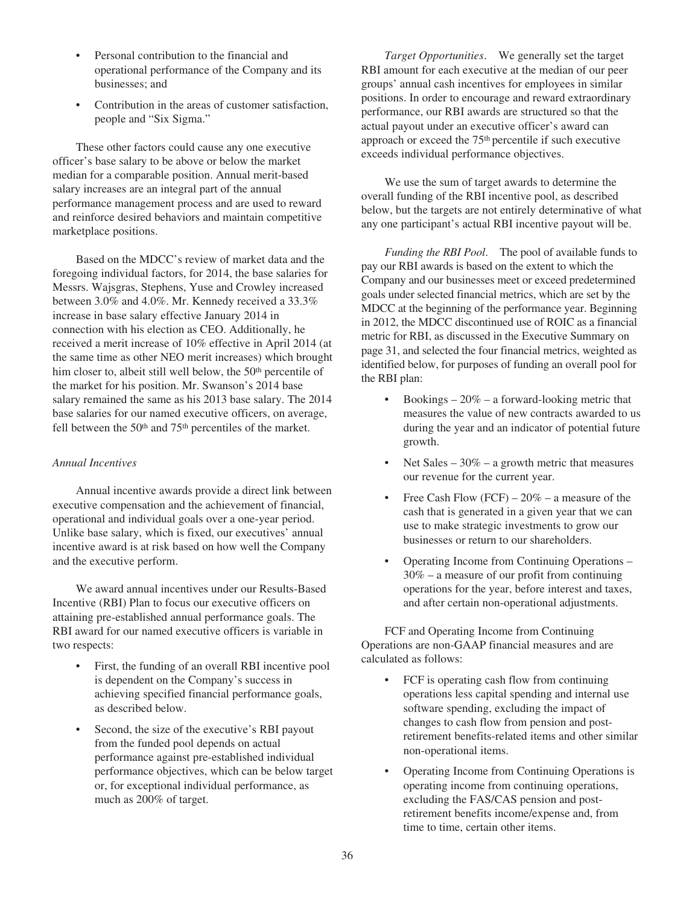- Personal contribution to the financial and operational performance of the Company and its businesses; and
- Contribution in the areas of customer satisfaction, people and "Six Sigma."

These other factors could cause any one executive officer's base salary to be above or below the market median for a comparable position. Annual merit-based salary increases are an integral part of the annual performance management process and are used to reward and reinforce desired behaviors and maintain competitive marketplace positions.

Based on the MDCC's review of market data and the foregoing individual factors, for 2014, the base salaries for Messrs. Wajsgras, Stephens, Yuse and Crowley increased between 3.0% and 4.0%. Mr. Kennedy received a 33.3% increase in base salary effective January 2014 in connection with his election as CEO. Additionally, he received a merit increase of 10% effective in April 2014 (at the same time as other NEO merit increases) which brought him closer to, albeit still well below, the 50th percentile of the market for his position. Mr. Swanson's 2014 base salary remained the same as his 2013 base salary. The 2014 base salaries for our named executive officers, on average, fell between the 50th and 75th percentiles of the market.

*Annual Incentives*

Annual incentive awards provide a direct link between executive compensation and the achievement of financial, operational and individual goals over a one-year period. Unlike base salary, which is fixed, our executives' annual incentive award is at risk based on how well the Company and the executive perform.

We award annual incentives under our Results-Based Incentive (RBI) Plan to focus our executive officers on attaining pre-established annual performance goals. The RBI award for our named executive officers is variable in two respects:

- First, the funding of an overall RBI incentive pool is dependent on the Company's success in achieving specified financial performance goals, as described below.
- Second, the size of the executive's RBI payout from the funded pool depends on actual performance against pre-established individual performance objectives, which can be below target or, for exceptional individual performance, as much as 200% of target.

*Target Opportunities*. We generally set the target RBI amount for each executive at the median of our peer groups' annual cash incentives for employees in similar positions. In order to encourage and reward extraordinary performance, our RBI awards are structured so that the actual payout under an executive officer's award can approach or exceed the 75th percentile if such executive exceeds individual performance objectives.

We use the sum of target awards to determine the overall funding of the RBI incentive pool, as described below, but the targets are not entirely determinative of what any one participant's actual RBI incentive payout will be.

*Funding the RBI Pool*. The pool of available funds to pay our RBI awards is based on the extent to which the Company and our businesses meet or exceed predetermined goals under selected financial metrics, which are set by the MDCC at the beginning of the performance year. Beginning in 2012, the MDCC discontinued use of ROIC as a financial metric for RBI, as discussed in the Executive Summary on page 31, and selected the four financial metrics, weighted as identified below, for purposes of funding an overall pool for the RBI plan:

- Bookings – 20% – a forward-looking metric that measures the value of new contracts awarded to us during the year and an indicator of potential future growth.
- Net Sales – 30% – a growth metric that measures our revenue for the current year.
- Free Cash Flow (FCF) – 20% – a measure of the cash that is generated in a given year that we can use to make strategic investments to grow our businesses or return to our shareholders.
- Operating Income from Continuing Operations – 30% – a measure of our profit from continuing operations for the year, before interest and taxes, and after certain non-operational adjustments.

FCF and Operating Income from Continuing Operations are non-GAAP financial measures and are calculated as follows:

- FCF is operating cash flow from continuing operations less capital spending and internal use software spending, excluding the impact of changes to cash flow from pension and post-retirement benefits-related items and other similar non-operational items.
- Operating Income from Continuing Operations is operating income from continuing operations, excluding the FAS/CAS pension and post-retirement benefits income/expense and, from time to time, certain other items.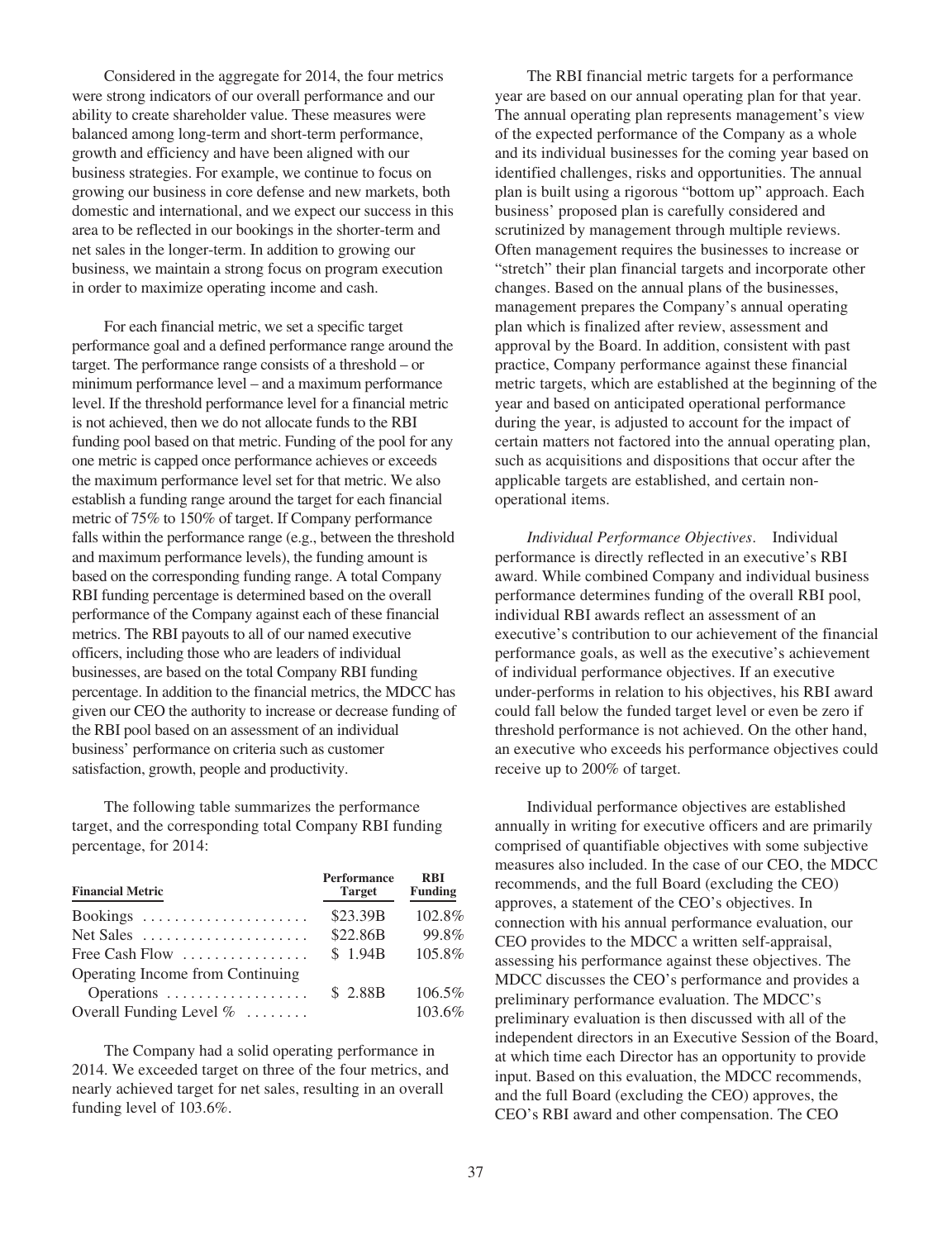Considered in the aggregate for 2014, the four metrics were strong indicators of our overall performance and our ability to create shareholder value. These measures were balanced among long-term and short-term performance, growth and efficiency and have been aligned with our business strategies. For example, we continue to focus on growing our business in core defense and new markets, both domestic and international, and we expect our success in this area to be reflected in our bookings in the shorter-term and net sales in the longer-term. In addition to growing our business, we maintain a strong focus on program execution in order to maximize operating income and cash.

For each financial metric, we set a specific target performance goal and a defined performance range around the target. The performance range consists of a threshold – or minimum performance level – and a maximum performance level. If the threshold performance level for a financial metric is not achieved, then we do not allocate funds to the RBI funding pool based on that metric. Funding of the pool for any one metric is capped once performance achieves or exceeds the maximum performance level set for that metric. We also establish a funding range around the target for each financial metric of 75% to 150% of target. If Company performance falls within the performance range (e.g., between the threshold and maximum performance levels), the funding amount is based on the corresponding funding range. A total Company RBI funding percentage is determined based on the overall performance of the Company against each of these financial metrics. The RBI payouts to all of our named executive officers, including those who are leaders of individual businesses, are based on the total Company RBI funding percentage. In addition to the financial metrics, the MDCC has given our CEO the authority to increase or decrease funding of the RBI pool based on an assessment of an individual business' performance on criteria such as customer satisfaction, growth, people and productivity.

The following table summarizes the performance target, and the corresponding total Company RBI funding percentage, for 2014:

| Financial Metric | Performance Target | RBI Funding |
|---|---|---|
| Bookings | $23.39B | 102.8% |
| Net Sales | $22.86B | 99.8% |
| Free Cash Flow | $ 1.94B | 105.8% |
| Operating Income from Continuing Operations | $ 2.88B | 106.5% |
| Overall Funding Level % | | 103.6% |

The Company had a solid operating performance in 2014. We exceeded target on three of the four metrics, and nearly achieved target for net sales, resulting in an overall funding level of 103.6%.

The RBI financial metric targets for a performance year are based on our annual operating plan for that year. The annual operating plan represents management's view of the expected performance of the Company as a whole and its individual businesses for the coming year based on identified challenges, risks and opportunities. The annual plan is built using a rigorous "bottom up" approach. Each business' proposed plan is carefully considered and scrutinized by management through multiple reviews. Often management requires the businesses to increase or "stretch" their plan financial targets and incorporate other changes. Based on the annual plans of the businesses, management prepares the Company's annual operating plan which is finalized after review, assessment and approval by the Board. In addition, consistent with past practice, Company performance against these financial metric targets, which are established at the beginning of the year and based on anticipated operational performance during the year, is adjusted to account for the impact of certain matters not factored into the annual operating plan, such as acquisitions and dispositions that occur after the applicable targets are established, and certain non-operational items.

*Individual Performance Objectives*. Individual performance is directly reflected in an executive's RBI award. While combined Company and individual business performance determines funding of the overall RBI pool, individual RBI awards reflect an assessment of an executive's contribution to our achievement of the financial performance goals, as well as the executive's achievement of individual performance objectives. If an executive under-performs in relation to his objectives, his RBI award could fall below the funded target level or even be zero if threshold performance is not achieved. On the other hand, an executive who exceeds his performance objectives could receive up to 200% of target.

Individual performance objectives are established annually in writing for executive officers and are primarily comprised of quantifiable objectives with some subjective measures also included. In the case of our CEO, the MDCC recommends, and the full Board (excluding the CEO) approves, a statement of the CEO's objectives. In connection with his annual performance evaluation, our CEO provides to the MDCC a written self-appraisal, assessing his performance against these objectives. The MDCC discusses the CEO's performance and provides a preliminary performance evaluation. The MDCC's preliminary evaluation is then discussed with all of the independent directors in an Executive Session of the Board, at which time each Director has an opportunity to provide input. Based on this evaluation, the MDCC recommends, and the full Board (excluding the CEO) approves, the CEO's RBI award and other compensation. The CEO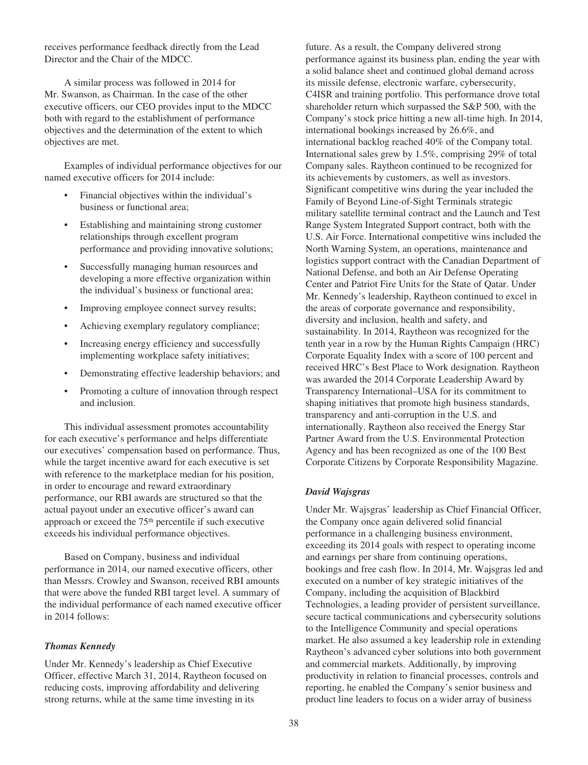receives performance feedback directly from the Lead Director and the Chair of the MDCC.

A similar process was followed in 2014 for Mr. Swanson, as Chairman. In the case of the other executive officers, our CEO provides input to the MDCC both with regard to the establishment of performance objectives and the determination of the extent to which objectives are met.

Examples of individual performance objectives for our named executive officers for 2014 include:

- Financial objectives within the individual's business or functional area;
- Establishing and maintaining strong customer relationships through excellent program performance and providing innovative solutions;
- Successfully managing human resources and developing a more effective organization within the individual's business or functional area;
- Improving employee connect survey results;
- Achieving exemplary regulatory compliance;
- Increasing energy efficiency and successfully implementing workplace safety initiatives;
- Demonstrating effective leadership behaviors; and
- Promoting a culture of innovation through respect and inclusion.

This individual assessment promotes accountability for each executive's performance and helps differentiate our executives' compensation based on performance. Thus, while the target incentive award for each executive is set with reference to the marketplace median for his position, in order to encourage and reward extraordinary performance, our RBI awards are structured so that the actual payout under an executive officer's award can approach or exceed the 75th percentile if such executive exceeds his individual performance objectives.

Based on Company, business and individual performance in 2014, our named executive officers, other than Messrs. Crowley and Swanson, received RBI amounts that were above the funded RBI target level. A summary of the individual performance of each named executive officer in 2014 follows:

### *Thomas Kennedy*

Under Mr. Kennedy's leadership as Chief Executive Officer, effective March 31, 2014, Raytheon focused on reducing costs, improving affordability and delivering strong returns, while at the same time investing in its future. As a result, the Company delivered strong performance against its business plan, ending the year with a solid balance sheet and continued global demand across its missile defense, electronic warfare, cybersecurity, C4ISR and training portfolio. This performance drove total shareholder return which surpassed the S&P 500, with the Company's stock price hitting a new all-time high. In 2014, international bookings increased by 26.6%, and international backlog reached 40% of the Company total. International sales grew by 1.5%, comprising 29% of total Company sales. Raytheon continued to be recognized for its achievements by customers, as well as investors. Significant competitive wins during the year included the Family of Beyond Line-of-Sight Terminals strategic military satellite terminal contract and the Launch and Test Range System Integrated Support contract, both with the U.S. Air Force. International competitive wins included the North Warning System, an operations, maintenance and logistics support contract with the Canadian Department of National Defense, and both an Air Defense Operating Center and Patriot Fire Units for the State of Qatar. Under Mr. Kennedy's leadership, Raytheon continued to excel in the areas of corporate governance and responsibility, diversity and inclusion, health and safety, and sustainability. In 2014, Raytheon was recognized for the tenth year in a row by the Human Rights Campaign (HRC) Corporate Equality Index with a score of 100 percent and received HRC's Best Place to Work designation. Raytheon was awarded the 2014 Corporate Leadership Award by Transparency International–USA for its commitment to shaping initiatives that promote high business standards, transparency and anti-corruption in the U.S. and internationally. Raytheon also received the Energy Star Partner Award from the U.S. Environmental Protection Agency and has been recognized as one of the 100 Best Corporate Citizens by Corporate Responsibility Magazine.

### *David Wajsgras*

Under Mr. Wajsgras' leadership as Chief Financial Officer, the Company once again delivered solid financial performance in a challenging business environment, exceeding its 2014 goals with respect to operating income and earnings per share from continuing operations, bookings and free cash flow. In 2014, Mr. Wajsgras led and executed on a number of key strategic initiatives of the Company, including the acquisition of Blackbird Technologies, a leading provider of persistent surveillance, secure tactical communications and cybersecurity solutions to the Intelligence Community and special operations market. He also assumed a key leadership role in extending Raytheon's advanced cyber solutions into both government and commercial markets. Additionally, by improving productivity in relation to financial processes, controls and reporting, he enabled the Company's senior business and product line leaders to focus on a wider array of business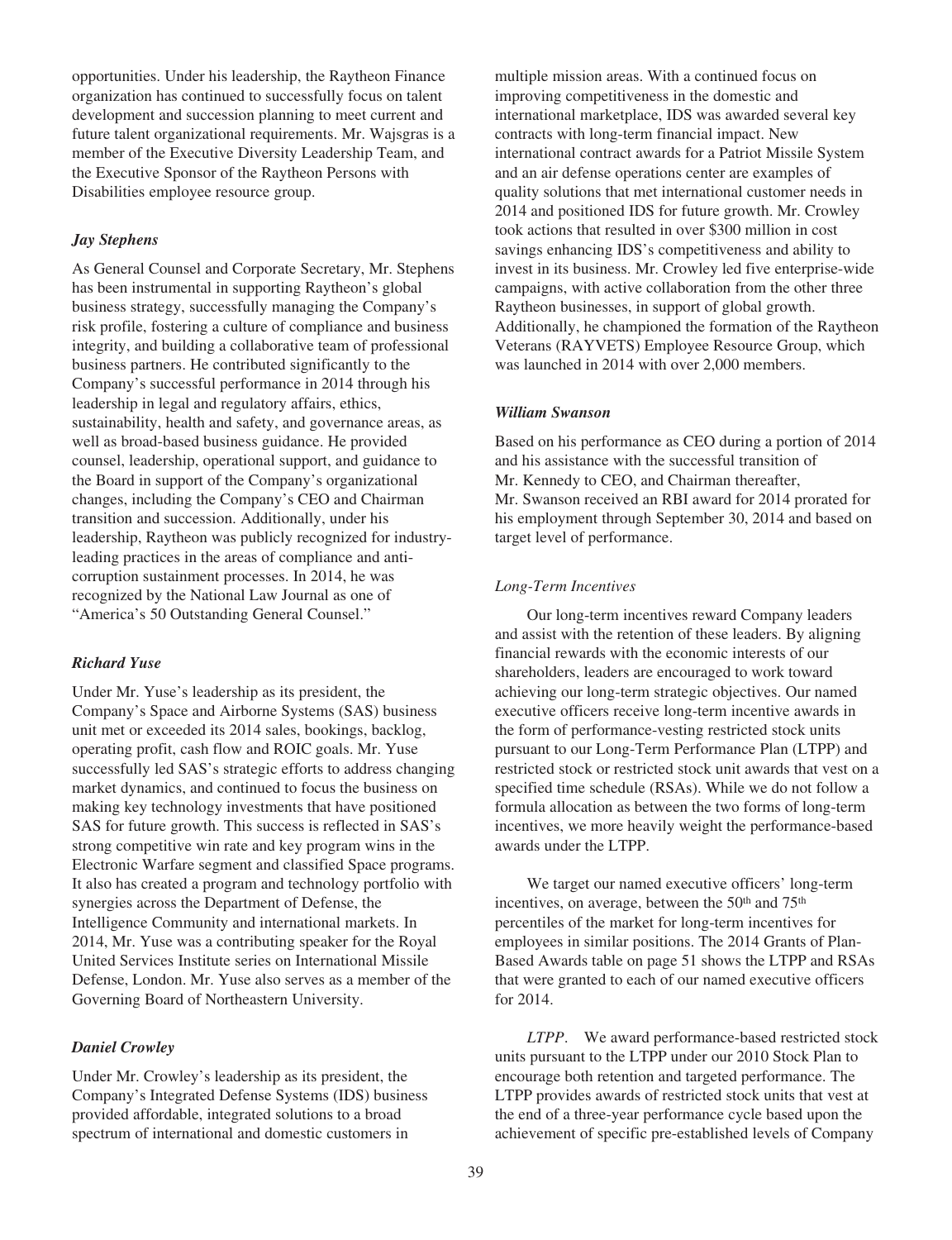opportunities. Under his leadership, the Raytheon Finance organization has continued to successfully focus on talent development and succession planning to meet current and future talent organizational requirements. Mr. Wajsgras is a member of the Executive Diversity Leadership Team, and the Executive Sponsor of the Raytheon Persons with Disabilities employee resource group.

***Jay Stephens***

As General Counsel and Corporate Secretary, Mr. Stephens has been instrumental in supporting Raytheon's global business strategy, successfully managing the Company's risk profile, fostering a culture of compliance and business integrity, and building a collaborative team of professional business partners. He contributed significantly to the Company's successful performance in 2014 through his leadership in legal and regulatory affairs, ethics, sustainability, health and safety, and governance areas, as well as broad-based business guidance. He provided counsel, leadership, operational support, and guidance to the Board in support of the Company's organizational changes, including the Company's CEO and Chairman transition and succession. Additionally, under his leadership, Raytheon was publicly recognized for industry-leading practices in the areas of compliance and anti-corruption sustainment processes. In 2014, he was recognized by the National Law Journal as one of "America's 50 Outstanding General Counsel."

***Richard Yuse***

Under Mr. Yuse's leadership as its president, the Company's Space and Airborne Systems (SAS) business unit met or exceeded its 2014 sales, bookings, backlog, operating profit, cash flow and ROIC goals. Mr. Yuse successfully led SAS's strategic efforts to address changing market dynamics, and continued to focus the business on making key technology investments that have positioned SAS for future growth. This success is reflected in SAS's strong competitive win rate and key program wins in the Electronic Warfare segment and classified Space programs. It also has created a program and technology portfolio with synergies across the Department of Defense, the Intelligence Community and international markets. In 2014, Mr. Yuse was a contributing speaker for the Royal United Services Institute series on International Missile Defense, London. Mr. Yuse also serves as a member of the Governing Board of Northeastern University.

***Daniel Crowley***

Under Mr. Crowley's leadership as its president, the Company's Integrated Defense Systems (IDS) business provided affordable, integrated solutions to a broad spectrum of international and domestic customers in multiple mission areas. With a continued focus on improving competitiveness in the domestic and international marketplace, IDS was awarded several key contracts with long-term financial impact. New international contract awards for a Patriot Missile System and an air defense operations center are examples of quality solutions that met international customer needs in 2014 and positioned IDS for future growth. Mr. Crowley took actions that resulted in over $300 million in cost savings enhancing IDS's competitiveness and ability to invest in its business. Mr. Crowley led five enterprise-wide campaigns, with active collaboration from the other three Raytheon businesses, in support of global growth. Additionally, he championed the formation of the Raytheon Veterans (RAYVETS) Employee Resource Group, which was launched in 2014 with over 2,000 members.

***William Swanson***

Based on his performance as CEO during a portion of 2014 and his assistance with the successful transition of Mr. Kennedy to CEO, and Chairman thereafter, Mr. Swanson received an RBI award for 2014 prorated for his employment through September 30, 2014 and based on target level of performance.

*Long-Term Incentives*

Our long-term incentives reward Company leaders and assist with the retention of these leaders. By aligning financial rewards with the economic interests of our shareholders, leaders are encouraged to work toward achieving our long-term strategic objectives. Our named executive officers receive long-term incentive awards in the form of performance-vesting restricted stock units pursuant to our Long-Term Performance Plan (LTPP) and restricted stock or restricted stock unit awards that vest on a specified time schedule (RSAs). While we do not follow a formula allocation as between the two forms of long-term incentives, we more heavily weight the performance-based awards under the LTPP.

We target our named executive officers' long-term incentives, on average, between the 50th and 75th percentiles of the market for long-term incentives for employees in similar positions. The 2014 Grants of Plan-Based Awards table on page 51 shows the LTPP and RSAs that were granted to each of our named executive officers for 2014.

*LTPP*. We award performance-based restricted stock units pursuant to the LTPP under our 2010 Stock Plan to encourage both retention and targeted performance. The LTPP provides awards of restricted stock units that vest at the end of a three-year performance cycle based upon the achievement of specific pre-established levels of Company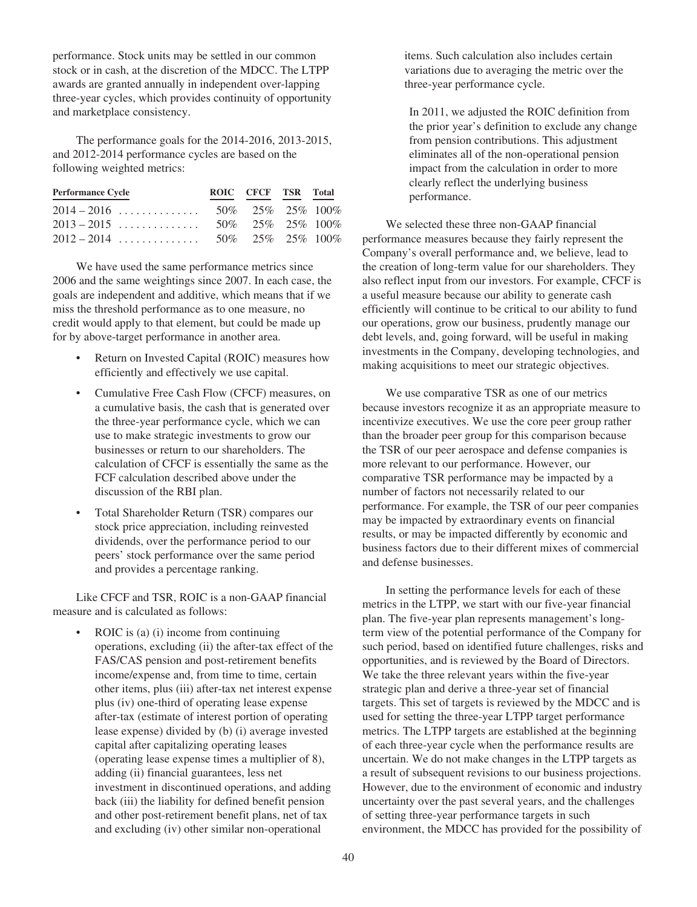performance. Stock units may be settled in our common stock or in cash, at the discretion of the MDCC. The LTPP awards are granted annually in independent over-lapping three-year cycles, which provides continuity of opportunity and marketplace consistency.

The performance goals for the 2014-2016, 2013-2015, and 2012-2014 performance cycles are based on the following weighted metrics:

| Performance Cycle | ROIC | CFCF | TSR | Total |
|---|---|---|---|---|
| 2014 – 2016 | 50% | 25% | 25% | 100% |
| 2013 – 2015 | 50% | 25% | 25% | 100% |
| 2012 – 2014 | 50% | 25% | 25% | 100% |

We have used the same performance metrics since 2006 and the same weightings since 2007. In each case, the goals are independent and additive, which means that if we miss the threshold performance as to one measure, no credit would apply to that element, but could be made up for by above-target performance in another area.

- Return on Invested Capital (ROIC) measures how efficiently and effectively we use capital.
- Cumulative Free Cash Flow (CFCF) measures, on a cumulative basis, the cash that is generated over the three-year performance cycle, which we can use to make strategic investments to grow our businesses or return to our shareholders. The calculation of CFCF is essentially the same as the FCF calculation described above under the discussion of the RBI plan.
- Total Shareholder Return (TSR) compares our stock price appreciation, including reinvested dividends, over the performance period to our peers' stock performance over the same period and provides a percentage ranking.

Like CFCF and TSR, ROIC is a non-GAAP financial measure and is calculated as follows:

- ROIC is (a) (i) income from continuing operations, excluding (ii) the after-tax effect of the FAS/CAS pension and post-retirement benefits income/expense and, from time to time, certain other items, plus (iii) after-tax net interest expense plus (iv) one-third of operating lease expense after-tax (estimate of interest portion of operating lease expense) divided by (b) (i) average invested capital after capitalizing operating leases (operating lease expense times a multiplier of 8), adding (ii) financial guarantees, less net investment in discontinued operations, and adding back (iii) the liability for defined benefit pension and other post-retirement benefit plans, net of tax and excluding (iv) other similar non-operational items. Such calculation also includes certain variations due to averaging the metric over the three-year performance cycle.

  In 2011, we adjusted the ROIC definition from the prior year's definition to exclude any change from pension contributions. This adjustment eliminates all of the non-operational pension impact from the calculation in order to more clearly reflect the underlying business performance.

We selected these three non-GAAP financial performance measures because they fairly represent the Company's overall performance and, we believe, lead to the creation of long-term value for our shareholders. They also reflect input from our investors. For example, CFCF is a useful measure because our ability to generate cash efficiently will continue to be critical to our ability to fund our operations, grow our business, prudently manage our debt levels, and, going forward, will be useful in making investments in the Company, developing technologies, and making acquisitions to meet our strategic objectives.

We use comparative TSR as one of our metrics because investors recognize it as an appropriate measure to incentivize executives. We use the core peer group rather than the broader peer group for this comparison because the TSR of our peer aerospace and defense companies is more relevant to our performance. However, our comparative TSR performance may be impacted by a number of factors not necessarily related to our performance. For example, the TSR of our peer companies may be impacted by extraordinary events on financial results, or may be impacted differently by economic and business factors due to their different mixes of commercial and defense businesses.

In setting the performance levels for each of these metrics in the LTPP, we start with our five-year financial plan. The five-year plan represents management's long-term view of the potential performance of the Company for such period, based on identified future challenges, risks and opportunities, and is reviewed by the Board of Directors. We take the three relevant years within the five-year strategic plan and derive a three-year set of financial targets. This set of targets is reviewed by the MDCC and is used for setting the three-year LTPP target performance metrics. The LTPP targets are established at the beginning of each three-year cycle when the performance results are uncertain. We do not make changes in the LTPP targets as a result of subsequent revisions to our business projections. However, due to the environment of economic and industry uncertainty over the past several years, and the challenges of setting three-year performance targets in such environment, the MDCC has provided for the possibility of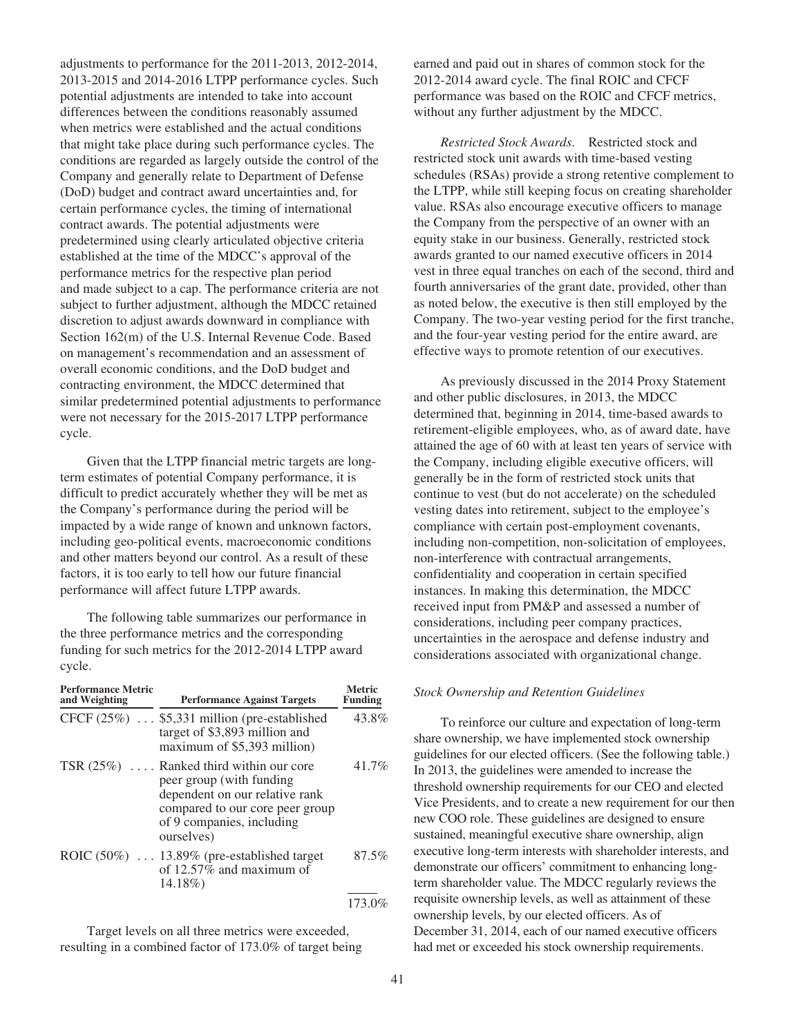adjustments to performance for the 2011-2013, 2012-2014, 2013-2015 and 2014-2016 LTPP performance cycles. Such potential adjustments are intended to take into account differences between the conditions reasonably assumed when metrics were established and the actual conditions that might take place during such performance cycles. The conditions are regarded as largely outside the control of the Company and generally relate to Department of Defense (DoD) budget and contract award uncertainties and, for certain performance cycles, the timing of international contract awards. The potential adjustments were predetermined using clearly articulated objective criteria established at the time of the MDCC's approval of the performance metrics for the respective plan period and made subject to a cap. The performance criteria are not subject to further adjustment, although the MDCC retained discretion to adjust awards downward in compliance with Section 162(m) of the U.S. Internal Revenue Code. Based on management's recommendation and an assessment of overall economic conditions, and the DoD budget and contracting environment, the MDCC determined that similar predetermined potential adjustments to performance were not necessary for the 2015-2017 LTPP performance cycle.

Given that the LTPP financial metric targets are long-term estimates of potential Company performance, it is difficult to predict accurately whether they will be met as the Company's performance during the period will be impacted by a wide range of known and unknown factors, including geo-political events, macroeconomic conditions and other matters beyond our control. As a result of these factors, it is too early to tell how our future financial performance will affect future LTPP awards.

The following table summarizes our performance in the three performance metrics and the corresponding funding for such metrics for the 2012-2014 LTPP award cycle.

| Performance Metric and Weighting | Performance Against Targets | Metric Funding |
|---|---|---|
| CFCF (25%) | $5,331 million (pre-established target of $3,893 million and maximum of $5,393 million) | 43.8% |
| TSR (25%) | Ranked third within our core peer group (with funding dependent on our relative rank compared to our core peer group of 9 companies, including ourselves) | 41.7% |
| ROIC (50%) | 13.89% (pre-established target of 12.57% and maximum of 14.18%) | 87.5% |
| | | 173.0% |

Target levels on all three metrics were exceeded, resulting in a combined factor of 173.0% of target being earned and paid out in shares of common stock for the 2012-2014 award cycle. The final ROIC and CFCF performance was based on the ROIC and CFCF metrics, without any further adjustment by the MDCC.

*Restricted Stock Awards.* Restricted stock and restricted stock unit awards with time-based vesting schedules (RSAs) provide a strong retentive complement to the LTPP, while still keeping focus on creating shareholder value. RSAs also encourage executive officers to manage the Company from the perspective of an owner with an equity stake in our business. Generally, restricted stock awards granted to our named executive officers in 2014 vest in three equal tranches on each of the second, third and fourth anniversaries of the grant date, provided, other than as noted below, the executive is then still employed by the Company. The two-year vesting period for the first tranche, and the four-year vesting period for the entire award, are effective ways to promote retention of our executives.

As previously discussed in the 2014 Proxy Statement and other public disclosures, in 2013, the MDCC determined that, beginning in 2014, time-based awards to retirement-eligible employees, who, as of award date, have attained the age of 60 with at least ten years of service with the Company, including eligible executive officers, will generally be in the form of restricted stock units that continue to vest (but do not accelerate) on the scheduled vesting dates into retirement, subject to the employee's compliance with certain post-employment covenants, including non-competition, non-solicitation of employees, non-interference with contractual arrangements, confidentiality and cooperation in certain specified instances. In making this determination, the MDCC received input from PM&P and assessed a number of considerations, including peer company practices, uncertainties in the aerospace and defense industry and considerations associated with organizational change.

*Stock Ownership and Retention Guidelines*

To reinforce our culture and expectation of long-term share ownership, we have implemented stock ownership guidelines for our elected officers. (See the following table.) In 2013, the guidelines were amended to increase the threshold ownership requirements for our CEO and elected Vice Presidents, and to create a new requirement for our then new COO role. These guidelines are designed to ensure sustained, meaningful executive share ownership, align executive long-term interests with shareholder interests, and demonstrate our officers' commitment to enhancing long-term shareholder value. The MDCC regularly reviews the requisite ownership levels, as well as attainment of these ownership levels, by our elected officers. As of December 31, 2014, each of our named executive officers had met or exceeded his stock ownership requirements.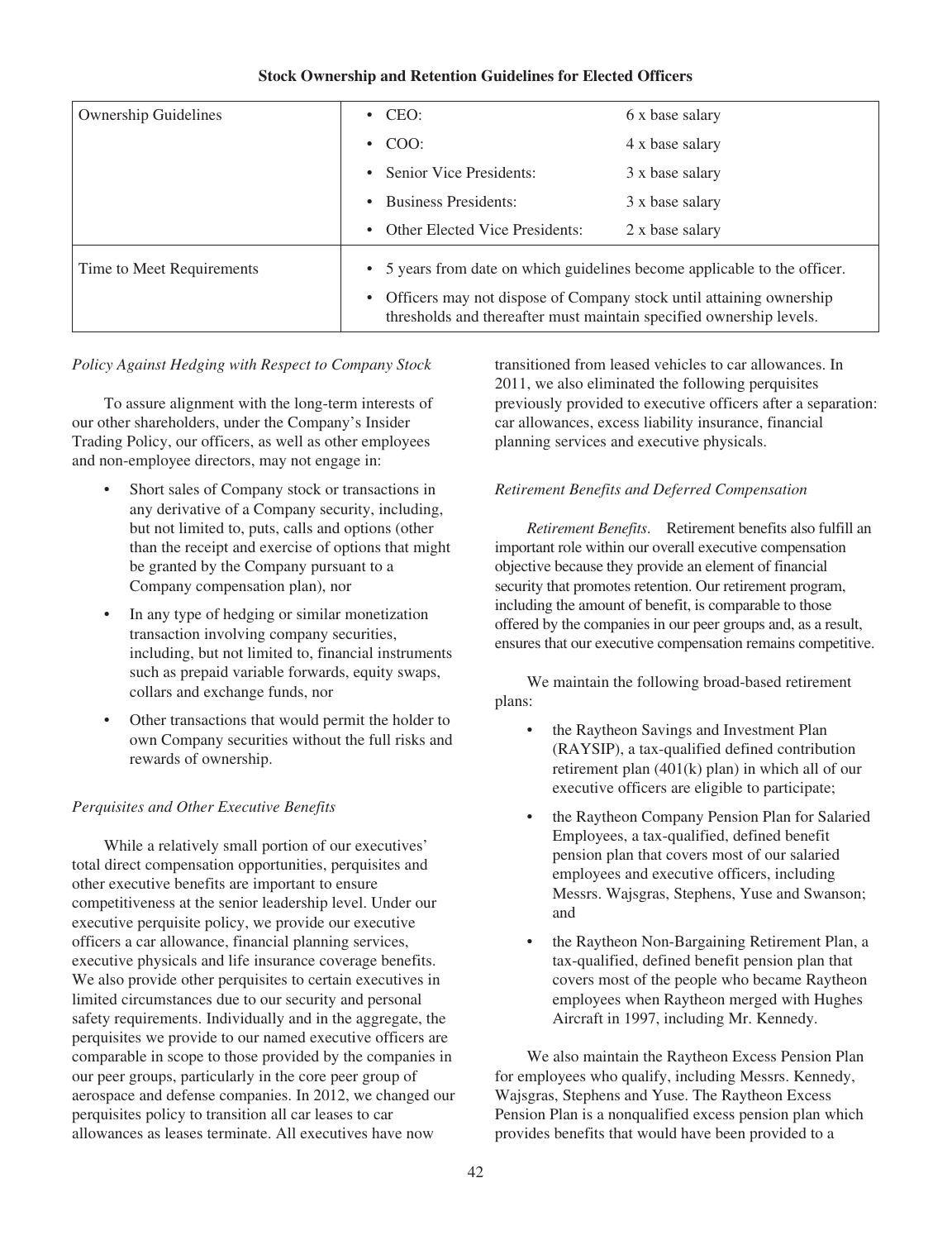**Stock Ownership and Retention Guidelines for Elected Officers**

| | | |
|---|---|---|
| Ownership Guidelines | • CEO: | 6 x base salary |
| | • COO: | 4 x base salary |
| | • Senior Vice Presidents: | 3 x base salary |
| | • Business Presidents: | 3 x base salary |
| | • Other Elected Vice Presidents: | 2 x base salary |
| Time to Meet Requirements | • 5 years from date on which guidelines become applicable to the officer.<br>• Officers may not dispose of Company stock until attaining ownership thresholds and thereafter must maintain specified ownership levels. | |

*Policy Against Hedging with Respect to Company Stock*

To assure alignment with the long-term interests of our other shareholders, under the Company's Insider Trading Policy, our officers, as well as other employees and non-employee directors, may not engage in:

- Short sales of Company stock or transactions in any derivative of a Company security, including, but not limited to, puts, calls and options (other than the receipt and exercise of options that might be granted by the Company pursuant to a Company compensation plan), nor
- In any type of hedging or similar monetization transaction involving company securities, including, but not limited to, financial instruments such as prepaid variable forwards, equity swaps, collars and exchange funds, nor
- Other transactions that would permit the holder to own Company securities without the full risks and rewards of ownership.

*Perquisites and Other Executive Benefits*

While a relatively small portion of our executives' total direct compensation opportunities, perquisites and other executive benefits are important to ensure competitiveness at the senior leadership level. Under our executive perquisite policy, we provide our executive officers a car allowance, financial planning services, executive physicals and life insurance coverage benefits. We also provide other perquisites to certain executives in limited circumstances due to our security and personal safety requirements. Individually and in the aggregate, the perquisites we provide to our named executive officers are comparable in scope to those provided by the companies in our peer groups, particularly in the core peer group of aerospace and defense companies. In 2012, we changed our perquisites policy to transition all car leases to car allowances as leases terminate. All executives have now transitioned from leased vehicles to car allowances. In 2011, we also eliminated the following perquisites previously provided to executive officers after a separation: car allowances, excess liability insurance, financial planning services and executive physicals.

*Retirement Benefits and Deferred Compensation*

*Retirement Benefits*. Retirement benefits also fulfill an important role within our overall executive compensation objective because they provide an element of financial security that promotes retention. Our retirement program, including the amount of benefit, is comparable to those offered by the companies in our peer groups and, as a result, ensures that our executive compensation remains competitive.

We maintain the following broad-based retirement plans:

- the Raytheon Savings and Investment Plan (RAYSIP), a tax-qualified defined contribution retirement plan (401(k) plan) in which all of our executive officers are eligible to participate;
- the Raytheon Company Pension Plan for Salaried Employees, a tax-qualified, defined benefit pension plan that covers most of our salaried employees and executive officers, including Messrs. Wajsgras, Stephens, Yuse and Swanson; and
- the Raytheon Non-Bargaining Retirement Plan, a tax-qualified, defined benefit pension plan that covers most of the people who became Raytheon employees when Raytheon merged with Hughes Aircraft in 1997, including Mr. Kennedy.

We also maintain the Raytheon Excess Pension Plan for employees who qualify, including Messrs. Kennedy, Wajsgras, Stephens and Yuse. The Raytheon Excess Pension Plan is a nonqualified excess pension plan which provides benefits that would have been provided to a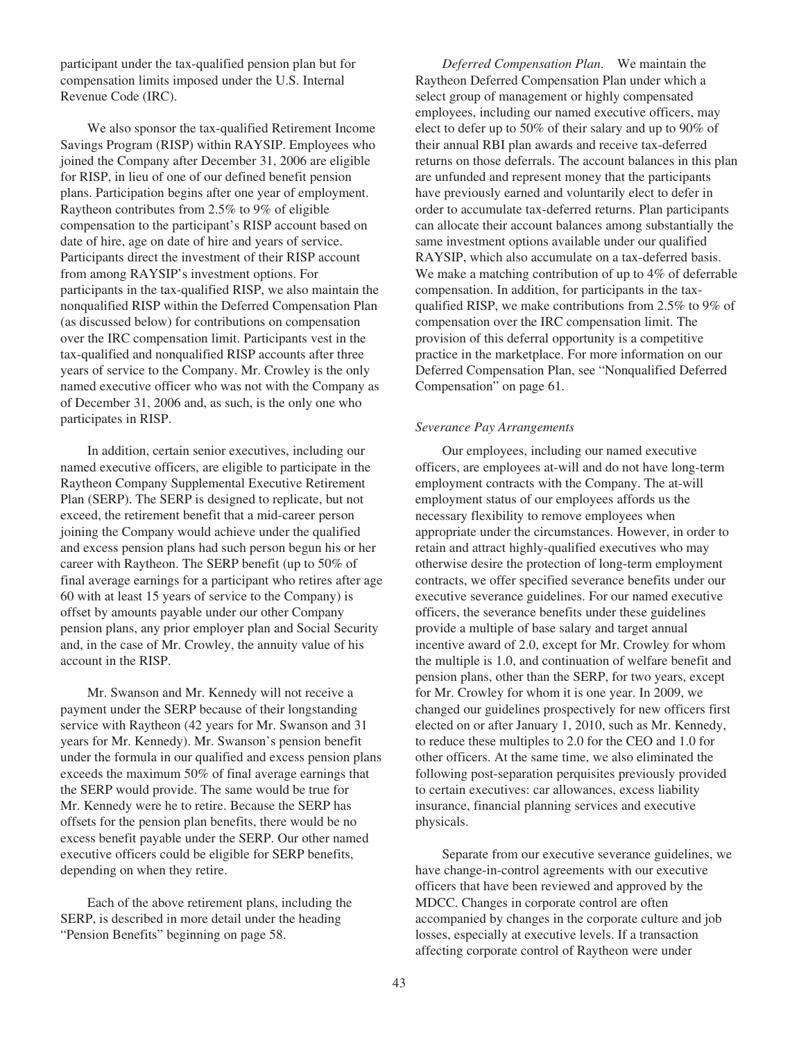participant under the tax-qualified pension plan but for compensation limits imposed under the U.S. Internal Revenue Code (IRC).

We also sponsor the tax-qualified Retirement Income Savings Program (RISP) within RAYSIP. Employees who joined the Company after December 31, 2006 are eligible for RISP, in lieu of one of our defined benefit pension plans. Participation begins after one year of employment. Raytheon contributes from 2.5% to 9% of eligible compensation to the participant's RISP account based on date of hire, age on date of hire and years of service. Participants direct the investment of their RISP account from among RAYSIP's investment options. For participants in the tax-qualified RISP, we also maintain the nonqualified RISP within the Deferred Compensation Plan (as discussed below) for contributions on compensation over the IRC compensation limit. Participants vest in the tax-qualified and nonqualified RISP accounts after three years of service to the Company. Mr. Crowley is the only named executive officer who was not with the Company as of December 31, 2006 and, as such, is the only one who participates in RISP.

In addition, certain senior executives, including our named executive officers, are eligible to participate in the Raytheon Company Supplemental Executive Retirement Plan (SERP). The SERP is designed to replicate, but not exceed, the retirement benefit that a mid-career person joining the Company would achieve under the qualified and excess pension plans had such person begun his or her career with Raytheon. The SERP benefit (up to 50% of final average earnings for a participant who retires after age 60 with at least 15 years of service to the Company) is offset by amounts payable under our other Company pension plans, any prior employer plan and Social Security and, in the case of Mr. Crowley, the annuity value of his account in the RISP.

Mr. Swanson and Mr. Kennedy will not receive a payment under the SERP because of their longstanding service with Raytheon (42 years for Mr. Swanson and 31 years for Mr. Kennedy). Mr. Swanson's pension benefit under the formula in our qualified and excess pension plans exceeds the maximum 50% of final average earnings that the SERP would provide. The same would be true for Mr. Kennedy were he to retire. Because the SERP has offsets for the pension plan benefits, there would be no excess benefit payable under the SERP. Our other named executive officers could be eligible for SERP benefits, depending on when they retire.

Each of the above retirement plans, including the SERP, is described in more detail under the heading "Pension Benefits" beginning on page 58.

*Deferred Compensation Plan.* We maintain the Raytheon Deferred Compensation Plan under which a select group of management or highly compensated employees, including our named executive officers, may elect to defer up to 50% of their salary and up to 90% of their annual RBI plan awards and receive tax-deferred returns on those deferrals. The account balances in this plan are unfunded and represent money that the participants have previously earned and voluntarily elect to defer in order to accumulate tax-deferred returns. Plan participants can allocate their account balances among substantially the same investment options available under our qualified RAYSIP, which also accumulate on a tax-deferred basis. We make a matching contribution of up to 4% of deferrable compensation. In addition, for participants in the tax-qualified RISP, we make contributions from 2.5% to 9% of compensation over the IRC compensation limit. The provision of this deferral opportunity is a competitive practice in the marketplace. For more information on our Deferred Compensation Plan, see "Nonqualified Deferred Compensation" on page 61.

*Severance Pay Arrangements*

Our employees, including our named executive officers, are employees at-will and do not have long-term employment contracts with the Company. The at-will employment status of our employees affords us the necessary flexibility to remove employees when appropriate under the circumstances. However, in order to retain and attract highly-qualified executives who may otherwise desire the protection of long-term employment contracts, we offer specified severance benefits under our executive severance guidelines. For our named executive officers, the severance benefits under these guidelines provide a multiple of base salary and target annual incentive award of 2.0, except for Mr. Crowley for whom the multiple is 1.0, and continuation of welfare benefit and pension plans, other than the SERP, for two years, except for Mr. Crowley for whom it is one year. In 2009, we changed our guidelines prospectively for new officers first elected on or after January 1, 2010, such as Mr. Kennedy, to reduce these multiples to 2.0 for the CEO and 1.0 for other officers. At the same time, we also eliminated the following post-separation perquisites previously provided to certain executives: car allowances, excess liability insurance, financial planning services and executive physicals.

Separate from our executive severance guidelines, we have change-in-control agreements with our executive officers that have been reviewed and approved by the MDCC. Changes in corporate control are often accompanied by changes in the corporate culture and job losses, especially at executive levels. If a transaction affecting corporate control of Raytheon were under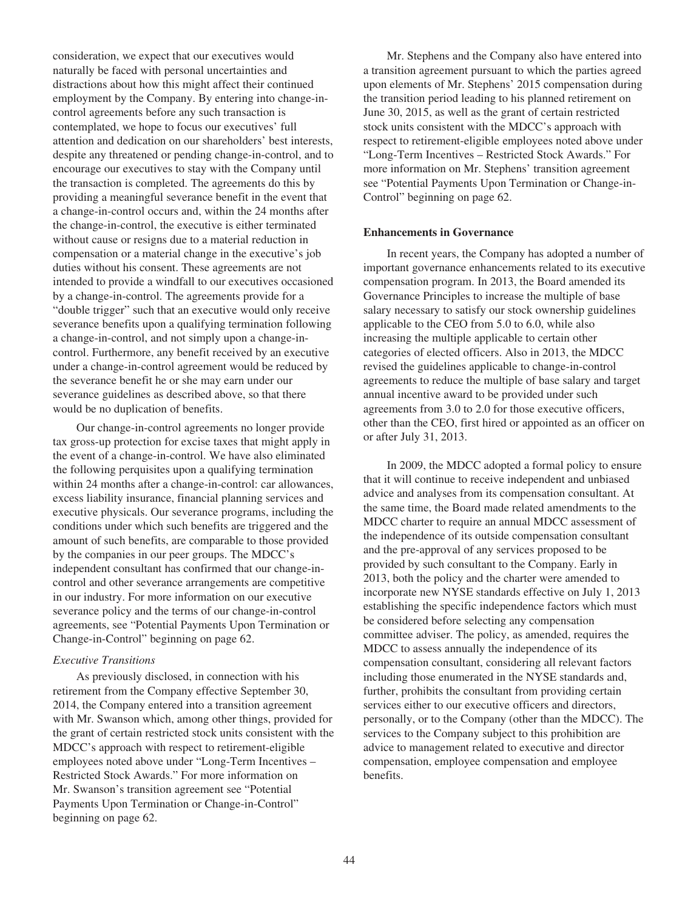consideration, we expect that our executives would naturally be faced with personal uncertainties and distractions about how this might affect their continued employment by the Company. By entering into change-in-control agreements before any such transaction is contemplated, we hope to focus our executives' full attention and dedication on our shareholders' best interests, despite any threatened or pending change-in-control, and to encourage our executives to stay with the Company until the transaction is completed. The agreements do this by providing a meaningful severance benefit in the event that a change-in-control occurs and, within the 24 months after the change-in-control, the executive is either terminated without cause or resigns due to a material reduction in compensation or a material change in the executive's job duties without his consent. These agreements are not intended to provide a windfall to our executives occasioned by a change-in-control. The agreements provide for a "double trigger" such that an executive would only receive severance benefits upon a qualifying termination following a change-in-control, and not simply upon a change-in-control. Furthermore, any benefit received by an executive under a change-in-control agreement would be reduced by the severance benefit he or she may earn under our severance guidelines as described above, so that there would be no duplication of benefits.

Our change-in-control agreements no longer provide tax gross-up protection for excise taxes that might apply in the event of a change-in-control. We have also eliminated the following perquisites upon a qualifying termination within 24 months after a change-in-control: car allowances, excess liability insurance, financial planning services and executive physicals. Our severance programs, including the conditions under which such benefits are triggered and the amount of such benefits, are comparable to those provided by the companies in our peer groups. The MDCC's independent consultant has confirmed that our change-in-control and other severance arrangements are competitive in our industry. For more information on our executive severance policy and the terms of our change-in-control agreements, see "Potential Payments Upon Termination or Change-in-Control" beginning on page 62.

*Executive Transitions*

As previously disclosed, in connection with his retirement from the Company effective September 30, 2014, the Company entered into a transition agreement with Mr. Swanson which, among other things, provided for the grant of certain restricted stock units consistent with the MDCC's approach with respect to retirement-eligible employees noted above under "Long-Term Incentives – Restricted Stock Awards." For more information on Mr. Swanson's transition agreement see "Potential Payments Upon Termination or Change-in-Control" beginning on page 62.

Mr. Stephens and the Company also have entered into a transition agreement pursuant to which the parties agreed upon elements of Mr. Stephens' 2015 compensation during the transition period leading to his planned retirement on June 30, 2015, as well as the grant of certain restricted stock units consistent with the MDCC's approach with respect to retirement-eligible employees noted above under "Long-Term Incentives – Restricted Stock Awards." For more information on Mr. Stephens' transition agreement see "Potential Payments Upon Termination or Change-in-Control" beginning on page 62.

**Enhancements in Governance**

In recent years, the Company has adopted a number of important governance enhancements related to its executive compensation program. In 2013, the Board amended its Governance Principles to increase the multiple of base salary necessary to satisfy our stock ownership guidelines applicable to the CEO from 5.0 to 6.0, while also increasing the multiple applicable to certain other categories of elected officers. Also in 2013, the MDCC revised the guidelines applicable to change-in-control agreements to reduce the multiple of base salary and target annual incentive award to be provided under such agreements from 3.0 to 2.0 for those executive officers, other than the CEO, first hired or appointed as an officer on or after July 31, 2013.

In 2009, the MDCC adopted a formal policy to ensure that it will continue to receive independent and unbiased advice and analyses from its compensation consultant. At the same time, the Board made related amendments to the MDCC charter to require an annual MDCC assessment of the independence of its outside compensation consultant and the pre-approval of any services proposed to be provided by such consultant to the Company. Early in 2013, both the policy and the charter were amended to incorporate new NYSE standards effective on July 1, 2013 establishing the specific independence factors which must be considered before selecting any compensation committee adviser. The policy, as amended, requires the MDCC to assess annually the independence of its compensation consultant, considering all relevant factors including those enumerated in the NYSE standards and, further, prohibits the consultant from providing certain services either to our executive officers and directors, personally, or to the Company (other than the MDCC). The services to the Company subject to this prohibition are advice to management related to executive and director compensation, employee compensation and employee benefits.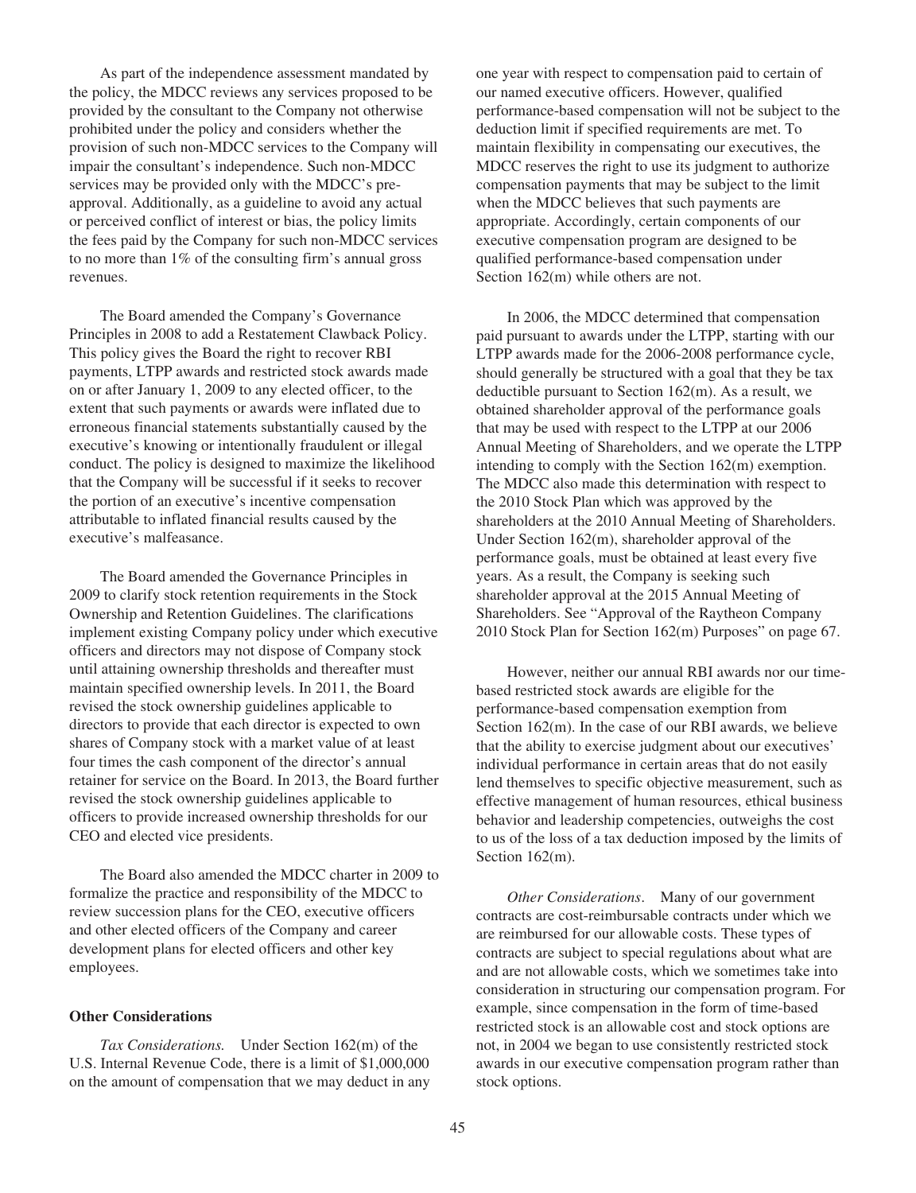As part of the independence assessment mandated by the policy, the MDCC reviews any services proposed to be provided by the consultant to the Company not otherwise prohibited under the policy and considers whether the provision of such non-MDCC services to the Company will impair the consultant's independence. Such non-MDCC services may be provided only with the MDCC's pre-approval. Additionally, as a guideline to avoid any actual or perceived conflict of interest or bias, the policy limits the fees paid by the Company for such non-MDCC services to no more than 1% of the consulting firm's annual gross revenues.

The Board amended the Company's Governance Principles in 2008 to add a Restatement Clawback Policy. This policy gives the Board the right to recover RBI payments, LTPP awards and restricted stock awards made on or after January 1, 2009 to any elected officer, to the extent that such payments or awards were inflated due to erroneous financial statements substantially caused by the executive's knowing or intentionally fraudulent or illegal conduct. The policy is designed to maximize the likelihood that the Company will be successful if it seeks to recover the portion of an executive's incentive compensation attributable to inflated financial results caused by the executive's malfeasance.

The Board amended the Governance Principles in 2009 to clarify stock retention requirements in the Stock Ownership and Retention Guidelines. The clarifications implement existing Company policy under which executive officers and directors may not dispose of Company stock until attaining ownership thresholds and thereafter must maintain specified ownership levels. In 2011, the Board revised the stock ownership guidelines applicable to directors to provide that each director is expected to own shares of Company stock with a market value of at least four times the cash component of the director's annual retainer for service on the Board. In 2013, the Board further revised the stock ownership guidelines applicable to officers to provide increased ownership thresholds for our CEO and elected vice presidents.

The Board also amended the MDCC charter in 2009 to formalize the practice and responsibility of the MDCC to review succession plans for the CEO, executive officers and other elected officers of the Company and career development plans for elected officers and other key employees.

**Other Considerations**

*Tax Considerations.* Under Section 162(m) of the U.S. Internal Revenue Code, there is a limit of $1,000,000 on the amount of compensation that we may deduct in any one year with respect to compensation paid to certain of our named executive officers. However, qualified performance-based compensation will not be subject to the deduction limit if specified requirements are met. To maintain flexibility in compensating our executives, the MDCC reserves the right to use its judgment to authorize compensation payments that may be subject to the limit when the MDCC believes that such payments are appropriate. Accordingly, certain components of our executive compensation program are designed to be qualified performance-based compensation under Section 162(m) while others are not.

In 2006, the MDCC determined that compensation paid pursuant to awards under the LTPP, starting with our LTPP awards made for the 2006-2008 performance cycle, should generally be structured with a goal that they be tax deductible pursuant to Section 162(m). As a result, we obtained shareholder approval of the performance goals that may be used with respect to the LTPP at our 2006 Annual Meeting of Shareholders, and we operate the LTPP intending to comply with the Section 162(m) exemption. The MDCC also made this determination with respect to the 2010 Stock Plan which was approved by the shareholders at the 2010 Annual Meeting of Shareholders. Under Section 162(m), shareholder approval of the performance goals, must be obtained at least every five years. As a result, the Company is seeking such shareholder approval at the 2015 Annual Meeting of Shareholders. See "Approval of the Raytheon Company 2010 Stock Plan for Section 162(m) Purposes" on page 67.

However, neither our annual RBI awards nor our time-based restricted stock awards are eligible for the performance-based compensation exemption from Section 162(m). In the case of our RBI awards, we believe that the ability to exercise judgment about our executives' individual performance in certain areas that do not easily lend themselves to specific objective measurement, such as effective management of human resources, ethical business behavior and leadership competencies, outweighs the cost to us of the loss of a tax deduction imposed by the limits of Section 162(m).

*Other Considerations*. Many of our government contracts are cost-reimbursable contracts under which we are reimbursed for our allowable costs. These types of contracts are subject to special regulations about what are and are not allowable costs, which we sometimes take into consideration in structuring our compensation program. For example, since compensation in the form of time-based restricted stock is an allowable cost and stock options are not, in 2004 we began to use consistently restricted stock awards in our executive compensation program rather than stock options.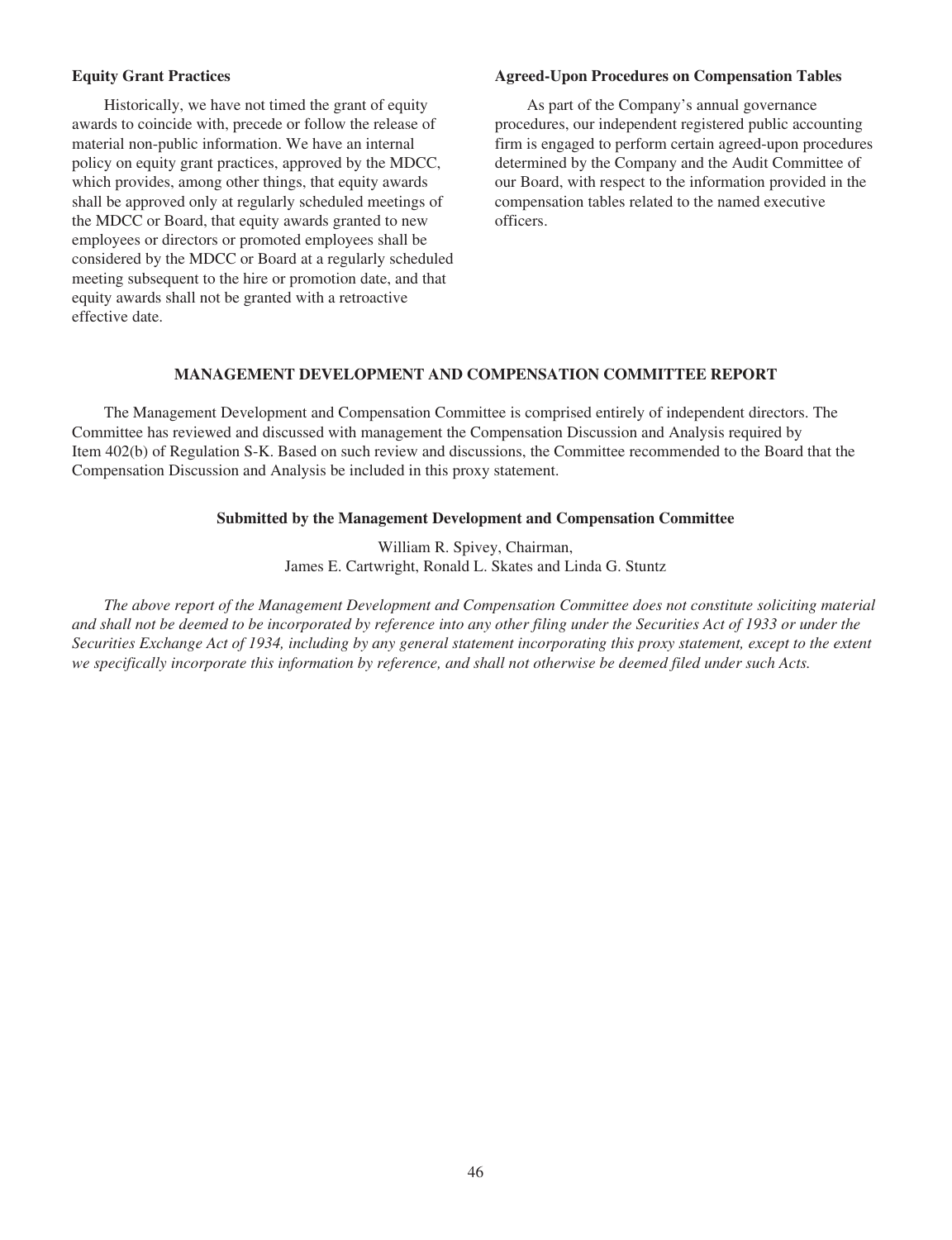**Equity Grant Practices**

Historically, we have not timed the grant of equity awards to coincide with, precede or follow the release of material non-public information. We have an internal policy on equity grant practices, approved by the MDCC, which provides, among other things, that equity awards shall be approved only at regularly scheduled meetings of the MDCC or Board, that equity awards granted to new employees or directors or promoted employees shall be considered by the MDCC or Board at a regularly scheduled meeting subsequent to the hire or promotion date, and that equity awards shall not be granted with a retroactive effective date.

**Agreed-Upon Procedures on Compensation Tables**

As part of the Company's annual governance procedures, our independent registered public accounting firm is engaged to perform certain agreed-upon procedures determined by the Company and the Audit Committee of our Board, with respect to the information provided in the compensation tables related to the named executive officers.

## MANAGEMENT DEVELOPMENT AND COMPENSATION COMMITTEE REPORT

The Management Development and Compensation Committee is comprised entirely of independent directors. The Committee has reviewed and discussed with management the Compensation Discussion and Analysis required by Item 402(b) of Regulation S-K. Based on such review and discussions, the Committee recommended to the Board that the Compensation Discussion and Analysis be included in this proxy statement.

**Submitted by the Management Development and Compensation Committee**

William R. Spivey, Chairman,
James E. Cartwright, Ronald L. Skates and Linda G. Stuntz

*The above report of the Management Development and Compensation Committee does not constitute soliciting material and shall not be deemed to be incorporated by reference into any other filing under the Securities Act of 1933 or under the Securities Exchange Act of 1934, including by any general statement incorporating this proxy statement, except to the extent we specifically incorporate this information by reference, and shall not otherwise be deemed filed under such Acts.*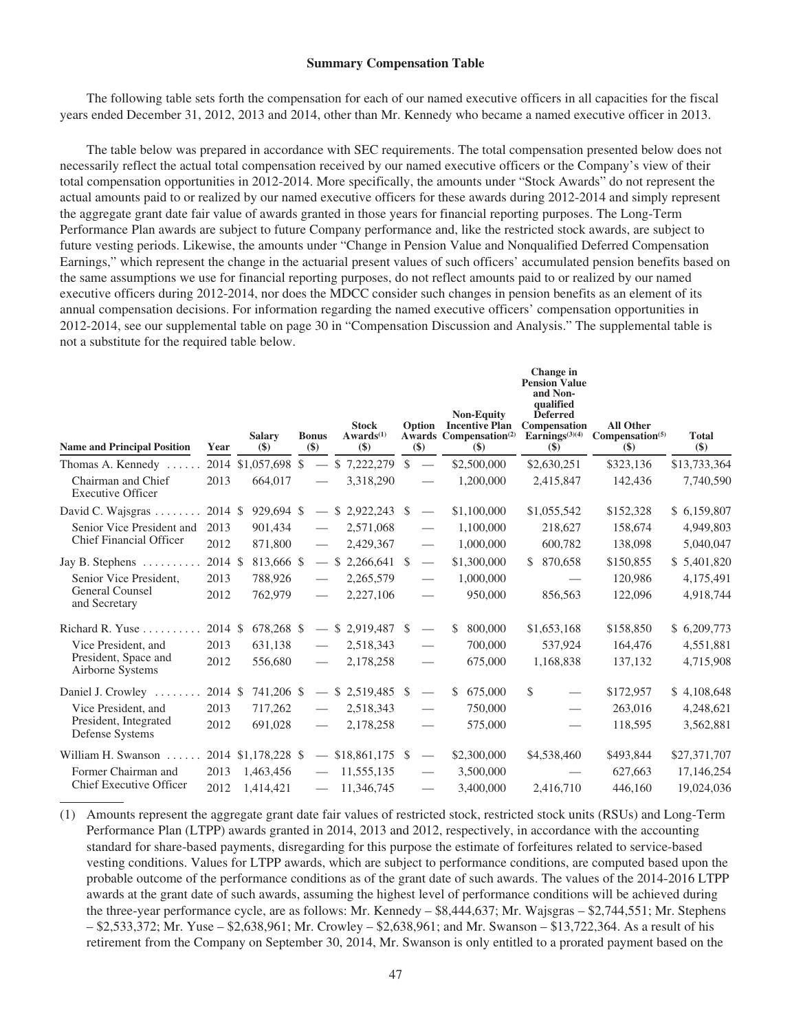**Summary Compensation Table**

The following table sets forth the compensation for each of our named executive officers in all capacities for the fiscal years ended December 31, 2012, 2013 and 2014, other than Mr. Kennedy who became a named executive officer in 2013.

The table below was prepared in accordance with SEC requirements. The total compensation presented below does not necessarily reflect the actual total compensation received by our named executive officers or the Company's view of their total compensation opportunities in 2012-2014. More specifically, the amounts under "Stock Awards" do not represent the actual amounts paid to or realized by our named executive officers for these awards during 2012-2014 and simply represent the aggregate grant date fair value of awards granted in those years for financial reporting purposes. The Long-Term Performance Plan awards are subject to future Company performance and, like the restricted stock awards, are subject to future vesting periods. Likewise, the amounts under "Change in Pension Value and Nonqualified Deferred Compensation Earnings," which represent the change in the actuarial present values of such officers' accumulated pension benefits based on the same assumptions we use for financial reporting purposes, do not reflect amounts paid to or realized by our named executive officers during 2012-2014, nor does the MDCC consider such changes in pension benefits as an element of its annual compensation decisions. For information regarding the named executive officers' compensation opportunities in 2012-2014, see our supplemental table on page 30 in "Compensation Discussion and Analysis." The supplemental table is not a substitute for the required table below.

| Name and Principal Position | Year | Salary ($) | Bonus ($) | Stock Awards[1] ($) | Option Awards ($) | Non-Equity Incentive Plan Compensation[2] ($) | Change in Pension Value and Non-qualified Deferred Compensation Earnings[3][4] ($) | All Other Compensation[5] ($) | Total ($) |
|---|---|---|---|---|---|---|---|---|---|
| Thomas A. Kennedy | 2014 | $1,057,698 | $ — | $ 7,222,279 | $ — | $2,500,000 | $2,630,251 | $323,136 | $13,733,364 |
| Chairman and Chief Executive Officer | 2013 | 664,017 | — | 3,318,290 | — | 1,200,000 | 2,415,847 | 142,436 | 7,740,590 |
| David C. Wajsgras | 2014 | $ 929,694 | $ — | $ 2,922,243 | $ — | $1,100,000 | $1,055,542 | $152,328 | $ 6,159,807 |
| Senior Vice President and | 2013 | 901,434 | — | 2,571,068 | — | 1,100,000 | 218,627 | 158,674 | 4,949,803 |
| Chief Financial Officer | 2012 | 871,800 | — | 2,429,367 | — | 1,000,000 | 600,782 | 138,098 | 5,040,047 |
| Jay B. Stephens | 2014 | $ 813,666 | $ — | $ 2,266,641 | $ — | $1,300,000 | $ 870,658 | $150,855 | $ 5,401,820 |
| Senior Vice President, | 2013 | 788,926 | — | 2,265,579 | — | 1,000,000 | — | 120,986 | 4,175,491 |
| General Counsel and Secretary | 2012 | 762,979 | — | 2,227,106 | — | 950,000 | 856,563 | 122,096 | 4,918,744 |
| Richard R. Yuse | 2014 | $ 678,268 | $ — | $ 2,919,487 | $ — | $ 800,000 | $1,653,168 | $158,850 | $ 6,209,773 |
| Vice President, and | 2013 | 631,138 | — | 2,518,343 | — | 700,000 | 537,924 | 164,476 | 4,551,881 |
| President, Space and Airborne Systems | 2012 | 556,680 | — | 2,178,258 | — | 675,000 | 1,168,838 | 137,132 | 4,715,908 |
| Daniel J. Crowley | 2014 | $ 741,206 | $ — | $ 2,519,485 | $ — | $ 675,000 | $ — | $172,957 | $ 4,108,648 |
| Vice President, and | 2013 | 717,262 | — | 2,518,343 | — | 750,000 | — | 263,016 | 4,248,621 |
| President, Integrated Defense Systems | 2012 | 691,028 | — | 2,178,258 | — | 575,000 | — | 118,595 | 3,562,881 |
| William H. Swanson | 2014 | $1,178,228 | $ — | $18,861,175 | $ — | $2,300,000 | $4,538,460 | $493,844 | $27,371,707 |
| Former Chairman and | 2013 | 1,463,456 | — | 11,555,135 | — | 3,500,000 | — | 627,663 | 17,146,254 |
| Chief Executive Officer | 2012 | 1,414,421 | — | 11,346,745 | — | 3,400,000 | 2,416,710 | 446,160 | 19,024,036 |

(1) Amounts represent the aggregate grant date fair values of restricted stock, restricted stock units (RSUs) and Long-Term Performance Plan (LTPP) awards granted in 2014, 2013 and 2012, respectively, in accordance with the accounting standard for share-based payments, disregarding for this purpose the estimate of forfeitures related to service-based vesting conditions. Values for LTPP awards, which are subject to performance conditions, are computed based upon the probable outcome of the performance conditions as of the grant date of such awards. The values of the 2014-2016 LTPP awards at the grant date of such awards, assuming the highest level of performance conditions will be achieved during the three-year performance cycle, are as follows: Mr. Kennedy – $8,444,637; Mr. Wajsgras – $2,744,551; Mr. Stephens – $2,533,372; Mr. Yuse – $2,638,961; Mr. Crowley – $2,638,961; and Mr. Swanson – $13,722,364. As a result of his retirement from the Company on September 30, 2014, Mr. Swanson is only entitled to a prorated payment based on the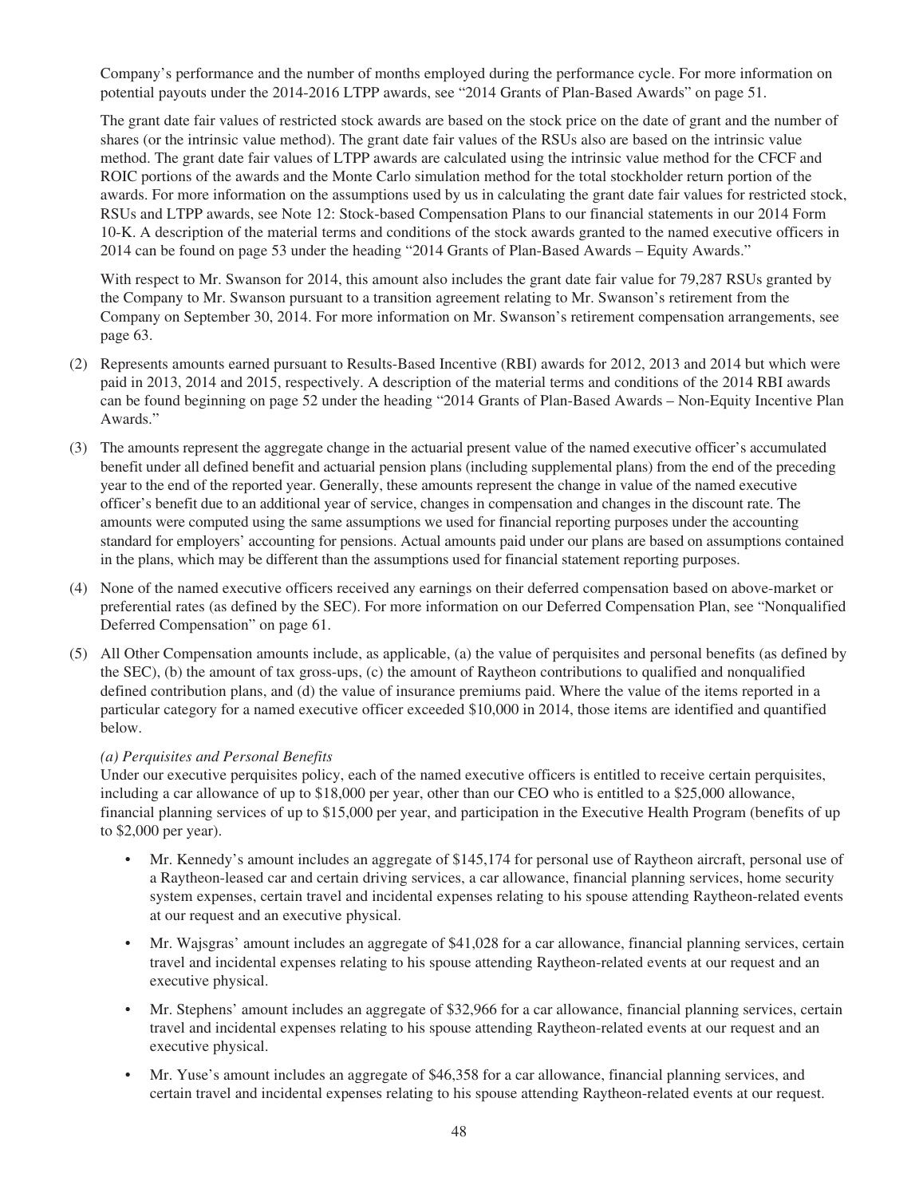Company's performance and the number of months employed during the performance cycle. For more information on potential payouts under the 2014-2016 LTPP awards, see "2014 Grants of Plan-Based Awards" on page 51.

The grant date fair values of restricted stock awards are based on the stock price on the date of grant and the number of shares (or the intrinsic value method). The grant date fair values of the RSUs also are based on the intrinsic value method. The grant date fair values of LTPP awards are calculated using the intrinsic value method for the CFCF and ROIC portions of the awards and the Monte Carlo simulation method for the total stockholder return portion of the awards. For more information on the assumptions used by us in calculating the grant date fair values for restricted stock, RSUs and LTPP awards, see Note 12: Stock-based Compensation Plans to our financial statements in our 2014 Form 10-K. A description of the material terms and conditions of the stock awards granted to the named executive officers in 2014 can be found on page 53 under the heading "2014 Grants of Plan-Based Awards – Equity Awards."

With respect to Mr. Swanson for 2014, this amount also includes the grant date fair value for 79,287 RSUs granted by the Company to Mr. Swanson pursuant to a transition agreement relating to Mr. Swanson's retirement from the Company on September 30, 2014. For more information on Mr. Swanson's retirement compensation arrangements, see page 63.

(2) Represents amounts earned pursuant to Results-Based Incentive (RBI) awards for 2012, 2013 and 2014 but which were paid in 2013, 2014 and 2015, respectively. A description of the material terms and conditions of the 2014 RBI awards can be found beginning on page 52 under the heading "2014 Grants of Plan-Based Awards – Non-Equity Incentive Plan Awards."

(3) The amounts represent the aggregate change in the actuarial present value of the named executive officer's accumulated benefit under all defined benefit and actuarial pension plans (including supplemental plans) from the end of the preceding year to the end of the reported year. Generally, these amounts represent the change in value of the named executive officer's benefit due to an additional year of service, changes in compensation and changes in the discount rate. The amounts were computed using the same assumptions we used for financial reporting purposes under the accounting standard for employers' accounting for pensions. Actual amounts paid under our plans are based on assumptions contained in the plans, which may be different than the assumptions used for financial statement reporting purposes.

(4) None of the named executive officers received any earnings on their deferred compensation based on above-market or preferential rates (as defined by the SEC). For more information on our Deferred Compensation Plan, see "Nonqualified Deferred Compensation" on page 61.

(5) All Other Compensation amounts include, as applicable, (a) the value of perquisites and personal benefits (as defined by the SEC), (b) the amount of tax gross-ups, (c) the amount of Raytheon contributions to qualified and nonqualified defined contribution plans, and (d) the value of insurance premiums paid. Where the value of the items reported in a particular category for a named executive officer exceeded $10,000 in 2014, those items are identified and quantified below.

*(a) Perquisites and Personal Benefits*
Under our executive perquisites policy, each of the named executive officers is entitled to receive certain perquisites, including a car allowance of up to $18,000 per year, other than our CEO who is entitled to a $25,000 allowance, financial planning services of up to $15,000 per year, and participation in the Executive Health Program (benefits of up to $2,000 per year).

- Mr. Kennedy's amount includes an aggregate of $145,174 for personal use of Raytheon aircraft, personal use of a Raytheon-leased car and certain driving services, a car allowance, financial planning services, home security system expenses, certain travel and incidental expenses relating to his spouse attending Raytheon-related events at our request and an executive physical.
- Mr. Wajsgras' amount includes an aggregate of $41,028 for a car allowance, financial planning services, certain travel and incidental expenses relating to his spouse attending Raytheon-related events at our request and an executive physical.
- Mr. Stephens' amount includes an aggregate of $32,966 for a car allowance, financial planning services, certain travel and incidental expenses relating to his spouse attending Raytheon-related events at our request and an executive physical.
- Mr. Yuse's amount includes an aggregate of $46,358 for a car allowance, financial planning services, and certain travel and incidental expenses relating to his spouse attending Raytheon-related events at our request.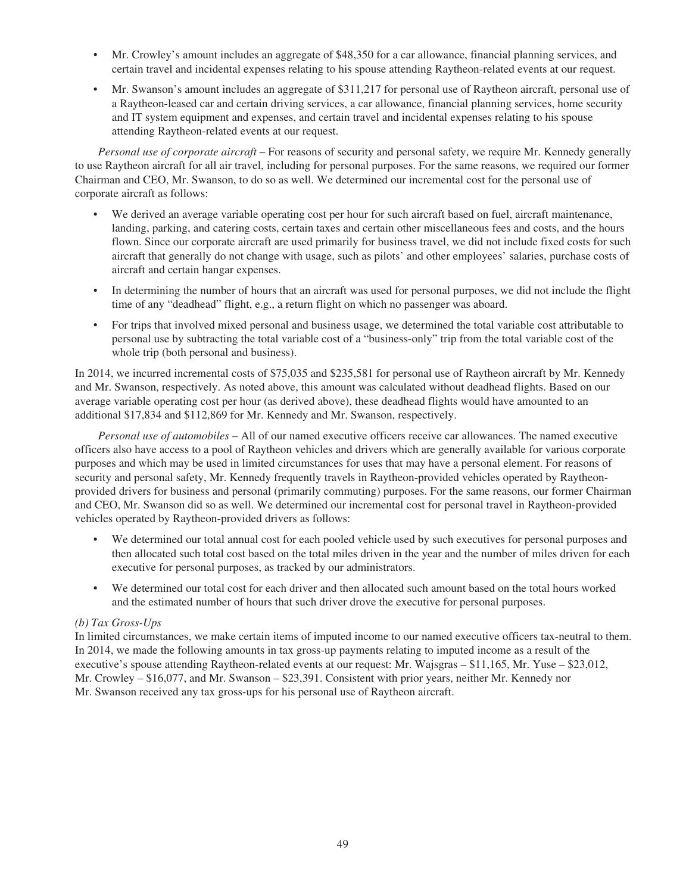- Mr. Crowley's amount includes an aggregate of $48,350 for a car allowance, financial planning services, and certain travel and incidental expenses relating to his spouse attending Raytheon-related events at our request.
- Mr. Swanson's amount includes an aggregate of $311,217 for personal use of Raytheon aircraft, personal use of a Raytheon-leased car and certain driving services, a car allowance, financial planning services, home security and IT system equipment and expenses, and certain travel and incidental expenses relating to his spouse attending Raytheon-related events at our request.

*Personal use of corporate aircraft* – For reasons of security and personal safety, we require Mr. Kennedy generally to use Raytheon aircraft for all air travel, including for personal purposes. For the same reasons, we required our former Chairman and CEO, Mr. Swanson, to do so as well. We determined our incremental cost for the personal use of corporate aircraft as follows:

- We derived an average variable operating cost per hour for such aircraft based on fuel, aircraft maintenance, landing, parking, and catering costs, certain taxes and certain other miscellaneous fees and costs, and the hours flown. Since our corporate aircraft are used primarily for business travel, we did not include fixed costs for such aircraft that generally do not change with usage, such as pilots' and other employees' salaries, purchase costs of aircraft and certain hangar expenses.
- In determining the number of hours that an aircraft was used for personal purposes, we did not include the flight time of any "deadhead" flight, e.g., a return flight on which no passenger was aboard.
- For trips that involved mixed personal and business usage, we determined the total variable cost attributable to personal use by subtracting the total variable cost of a "business-only" trip from the total variable cost of the whole trip (both personal and business).

In 2014, we incurred incremental costs of $75,035 and $235,581 for personal use of Raytheon aircraft by Mr. Kennedy and Mr. Swanson, respectively. As noted above, this amount was calculated without deadhead flights. Based on our average variable operating cost per hour (as derived above), these deadhead flights would have amounted to an additional $17,834 and $112,869 for Mr. Kennedy and Mr. Swanson, respectively.

*Personal use of automobiles* – All of our named executive officers receive car allowances. The named executive officers also have access to a pool of Raytheon vehicles and drivers which are generally available for various corporate purposes and which may be used in limited circumstances for uses that may have a personal element. For reasons of security and personal safety, Mr. Kennedy frequently travels in Raytheon-provided vehicles operated by Raytheon-provided drivers for business and personal (primarily commuting) purposes. For the same reasons, our former Chairman and CEO, Mr. Swanson did so as well. We determined our incremental cost for personal travel in Raytheon-provided vehicles operated by Raytheon-provided drivers as follows:

- We determined our total annual cost for each pooled vehicle used by such executives for personal purposes and then allocated such total cost based on the total miles driven in the year and the number of miles driven for each executive for personal purposes, as tracked by our administrators.
- We determined our total cost for each driver and then allocated such amount based on the total hours worked and the estimated number of hours that such driver drove the executive for personal purposes.

*(b) Tax Gross-Ups*

In limited circumstances, we make certain items of imputed income to our named executive officers tax-neutral to them. In 2014, we made the following amounts in tax gross-up payments relating to imputed income as a result of the executive's spouse attending Raytheon-related events at our request: Mr. Wajsgras – $11,165, Mr. Yuse – $23,012, Mr. Crowley – $16,077, and Mr. Swanson – $23,391. Consistent with prior years, neither Mr. Kennedy nor Mr. Swanson received any tax gross-ups for his personal use of Raytheon aircraft.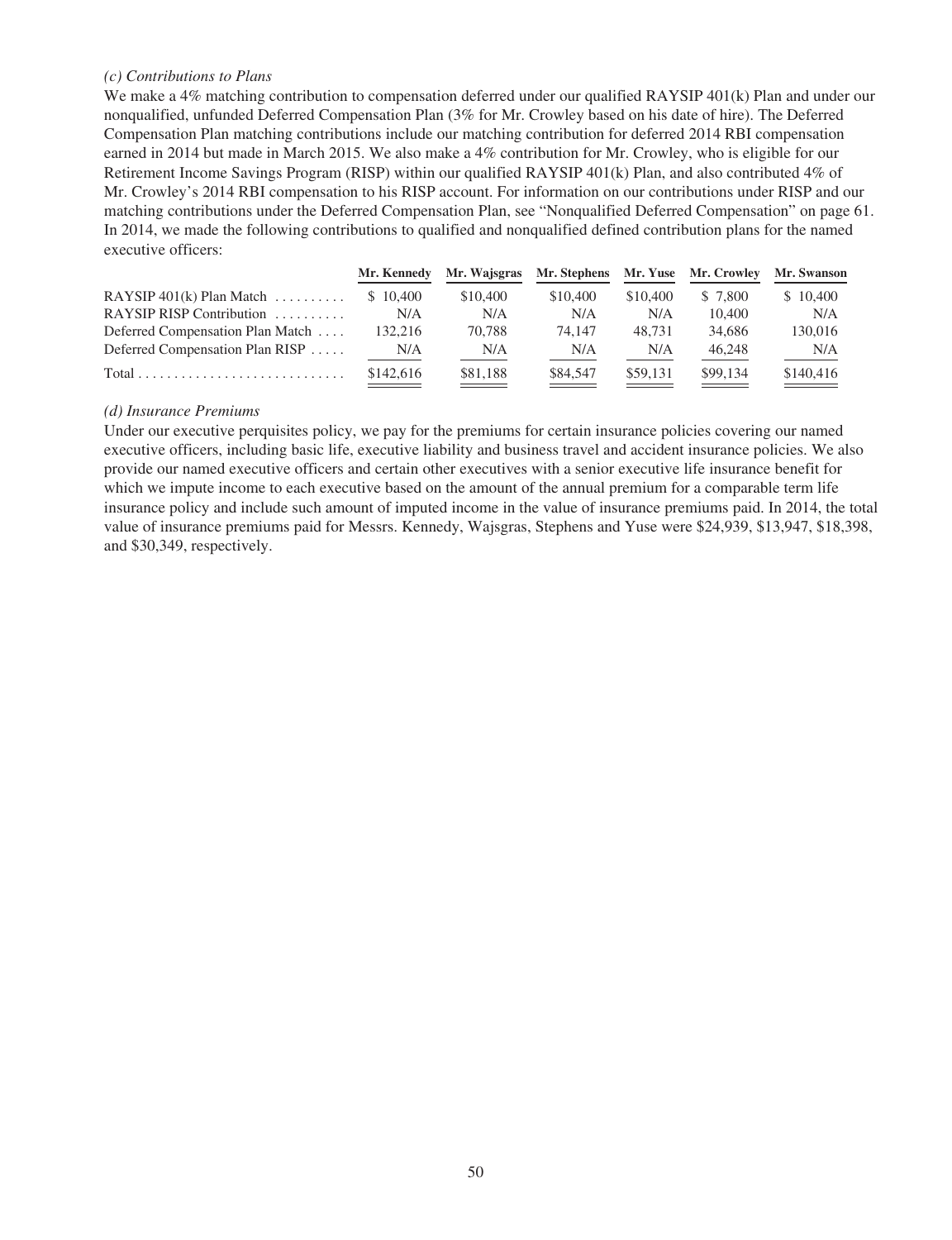*(c) Contributions to Plans*

We make a 4% matching contribution to compensation deferred under our qualified RAYSIP 401(k) Plan and under our nonqualified, unfunded Deferred Compensation Plan (3% for Mr. Crowley based on his date of hire). The Deferred Compensation Plan matching contributions include our matching contribution for deferred 2014 RBI compensation earned in 2014 but made in March 2015. We also make a 4% contribution for Mr. Crowley, who is eligible for our Retirement Income Savings Program (RISP) within our qualified RAYSIP 401(k) Plan, and also contributed 4% of Mr. Crowley's 2014 RBI compensation to his RISP account. For information on our contributions under RISP and our matching contributions under the Deferred Compensation Plan, see "Nonqualified Deferred Compensation" on page 61. In 2014, we made the following contributions to qualified and nonqualified defined contribution plans for the named executive officers:

| | Mr. Kennedy | Mr. Wajsgras | Mr. Stephens | Mr. Yuse | Mr. Crowley | Mr. Swanson |
|---|---|---|---|---|---|---|
| RAYSIP 401(k) Plan Match | $ 10,400 | $10,400 | $10,400 | $10,400 | $ 7,800 | $ 10,400 |
| RAYSIP RISP Contribution | N/A | N/A | N/A | N/A | 10,400 | N/A |
| Deferred Compensation Plan Match | 132,216 | 70,788 | 74,147 | 48,731 | 34,686 | 130,016 |
| Deferred Compensation Plan RISP | N/A | N/A | N/A | N/A | 46,248 | N/A |
| Total | $142,616 | $81,188 | $84,547 | $59,131 | $99,134 | $140,416 |

*(d) Insurance Premiums*

Under our executive perquisites policy, we pay for the premiums for certain insurance policies covering our named executive officers, including basic life, executive liability and business travel and accident insurance policies. We also provide our named executive officers and certain other executives with a senior executive life insurance benefit for which we impute income to each executive based on the amount of the annual premium for a comparable term life insurance policy and include such amount of imputed income in the value of insurance premiums paid. In 2014, the total value of insurance premiums paid for Messrs. Kennedy, Wajsgras, Stephens and Yuse were $24,939, $13,947, $18,398, and $30,349, respectively.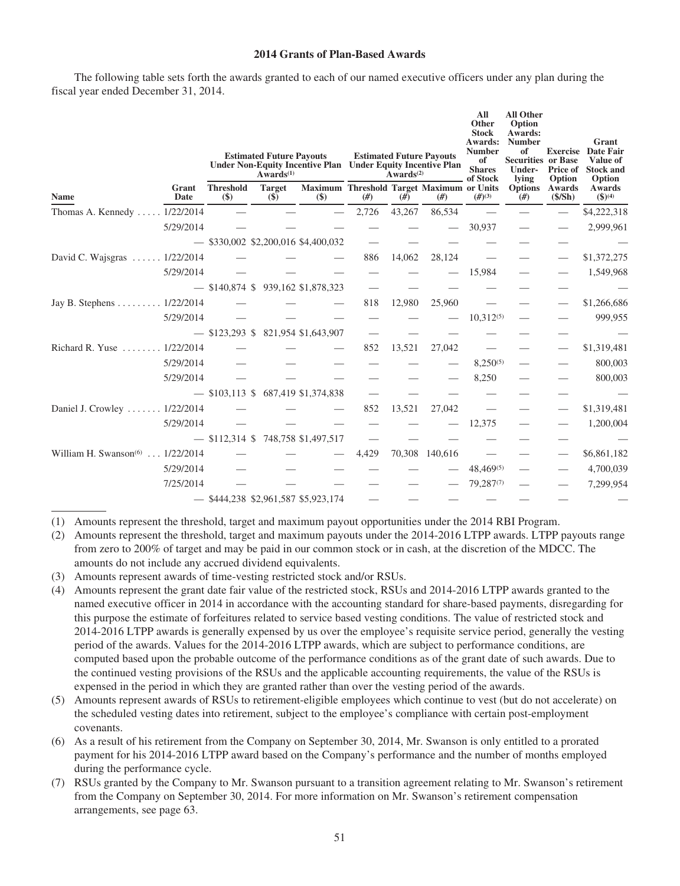**2014 Grants of Plan-Based Awards**

The following table sets forth the awards granted to each of our named executive officers under any plan during the fiscal year ended December 31, 2014.

| Name | Grant Date | Estimated Future Payouts Under Non-Equity Incentive Plan Awards[(1)] | | | Estimated Future Payouts Under Equity Incentive Plan Awards[(2)] | | | All Other Stock Awards: Number of Shares of Stock or Units (#)[(3)] | All Other Option Awards: Number of Securities Underlying Options (#) | Exercise or Base Price of Option Awards ($/Sh) | Grant Date Fair Value of Stock and Option Awards ($)[(4)] |
|---|---|---|---|---|---|---|---|---|---|---|---|
| | | Threshold ($) | Target ($) | Maximum ($) | Threshold (#) | Target (#) | Maximum (#) | | | | |
| Thomas A. Kennedy | 1/22/2014 | — | — | — | 2,726 | 43,267 | 86,534 | — | — | — | $4,222,318 |
| | 5/29/2014 | — | — | — | — | — | — | 30,937 | — | — | 2,999,961 |
| | — | $330,002 | $2,200,016 | $4,400,032 | — | — | — | — | — | — | — |
| David C. Wajsgras | 1/22/2014 | — | — | — | 886 | 14,062 | 28,124 | — | — | — | $1,372,275 |
| | 5/29/2014 | — | — | — | — | — | — | 15,984 | — | — | 1,549,968 |
| | — | $140,874 | $ 939,162 | $1,878,323 | — | — | — | — | — | — | — |
| Jay B. Stephens | 1/22/2014 | — | — | — | 818 | 12,980 | 25,960 | — | — | — | $1,266,686 |
| | 5/29/2014 | — | — | — | — | — | — | 10,312[(5)] | — | — | 999,955 |
| | — | $123,293 | $ 821,954 | $1,643,907 | — | — | — | — | — | — | — |
| Richard R. Yuse | 1/22/2014 | — | — | — | 852 | 13,521 | 27,042 | — | — | — | $1,319,481 |
| | 5/29/2014 | — | — | — | — | — | — | 8,250[(5)] | — | — | 800,003 |
| | 5/29/2014 | — | — | — | — | — | — | 8,250 | — | — | 800,003 |
| | — | $103,113 | $ 687,419 | $1,374,838 | — | — | — | — | — | — | — |
| Daniel J. Crowley | 1/22/2014 | — | — | — | 852 | 13,521 | 27,042 | — | — | — | $1,319,481 |
| | 5/29/2014 | — | — | — | — | — | — | 12,375 | — | — | 1,200,004 |
| | — | $112,314 | $ 748,758 | $1,497,517 | — | — | — | — | — | — | — |
| William H. Swanson[(6)] | 1/22/2014 | — | — | — | 4,429 | 70,308 | 140,616 | — | — | — | $6,861,182 |
| | 5/29/2014 | — | — | — | — | — | — | 48,469[(5)] | — | — | 4,700,039 |
| | 7/25/2014 | — | — | — | — | — | — | 79,287[(7)] | — | — | 7,299,954 |
| | — | $444,238 | $2,961,587 | $5,923,174 | — | — | — | — | — | — | — |

(1) Amounts represent the threshold, target and maximum payout opportunities under the 2014 RBI Program.

(2) Amounts represent the threshold, target and maximum payouts under the 2014-2016 LTPP awards. LTPP payouts range from zero to 200% of target and may be paid in our common stock or in cash, at the discretion of the MDCC. The amounts do not include any accrued dividend equivalents.

(3) Amounts represent awards of time-vesting restricted stock and/or RSUs.

(4) Amounts represent the grant date fair value of the restricted stock, RSUs and 2014-2016 LTPP awards granted to the named executive officer in 2014 in accordance with the accounting standard for share-based payments, disregarding for this purpose the estimate of forfeitures related to service based vesting conditions. The value of restricted stock and 2014-2016 LTPP awards is generally expensed by us over the employee's requisite service period, generally the vesting period of the awards. Values for the 2014-2016 LTPP awards, which are subject to performance conditions, are computed based upon the probable outcome of the performance conditions as of the grant date of such awards. Due to the continued vesting provisions of the RSUs and the applicable accounting requirements, the value of the RSUs is expensed in the period in which they are granted rather than over the vesting period of the awards.

(5) Amounts represent awards of RSUs to retirement-eligible employees which continue to vest (but do not accelerate) on the scheduled vesting dates into retirement, subject to the employee's compliance with certain post-employment covenants.

(6) As a result of his retirement from the Company on September 30, 2014, Mr. Swanson is only entitled to a prorated payment for his 2014-2016 LTPP award based on the Company's performance and the number of months employed during the performance cycle.

(7) RSUs granted by the Company to Mr. Swanson pursuant to a transition agreement relating to Mr. Swanson's retirement from the Company on September 30, 2014. For more information on Mr. Swanson's retirement compensation arrangements, see page 63.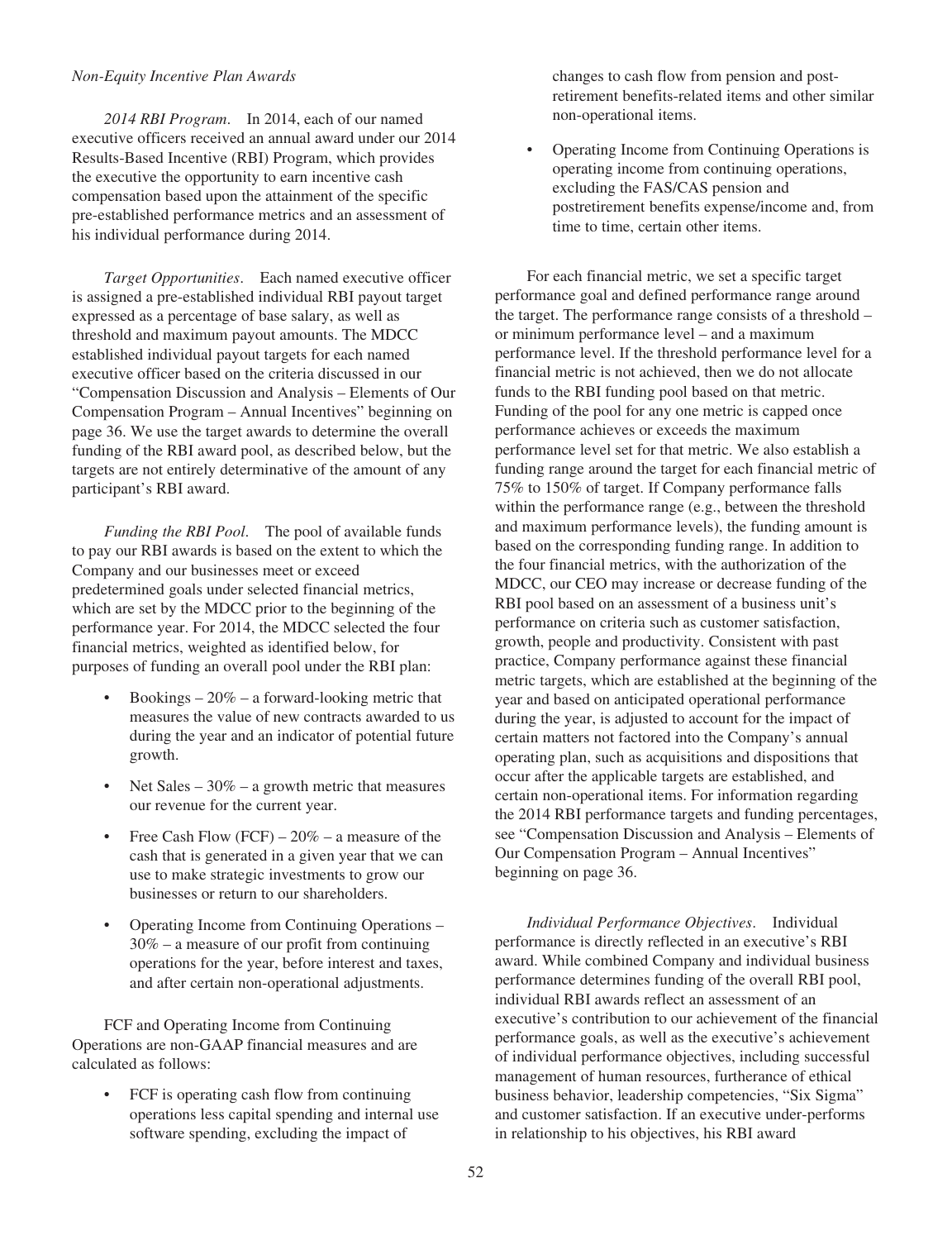*Non-Equity Incentive Plan Awards*

*2014 RBI Program*. In 2014, each of our named executive officers received an annual award under our 2014 Results-Based Incentive (RBI) Program, which provides the executive the opportunity to earn incentive cash compensation based upon the attainment of the specific pre-established performance metrics and an assessment of his individual performance during 2014.

*Target Opportunities*. Each named executive officer is assigned a pre-established individual RBI payout target expressed as a percentage of base salary, as well as threshold and maximum payout amounts. The MDCC established individual payout targets for each named executive officer based on the criteria discussed in our "Compensation Discussion and Analysis – Elements of Our Compensation Program – Annual Incentives" beginning on page 36. We use the target awards to determine the overall funding of the RBI award pool, as described below, but the targets are not entirely determinative of the amount of any participant's RBI award.

*Funding the RBI Pool*. The pool of available funds to pay our RBI awards is based on the extent to which the Company and our businesses meet or exceed predetermined goals under selected financial metrics, which are set by the MDCC prior to the beginning of the performance year. For 2014, the MDCC selected the four financial metrics, weighted as identified below, for purposes of funding an overall pool under the RBI plan:

- Bookings – 20% – a forward-looking metric that measures the value of new contracts awarded to us during the year and an indicator of potential future growth.
- Net Sales – 30% – a growth metric that measures our revenue for the current year.
- Free Cash Flow (FCF) – 20% – a measure of the cash that is generated in a given year that we can use to make strategic investments to grow our businesses or return to our shareholders.
- Operating Income from Continuing Operations – 30% – a measure of our profit from continuing operations for the year, before interest and taxes, and after certain non-operational adjustments.

FCF and Operating Income from Continuing Operations are non-GAAP financial measures and are calculated as follows:

- FCF is operating cash flow from continuing operations less capital spending and internal use software spending, excluding the impact of changes to cash flow from pension and post-retirement benefits-related items and other similar non-operational items.
- Operating Income from Continuing Operations is operating income from continuing operations, excluding the FAS/CAS pension and postretirement benefits expense/income and, from time to time, certain other items.

For each financial metric, we set a specific target performance goal and defined performance range around the target. The performance range consists of a threshold – or minimum performance level – and a maximum performance level. If the threshold performance level for a financial metric is not achieved, then we do not allocate funds to the RBI funding pool based on that metric. Funding of the pool for any one metric is capped once performance achieves or exceeds the maximum performance level set for that metric. We also establish a funding range around the target for each financial metric of 75% to 150% of target. If Company performance falls within the performance range (e.g., between the threshold and maximum performance levels), the funding amount is based on the corresponding funding range. In addition to the four financial metrics, with the authorization of the MDCC, our CEO may increase or decrease funding of the RBI pool based on an assessment of a business unit's performance on criteria such as customer satisfaction, growth, people and productivity. Consistent with past practice, Company performance against these financial metric targets, which are established at the beginning of the year and based on anticipated operational performance during the year, is adjusted to account for the impact of certain matters not factored into the Company's annual operating plan, such as acquisitions and dispositions that occur after the applicable targets are established, and certain non-operational items. For information regarding the 2014 RBI performance targets and funding percentages, see "Compensation Discussion and Analysis – Elements of Our Compensation Program – Annual Incentives" beginning on page 36.

*Individual Performance Objectives*. Individual performance is directly reflected in an executive's RBI award. While combined Company and individual business performance determines funding of the overall RBI pool, individual RBI awards reflect an assessment of an executive's contribution to our achievement of the financial performance goals, as well as the executive's achievement of individual performance objectives, including successful management of human resources, furtherance of ethical business behavior, leadership competencies, "Six Sigma" and customer satisfaction. If an executive under-performs in relationship to his objectives, his RBI award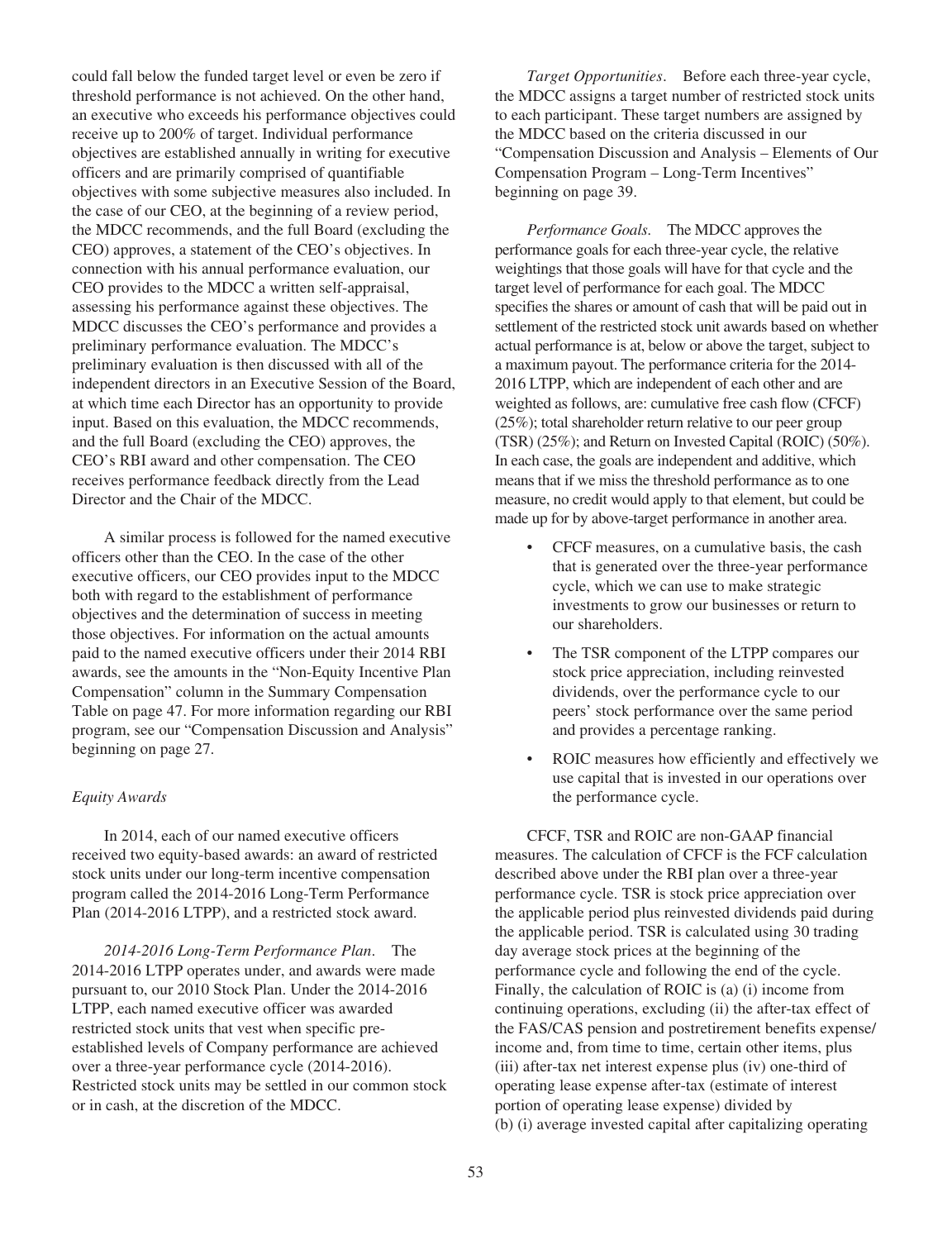could fall below the funded target level or even be zero if threshold performance is not achieved. On the other hand, an executive who exceeds his performance objectives could receive up to 200% of target. Individual performance objectives are established annually in writing for executive officers and are primarily comprised of quantifiable objectives with some subjective measures also included. In the case of our CEO, at the beginning of a review period, the MDCC recommends, and the full Board (excluding the CEO) approves, a statement of the CEO's objectives. In connection with his annual performance evaluation, our CEO provides to the MDCC a written self-appraisal, assessing his performance against these objectives. The MDCC discusses the CEO's performance and provides a preliminary performance evaluation. The MDCC's preliminary evaluation is then discussed with all of the independent directors in an Executive Session of the Board, at which time each Director has an opportunity to provide input. Based on this evaluation, the MDCC recommends, and the full Board (excluding the CEO) approves, the CEO's RBI award and other compensation. The CEO receives performance feedback directly from the Lead Director and the Chair of the MDCC.

A similar process is followed for the named executive officers other than the CEO. In the case of the other executive officers, our CEO provides input to the MDCC both with regard to the establishment of performance objectives and the determination of success in meeting those objectives. For information on the actual amounts paid to the named executive officers under their 2014 RBI awards, see the amounts in the "Non-Equity Incentive Plan Compensation" column in the Summary Compensation Table on page 47. For more information regarding our RBI program, see our "Compensation Discussion and Analysis" beginning on page 27.

*Equity Awards*

In 2014, each of our named executive officers received two equity-based awards: an award of restricted stock units under our long-term incentive compensation program called the 2014-2016 Long-Term Performance Plan (2014-2016 LTPP), and a restricted stock award.

*2014-2016 Long-Term Performance Plan*. The 2014-2016 LTPP operates under, and awards were made pursuant to, our 2010 Stock Plan. Under the 2014-2016 LTPP, each named executive officer was awarded restricted stock units that vest when specific pre-established levels of Company performance are achieved over a three-year performance cycle (2014-2016). Restricted stock units may be settled in our common stock or in cash, at the discretion of the MDCC.

*Target Opportunities*. Before each three-year cycle, the MDCC assigns a target number of restricted stock units to each participant. These target numbers are assigned by the MDCC based on the criteria discussed in our "Compensation Discussion and Analysis – Elements of Our Compensation Program – Long-Term Incentives" beginning on page 39.

*Performance Goals*. The MDCC approves the performance goals for each three-year cycle, the relative weightings that those goals will have for that cycle and the target level of performance for each goal. The MDCC specifies the shares or amount of cash that will be paid out in settlement of the restricted stock unit awards based on whether actual performance is at, below or above the target, subject to a maximum payout. The performance criteria for the 2014-2016 LTPP, which are independent of each other and are weighted as follows, are: cumulative free cash flow (CFCF) (25%); total shareholder return relative to our peer group (TSR) (25%); and Return on Invested Capital (ROIC) (50%). In each case, the goals are independent and additive, which means that if we miss the threshold performance as to one measure, no credit would apply to that element, but could be made up for by above-target performance in another area.

- CFCF measures, on a cumulative basis, the cash that is generated over the three-year performance cycle, which we can use to make strategic investments to grow our businesses or return to our shareholders.
- The TSR component of the LTPP compares our stock price appreciation, including reinvested dividends, over the performance cycle to our peers' stock performance over the same period and provides a percentage ranking.
- ROIC measures how efficiently and effectively we use capital that is invested in our operations over the performance cycle.

CFCF, TSR and ROIC are non-GAAP financial measures. The calculation of CFCF is the FCF calculation described above under the RBI plan over a three-year performance cycle. TSR is stock price appreciation over the applicable period plus reinvested dividends paid during the applicable period. TSR is calculated using 30 trading day average stock prices at the beginning of the performance cycle and following the end of the cycle. Finally, the calculation of ROIC is (a) (i) income from continuing operations, excluding (ii) the after-tax effect of the FAS/CAS pension and postretirement benefits expense/income and, from time to time, certain other items, plus (iii) after-tax net interest expense plus (iv) one-third of operating lease expense after-tax (estimate of interest portion of operating lease expense) divided by (b) (i) average invested capital after capitalizing operating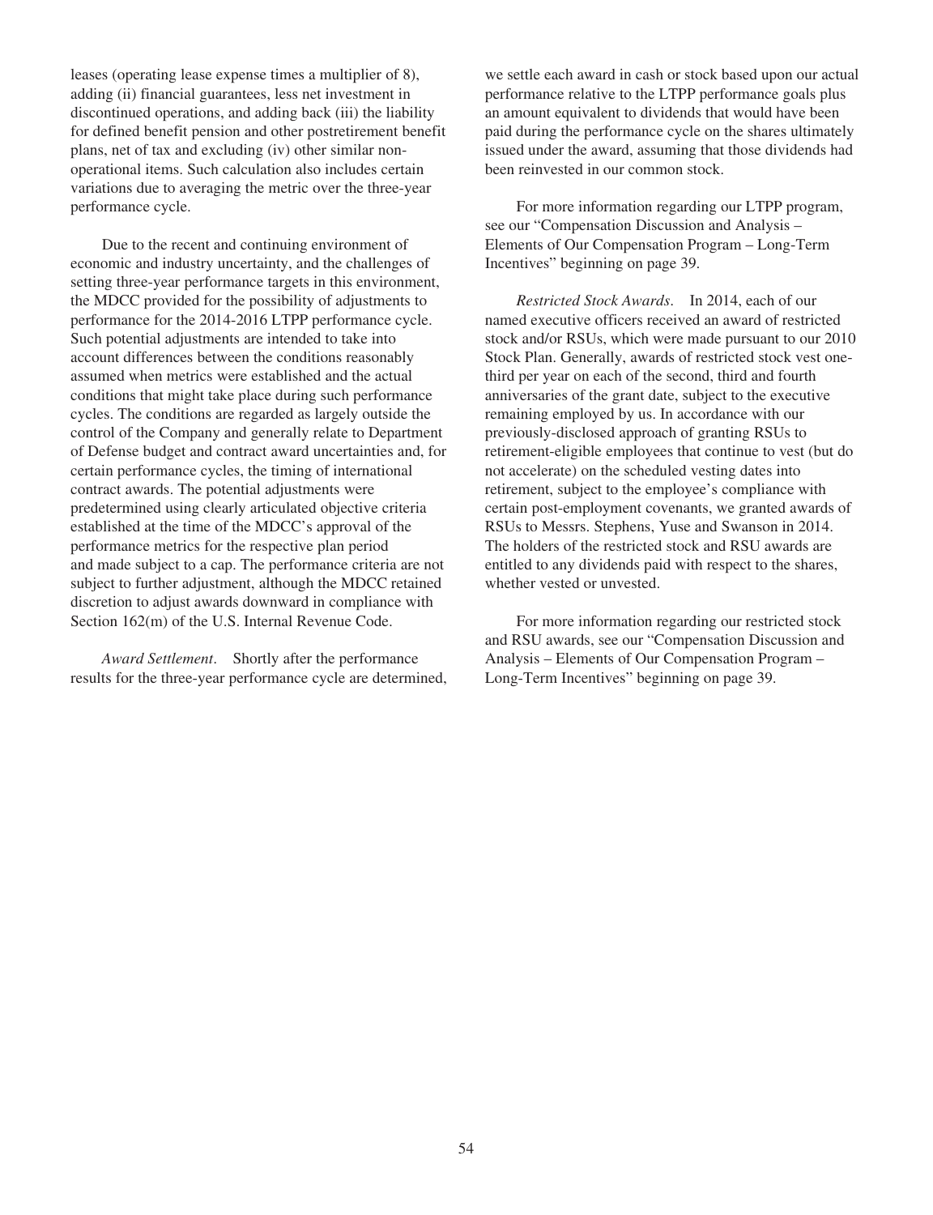leases (operating lease expense times a multiplier of 8), adding (ii) financial guarantees, less net investment in discontinued operations, and adding back (iii) the liability for defined benefit pension and other postretirement benefit plans, net of tax and excluding (iv) other similar non-operational items. Such calculation also includes certain variations due to averaging the metric over the three-year performance cycle.

Due to the recent and continuing environment of economic and industry uncertainty, and the challenges of setting three-year performance targets in this environment, the MDCC provided for the possibility of adjustments to performance for the 2014-2016 LTPP performance cycle. Such potential adjustments are intended to take into account differences between the conditions reasonably assumed when metrics were established and the actual conditions that might take place during such performance cycles. The conditions are regarded as largely outside the control of the Company and generally relate to Department of Defense budget and contract award uncertainties and, for certain performance cycles, the timing of international contract awards. The potential adjustments were predetermined using clearly articulated objective criteria established at the time of the MDCC's approval of the performance metrics for the respective plan period and made subject to a cap. The performance criteria are not subject to further adjustment, although the MDCC retained discretion to adjust awards downward in compliance with Section 162(m) of the U.S. Internal Revenue Code.

*Award Settlement*. Shortly after the performance results for the three-year performance cycle are determined, we settle each award in cash or stock based upon our actual performance relative to the LTPP performance goals plus an amount equivalent to dividends that would have been paid during the performance cycle on the shares ultimately issued under the award, assuming that those dividends had been reinvested in our common stock.

For more information regarding our LTPP program, see our "Compensation Discussion and Analysis – Elements of Our Compensation Program – Long-Term Incentives" beginning on page 39.

*Restricted Stock Awards*. In 2014, each of our named executive officers received an award of restricted stock and/or RSUs, which were made pursuant to our 2010 Stock Plan. Generally, awards of restricted stock vest one-third per year on each of the second, third and fourth anniversaries of the grant date, subject to the executive remaining employed by us. In accordance with our previously-disclosed approach of granting RSUs to retirement-eligible employees that continue to vest (but do not accelerate) on the scheduled vesting dates into retirement, subject to the employee's compliance with certain post-employment covenants, we granted awards of RSUs to Messrs. Stephens, Yuse and Swanson in 2014. The holders of the restricted stock and RSU awards are entitled to any dividends paid with respect to the shares, whether vested or unvested.

For more information regarding our restricted stock and RSU awards, see our "Compensation Discussion and Analysis – Elements of Our Compensation Program – Long-Term Incentives" beginning on page 39.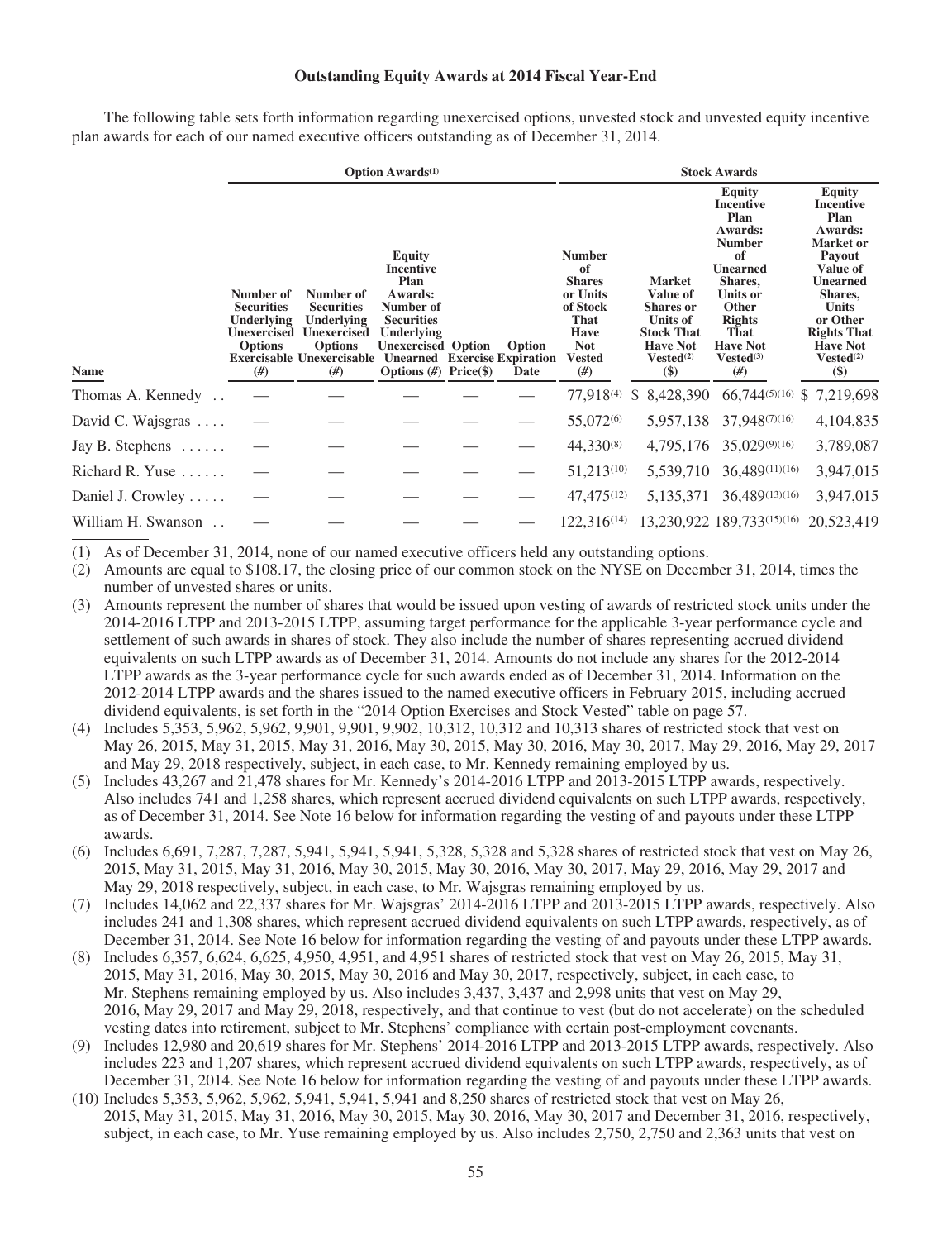### Outstanding Equity Awards at 2014 Fiscal Year-End

The following table sets forth information regarding unexercised options, unvested stock and unvested equity incentive plan awards for each of our named executive officers outstanding as of December 31, 2014.

| | Option Awards[(1)] | | | | | Stock Awards | | | |
|---|---|---|---|---|---|---|---|---|---|
| Name | Number of Securities Underlying Unexercised Options Exercisable (#) | Number of Securities Underlying Unexercised Options Unexercisable (#) | Equity Incentive Plan Awards: Number of Securities Underlying Unexercised Unearned Options (#) | Option Exercise Price($) | Option Expiration Date | Number of Shares or Units of Stock That Have Not Vested (#) | Market Value of Shares or Units of Stock That Have Not Vested[(2)] ($) | Equity Incentive Plan Awards: Number of Unearned Shares, Units or Other Rights That Have Not Vested[(3)] (#) | Equity Incentive Plan Awards: Market or Payout Value of Unearned Shares, Units or Other Rights That Have Not Vested[(2)] ($) |
| Thomas A. Kennedy | — | — | — | — | — | 77,918[(4)] | $ 8,428,390 | 66,744[(5)(16)] | $ 7,219,698 |
| David C. Wajsgras | — | — | — | — | — | 55,072[(6)] | 5,957,138 | 37,948[(7)(16)] | 4,104,835 |
| Jay B. Stephens | — | — | — | — | — | 44,330[(8)] | 4,795,176 | 35,029[(9)(16)] | 3,789,087 |
| Richard R. Yuse | — | — | — | — | — | 51,213[(10)] | 5,539,710 | 36,489[(11)(16)] | 3,947,015 |
| Daniel J. Crowley | — | — | — | — | — | 47,475[(12)] | 5,135,371 | 36,489[(13)(16)] | 3,947,015 |
| William H. Swanson | — | — | — | — | — | 122,316[(14)] | 13,230,922 | 189,733[(15)(16)] | 20,523,419 |

(1) As of December 31, 2014, none of our named executive officers held any outstanding options.

(2) Amounts are equal to $108.17, the closing price of our common stock on the NYSE on December 31, 2014, times the number of unvested shares or units.

(3) Amounts represent the number of shares that would be issued upon vesting of awards of restricted stock units under the 2014-2016 LTPP and 2013-2015 LTPP, assuming target performance for the applicable 3-year performance cycle and settlement of such awards in shares of stock. They also include the number of shares representing accrued dividend equivalents on such LTPP awards as of December 31, 2014. Amounts do not include any shares for the 2012-2014 LTPP awards as the 3-year performance cycle for such awards ended as of December 31, 2014. Information on the 2012-2014 LTPP awards and the shares issued to the named executive officers in February 2015, including accrued dividend equivalents, is set forth in the "2014 Option Exercises and Stock Vested" table on page 57.

(4) Includes 5,353, 5,962, 5,962, 9,901, 9,901, 9,902, 10,312, 10,312 and 10,313 shares of restricted stock that vest on May 26, 2015, May 31, 2015, May 31, 2016, May 30, 2015, May 30, 2016, May 30, 2017, May 29, 2016, May 29, 2017 and May 29, 2018 respectively, subject, in each case, to Mr. Kennedy remaining employed by us.

(5) Includes 43,267 and 21,478 shares for Mr. Kennedy's 2014-2016 LTPP and 2013-2015 LTPP awards, respectively. Also includes 741 and 1,258 shares, which represent accrued dividend equivalents on such LTPP awards, respectively, as of December 31, 2014. See Note 16 below for information regarding the vesting of and payouts under these LTPP awards.

(6) Includes 6,691, 7,287, 7,287, 5,941, 5,941, 5,941, 5,328, 5,328 and 5,328 shares of restricted stock that vest on May 26, 2015, May 31, 2015, May 31, 2016, May 30, 2015, May 30, 2016, May 30, 2017, May 29, 2016, May 29, 2017 and May 29, 2018 respectively, subject, in each case, to Mr. Wajsgras remaining employed by us.

(7) Includes 14,062 and 22,337 shares for Mr. Wajsgras' 2014-2016 LTPP and 2013-2015 LTPP awards, respectively. Also includes 241 and 1,308 shares, which represent accrued dividend equivalents on such LTPP awards, respectively, as of December 31, 2014. See Note 16 below for information regarding the vesting of and payouts under these LTPP awards.

(8) Includes 6,357, 6,624, 6,625, 4,950, 4,951, and 4,951 shares of restricted stock that vest on May 26, 2015, May 31, 2015, May 31, 2016, May 30, 2015, May 30, 2016 and May 30, 2017, respectively, subject, in each case, to Mr. Stephens remaining employed by us. Also includes 3,437, 3,437 and 2,998 units that vest on May 29, 2016, May 29, 2017 and May 29, 2018, respectively, and that continue to vest (but do not accelerate) on the scheduled vesting dates into retirement, subject to Mr. Stephens' compliance with certain post-employment covenants.

(9) Includes 12,980 and 20,619 shares for Mr. Stephens' 2014-2016 LTPP and 2013-2015 LTPP awards, respectively. Also includes 223 and 1,207 shares, which represent accrued dividend equivalents on such LTPP awards, respectively, as of December 31, 2014. See Note 16 below for information regarding the vesting of and payouts under these LTPP awards.

(10) Includes 5,353, 5,962, 5,962, 5,941, 5,941, 5,941 and 8,250 shares of restricted stock that vest on May 26, 2015, May 31, 2015, May 31, 2016, May 30, 2015, May 30, 2016, May 30, 2017 and December 31, 2016, respectively, subject, in each case, to Mr. Yuse remaining employed by us. Also includes 2,750, 2,750 and 2,363 units that vest on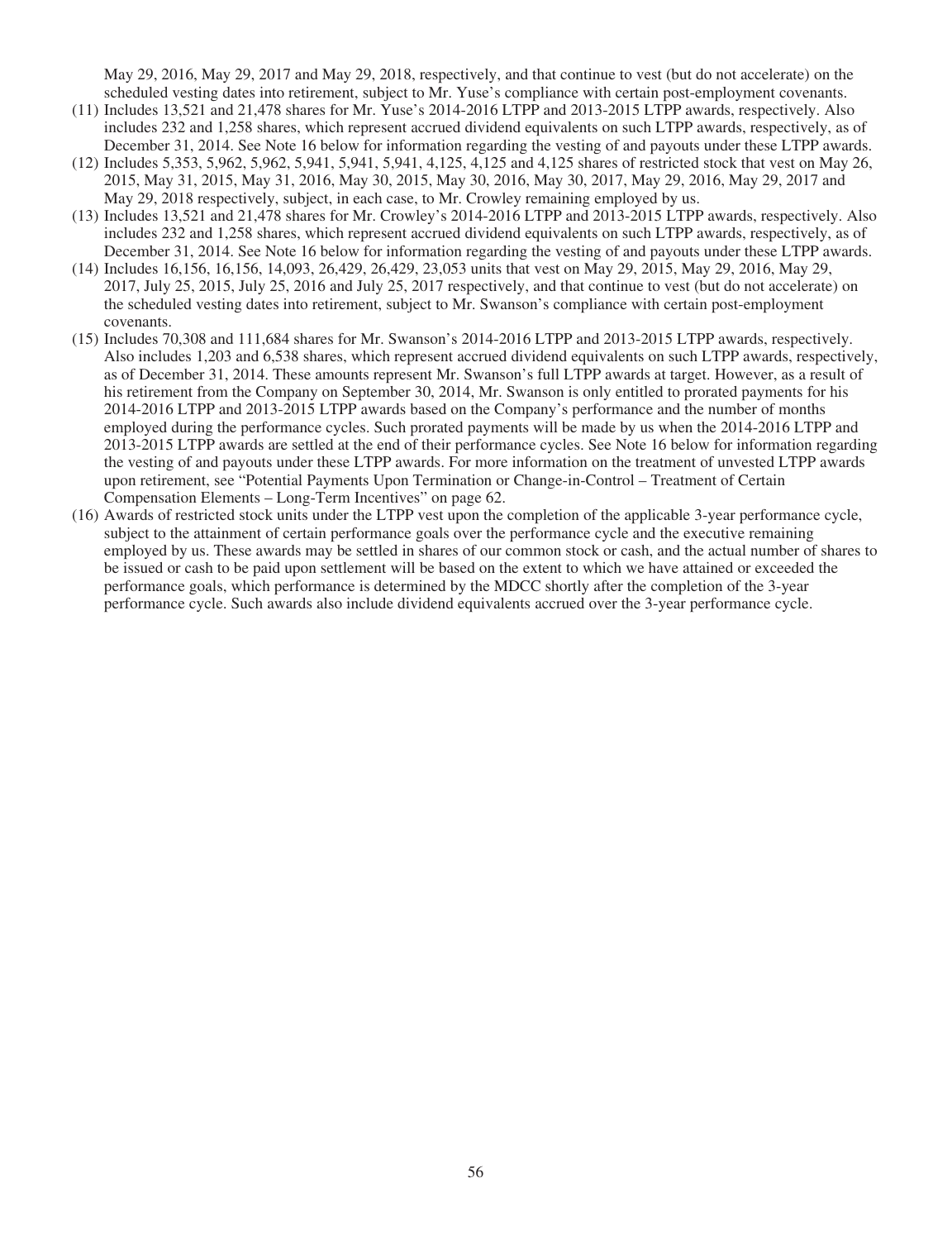May 29, 2016, May 29, 2017 and May 29, 2018, respectively, and that continue to vest (but do not accelerate) on the scheduled vesting dates into retirement, subject to Mr. Yuse's compliance with certain post-employment covenants.

(11) Includes 13,521 and 21,478 shares for Mr. Yuse's 2014-2016 LTPP and 2013-2015 LTPP awards, respectively. Also includes 232 and 1,258 shares, which represent accrued dividend equivalents on such LTPP awards, respectively, as of December 31, 2014. See Note 16 below for information regarding the vesting of and payouts under these LTPP awards.

(12) Includes 5,353, 5,962, 5,962, 5,941, 5,941, 5,941, 4,125, 4,125 and 4,125 shares of restricted stock that vest on May 26, 2015, May 31, 2015, May 31, 2016, May 30, 2015, May 30, 2016, May 30, 2017, May 29, 2016, May 29, 2017 and May 29, 2018 respectively, subject, in each case, to Mr. Crowley remaining employed by us.

(13) Includes 13,521 and 21,478 shares for Mr. Crowley's 2014-2016 LTPP and 2013-2015 LTPP awards, respectively. Also includes 232 and 1,258 shares, which represent accrued dividend equivalents on such LTPP awards, respectively, as of December 31, 2014. See Note 16 below for information regarding the vesting of and payouts under these LTPP awards.

(14) Includes 16,156, 16,156, 14,093, 26,429, 26,429, 23,053 units that vest on May 29, 2015, May 29, 2016, May 29, 2017, July 25, 2015, July 25, 2016 and July 25, 2017 respectively, and that continue to vest (but do not accelerate) on the scheduled vesting dates into retirement, subject to Mr. Swanson's compliance with certain post-employment covenants.

(15) Includes 70,308 and 111,684 shares for Mr. Swanson's 2014-2016 LTPP and 2013-2015 LTPP awards, respectively. Also includes 1,203 and 6,538 shares, which represent accrued dividend equivalents on such LTPP awards, respectively, as of December 31, 2014. These amounts represent Mr. Swanson's full LTPP awards at target. However, as a result of his retirement from the Company on September 30, 2014, Mr. Swanson is only entitled to prorated payments for his 2014-2016 LTPP and 2013-2015 LTPP awards based on the Company's performance and the number of months employed during the performance cycles. Such prorated payments will be made by us when the 2014-2016 LTPP and 2013-2015 LTPP awards are settled at the end of their performance cycles. See Note 16 below for information regarding the vesting of and payouts under these LTPP awards. For more information on the treatment of unvested LTPP awards upon retirement, see "Potential Payments Upon Termination or Change-in-Control – Treatment of Certain Compensation Elements – Long-Term Incentives" on page 62.

(16) Awards of restricted stock units under the LTPP vest upon the completion of the applicable 3-year performance cycle, subject to the attainment of certain performance goals over the performance cycle and the executive remaining employed by us. These awards may be settled in shares of our common stock or cash, and the actual number of shares to be issued or cash to be paid upon settlement will be based on the extent to which we have attained or exceeded the performance goals, which performance is determined by the MDCC shortly after the completion of the 3-year performance cycle. Such awards also include dividend equivalents accrued over the 3-year performance cycle.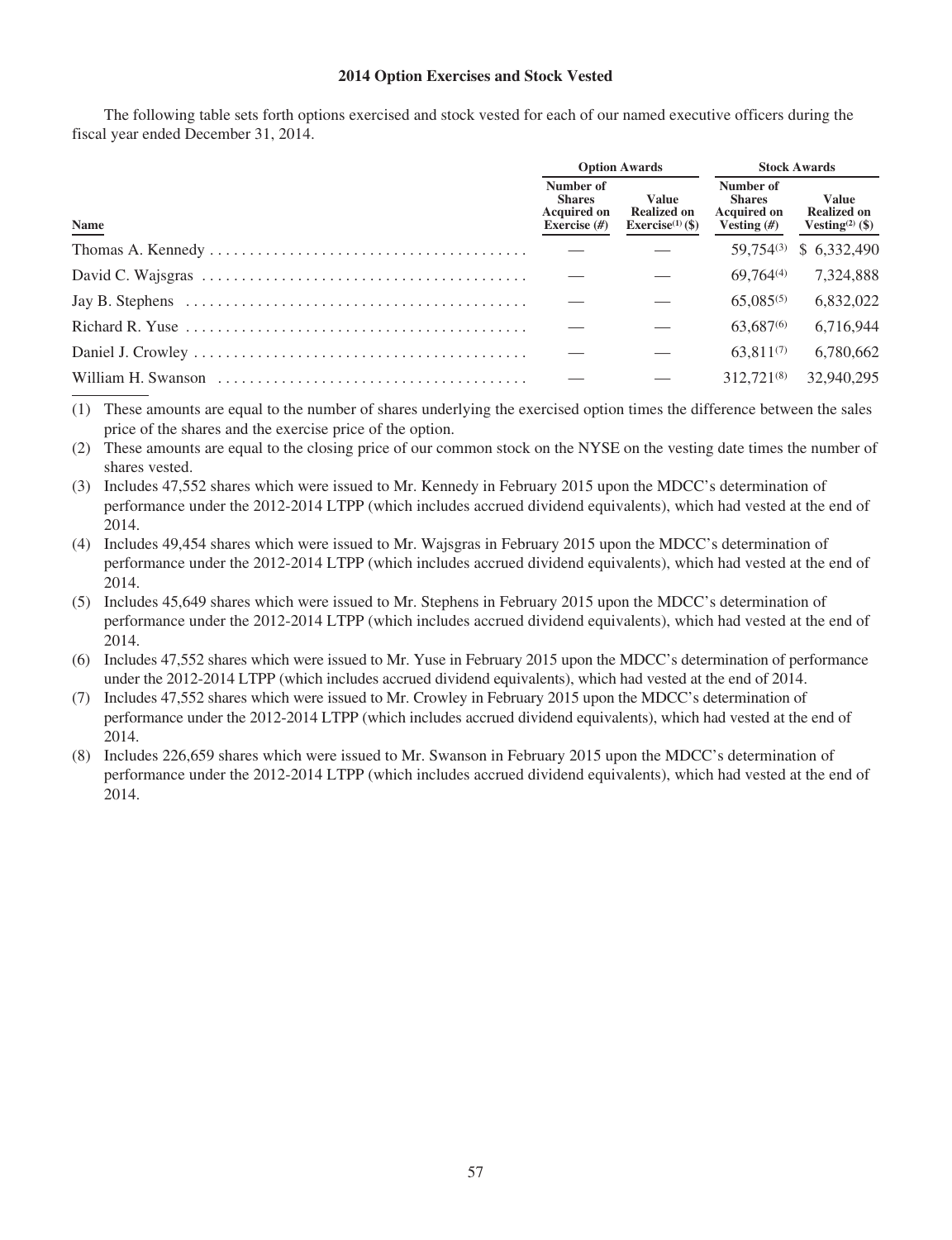## 2014 Option Exercises and Stock Vested

The following table sets forth options exercised and stock vested for each of our named executive officers during the fiscal year ended December 31, 2014.

| | Option Awards | | Stock Awards | |
|---|---|---|---|---|
| Name | Number of Shares Acquired on Exercise (#) | Value Realized on Exercise[(1)] ($) | Number of Shares Acquired on Vesting (#) | Value Realized on Vesting[(2)] ($) |
| Thomas A. Kennedy | — | — | 59,754[(3)] | $ 6,332,490 |
| David C. Wajsgras | — | — | 69,764[(4)] | 7,324,888 |
| Jay B. Stephens | — | — | 65,085[(5)] | 6,832,022 |
| Richard R. Yuse | — | — | 63,687[(6)] | 6,716,944 |
| Daniel J. Crowley | — | — | 63,811[(7)] | 6,780,662 |
| William H. Swanson | — | — | 312,721[(8)] | 32,940,295 |

(1) These amounts are equal to the number of shares underlying the exercised option times the difference between the sales price of the shares and the exercise price of the option.

(2) These amounts are equal to the closing price of our common stock on the NYSE on the vesting date times the number of shares vested.

(3) Includes 47,552 shares which were issued to Mr. Kennedy in February 2015 upon the MDCC's determination of performance under the 2012-2014 LTPP (which includes accrued dividend equivalents), which had vested at the end of 2014.

(4) Includes 49,454 shares which were issued to Mr. Wajsgras in February 2015 upon the MDCC's determination of performance under the 2012-2014 LTPP (which includes accrued dividend equivalents), which had vested at the end of 2014.

(5) Includes 45,649 shares which were issued to Mr. Stephens in February 2015 upon the MDCC's determination of performance under the 2012-2014 LTPP (which includes accrued dividend equivalents), which had vested at the end of 2014.

(6) Includes 47,552 shares which were issued to Mr. Yuse in February 2015 upon the MDCC's determination of performance under the 2012-2014 LTPP (which includes accrued dividend equivalents), which had vested at the end of 2014.

(7) Includes 47,552 shares which were issued to Mr. Crowley in February 2015 upon the MDCC's determination of performance under the 2012-2014 LTPP (which includes accrued dividend equivalents), which had vested at the end of 2014.

(8) Includes 226,659 shares which were issued to Mr. Swanson in February 2015 upon the MDCC's determination of performance under the 2012-2014 LTPP (which includes accrued dividend equivalents), which had vested at the end of 2014.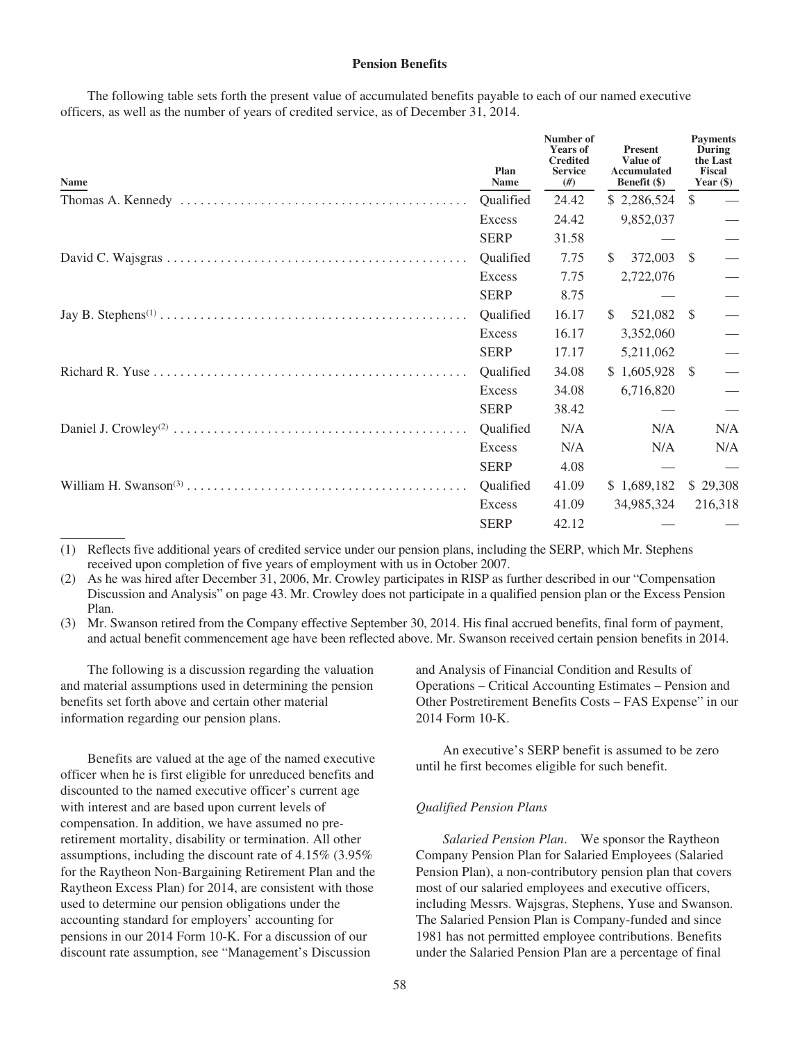**Pension Benefits**

The following table sets forth the present value of accumulated benefits payable to each of our named executive officers, as well as the number of years of credited service, as of December 31, 2014.

| Name | Plan Name | Number of Years of Credited Service (#) | Present Value of Accumulated Benefit ($) | Payments During the Last Fiscal Year ($) |
|---|---|---|---|---|
| Thomas A. Kennedy | Qualified | 24.42 | $ 2,286,524 | $ — |
| | Excess | 24.42 | 9,852,037 | — |
| | SERP | 31.58 | — | — |
| David C. Wajsgras | Qualified | 7.75 | $ 372,003 | $ — |
| | Excess | 7.75 | 2,722,076 | — |
| | SERP | 8.75 | — | — |
| Jay B. Stephens[(1)] | Qualified | 16.17 | $ 521,082 | $ — |
| | Excess | 16.17 | 3,352,060 | — |
| | SERP | 17.17 | 5,211,062 | — |
| Richard R. Yuse | Qualified | 34.08 | $ 1,605,928 | $ — |
| | Excess | 34.08 | 6,716,820 | — |
| | SERP | 38.42 | — | — |
| Daniel J. Crowley[(2)] | Qualified | N/A | N/A | N/A |
| | Excess | N/A | N/A | N/A |
| | SERP | 4.08 | — | — |
| William H. Swanson[(3)] | Qualified | 41.09 | $ 1,689,182 | $ 29,308 |
| | Excess | 41.09 | 34,985,324 | 216,318 |
| | SERP | 42.12 | — | — |

(1) Reflects five additional years of credited service under our pension plans, including the SERP, which Mr. Stephens received upon completion of five years of employment with us in October 2007.

(2) As he was hired after December 31, 2006, Mr. Crowley participates in RISP as further described in our "Compensation Discussion and Analysis" on page 43. Mr. Crowley does not participate in a qualified pension plan or the Excess Pension Plan.

(3) Mr. Swanson retired from the Company effective September 30, 2014. His final accrued benefits, final form of payment, and actual benefit commencement age have been reflected above. Mr. Swanson received certain pension benefits in 2014.

The following is a discussion regarding the valuation and material assumptions used in determining the pension benefits set forth above and certain other material information regarding our pension plans.

Benefits are valued at the age of the named executive officer when he is first eligible for unreduced benefits and discounted to the named executive officer's current age with interest and are based upon current levels of compensation. In addition, we have assumed no pre-retirement mortality, disability or termination. All other assumptions, including the discount rate of 4.15% (3.95% for the Raytheon Non-Bargaining Retirement Plan and the Raytheon Excess Plan) for 2014, are consistent with those used to determine our pension obligations under the accounting standard for employers' accounting for pensions in our 2014 Form 10-K. For a discussion of our discount rate assumption, see "Management's Discussion and Analysis of Financial Condition and Results of Operations – Critical Accounting Estimates – Pension and Other Postretirement Benefits Costs – FAS Expense" in our 2014 Form 10-K.

An executive's SERP benefit is assumed to be zero until he first becomes eligible for such benefit.

*Qualified Pension Plans*

*Salaried Pension Plan*. We sponsor the Raytheon Company Pension Plan for Salaried Employees (Salaried Pension Plan), a non-contributory pension plan that covers most of our salaried employees and executive officers, including Messrs. Wajsgras, Stephens, Yuse and Swanson. The Salaried Pension Plan is Company-funded and since 1981 has not permitted employee contributions. Benefits under the Salaried Pension Plan are a percentage of final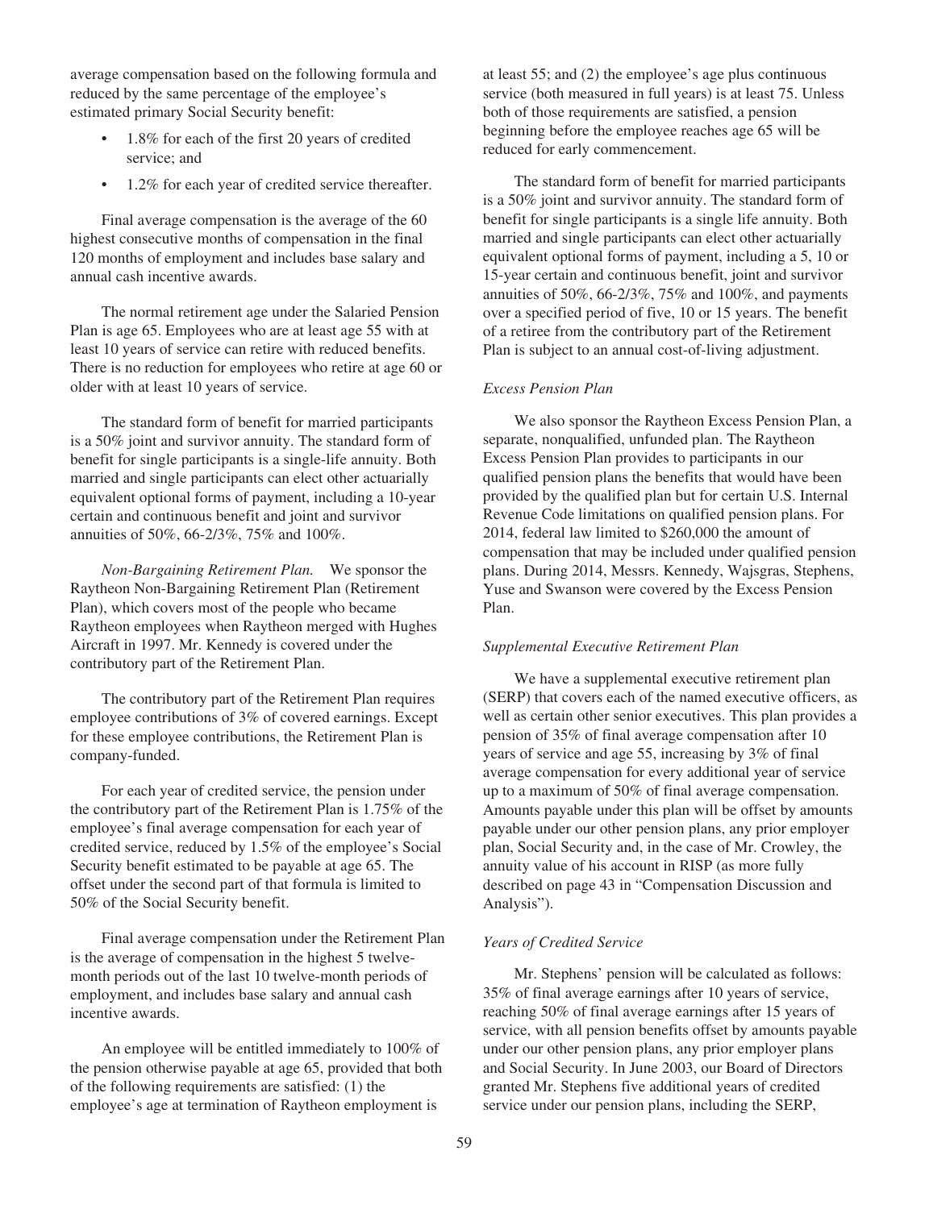average compensation based on the following formula and reduced by the same percentage of the employee's estimated primary Social Security benefit:

- 1.8% for each of the first 20 years of credited service; and
- 1.2% for each year of credited service thereafter.

Final average compensation is the average of the 60 highest consecutive months of compensation in the final 120 months of employment and includes base salary and annual cash incentive awards.

The normal retirement age under the Salaried Pension Plan is age 65. Employees who are at least age 55 with at least 10 years of service can retire with reduced benefits. There is no reduction for employees who retire at age 60 or older with at least 10 years of service.

The standard form of benefit for married participants is a 50% joint and survivor annuity. The standard form of benefit for single participants is a single-life annuity. Both married and single participants can elect other actuarially equivalent optional forms of payment, including a 10-year certain and continuous benefit and joint and survivor annuities of 50%, 66-2/3%, 75% and 100%.

*Non-Bargaining Retirement Plan.* We sponsor the Raytheon Non-Bargaining Retirement Plan (Retirement Plan), which covers most of the people who became Raytheon employees when Raytheon merged with Hughes Aircraft in 1997. Mr. Kennedy is covered under the contributory part of the Retirement Plan.

The contributory part of the Retirement Plan requires employee contributions of 3% of covered earnings. Except for these employee contributions, the Retirement Plan is company-funded.

For each year of credited service, the pension under the contributory part of the Retirement Plan is 1.75% of the employee's final average compensation for each year of credited service, reduced by 1.5% of the employee's Social Security benefit estimated to be payable at age 65. The offset under the second part of that formula is limited to 50% of the Social Security benefit.

Final average compensation under the Retirement Plan is the average of compensation in the highest 5 twelve-month periods out of the last 10 twelve-month periods of employment, and includes base salary and annual cash incentive awards.

An employee will be entitled immediately to 100% of the pension otherwise payable at age 65, provided that both of the following requirements are satisfied: (1) the employee's age at termination of Raytheon employment is at least 55; and (2) the employee's age plus continuous service (both measured in full years) is at least 75. Unless both of those requirements are satisfied, a pension beginning before the employee reaches age 65 will be reduced for early commencement.

The standard form of benefit for married participants is a 50% joint and survivor annuity. The standard form of benefit for single participants is a single life annuity. Both married and single participants can elect other actuarially equivalent optional forms of payment, including a 5, 10 or 15-year certain and continuous benefit, joint and survivor annuities of 50%, 66-2/3%, 75% and 100%, and payments over a specified period of five, 10 or 15 years. The benefit of a retiree from the contributory part of the Retirement Plan is subject to an annual cost-of-living adjustment.

*Excess Pension Plan*

We also sponsor the Raytheon Excess Pension Plan, a separate, nonqualified, unfunded plan. The Raytheon Excess Pension Plan provides to participants in our qualified pension plans the benefits that would have been provided by the qualified plan but for certain U.S. Internal Revenue Code limitations on qualified pension plans. For 2014, federal law limited to $260,000 the amount of compensation that may be included under qualified pension plans. During 2014, Messrs. Kennedy, Wajsgras, Stephens, Yuse and Swanson were covered by the Excess Pension Plan.

*Supplemental Executive Retirement Plan*

We have a supplemental executive retirement plan (SERP) that covers each of the named executive officers, as well as certain other senior executives. This plan provides a pension of 35% of final average compensation after 10 years of service and age 55, increasing by 3% of final average compensation for every additional year of service up to a maximum of 50% of final average compensation. Amounts payable under this plan will be offset by amounts payable under our other pension plans, any prior employer plan, Social Security and, in the case of Mr. Crowley, the annuity value of his account in RISP (as more fully described on page 43 in "Compensation Discussion and Analysis").

*Years of Credited Service*

Mr. Stephens' pension will be calculated as follows: 35% of final average earnings after 10 years of service, reaching 50% of final average earnings after 15 years of service, with all pension benefits offset by amounts payable under our other pension plans, any prior employer plans and Social Security. In June 2003, our Board of Directors granted Mr. Stephens five additional years of credited service under our pension plans, including the SERP,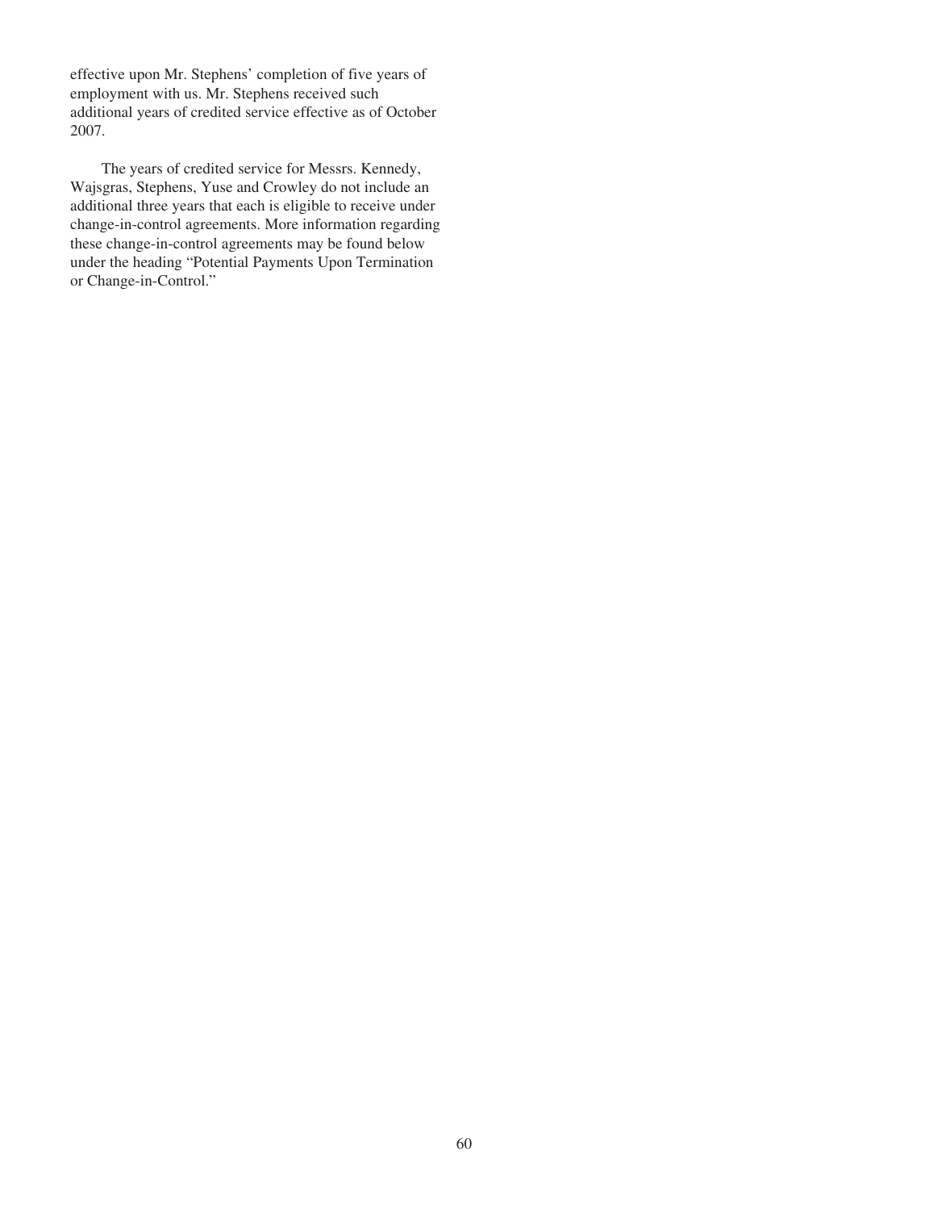effective upon Mr. Stephens' completion of five years of employment with us. Mr. Stephens received such additional years of credited service effective as of October 2007.

The years of credited service for Messrs. Kennedy, Wajsgras, Stephens, Yuse and Crowley do not include an additional three years that each is eligible to receive under change-in-control agreements. More information regarding these change-in-control agreements may be found below under the heading "Potential Payments Upon Termination or Change-in-Control."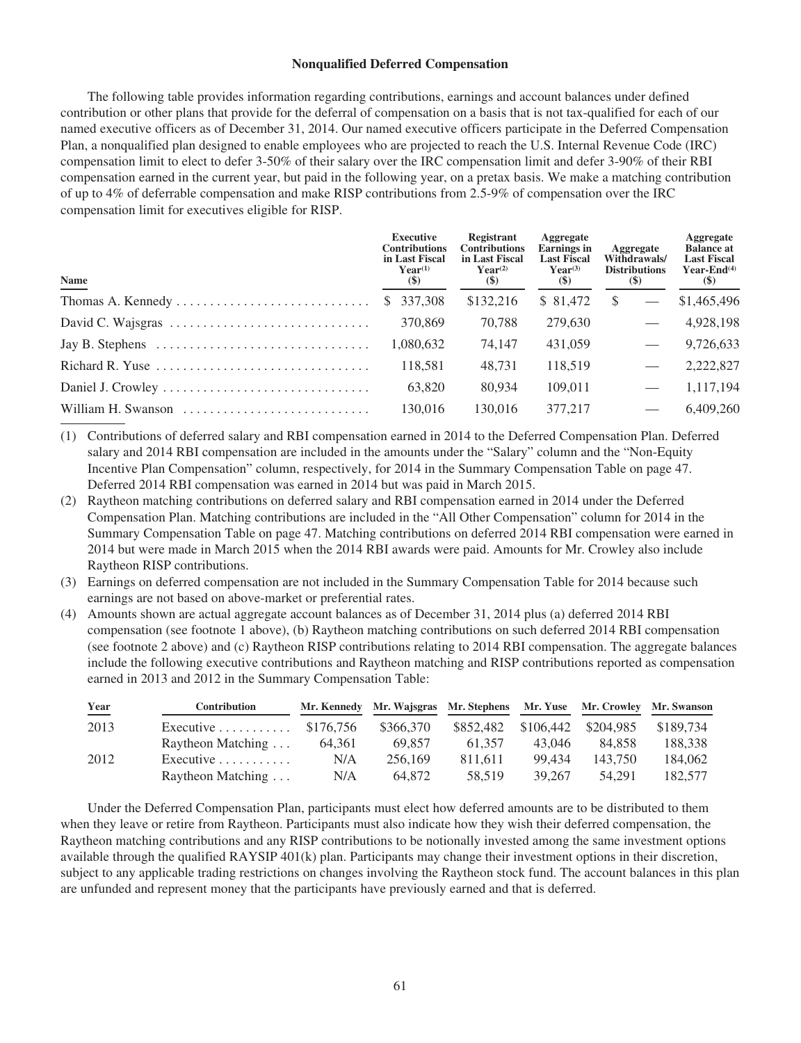## Nonqualified Deferred Compensation

The following table provides information regarding contributions, earnings and account balances under defined contribution or other plans that provide for the deferral of compensation on a basis that is not tax-qualified for each of our named executive officers as of December 31, 2014. Our named executive officers participate in the Deferred Compensation Plan, a nonqualified plan designed to enable employees who are projected to reach the U.S. Internal Revenue Code (IRC) compensation limit to elect to defer 3-50% of their salary over the IRC compensation limit and defer 3-90% of their RBI compensation earned in the current year, but paid in the following year, on a pretax basis. We make a matching contribution of up to 4% of deferrable compensation and make RISP contributions from 2.5-9% of compensation over the IRC compensation limit for executives eligible for RISP.

| Name | Executive Contributions in Last Fiscal Year[(1)] ($) | Registrant Contributions in Last Fiscal Year[(2)] ($) | Aggregate Earnings in Last Fiscal Year[(3)] ($) | Aggregate Withdrawals/ Distributions ($) | Aggregate Balance at Last Fiscal Year-End[(4)] ($) |
|---|---|---|---|---|---|
| Thomas A. Kennedy | $ 337,308 | $132,216 | $ 81,472 | $ — | $1,465,496 |
| David C. Wajsgras | 370,869 | 70,788 | 279,630 | — | 4,928,198 |
| Jay B. Stephens | 1,080,632 | 74,147 | 431,059 | — | 9,726,633 |
| Richard R. Yuse | 118,581 | 48,731 | 118,519 | — | 2,222,827 |
| Daniel J. Crowley | 63,820 | 80,934 | 109,011 | — | 1,117,194 |
| William H. Swanson | 130,016 | 130,016 | 377,217 | — | 6,409,260 |

(1) Contributions of deferred salary and RBI compensation earned in 2014 to the Deferred Compensation Plan. Deferred salary and 2014 RBI compensation are included in the amounts under the "Salary" column and the "Non-Equity Incentive Plan Compensation" column, respectively, for 2014 in the Summary Compensation Table on page 47. Deferred 2014 RBI compensation was earned in 2014 but was paid in March 2015.

(2) Raytheon matching contributions on deferred salary and RBI compensation earned in 2014 under the Deferred Compensation Plan. Matching contributions are included in the "All Other Compensation" column for 2014 in the Summary Compensation Table on page 47. Matching contributions on deferred 2014 RBI compensation were earned in 2014 but were made in March 2015 when the 2014 RBI awards were paid. Amounts for Mr. Crowley also include Raytheon RISP contributions.

(3) Earnings on deferred compensation are not included in the Summary Compensation Table for 2014 because such earnings are not based on above-market or preferential rates.

(4) Amounts shown are actual aggregate account balances as of December 31, 2014 plus (a) deferred 2014 RBI compensation (see footnote 1 above), (b) Raytheon matching contributions on such deferred 2014 RBI compensation (see footnote 2 above) and (c) Raytheon RISP contributions relating to 2014 RBI compensation. The aggregate balances include the following executive contributions and Raytheon matching and RISP contributions reported as compensation earned in 2013 and 2012 in the Summary Compensation Table:

| Year | Contribution | Mr. Kennedy | Mr. Wajsgras | Mr. Stephens | Mr. Yuse | Mr. Crowley | Mr. Swanson |
|---|---|---|---|---|---|---|---|
| 2013 | Executive | $176,756 | $366,370 | $852,482 | $106,442 | $204,985 | $189,734 |
| | Raytheon Matching | 64,361 | 69,857 | 61,357 | 43,046 | 84,858 | 188,338 |
| 2012 | Executive | N/A | 256,169 | 811,611 | 99,434 | 143,750 | 184,062 |
| | Raytheon Matching | N/A | 64,872 | 58,519 | 39,267 | 54,291 | 182,577 |

Under the Deferred Compensation Plan, participants must elect how deferred amounts are to be distributed to them when they leave or retire from Raytheon. Participants must also indicate how they wish their deferred compensation, the Raytheon matching contributions and any RISP contributions to be notionally invested among the same investment options available through the qualified RAYSIP 401(k) plan. Participants may change their investment options in their discretion, subject to any applicable trading restrictions on changes involving the Raytheon stock fund. The account balances in this plan are unfunded and represent money that the participants have previously earned and that is deferred.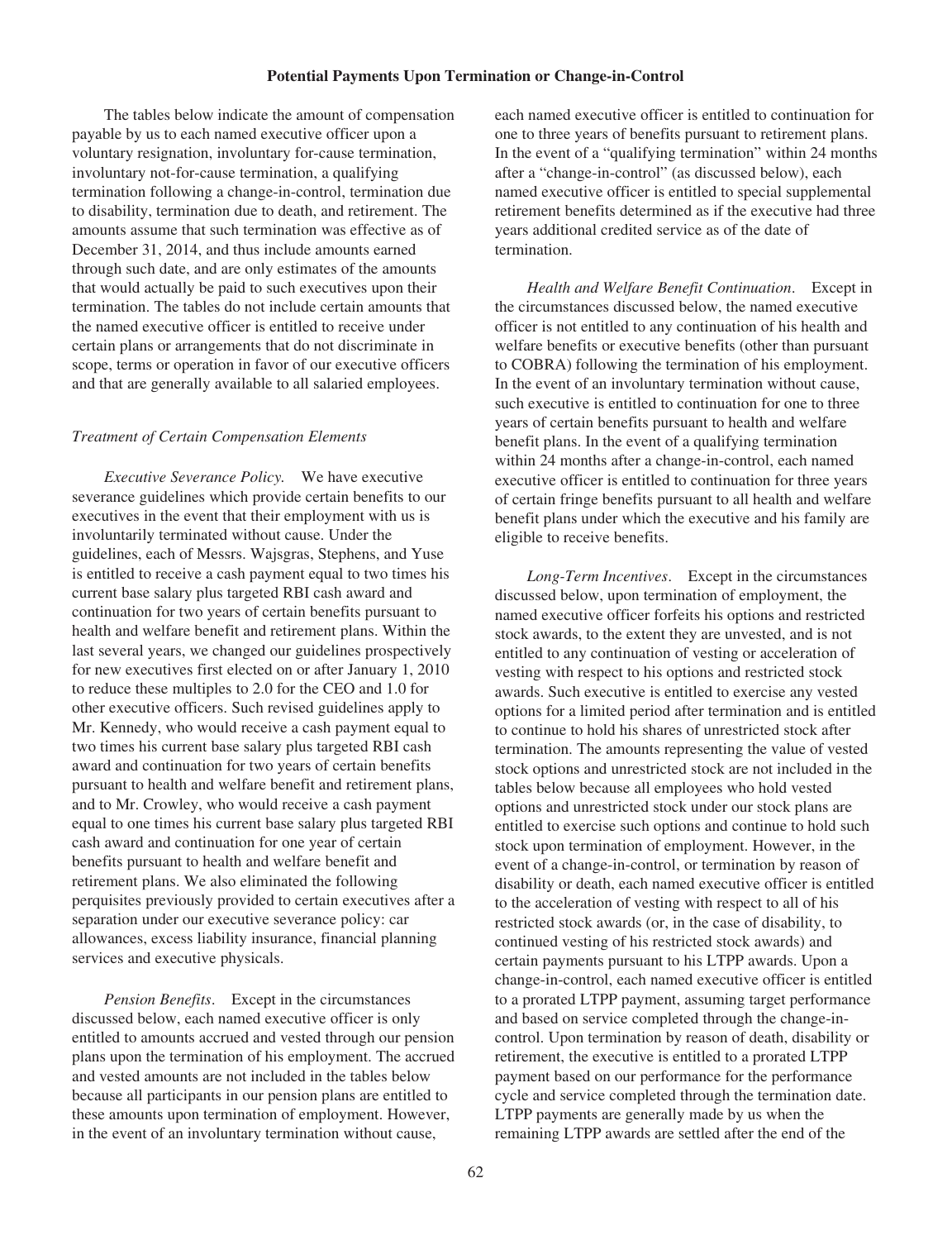## Potential Payments Upon Termination or Change-in-Control

The tables below indicate the amount of compensation payable by us to each named executive officer upon a voluntary resignation, involuntary for-cause termination, involuntary not-for-cause termination, a qualifying termination following a change-in-control, termination due to disability, termination due to death, and retirement. The amounts assume that such termination was effective as of December 31, 2014, and thus include amounts earned through such date, and are only estimates of the amounts that would actually be paid to such executives upon their termination. The tables do not include certain amounts that the named executive officer is entitled to receive under certain plans or arrangements that do not discriminate in scope, terms or operation in favor of our executive officers and that are generally available to all salaried employees.

### *Treatment of Certain Compensation Elements*

*Executive Severance Policy.* We have executive severance guidelines which provide certain benefits to our executives in the event that their employment with us is involuntarily terminated without cause. Under the guidelines, each of Messrs. Wajsgras, Stephens, and Yuse is entitled to receive a cash payment equal to two times his current base salary plus targeted RBI cash award and continuation for two years of certain benefits pursuant to health and welfare benefit and retirement plans. Within the last several years, we changed our guidelines prospectively for new executives first elected on or after January 1, 2010 to reduce these multiples to 2.0 for the CEO and 1.0 for other executive officers. Such revised guidelines apply to Mr. Kennedy, who would receive a cash payment equal to two times his current base salary plus targeted RBI cash award and continuation for two years of certain benefits pursuant to health and welfare benefit and retirement plans, and to Mr. Crowley, who would receive a cash payment equal to one times his current base salary plus targeted RBI cash award and continuation for one year of certain benefits pursuant to health and welfare benefit and retirement plans. We also eliminated the following perquisites previously provided to certain executives after a separation under our executive severance policy: car allowances, excess liability insurance, financial planning services and executive physicals.

*Pension Benefits.* Except in the circumstances discussed below, each named executive officer is only entitled to amounts accrued and vested through our pension plans upon the termination of his employment. The accrued and vested amounts are not included in the tables below because all participants in our pension plans are entitled to these amounts upon termination of employment. However, in the event of an involuntary termination without cause, each named executive officer is entitled to continuation for one to three years of benefits pursuant to retirement plans. In the event of a "qualifying termination" within 24 months after a "change-in-control" (as discussed below), each named executive officer is entitled to special supplemental retirement benefits determined as if the executive had three years additional credited service as of the date of termination.

*Health and Welfare Benefit Continuation.* Except in the circumstances discussed below, the named executive officer is not entitled to any continuation of his health and welfare benefits or executive benefits (other than pursuant to COBRA) following the termination of his employment. In the event of an involuntary termination without cause, such executive is entitled to continuation for one to three years of certain benefits pursuant to health and welfare benefit plans. In the event of a qualifying termination within 24 months after a change-in-control, each named executive officer is entitled to continuation for three years of certain fringe benefits pursuant to all health and welfare benefit plans under which the executive and his family are eligible to receive benefits.

*Long-Term Incentives.* Except in the circumstances discussed below, upon termination of employment, the named executive officer forfeits his options and restricted stock awards, to the extent they are unvested, and is not entitled to any continuation of vesting or acceleration of vesting with respect to his options and restricted stock awards. Such executive is entitled to exercise any vested options for a limited period after termination and is entitled to continue to hold his shares of unrestricted stock after termination. The amounts representing the value of vested stock options and unrestricted stock are not included in the tables below because all employees who hold vested options and unrestricted stock under our stock plans are entitled to exercise such options and continue to hold such stock upon termination of employment. However, in the event of a change-in-control, or termination by reason of disability or death, each named executive officer is entitled to the acceleration of vesting with respect to all of his restricted stock awards (or, in the case of disability, to continued vesting of his restricted stock awards) and certain payments pursuant to his LTPP awards. Upon a change-in-control, each named executive officer is entitled to a prorated LTPP payment, assuming target performance and based on service completed through the change-in-control. Upon termination by reason of death, disability or retirement, the executive is entitled to a prorated LTPP payment based on our performance for the performance cycle and service completed through the termination date. LTPP payments are generally made by us when the remaining LTPP awards are settled after the end of the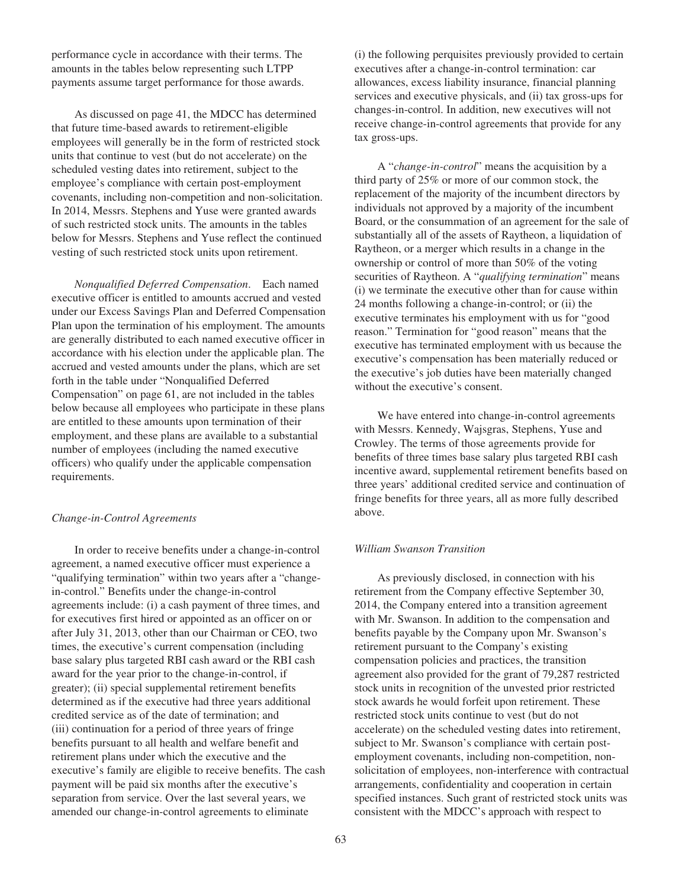performance cycle in accordance with their terms. The amounts in the tables below representing such LTPP payments assume target performance for those awards.

As discussed on page 41, the MDCC has determined that future time-based awards to retirement-eligible employees will generally be in the form of restricted stock units that continue to vest (but do not accelerate) on the scheduled vesting dates into retirement, subject to the employee's compliance with certain post-employment covenants, including non-competition and non-solicitation. In 2014, Messrs. Stephens and Yuse were granted awards of such restricted stock units. The amounts in the tables below for Messrs. Stephens and Yuse reflect the continued vesting of such restricted stock units upon retirement.

*Nonqualified Deferred Compensation*. Each named executive officer is entitled to amounts accrued and vested under our Excess Savings Plan and Deferred Compensation Plan upon the termination of his employment. The amounts are generally distributed to each named executive officer in accordance with his election under the applicable plan. The accrued and vested amounts under the plans, which are set forth in the table under "Nonqualified Deferred Compensation" on page 61, are not included in the tables below because all employees who participate in these plans are entitled to these amounts upon termination of their employment, and these plans are available to a substantial number of employees (including the named executive officers) who qualify under the applicable compensation requirements.

*Change-in-Control Agreements*

In order to receive benefits under a change-in-control agreement, a named executive officer must experience a "qualifying termination" within two years after a "change-in-control." Benefits under the change-in-control agreements include: (i) a cash payment of three times, and for executives first hired or appointed as an officer on or after July 31, 2013, other than our Chairman or CEO, two times, the executive's current compensation (including base salary plus targeted RBI cash award or the RBI cash award for the year prior to the change-in-control, if greater); (ii) special supplemental retirement benefits determined as if the executive had three years additional credited service as of the date of termination; and (iii) continuation for a period of three years of fringe benefits pursuant to all health and welfare benefit and retirement plans under which the executive and the executive's family are eligible to receive benefits. The cash payment will be paid six months after the executive's separation from service. Over the last several years, we amended our change-in-control agreements to eliminate (i) the following perquisites previously provided to certain executives after a change-in-control termination: car allowances, excess liability insurance, financial planning services and executive physicals, and (ii) tax gross-ups for changes-in-control. In addition, new executives will not receive change-in-control agreements that provide for any tax gross-ups.

A "*change-in-control*" means the acquisition by a third party of 25% or more of our common stock, the replacement of the majority of the incumbent directors by individuals not approved by a majority of the incumbent Board, or the consummation of an agreement for the sale of substantially all of the assets of Raytheon, a liquidation of Raytheon, or a merger which results in a change in the ownership or control of more than 50% of the voting securities of Raytheon. A "*qualifying termination*" means (i) we terminate the executive other than for cause within 24 months following a change-in-control; or (ii) the executive terminates his employment with us for "good reason." Termination for "good reason" means that the executive has terminated employment with us because the executive's compensation has been materially reduced or the executive's job duties have been materially changed without the executive's consent.

We have entered into change-in-control agreements with Messrs. Kennedy, Wajsgras, Stephens, Yuse and Crowley. The terms of those agreements provide for benefits of three times base salary plus targeted RBI cash incentive award, supplemental retirement benefits based on three years' additional credited service and continuation of fringe benefits for three years, all as more fully described above.

*William Swanson Transition*

As previously disclosed, in connection with his retirement from the Company effective September 30, 2014, the Company entered into a transition agreement with Mr. Swanson. In addition to the compensation and benefits payable by the Company upon Mr. Swanson's retirement pursuant to the Company's existing compensation policies and practices, the transition agreement also provided for the grant of 79,287 restricted stock units in recognition of the unvested prior restricted stock awards he would forfeit upon retirement. These restricted stock units continue to vest (but do not accelerate) on the scheduled vesting dates into retirement, subject to Mr. Swanson's compliance with certain post-employment covenants, including non-competition, non-solicitation of employees, non-interference with contractual arrangements, confidentiality and cooperation in certain specified instances. Such grant of restricted stock units was consistent with the MDCC's approach with respect to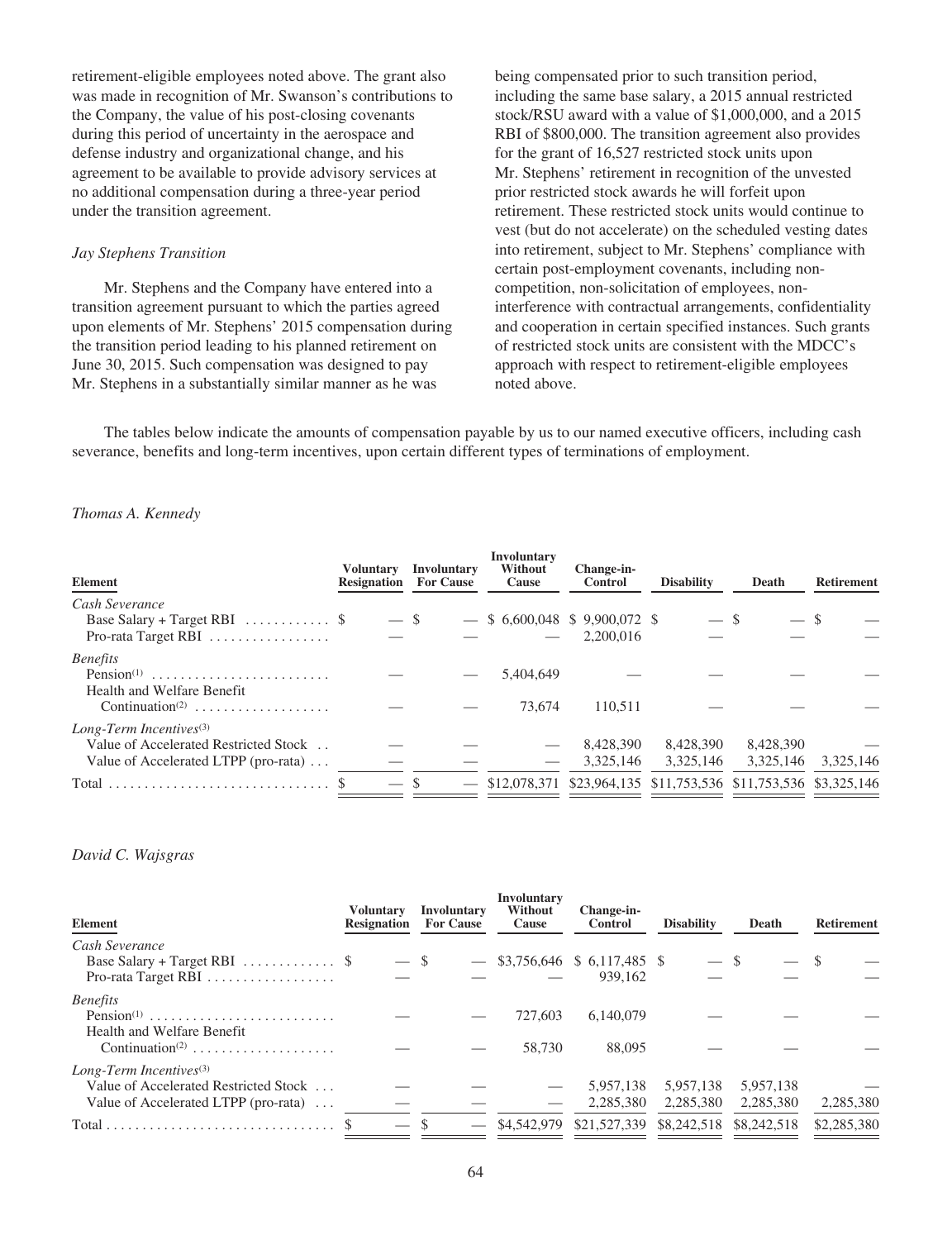retirement-eligible employees noted above. The grant also was made in recognition of Mr. Swanson's contributions to the Company, the value of his post-closing covenants during this period of uncertainty in the aerospace and defense industry and organizational change, and his agreement to be available to provide advisory services at no additional compensation during a three-year period under the transition agreement.

*Jay Stephens Transition*

Mr. Stephens and the Company have entered into a transition agreement pursuant to which the parties agreed upon elements of Mr. Stephens' 2015 compensation during the transition period leading to his planned retirement on June 30, 2015. Such compensation was designed to pay Mr. Stephens in a substantially similar manner as he was being compensated prior to such transition period, including the same base salary, a 2015 annual restricted stock/RSU award with a value of $1,000,000, and a 2015 RBI of $800,000. The transition agreement also provides for the grant of 16,527 restricted stock units upon Mr. Stephens' retirement in recognition of the unvested prior restricted stock awards he will forfeit upon retirement. These restricted stock units would continue to vest (but do not accelerate) on the scheduled vesting dates into retirement, subject to Mr. Stephens' compliance with certain post-employment covenants, including non-competition, non-solicitation of employees, non-interference with contractual arrangements, confidentiality and cooperation in certain specified instances. Such grants of restricted stock units are consistent with the MDCC's approach with respect to retirement-eligible employees noted above.

The tables below indicate the amounts of compensation payable by us to our named executive officers, including cash severance, benefits and long-term incentives, upon certain different types of terminations of employment.

*Thomas A. Kennedy*

| Element | Voluntary Resignation | Involuntary For Cause | Involuntary Without Cause | Change-in-Control | Disability | Death | Retirement |
|---|---|---|---|---|---|---|---|
| *Cash Severance* | | | | | | | |
| Base Salary + Target RBI | $ — | $ — | $ 6,600,048 | $ 9,900,072 | $ — | $ — | $ — |
| Pro-rata Target RBI | — | — | — | 2,200,016 | — | — | — |
| *Benefits* | | | | | | | |
| Pension[1] | — | — | 5,404,649 | — | — | — | — |
| Health and Welfare Benefit Continuation[2] | — | — | 73,674 | 110,511 | — | — | — |
| *Long-Term Incentives*[3] | | | | | | | |
| Value of Accelerated Restricted Stock | — | — | — | 8,428,390 | 8,428,390 | 8,428,390 | — |
| Value of Accelerated LTPP (pro-rata) | — | — | — | 3,325,146 | 3,325,146 | 3,325,146 | 3,325,146 |
| Total | $ — | $ — | $12,078,371 | $23,964,135 | $11,753,536 | $11,753,536 | $3,325,146 |

*David C. Wajsgras*

| Element | Voluntary Resignation | Involuntary For Cause | Involuntary Without Cause | Change-in-Control | Disability | Death | Retirement |
|---|---|---|---|---|---|---|---|
| *Cash Severance* | | | | | | | |
| Base Salary + Target RBI | $ — | $ — | $3,756,646 | $ 6,117,485 | $ — | $ — | $ — |
| Pro-rata Target RBI | — | — | — | 939,162 | — | — | — |
| *Benefits* | | | | | | | |
| Pension[1] | — | — | 727,603 | 6,140,079 | — | — | — |
| Health and Welfare Benefit Continuation[2] | — | — | 58,730 | 88,095 | — | — | — |
| *Long-Term Incentives*[3] | | | | | | | |
| Value of Accelerated Restricted Stock | — | — | — | 5,957,138 | 5,957,138 | 5,957,138 | — |
| Value of Accelerated LTPP (pro-rata) | — | — | — | 2,285,380 | 2,285,380 | 2,285,380 | 2,285,380 |
| Total | $ — | $ — | $4,542,979 | $21,527,339 | $8,242,518 | $8,242,518 | $2,285,380 |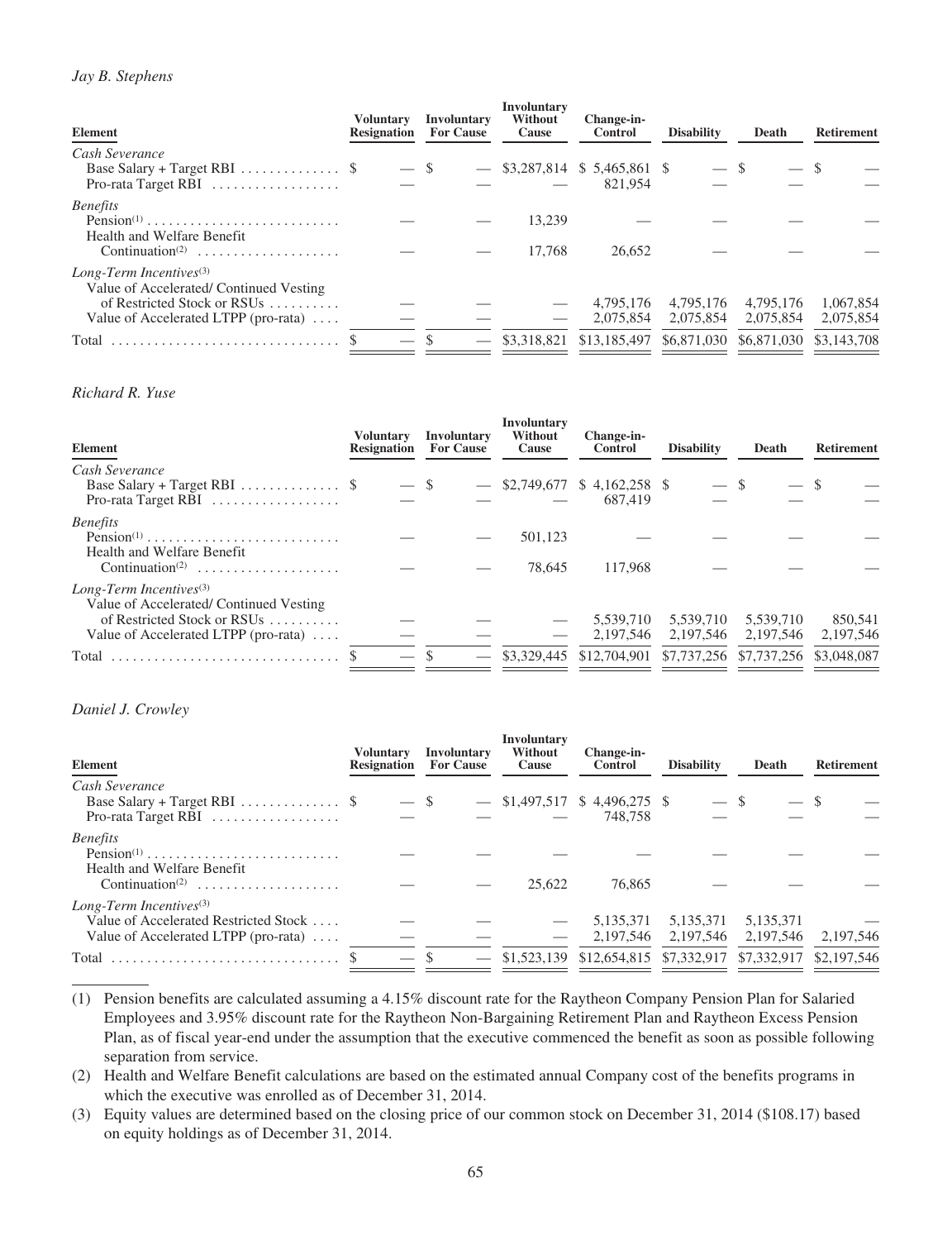*Jay B. Stephens*

| Element | Voluntary Resignation | Involuntary For Cause | Involuntary Without Cause | Change-in-Control | Disability | Death | Retirement |
|---|---|---|---|---|---|---|---|
| *Cash Severance* | | | | | | | |
| Base Salary + Target RBI | $ — | $ — | $3,287,814 | $ 5,465,861 | $ — | $ — | $ — |
| Pro-rata Target RBI | — | — | — | 821,954 | — | — | — |
| *Benefits* | | | | | | | |
| Pension(1) | — | — | 13,239 | — | — | — | — |
| Health and Welfare Benefit Continuation(2) | — | — | 17,768 | 26,652 | — | — | — |
| *Long-Term Incentives*(3) | | | | | | | |
| Value of Accelerated/ Continued Vesting of Restricted Stock or RSUs | — | — | — | 4,795,176 | 4,795,176 | 4,795,176 | 1,067,854 |
| Value of Accelerated LTPP (pro-rata) | — | — | — | 2,075,854 | 2,075,854 | 2,075,854 | 2,075,854 |
| Total | $ — | $ — | $3,318,821 | $13,185,497 | $6,871,030 | $6,871,030 | $3,143,708 |

*Richard R. Yuse*

| Element | Voluntary Resignation | Involuntary For Cause | Involuntary Without Cause | Change-in-Control | Disability | Death | Retirement |
|---|---|---|---|---|---|---|---|
| *Cash Severance* | | | | | | | |
| Base Salary + Target RBI | $ — | $ — | $2,749,677 | $ 4,162,258 | $ — | $ — | $ — |
| Pro-rata Target RBI | — | — | — | 687,419 | — | — | — |
| *Benefits* | | | | | | | |
| Pension(1) | — | — | 501,123 | — | — | — | — |
| Health and Welfare Benefit Continuation(2) | — | — | 78,645 | 117,968 | — | — | — |
| *Long-Term Incentives*(3) | | | | | | | |
| Value of Accelerated/ Continued Vesting of Restricted Stock or RSUs | — | — | — | 5,539,710 | 5,539,710 | 5,539,710 | 850,541 |
| Value of Accelerated LTPP (pro-rata) | — | — | — | 2,197,546 | 2,197,546 | 2,197,546 | 2,197,546 |
| Total | $ — | $ — | $3,329,445 | $12,704,901 | $7,737,256 | $7,737,256 | $3,048,087 |

*Daniel J. Crowley*

| Element | Voluntary Resignation | Involuntary For Cause | Involuntary Without Cause | Change-in-Control | Disability | Death | Retirement |
|---|---|---|---|---|---|---|---|
| *Cash Severance* | | | | | | | |
| Base Salary + Target RBI | $ — | $ — | $1,497,517 | $ 4,496,275 | $ — | $ — | $ — |
| Pro-rata Target RBI | — | — | — | 748,758 | — | — | — |
| *Benefits* | | | | | | | |
| Pension(1) | — | — | — | — | — | — | — |
| Health and Welfare Benefit Continuation(2) | — | — | 25,622 | 76,865 | — | — | — |
| *Long-Term Incentives*(3) | | | | | | | |
| Value of Accelerated Restricted Stock | — | — | — | 5,135,371 | 5,135,371 | 5,135,371 | — |
| Value of Accelerated LTPP (pro-rata) | — | — | — | 2,197,546 | 2,197,546 | 2,197,546 | 2,197,546 |
| Total | $ — | $ — | $1,523,139 | $12,654,815 | $7,332,917 | $7,332,917 | $2,197,546 |

(1) Pension benefits are calculated assuming a 4.15% discount rate for the Raytheon Company Pension Plan for Salaried Employees and 3.95% discount rate for the Raytheon Non-Bargaining Retirement Plan and Raytheon Excess Pension Plan, as of fiscal year-end under the assumption that the executive commenced the benefit as soon as possible following separation from service.

(2) Health and Welfare Benefit calculations are based on the estimated annual Company cost of the benefits programs in which the executive was enrolled as of December 31, 2014.

(3) Equity values are determined based on the closing price of our common stock on December 31, 2014 ($108.17) based on equity holdings as of December 31, 2014.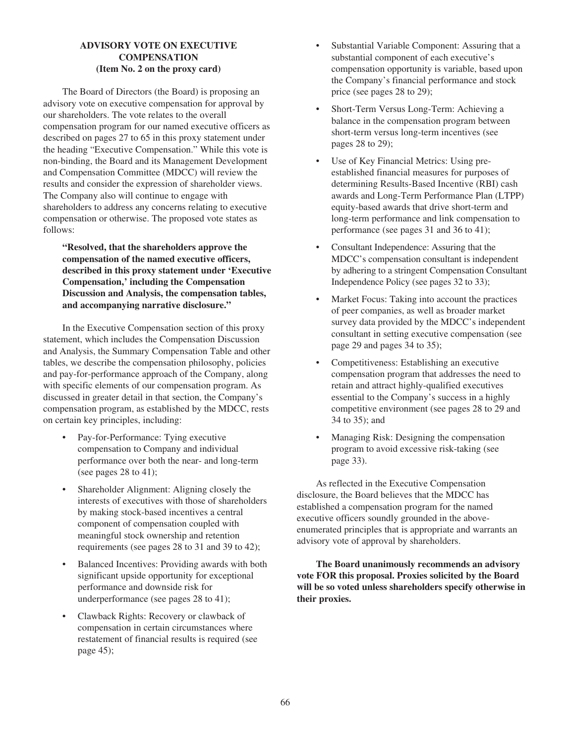## ADVISORY VOTE ON EXECUTIVE COMPENSATION
**(Item No. 2 on the proxy card)**

The Board of Directors (the Board) is proposing an advisory vote on executive compensation for approval by our shareholders. The vote relates to the overall compensation program for our named executive officers as described on pages 27 to 65 in this proxy statement under the heading "Executive Compensation." While this vote is non-binding, the Board and its Management Development and Compensation Committee (MDCC) will review the results and consider the expression of shareholder views. The Company also will continue to engage with shareholders to address any concerns relating to executive compensation or otherwise. The proposed vote states as follows:

> **"Resolved, that the shareholders approve the compensation of the named executive officers, described in this proxy statement under 'Executive Compensation,' including the Compensation Discussion and Analysis, the compensation tables, and accompanying narrative disclosure."**

In the Executive Compensation section of this proxy statement, which includes the Compensation Discussion and Analysis, the Summary Compensation Table and other tables, we describe the compensation philosophy, policies and pay-for-performance approach of the Company, along with specific elements of our compensation program. As discussed in greater detail in that section, the Company's compensation program, as established by the MDCC, rests on certain key principles, including:

- Pay-for-Performance: Tying executive compensation to Company and individual performance over both the near- and long-term (see pages 28 to 41);
- Shareholder Alignment: Aligning closely the interests of executives with those of shareholders by making stock-based incentives a central component of compensation coupled with meaningful stock ownership and retention requirements (see pages 28 to 31 and 39 to 42);
- Balanced Incentives: Providing awards with both significant upside opportunity for exceptional performance and downside risk for underperformance (see pages 28 to 41);
- Clawback Rights: Recovery or clawback of compensation in certain circumstances where restatement of financial results is required (see page 45);
- Substantial Variable Component: Assuring that a substantial component of each executive's compensation opportunity is variable, based upon the Company's financial performance and stock price (see pages 28 to 29);
- Short-Term Versus Long-Term: Achieving a balance in the compensation program between short-term versus long-term incentives (see pages 28 to 29);
- Use of Key Financial Metrics: Using pre-established financial measures for purposes of determining Results-Based Incentive (RBI) cash awards and Long-Term Performance Plan (LTPP) equity-based awards that drive short-term and long-term performance and link compensation to performance (see pages 31 and 36 to 41);
- Consultant Independence: Assuring that the MDCC's compensation consultant is independent by adhering to a stringent Compensation Consultant Independence Policy (see pages 32 to 33);
- Market Focus: Taking into account the practices of peer companies, as well as broader market survey data provided by the MDCC's independent consultant in setting executive compensation (see page 29 and pages 34 to 35);
- Competitiveness: Establishing an executive compensation program that addresses the need to retain and attract highly-qualified executives essential to the Company's success in a highly competitive environment (see pages 28 to 29 and 34 to 35); and
- Managing Risk: Designing the compensation program to avoid excessive risk-taking (see page 33).

As reflected in the Executive Compensation disclosure, the Board believes that the MDCC has established a compensation program for the named executive officers soundly grounded in the above-enumerated principles that is appropriate and warrants an advisory vote of approval by shareholders.

**The Board unanimously recommends an advisory vote FOR this proposal. Proxies solicited by the Board will be so voted unless shareholders specify otherwise in their proxies.**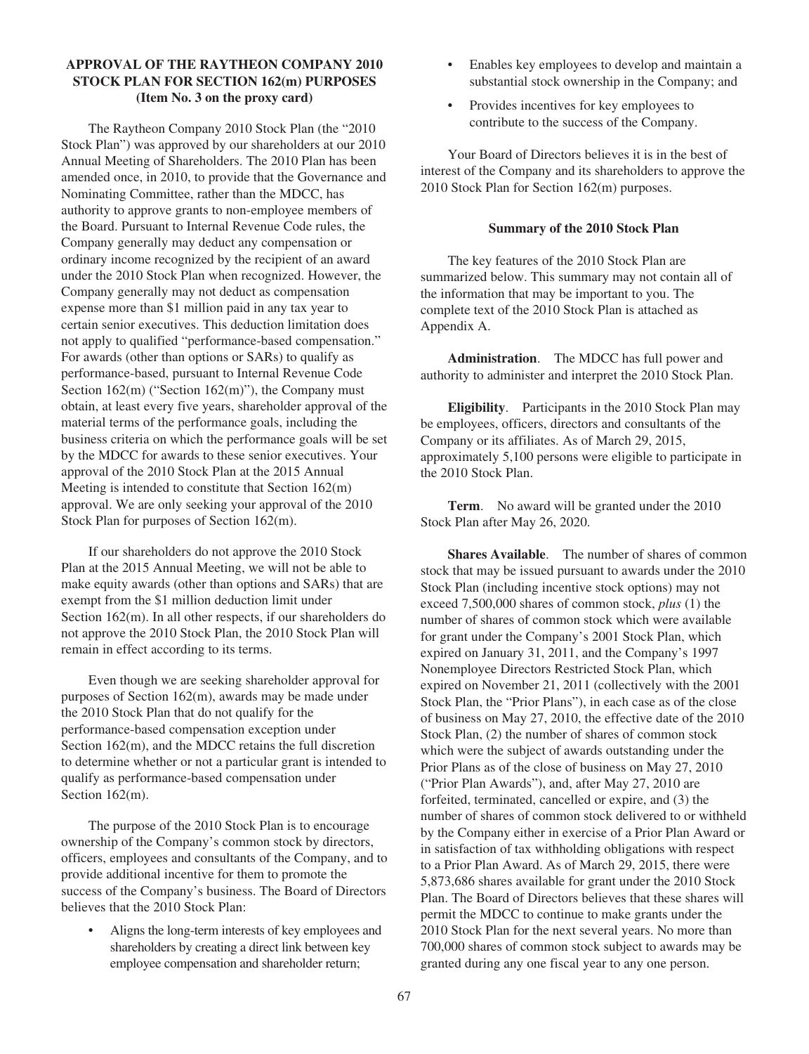## APPROVAL OF THE RAYTHEON COMPANY 2010 STOCK PLAN FOR SECTION 162(m) PURPOSES (Item No. 3 on the proxy card)

The Raytheon Company 2010 Stock Plan (the "2010 Stock Plan") was approved by our shareholders at our 2010 Annual Meeting of Shareholders. The 2010 Plan has been amended once, in 2010, to provide that the Governance and Nominating Committee, rather than the MDCC, has authority to approve grants to non-employee members of the Board. Pursuant to Internal Revenue Code rules, the Company generally may deduct any compensation or ordinary income recognized by the recipient of an award under the 2010 Stock Plan when recognized. However, the Company generally may not deduct as compensation expense more than $1 million paid in any tax year to certain senior executives. This deduction limitation does not apply to qualified "performance-based compensation." For awards (other than options or SARs) to qualify as performance-based, pursuant to Internal Revenue Code Section 162(m) ("Section 162(m)"), the Company must obtain, at least every five years, shareholder approval of the material terms of the performance goals, including the business criteria on which the performance goals will be set by the MDCC for awards to these senior executives. Your approval of the 2010 Stock Plan at the 2015 Annual Meeting is intended to constitute that Section 162(m) approval. We are only seeking your approval of the 2010 Stock Plan for purposes of Section 162(m).

If our shareholders do not approve the 2010 Stock Plan at the 2015 Annual Meeting, we will not be able to make equity awards (other than options and SARs) that are exempt from the $1 million deduction limit under Section 162(m). In all other respects, if our shareholders do not approve the 2010 Stock Plan, the 2010 Stock Plan will remain in effect according to its terms.

Even though we are seeking shareholder approval for purposes of Section 162(m), awards may be made under the 2010 Stock Plan that do not qualify for the performance-based compensation exception under Section 162(m), and the MDCC retains the full discretion to determine whether or not a particular grant is intended to qualify as performance-based compensation under Section 162(m).

The purpose of the 2010 Stock Plan is to encourage ownership of the Company's common stock by directors, officers, employees and consultants of the Company, and to provide additional incentive for them to promote the success of the Company's business. The Board of Directors believes that the 2010 Stock Plan:

- Aligns the long-term interests of key employees and shareholders by creating a direct link between key employee compensation and shareholder return;
- Enables key employees to develop and maintain a substantial stock ownership in the Company; and
- Provides incentives for key employees to contribute to the success of the Company.

Your Board of Directors believes it is in the best of interest of the Company and its shareholders to approve the 2010 Stock Plan for Section 162(m) purposes.

### Summary of the 2010 Stock Plan

The key features of the 2010 Stock Plan are summarized below. This summary may not contain all of the information that may be important to you. The complete text of the 2010 Stock Plan is attached as Appendix A.

**Administration**. The MDCC has full power and authority to administer and interpret the 2010 Stock Plan.

**Eligibility**. Participants in the 2010 Stock Plan may be employees, officers, directors and consultants of the Company or its affiliates. As of March 29, 2015, approximately 5,100 persons were eligible to participate in the 2010 Stock Plan.

**Term**. No award will be granted under the 2010 Stock Plan after May 26, 2020.

**Shares Available**. The number of shares of common stock that may be issued pursuant to awards under the 2010 Stock Plan (including incentive stock options) may not exceed 7,500,000 shares of common stock, *plus* (1) the number of shares of common stock which were available for grant under the Company's 2001 Stock Plan, which expired on January 31, 2011, and the Company's 1997 Nonemployee Directors Restricted Stock Plan, which expired on November 21, 2011 (collectively with the 2001 Stock Plan, the "Prior Plans"), in each case as of the close of business on May 27, 2010, the effective date of the 2010 Stock Plan, (2) the number of shares of common stock which were the subject of awards outstanding under the Prior Plans as of the close of business on May 27, 2010 ("Prior Plan Awards"), and, after May 27, 2010 are forfeited, terminated, cancelled or expire, and (3) the number of shares of common stock delivered to or withheld by the Company either in exercise of a Prior Plan Award or in satisfaction of tax withholding obligations with respect to a Prior Plan Award. As of March 29, 2015, there were 5,873,686 shares available for grant under the 2010 Stock Plan. The Board of Directors believes that these shares will permit the MDCC to continue to make grants under the 2010 Stock Plan for the next several years. No more than 700,000 shares of common stock subject to awards may be granted during any one fiscal year to any one person.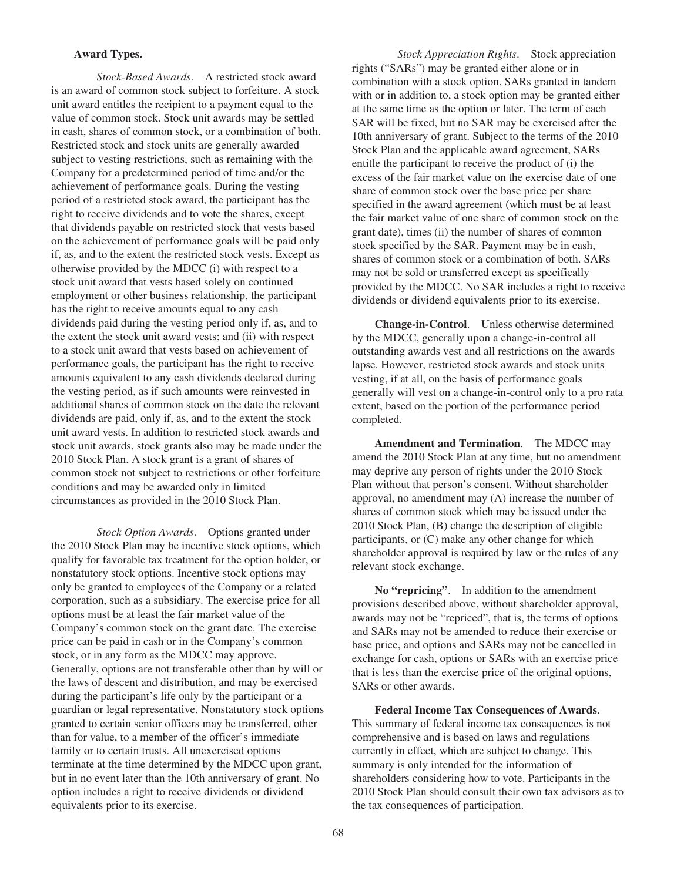**Award Types.**

*Stock-Based Awards*. A restricted stock award is an award of common stock subject to forfeiture. A stock unit award entitles the recipient to a payment equal to the value of common stock. Stock unit awards may be settled in cash, shares of common stock, or a combination of both. Restricted stock and stock units are generally awarded subject to vesting restrictions, such as remaining with the Company for a predetermined period of time and/or the achievement of performance goals. During the vesting period of a restricted stock award, the participant has the right to receive dividends and to vote the shares, except that dividends payable on restricted stock that vests based on the achievement of performance goals will be paid only if, as, and to the extent the restricted stock vests. Except as otherwise provided by the MDCC (i) with respect to a stock unit award that vests based solely on continued employment or other business relationship, the participant has the right to receive amounts equal to any cash dividends paid during the vesting period only if, as, and to the extent the stock unit award vests; and (ii) with respect to a stock unit award that vests based on achievement of performance goals, the participant has the right to receive amounts equivalent to any cash dividends declared during the vesting period, as if such amounts were reinvested in additional shares of common stock on the date the relevant dividends are paid, only if, as, and to the extent the stock unit award vests. In addition to restricted stock awards and stock unit awards, stock grants also may be made under the 2010 Stock Plan. A stock grant is a grant of shares of common stock not subject to restrictions or other forfeiture conditions and may be awarded only in limited circumstances as provided in the 2010 Stock Plan.

*Stock Option Awards*. Options granted under the 2010 Stock Plan may be incentive stock options, which qualify for favorable tax treatment for the option holder, or nonstatutory stock options. Incentive stock options may only be granted to employees of the Company or a related corporation, such as a subsidiary. The exercise price for all options must be at least the fair market value of the Company's common stock on the grant date. The exercise price can be paid in cash or in the Company's common stock, or in any form as the MDCC may approve. Generally, options are not transferable other than by will or the laws of descent and distribution, and may be exercised during the participant's life only by the participant or a guardian or legal representative. Nonstatutory stock options granted to certain senior officers may be transferred, other than for value, to a member of the officer's immediate family or to certain trusts. All unexercised options terminate at the time determined by the MDCC upon grant, but in no event later than the 10th anniversary of grant. No option includes a right to receive dividends or dividend equivalents prior to its exercise.

*Stock Appreciation Rights*. Stock appreciation rights ("SARs") may be granted either alone or in combination with a stock option. SARs granted in tandem with or in addition to, a stock option may be granted either at the same time as the option or later. The term of each SAR will be fixed, but no SAR may be exercised after the 10th anniversary of grant. Subject to the terms of the 2010 Stock Plan and the applicable award agreement, SARs entitle the participant to receive the product of (i) the excess of the fair market value on the exercise date of one share of common stock over the base price per share specified in the award agreement (which must be at least the fair market value of one share of common stock on the grant date), times (ii) the number of shares of common stock specified by the SAR. Payment may be in cash, shares of common stock or a combination of both. SARs may not be sold or transferred except as specifically provided by the MDCC. No SAR includes a right to receive dividends or dividend equivalents prior to its exercise.

**Change-in-Control**. Unless otherwise determined by the MDCC, generally upon a change-in-control all outstanding awards vest and all restrictions on the awards lapse. However, restricted stock awards and stock units vesting, if at all, on the basis of performance goals generally will vest on a change-in-control only to a pro rata extent, based on the portion of the performance period completed.

**Amendment and Termination**. The MDCC may amend the 2010 Stock Plan at any time, but no amendment may deprive any person of rights under the 2010 Stock Plan without that person's consent. Without shareholder approval, no amendment may (A) increase the number of shares of common stock which may be issued under the 2010 Stock Plan, (B) change the description of eligible participants, or (C) make any other change for which shareholder approval is required by law or the rules of any relevant stock exchange.

**No "repricing"**. In addition to the amendment provisions described above, without shareholder approval, awards may not be "repriced", that is, the terms of options and SARs may not be amended to reduce their exercise or base price, and options and SARs may not be cancelled in exchange for cash, options or SARs with an exercise price that is less than the exercise price of the original options, SARs or other awards.

**Federal Income Tax Consequences of Awards**. This summary of federal income tax consequences is not comprehensive and is based on laws and regulations currently in effect, which are subject to change. This summary is only intended for the information of shareholders considering how to vote. Participants in the 2010 Stock Plan should consult their own tax advisors as to the tax consequences of participation.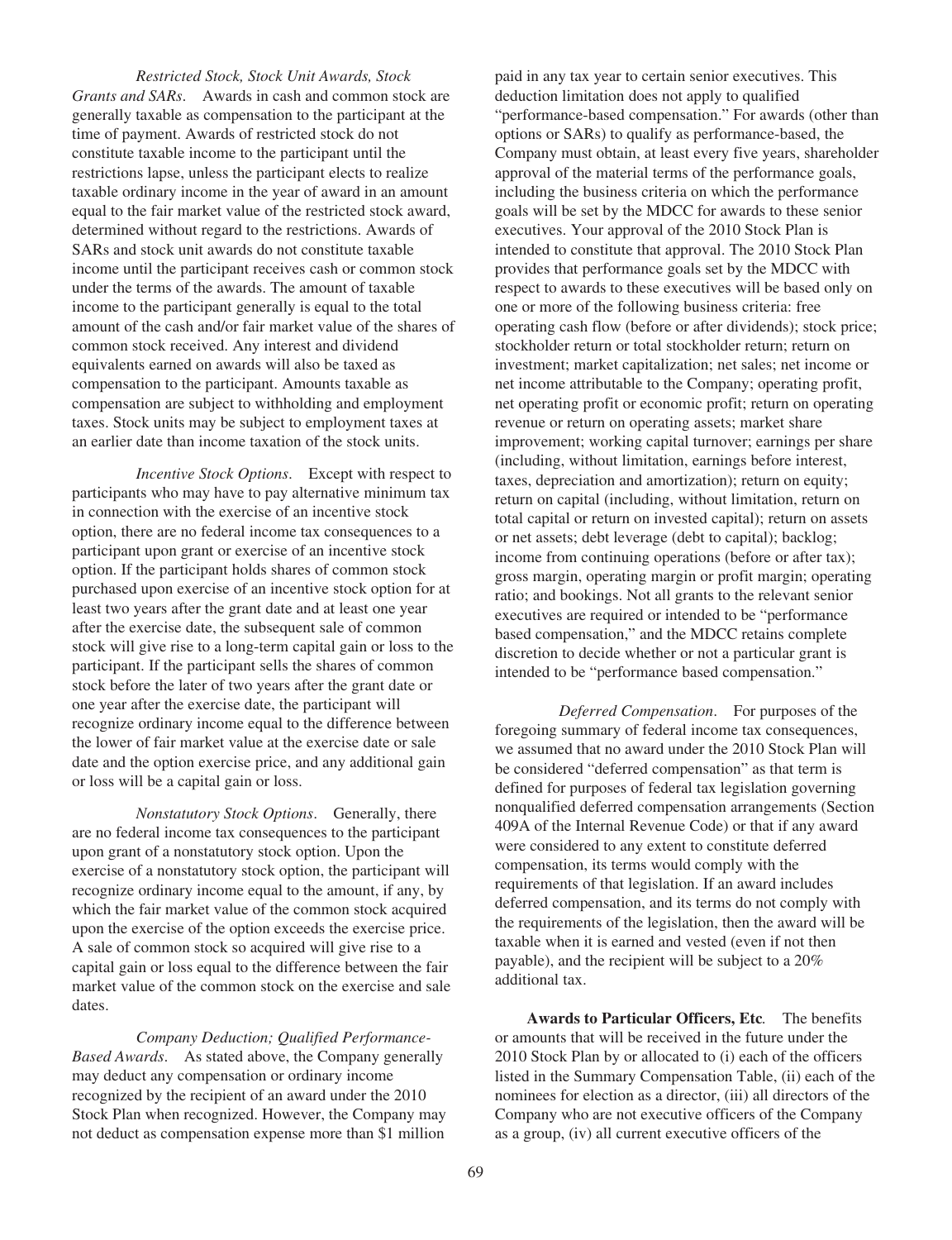*Restricted Stock, Stock Unit Awards, Stock Grants and SARs*. Awards in cash and common stock are generally taxable as compensation to the participant at the time of payment. Awards of restricted stock do not constitute taxable income to the participant until the restrictions lapse, unless the participant elects to realize taxable ordinary income in the year of award in an amount equal to the fair market value of the restricted stock award, determined without regard to the restrictions. Awards of SARs and stock unit awards do not constitute taxable income until the participant receives cash or common stock under the terms of the awards. The amount of taxable income to the participant generally is equal to the total amount of the cash and/or fair market value of the shares of common stock received. Any interest and dividend equivalents earned on awards will also be taxed as compensation to the participant. Amounts taxable as compensation are subject to withholding and employment taxes. Stock units may be subject to employment taxes at an earlier date than income taxation of the stock units.

*Incentive Stock Options*. Except with respect to participants who may have to pay alternative minimum tax in connection with the exercise of an incentive stock option, there are no federal income tax consequences to a participant upon grant or exercise of an incentive stock option. If the participant holds shares of common stock purchased upon exercise of an incentive stock option for at least two years after the grant date and at least one year after the exercise date, the subsequent sale of common stock will give rise to a long-term capital gain or loss to the participant. If the participant sells the shares of common stock before the later of two years after the grant date or one year after the exercise date, the participant will recognize ordinary income equal to the difference between the lower of fair market value at the exercise date or sale date and the option exercise price, and any additional gain or loss will be a capital gain or loss.

*Nonstatutory Stock Options*. Generally, there are no federal income tax consequences to the participant upon grant of a nonstatutory stock option. Upon the exercise of a nonstatutory stock option, the participant will recognize ordinary income equal to the amount, if any, by which the fair market value of the common stock acquired upon the exercise of the option exceeds the exercise price. A sale of common stock so acquired will give rise to a capital gain or loss equal to the difference between the fair market value of the common stock on the exercise and sale dates.

*Company Deduction; Qualified Performance-Based Awards*. As stated above, the Company generally may deduct any compensation or ordinary income recognized by the recipient of an award under the 2010 Stock Plan when recognized. However, the Company may not deduct as compensation expense more than $1 million paid in any tax year to certain senior executives. This deduction limitation does not apply to qualified "performance-based compensation." For awards (other than options or SARs) to qualify as performance-based, the Company must obtain, at least every five years, shareholder approval of the material terms of the performance goals, including the business criteria on which the performance goals will be set by the MDCC for awards to these senior executives. Your approval of the 2010 Stock Plan is intended to constitute that approval. The 2010 Stock Plan provides that performance goals set by the MDCC with respect to awards to these executives will be based only on one or more of the following business criteria: free operating cash flow (before or after dividends); stock price; stockholder return or total stockholder return; return on investment; market capitalization; net sales; net income or net income attributable to the Company; operating profit, net operating profit or economic profit; return on operating revenue or return on operating assets; market share improvement; working capital turnover; earnings per share (including, without limitation, earnings before interest, taxes, depreciation and amortization); return on equity; return on capital (including, without limitation, return on total capital or return on invested capital); return on assets or net assets; debt leverage (debt to capital); backlog; income from continuing operations (before or after tax); gross margin, operating margin or profit margin; operating ratio; and bookings. Not all grants to the relevant senior executives are required or intended to be "performance based compensation," and the MDCC retains complete discretion to decide whether or not a particular grant is intended to be "performance based compensation."

*Deferred Compensation*. For purposes of the foregoing summary of federal income tax consequences, we assumed that no award under the 2010 Stock Plan will be considered "deferred compensation" as that term is defined for purposes of federal tax legislation governing nonqualified deferred compensation arrangements (Section 409A of the Internal Revenue Code) or that if any award were considered to any extent to constitute deferred compensation, its terms would comply with the requirements of that legislation. If an award includes deferred compensation, and its terms do not comply with the requirements of the legislation, then the award will be taxable when it is earned and vested (even if not then payable), and the recipient will be subject to a 20% additional tax.

**Awards to Particular Officers, Etc**. The benefits or amounts that will be received in the future under the 2010 Stock Plan by or allocated to (i) each of the officers listed in the Summary Compensation Table, (ii) each of the nominees for election as a director, (iii) all directors of the Company who are not executive officers of the Company as a group, (iv) all current executive officers of the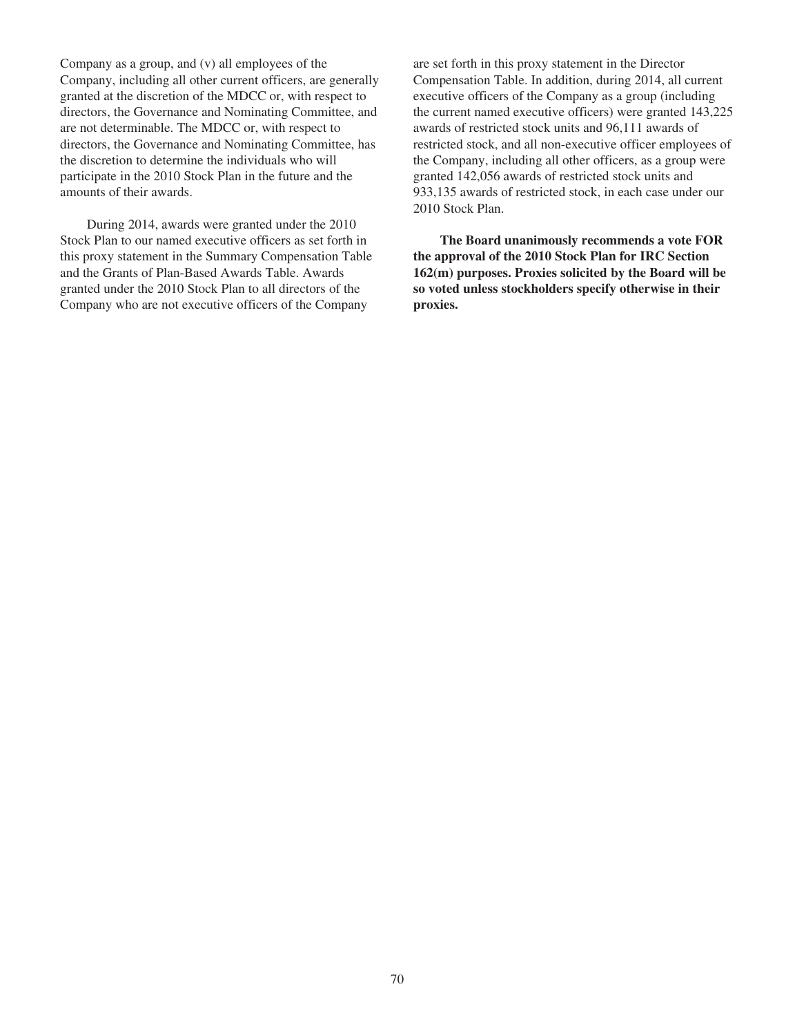Company as a group, and (v) all employees of the Company, including all other current officers, are generally granted at the discretion of the MDCC or, with respect to directors, the Governance and Nominating Committee, and are not determinable. The MDCC or, with respect to directors, the Governance and Nominating Committee, has the discretion to determine the individuals who will participate in the 2010 Stock Plan in the future and the amounts of their awards.

During 2014, awards were granted under the 2010 Stock Plan to our named executive officers as set forth in this proxy statement in the Summary Compensation Table and the Grants of Plan-Based Awards Table. Awards granted under the 2010 Stock Plan to all directors of the Company who are not executive officers of the Company are set forth in this proxy statement in the Director Compensation Table. In addition, during 2014, all current executive officers of the Company as a group (including the current named executive officers) were granted 143,225 awards of restricted stock units and 96,111 awards of restricted stock, and all non-executive officer employees of the Company, including all other officers, as a group were granted 142,056 awards of restricted stock units and 933,135 awards of restricted stock, in each case under our 2010 Stock Plan.

**The Board unanimously recommends a vote FOR the approval of the 2010 Stock Plan for IRC Section 162(m) purposes. Proxies solicited by the Board will be so voted unless stockholders specify otherwise in their proxies.**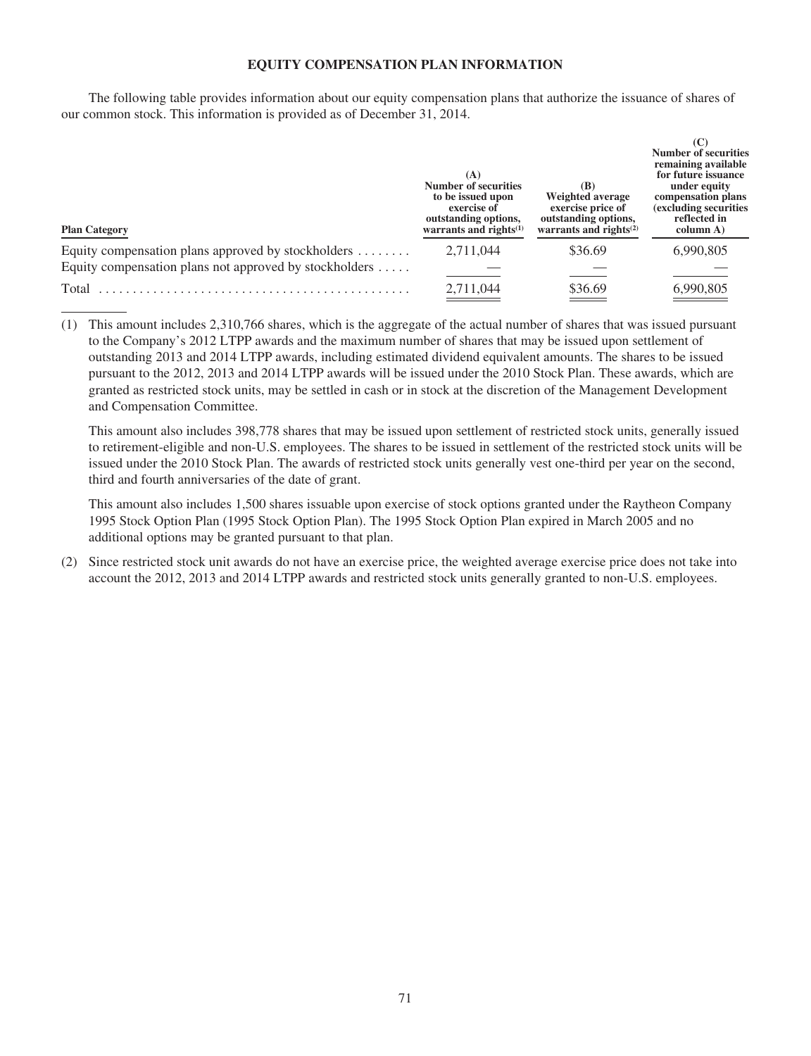## EQUITY COMPENSATION PLAN INFORMATION

The following table provides information about our equity compensation plans that authorize the issuance of shares of our common stock. This information is provided as of December 31, 2014.

| Plan Category | (A) Number of securities to be issued upon exercise of outstanding options, warrants and rights[(1)] | (B) Weighted average exercise price of outstanding options, warrants and rights[(2)] | (C) Number of securities remaining available for future issuance under equity compensation plans (excluding securities reflected in column A) |
|---|---|---|---|
| Equity compensation plans approved by stockholders | 2,711,044 | $36.69 | 6,990,805 |
| Equity compensation plans not approved by stockholders | — | — | — |
| Total | 2,711,044 | $36.69 | 6,990,805 |

(1) This amount includes 2,310,766 shares, which is the aggregate of the actual number of shares that was issued pursuant to the Company's 2012 LTPP awards and the maximum number of shares that may be issued upon settlement of outstanding 2013 and 2014 LTPP awards, including estimated dividend equivalent amounts. The shares to be issued pursuant to the 2012, 2013 and 2014 LTPP awards will be issued under the 2010 Stock Plan. These awards, which are granted as restricted stock units, may be settled in cash or in stock at the discretion of the Management Development and Compensation Committee.

This amount also includes 398,778 shares that may be issued upon settlement of restricted stock units, generally issued to retirement-eligible and non-U.S. employees. The shares to be issued in settlement of the restricted stock units will be issued under the 2010 Stock Plan. The awards of restricted stock units generally vest one-third per year on the second, third and fourth anniversaries of the date of grant.

This amount also includes 1,500 shares issuable upon exercise of stock options granted under the Raytheon Company 1995 Stock Option Plan (1995 Stock Option Plan). The 1995 Stock Option Plan expired in March 2005 and no additional options may be granted pursuant to that plan.

(2) Since restricted stock unit awards do not have an exercise price, the weighted average exercise price does not take into account the 2012, 2013 and 2014 LTPP awards and restricted stock units generally granted to non-U.S. employees.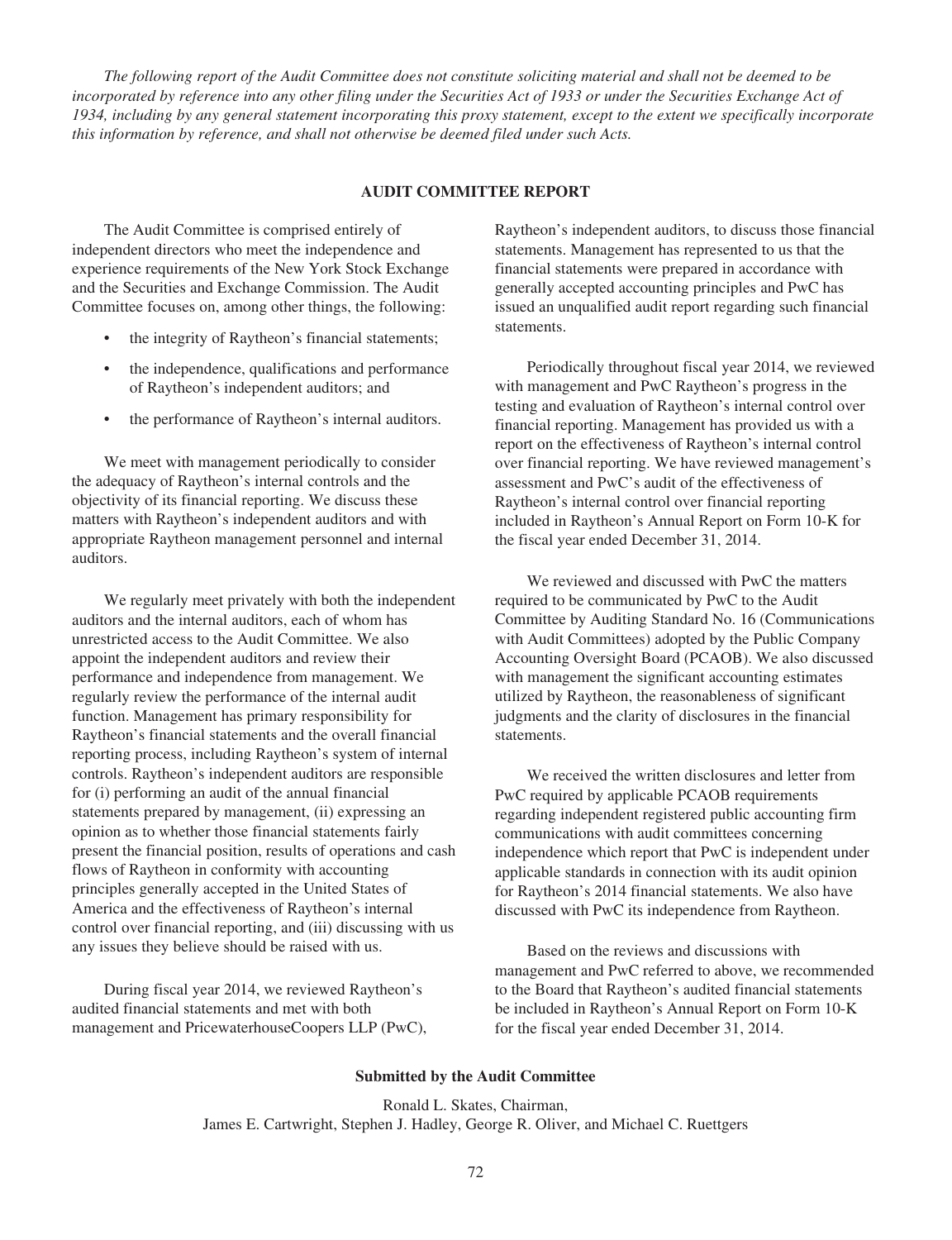*The following report of the Audit Committee does not constitute soliciting material and shall not be deemed to be incorporated by reference into any other filing under the Securities Act of 1933 or under the Securities Exchange Act of 1934, including by any general statement incorporating this proxy statement, except to the extent we specifically incorporate this information by reference, and shall not otherwise be deemed filed under such Acts.*

## AUDIT COMMITTEE REPORT

The Audit Committee is comprised entirely of independent directors who meet the independence and experience requirements of the New York Stock Exchange and the Securities and Exchange Commission. The Audit Committee focuses on, among other things, the following:

- the integrity of Raytheon's financial statements;
- the independence, qualifications and performance of Raytheon's independent auditors; and
- the performance of Raytheon's internal auditors.

We meet with management periodically to consider the adequacy of Raytheon's internal controls and the objectivity of its financial reporting. We discuss these matters with Raytheon's independent auditors and with appropriate Raytheon management personnel and internal auditors.

We regularly meet privately with both the independent auditors and the internal auditors, each of whom has unrestricted access to the Audit Committee. We also appoint the independent auditors and review their performance and independence from management. We regularly review the performance of the internal audit function. Management has primary responsibility for Raytheon's financial statements and the overall financial reporting process, including Raytheon's system of internal controls. Raytheon's independent auditors are responsible for (i) performing an audit of the annual financial statements prepared by management, (ii) expressing an opinion as to whether those financial statements fairly present the financial position, results of operations and cash flows of Raytheon in conformity with accounting principles generally accepted in the United States of America and the effectiveness of Raytheon's internal control over financial reporting, and (iii) discussing with us any issues they believe should be raised with us.

During fiscal year 2014, we reviewed Raytheon's audited financial statements and met with both management and PricewaterhouseCoopers LLP (PwC), Raytheon's independent auditors, to discuss those financial statements. Management has represented to us that the financial statements were prepared in accordance with generally accepted accounting principles and PwC has issued an unqualified audit report regarding such financial statements.

Periodically throughout fiscal year 2014, we reviewed with management and PwC Raytheon's progress in the testing and evaluation of Raytheon's internal control over financial reporting. Management has provided us with a report on the effectiveness of Raytheon's internal control over financial reporting. We have reviewed management's assessment and PwC's audit of the effectiveness of Raytheon's internal control over financial reporting included in Raytheon's Annual Report on Form 10-K for the fiscal year ended December 31, 2014.

We reviewed and discussed with PwC the matters required to be communicated by PwC to the Audit Committee by Auditing Standard No. 16 (Communications with Audit Committees) adopted by the Public Company Accounting Oversight Board (PCAOB). We also discussed with management the significant accounting estimates utilized by Raytheon, the reasonableness of significant judgments and the clarity of disclosures in the financial statements.

We received the written disclosures and letter from PwC required by applicable PCAOB requirements regarding independent registered public accounting firm communications with audit committees concerning independence which report that PwC is independent under applicable standards in connection with its audit opinion for Raytheon's 2014 financial statements. We also have discussed with PwC its independence from Raytheon.

Based on the reviews and discussions with management and PwC referred to above, we recommended to the Board that Raytheon's audited financial statements be included in Raytheon's Annual Report on Form 10-K for the fiscal year ended December 31, 2014.

**Submitted by the Audit Committee**

Ronald L. Skates, Chairman,
James E. Cartwright, Stephen J. Hadley, George R. Oliver, and Michael C. Ruettgers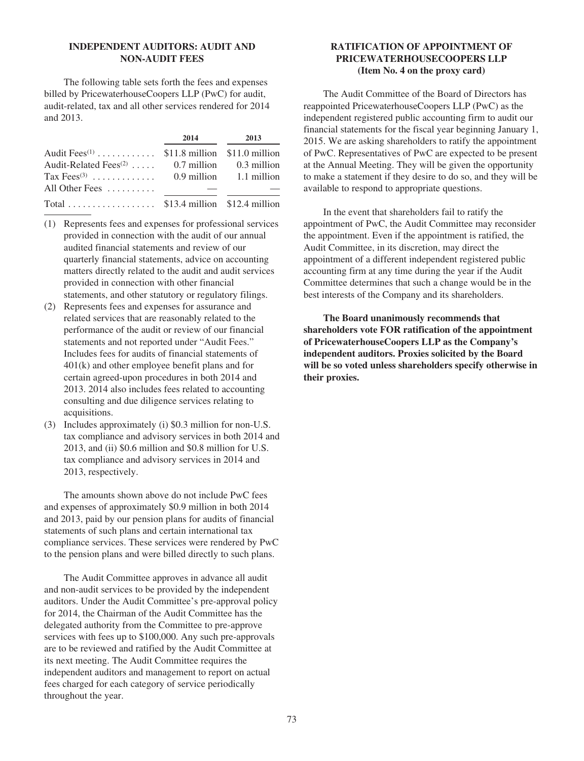## INDEPENDENT AUDITORS: AUDIT AND NON-AUDIT FEES

The following table sets forth the fees and expenses billed by PricewaterhouseCoopers LLP (PwC) for audit, audit-related, tax and all other services rendered for 2014 and 2013.

| | 2014 | 2013 |
|---|---|---|
| Audit Fees[(1)] | $11.8 million | $11.0 million |
| Audit-Related Fees[(2)] | 0.7 million | 0.3 million |
| Tax Fees[(3)] | 0.9 million | 1.1 million |
| All Other Fees | — | — |
| Total | $13.4 million | $12.4 million |

(1) Represents fees and expenses for professional services provided in connection with the audit of our annual audited financial statements and review of our quarterly financial statements, advice on accounting matters directly related to the audit and audit services provided in connection with other financial statements, and other statutory or regulatory filings.

(2) Represents fees and expenses for assurance and related services that are reasonably related to the performance of the audit or review of our financial statements and not reported under "Audit Fees." Includes fees for audits of financial statements of 401(k) and other employee benefit plans and for certain agreed-upon procedures in both 2014 and 2013. 2014 also includes fees related to accounting consulting and due diligence services relating to acquisitions.

(3) Includes approximately (i) $0.3 million for non-U.S. tax compliance and advisory services in both 2014 and 2013, and (ii) $0.6 million and $0.8 million for U.S. tax compliance and advisory services in 2014 and 2013, respectively.

The amounts shown above do not include PwC fees and expenses of approximately $0.9 million in both 2014 and 2013, paid by our pension plans for audits of financial statements of such plans and certain international tax compliance services. These services were rendered by PwC to the pension plans and were billed directly to such plans.

The Audit Committee approves in advance all audit and non-audit services to be provided by the independent auditors. Under the Audit Committee's pre-approval policy for 2014, the Chairman of the Audit Committee has the delegated authority from the Committee to pre-approve services with fees up to $100,000. Any such pre-approvals are to be reviewed and ratified by the Audit Committee at its next meeting. The Audit Committee requires the independent auditors and management to report on actual fees charged for each category of service periodically throughout the year.

## RATIFICATION OF APPOINTMENT OF PRICEWATERHOUSECOOPERS LLP (Item No. 4 on the proxy card)

The Audit Committee of the Board of Directors has reappointed PricewaterhouseCoopers LLP (PwC) as the independent registered public accounting firm to audit our financial statements for the fiscal year beginning January 1, 2015. We are asking shareholders to ratify the appointment of PwC. Representatives of PwC are expected to be present at the Annual Meeting. They will be given the opportunity to make a statement if they desire to do so, and they will be available to respond to appropriate questions.

In the event that shareholders fail to ratify the appointment of PwC, the Audit Committee may reconsider the appointment. Even if the appointment is ratified, the Audit Committee, in its discretion, may direct the appointment of a different independent registered public accounting firm at any time during the year if the Audit Committee determines that such a change would be in the best interests of the Company and its shareholders.

**The Board unanimously recommends that shareholders vote FOR ratification of the appointment of PricewaterhouseCoopers LLP as the Company's independent auditors. Proxies solicited by the Board will be so voted unless shareholders specify otherwise in their proxies.**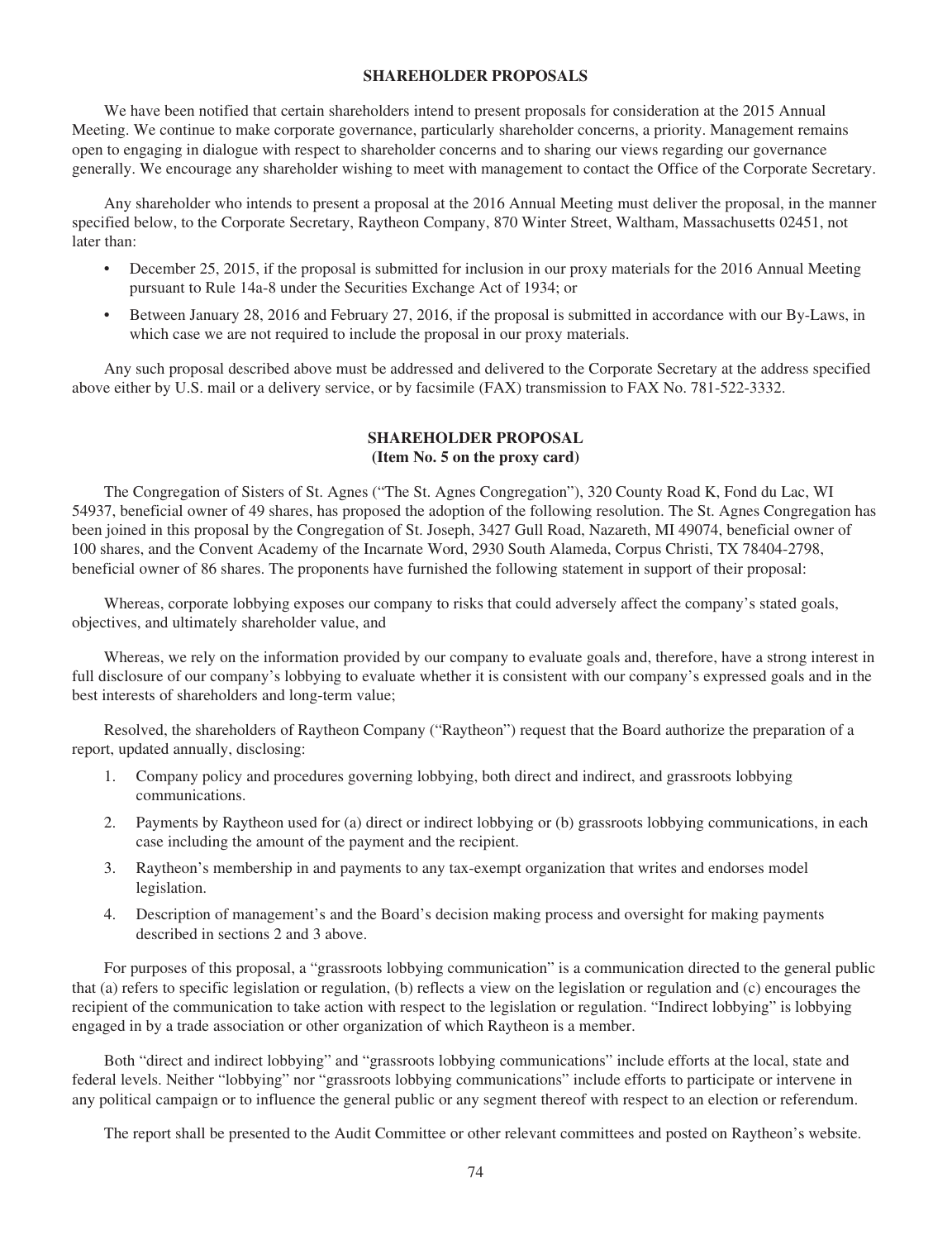## SHAREHOLDER PROPOSALS

We have been notified that certain shareholders intend to present proposals for consideration at the 2015 Annual Meeting. We continue to make corporate governance, particularly shareholder concerns, a priority. Management remains open to engaging in dialogue with respect to shareholder concerns and to sharing our views regarding our governance generally. We encourage any shareholder wishing to meet with management to contact the Office of the Corporate Secretary.

Any shareholder who intends to present a proposal at the 2016 Annual Meeting must deliver the proposal, in the manner specified below, to the Corporate Secretary, Raytheon Company, 870 Winter Street, Waltham, Massachusetts 02451, not later than:

- December 25, 2015, if the proposal is submitted for inclusion in our proxy materials for the 2016 Annual Meeting pursuant to Rule 14a-8 under the Securities Exchange Act of 1934; or
- Between January 28, 2016 and February 27, 2016, if the proposal is submitted in accordance with our By-Laws, in which case we are not required to include the proposal in our proxy materials.

Any such proposal described above must be addressed and delivered to the Corporate Secretary at the address specified above either by U.S. mail or a delivery service, or by facsimile (FAX) transmission to FAX No. 781-522-3332.

## SHAREHOLDER PROPOSAL
**(Item No. 5 on the proxy card)**

The Congregation of Sisters of St. Agnes ("The St. Agnes Congregation"), 320 County Road K, Fond du Lac, WI 54937, beneficial owner of 49 shares, has proposed the adoption of the following resolution. The St. Agnes Congregation has been joined in this proposal by the Congregation of St. Joseph, 3427 Gull Road, Nazareth, MI 49074, beneficial owner of 100 shares, and the Convent Academy of the Incarnate Word, 2930 South Alameda, Corpus Christi, TX 78404-2798, beneficial owner of 86 shares. The proponents have furnished the following statement in support of their proposal:

Whereas, corporate lobbying exposes our company to risks that could adversely affect the company's stated goals, objectives, and ultimately shareholder value, and

Whereas, we rely on the information provided by our company to evaluate goals and, therefore, have a strong interest in full disclosure of our company's lobbying to evaluate whether it is consistent with our company's expressed goals and in the best interests of shareholders and long-term value;

Resolved, the shareholders of Raytheon Company ("Raytheon") request that the Board authorize the preparation of a report, updated annually, disclosing:

1. Company policy and procedures governing lobbying, both direct and indirect, and grassroots lobbying communications.
2. Payments by Raytheon used for (a) direct or indirect lobbying or (b) grassroots lobbying communications, in each case including the amount of the payment and the recipient.
3. Raytheon's membership in and payments to any tax-exempt organization that writes and endorses model legislation.
4. Description of management's and the Board's decision making process and oversight for making payments described in sections 2 and 3 above.

For purposes of this proposal, a "grassroots lobbying communication" is a communication directed to the general public that (a) refers to specific legislation or regulation, (b) reflects a view on the legislation or regulation and (c) encourages the recipient of the communication to take action with respect to the legislation or regulation. "Indirect lobbying" is lobbying engaged in by a trade association or other organization of which Raytheon is a member.

Both "direct and indirect lobbying" and "grassroots lobbying communications" include efforts at the local, state and federal levels. Neither "lobbying" nor "grassroots lobbying communications" include efforts to participate or intervene in any political campaign or to influence the general public or any segment thereof with respect to an election or referendum.

The report shall be presented to the Audit Committee or other relevant committees and posted on Raytheon's website.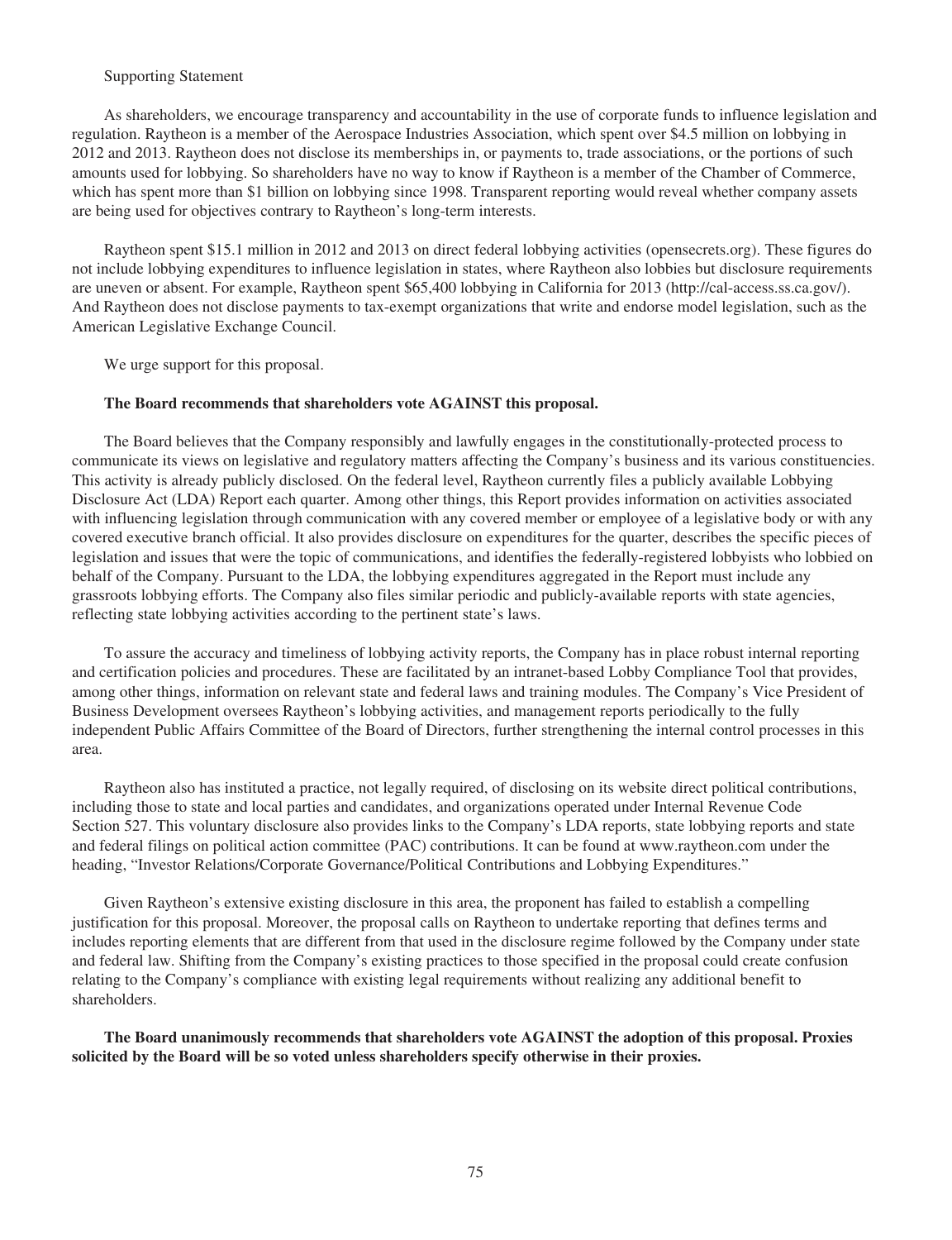Supporting Statement

As shareholders, we encourage transparency and accountability in the use of corporate funds to influence legislation and regulation. Raytheon is a member of the Aerospace Industries Association, which spent over $4.5 million on lobbying in 2012 and 2013. Raytheon does not disclose its memberships in, or payments to, trade associations, or the portions of such amounts used for lobbying. So shareholders have no way to know if Raytheon is a member of the Chamber of Commerce, which has spent more than $1 billion on lobbying since 1998. Transparent reporting would reveal whether company assets are being used for objectives contrary to Raytheon's long-term interests.

Raytheon spent $15.1 million in 2012 and 2013 on direct federal lobbying activities (opensecrets.org). These figures do not include lobbying expenditures to influence legislation in states, where Raytheon also lobbies but disclosure requirements are uneven or absent. For example, Raytheon spent $65,400 lobbying in California for 2013 (http://cal-access.ss.ca.gov/). And Raytheon does not disclose payments to tax-exempt organizations that write and endorse model legislation, such as the American Legislative Exchange Council.

We urge support for this proposal.

**The Board recommends that shareholders vote AGAINST this proposal.**

The Board believes that the Company responsibly and lawfully engages in the constitutionally-protected process to communicate its views on legislative and regulatory matters affecting the Company's business and its various constituencies. This activity is already publicly disclosed. On the federal level, Raytheon currently files a publicly available Lobbying Disclosure Act (LDA) Report each quarter. Among other things, this Report provides information on activities associated with influencing legislation through communication with any covered member or employee of a legislative body or with any covered executive branch official. It also provides disclosure on expenditures for the quarter, describes the specific pieces of legislation and issues that were the topic of communications, and identifies the federally-registered lobbyists who lobbied on behalf of the Company. Pursuant to the LDA, the lobbying expenditures aggregated in the Report must include any grassroots lobbying efforts. The Company also files similar periodic and publicly-available reports with state agencies, reflecting state lobbying activities according to the pertinent state's laws.

To assure the accuracy and timeliness of lobbying activity reports, the Company has in place robust internal reporting and certification policies and procedures. These are facilitated by an intranet-based Lobby Compliance Tool that provides, among other things, information on relevant state and federal laws and training modules. The Company's Vice President of Business Development oversees Raytheon's lobbying activities, and management reports periodically to the fully independent Public Affairs Committee of the Board of Directors, further strengthening the internal control processes in this area.

Raytheon also has instituted a practice, not legally required, of disclosing on its website direct political contributions, including those to state and local parties and candidates, and organizations operated under Internal Revenue Code Section 527. This voluntary disclosure also provides links to the Company's LDA reports, state lobbying reports and state and federal filings on political action committee (PAC) contributions. It can be found at www.raytheon.com under the heading, "Investor Relations/Corporate Governance/Political Contributions and Lobbying Expenditures."

Given Raytheon's extensive existing disclosure in this area, the proponent has failed to establish a compelling justification for this proposal. Moreover, the proposal calls on Raytheon to undertake reporting that defines terms and includes reporting elements that are different from that used in the disclosure regime followed by the Company under state and federal law. Shifting from the Company's existing practices to those specified in the proposal could create confusion relating to the Company's compliance with existing legal requirements without realizing any additional benefit to shareholders.

**The Board unanimously recommends that shareholders vote AGAINST the adoption of this proposal. Proxies solicited by the Board will be so voted unless shareholders specify otherwise in their proxies.**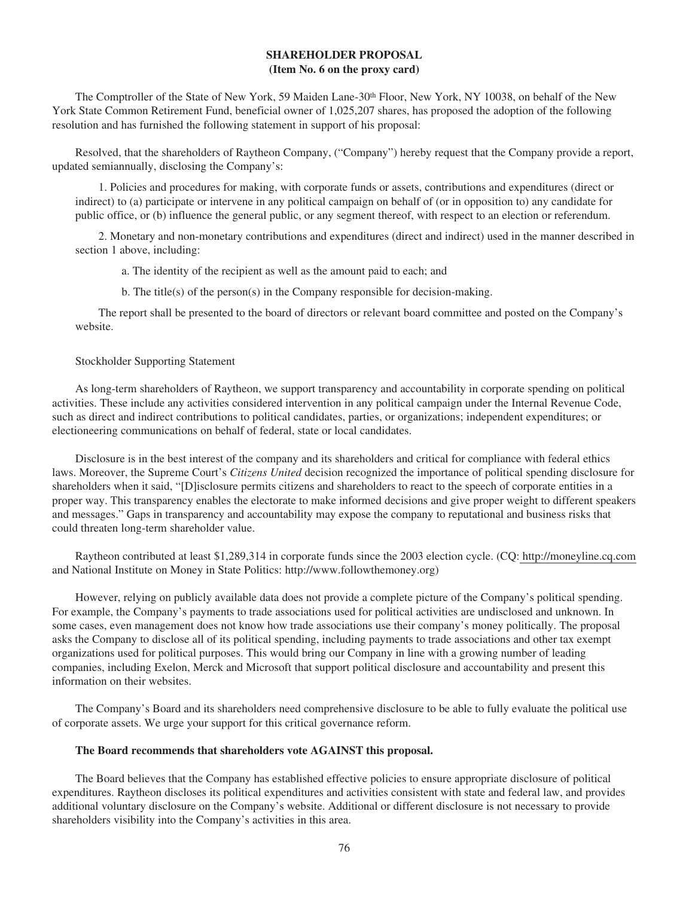# SHAREHOLDER PROPOSAL
## (Item No. 6 on the proxy card)

The Comptroller of the State of New York, 59 Maiden Lane-30th Floor, New York, NY 10038, on behalf of the New York State Common Retirement Fund, beneficial owner of 1,025,207 shares, has proposed the adoption of the following resolution and has furnished the following statement in support of his proposal:

Resolved, that the shareholders of Raytheon Company, ("Company") hereby request that the Company provide a report, updated semiannually, disclosing the Company's:

1. Policies and procedures for making, with corporate funds or assets, contributions and expenditures (direct or indirect) to (a) participate or intervene in any political campaign on behalf of (or in opposition to) any candidate for public office, or (b) influence the general public, or any segment thereof, with respect to an election or referendum.

2. Monetary and non-monetary contributions and expenditures (direct and indirect) used in the manner described in section 1 above, including:

   a. The identity of the recipient as well as the amount paid to each; and

   b. The title(s) of the person(s) in the Company responsible for decision-making.

The report shall be presented to the board of directors or relevant board committee and posted on the Company's website.

Stockholder Supporting Statement

As long-term shareholders of Raytheon, we support transparency and accountability in corporate spending on political activities. These include any activities considered intervention in any political campaign under the Internal Revenue Code, such as direct and indirect contributions to political candidates, parties, or organizations; independent expenditures; or electioneering communications on behalf of federal, state or local candidates.

Disclosure is in the best interest of the company and its shareholders and critical for compliance with federal ethics laws. Moreover, the Supreme Court's *Citizens United* decision recognized the importance of political spending disclosure for shareholders when it said, "[D]isclosure permits citizens and shareholders to react to the speech of corporate entities in a proper way. This transparency enables the electorate to make informed decisions and give proper weight to different speakers and messages." Gaps in transparency and accountability may expose the company to reputational and business risks that could threaten long-term shareholder value.

Raytheon contributed at least $1,289,314 in corporate funds since the 2003 election cycle. (CQ: http://moneyline.cq.com and National Institute on Money in State Politics: http://www.followthemoney.org)

However, relying on publicly available data does not provide a complete picture of the Company's political spending. For example, the Company's payments to trade associations used for political activities are undisclosed and unknown. In some cases, even management does not know how trade associations use their company's money politically. The proposal asks the Company to disclose all of its political spending, including payments to trade associations and other tax exempt organizations used for political purposes. This would bring our Company in line with a growing number of leading companies, including Exelon, Merck and Microsoft that support political disclosure and accountability and present this information on their websites.

The Company's Board and its shareholders need comprehensive disclosure to be able to fully evaluate the political use of corporate assets. We urge your support for this critical governance reform.

**The Board recommends that shareholders vote AGAINST this proposal.**

The Board believes that the Company has established effective policies to ensure appropriate disclosure of political expenditures. Raytheon discloses its political expenditures and activities consistent with state and federal law, and provides additional voluntary disclosure on the Company's website. Additional or different disclosure is not necessary to provide shareholders visibility into the Company's activities in this area.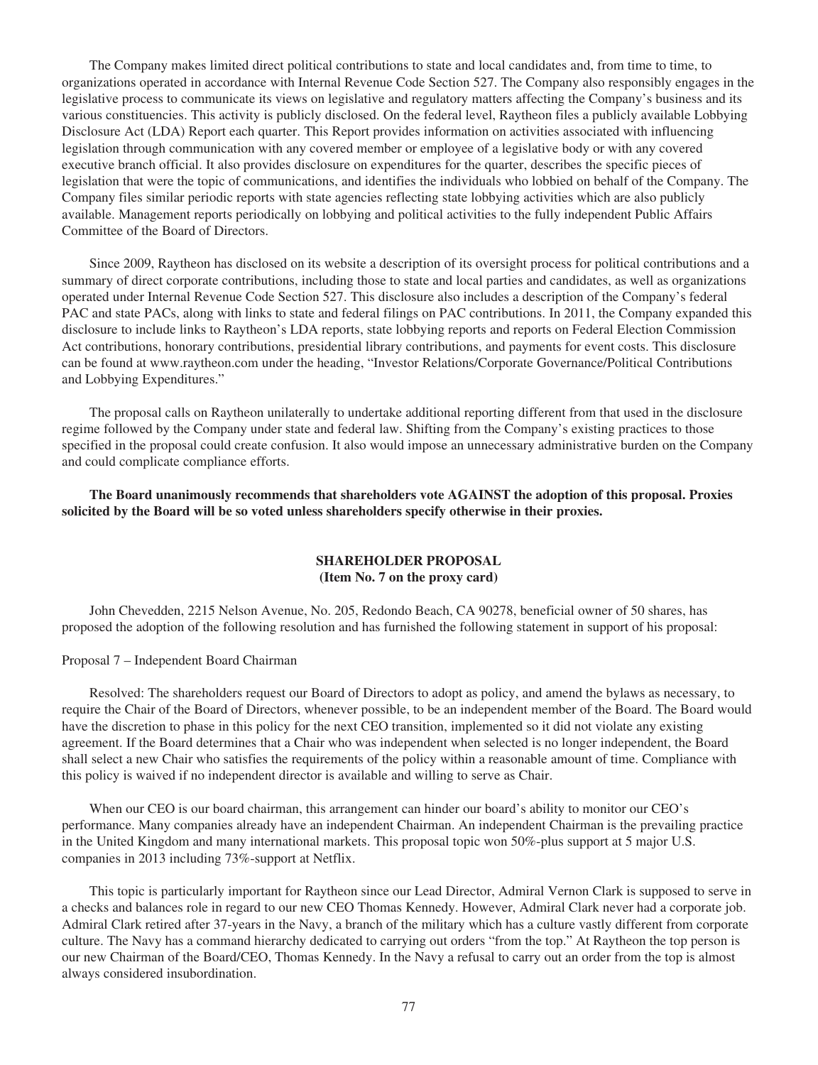The Company makes limited direct political contributions to state and local candidates and, from time to time, to organizations operated in accordance with Internal Revenue Code Section 527. The Company also responsibly engages in the legislative process to communicate its views on legislative and regulatory matters affecting the Company's business and its various constituencies. This activity is publicly disclosed. On the federal level, Raytheon files a publicly available Lobbying Disclosure Act (LDA) Report each quarter. This Report provides information on activities associated with influencing legislation through communication with any covered member or employee of a legislative body or with any covered executive branch official. It also provides disclosure on expenditures for the quarter, describes the specific pieces of legislation that were the topic of communications, and identifies the individuals who lobbied on behalf of the Company. The Company files similar periodic reports with state agencies reflecting state lobbying activities which are also publicly available. Management reports periodically on lobbying and political activities to the fully independent Public Affairs Committee of the Board of Directors.

Since 2009, Raytheon has disclosed on its website a description of its oversight process for political contributions and a summary of direct corporate contributions, including those to state and local parties and candidates, as well as organizations operated under Internal Revenue Code Section 527. This disclosure also includes a description of the Company's federal PAC and state PACs, along with links to state and federal filings on PAC contributions. In 2011, the Company expanded this disclosure to include links to Raytheon's LDA reports, state lobbying reports and reports on Federal Election Commission Act contributions, honorary contributions, presidential library contributions, and payments for event costs. This disclosure can be found at www.raytheon.com under the heading, "Investor Relations/Corporate Governance/Political Contributions and Lobbying Expenditures."

The proposal calls on Raytheon unilaterally to undertake additional reporting different from that used in the disclosure regime followed by the Company under state and federal law. Shifting from the Company's existing practices to those specified in the proposal could create confusion. It also would impose an unnecessary administrative burden on the Company and could complicate compliance efforts.

**The Board unanimously recommends that shareholders vote AGAINST the adoption of this proposal. Proxies solicited by the Board will be so voted unless shareholders specify otherwise in their proxies.**

## SHAREHOLDER PROPOSAL
### (Item No. 7 on the proxy card)

John Chevedden, 2215 Nelson Avenue, No. 205, Redondo Beach, CA 90278, beneficial owner of 50 shares, has proposed the adoption of the following resolution and has furnished the following statement in support of his proposal:

Proposal 7 – Independent Board Chairman

Resolved: The shareholders request our Board of Directors to adopt as policy, and amend the bylaws as necessary, to require the Chair of the Board of Directors, whenever possible, to be an independent member of the Board. The Board would have the discretion to phase in this policy for the next CEO transition, implemented so it did not violate any existing agreement. If the Board determines that a Chair who was independent when selected is no longer independent, the Board shall select a new Chair who satisfies the requirements of the policy within a reasonable amount of time. Compliance with this policy is waived if no independent director is available and willing to serve as Chair.

When our CEO is our board chairman, this arrangement can hinder our board's ability to monitor our CEO's performance. Many companies already have an independent Chairman. An independent Chairman is the prevailing practice in the United Kingdom and many international markets. This proposal topic won 50%-plus support at 5 major U.S. companies in 2013 including 73%-support at Netflix.

This topic is particularly important for Raytheon since our Lead Director, Admiral Vernon Clark is supposed to serve in a checks and balances role in regard to our new CEO Thomas Kennedy. However, Admiral Clark never had a corporate job. Admiral Clark retired after 37-years in the Navy, a branch of the military which has a culture vastly different from corporate culture. The Navy has a command hierarchy dedicated to carrying out orders "from the top." At Raytheon the top person is our new Chairman of the Board/CEO, Thomas Kennedy. In the Navy a refusal to carry out an order from the top is almost always considered insubordination.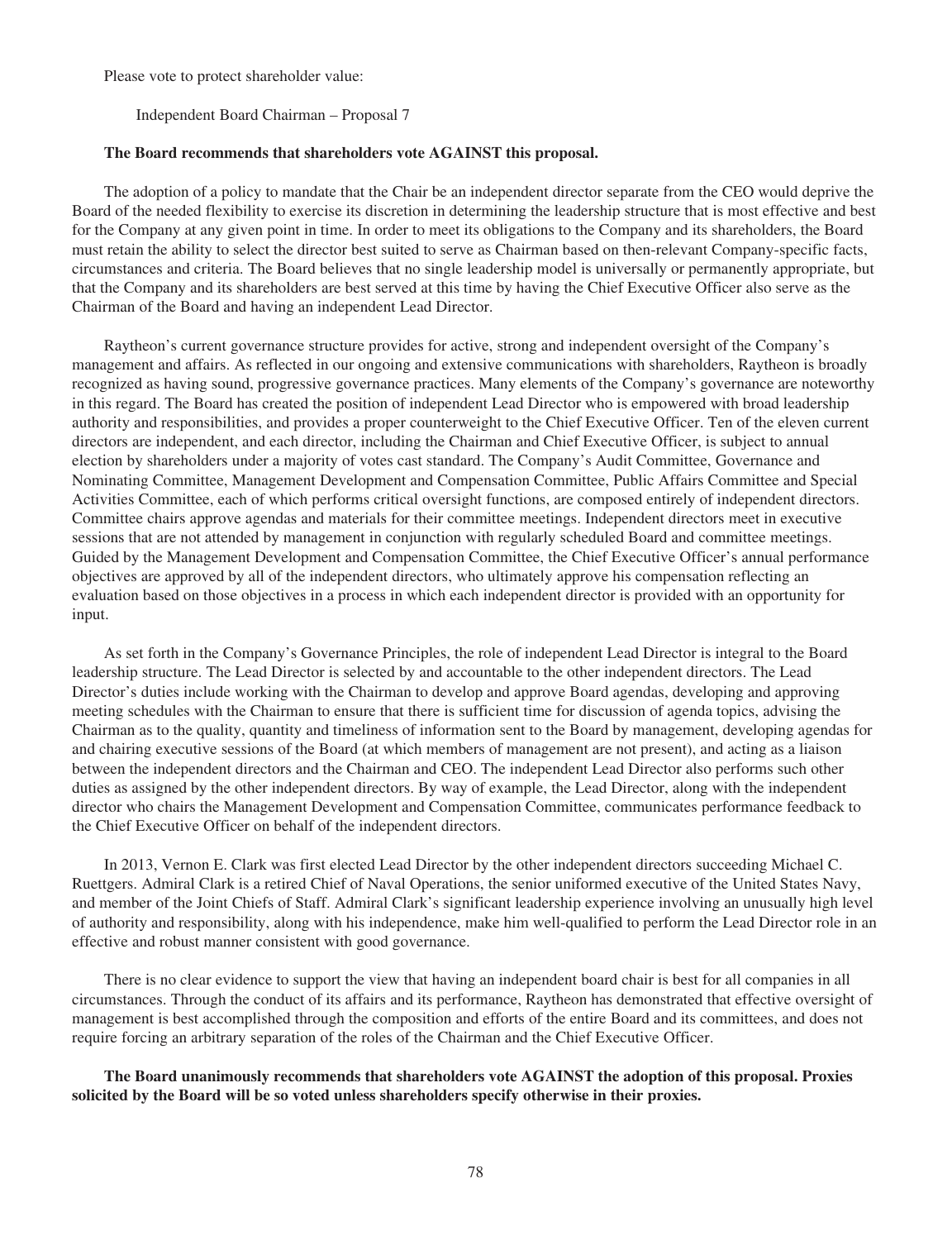Please vote to protect shareholder value:

Independent Board Chairman – Proposal 7

**The Board recommends that shareholders vote AGAINST this proposal.**

The adoption of a policy to mandate that the Chair be an independent director separate from the CEO would deprive the Board of the needed flexibility to exercise its discretion in determining the leadership structure that is most effective and best for the Company at any given point in time. In order to meet its obligations to the Company and its shareholders, the Board must retain the ability to select the director best suited to serve as Chairman based on then-relevant Company-specific facts, circumstances and criteria. The Board believes that no single leadership model is universally or permanently appropriate, but that the Company and its shareholders are best served at this time by having the Chief Executive Officer also serve as the Chairman of the Board and having an independent Lead Director.

Raytheon's current governance structure provides for active, strong and independent oversight of the Company's management and affairs. As reflected in our ongoing and extensive communications with shareholders, Raytheon is broadly recognized as having sound, progressive governance practices. Many elements of the Company's governance are noteworthy in this regard. The Board has created the position of independent Lead Director who is empowered with broad leadership authority and responsibilities, and provides a proper counterweight to the Chief Executive Officer. Ten of the eleven current directors are independent, and each director, including the Chairman and Chief Executive Officer, is subject to annual election by shareholders under a majority of votes cast standard. The Company's Audit Committee, Governance and Nominating Committee, Management Development and Compensation Committee, Public Affairs Committee and Special Activities Committee, each of which performs critical oversight functions, are composed entirely of independent directors. Committee chairs approve agendas and materials for their committee meetings. Independent directors meet in executive sessions that are not attended by management in conjunction with regularly scheduled Board and committee meetings. Guided by the Management Development and Compensation Committee, the Chief Executive Officer's annual performance objectives are approved by all of the independent directors, who ultimately approve his compensation reflecting an evaluation based on those objectives in a process in which each independent director is provided with an opportunity for input.

As set forth in the Company's Governance Principles, the role of independent Lead Director is integral to the Board leadership structure. The Lead Director is selected by and accountable to the other independent directors. The Lead Director's duties include working with the Chairman to develop and approve Board agendas, developing and approving meeting schedules with the Chairman to ensure that there is sufficient time for discussion of agenda topics, advising the Chairman as to the quality, quantity and timeliness of information sent to the Board by management, developing agendas for and chairing executive sessions of the Board (at which members of management are not present), and acting as a liaison between the independent directors and the Chairman and CEO. The independent Lead Director also performs such other duties as assigned by the other independent directors. By way of example, the Lead Director, along with the independent director who chairs the Management Development and Compensation Committee, communicates performance feedback to the Chief Executive Officer on behalf of the independent directors.

In 2013, Vernon E. Clark was first elected Lead Director by the other independent directors succeeding Michael C. Ruettgers. Admiral Clark is a retired Chief of Naval Operations, the senior uniformed executive of the United States Navy, and member of the Joint Chiefs of Staff. Admiral Clark's significant leadership experience involving an unusually high level of authority and responsibility, along with his independence, make him well-qualified to perform the Lead Director role in an effective and robust manner consistent with good governance.

There is no clear evidence to support the view that having an independent board chair is best for all companies in all circumstances. Through the conduct of its affairs and its performance, Raytheon has demonstrated that effective oversight of management is best accomplished through the composition and efforts of the entire Board and its committees, and does not require forcing an arbitrary separation of the roles of the Chairman and the Chief Executive Officer.

**The Board unanimously recommends that shareholders vote AGAINST the adoption of this proposal. Proxies solicited by the Board will be so voted unless shareholders specify otherwise in their proxies.**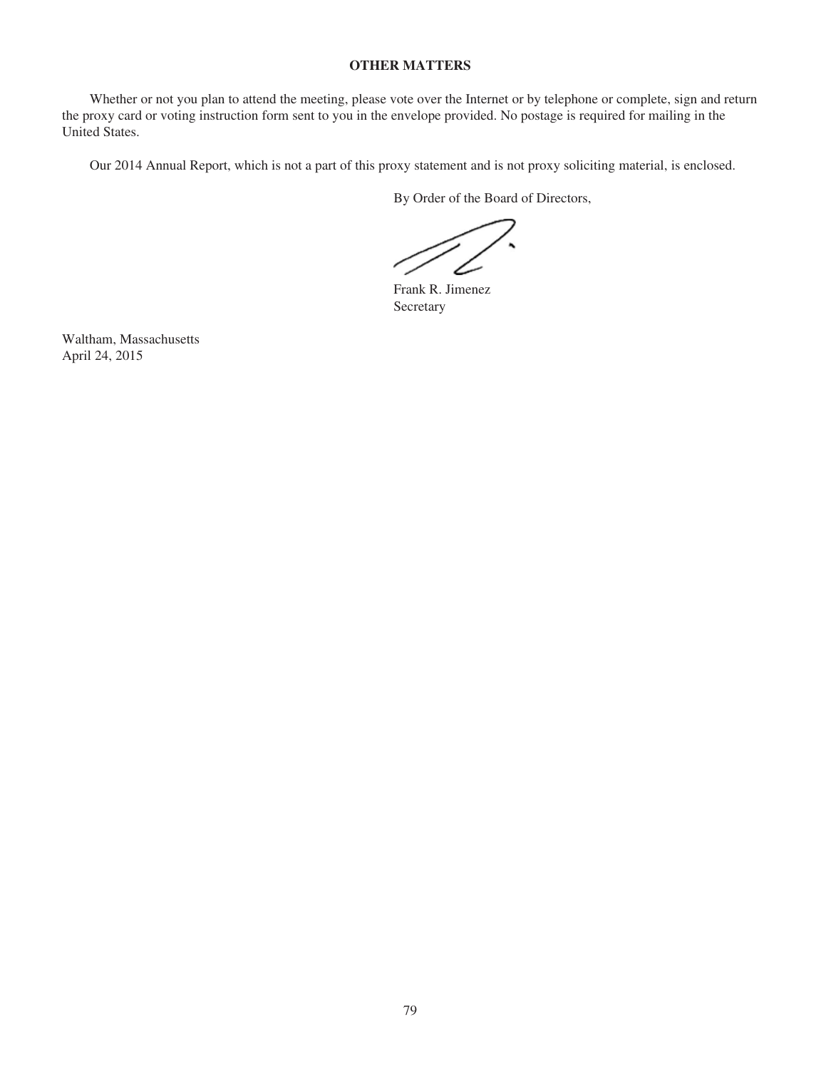## OTHER MATTERS

Whether or not you plan to attend the meeting, please vote over the Internet or by telephone or complete, sign and return the proxy card or voting instruction form sent to you in the envelope provided. No postage is required for mailing in the United States.

Our 2014 Annual Report, which is not a part of this proxy statement and is not proxy soliciting material, is enclosed.

By Order of the Board of Directors,

Frank R. Jimenez
Secretary

Waltham, Massachusetts
April 24, 2015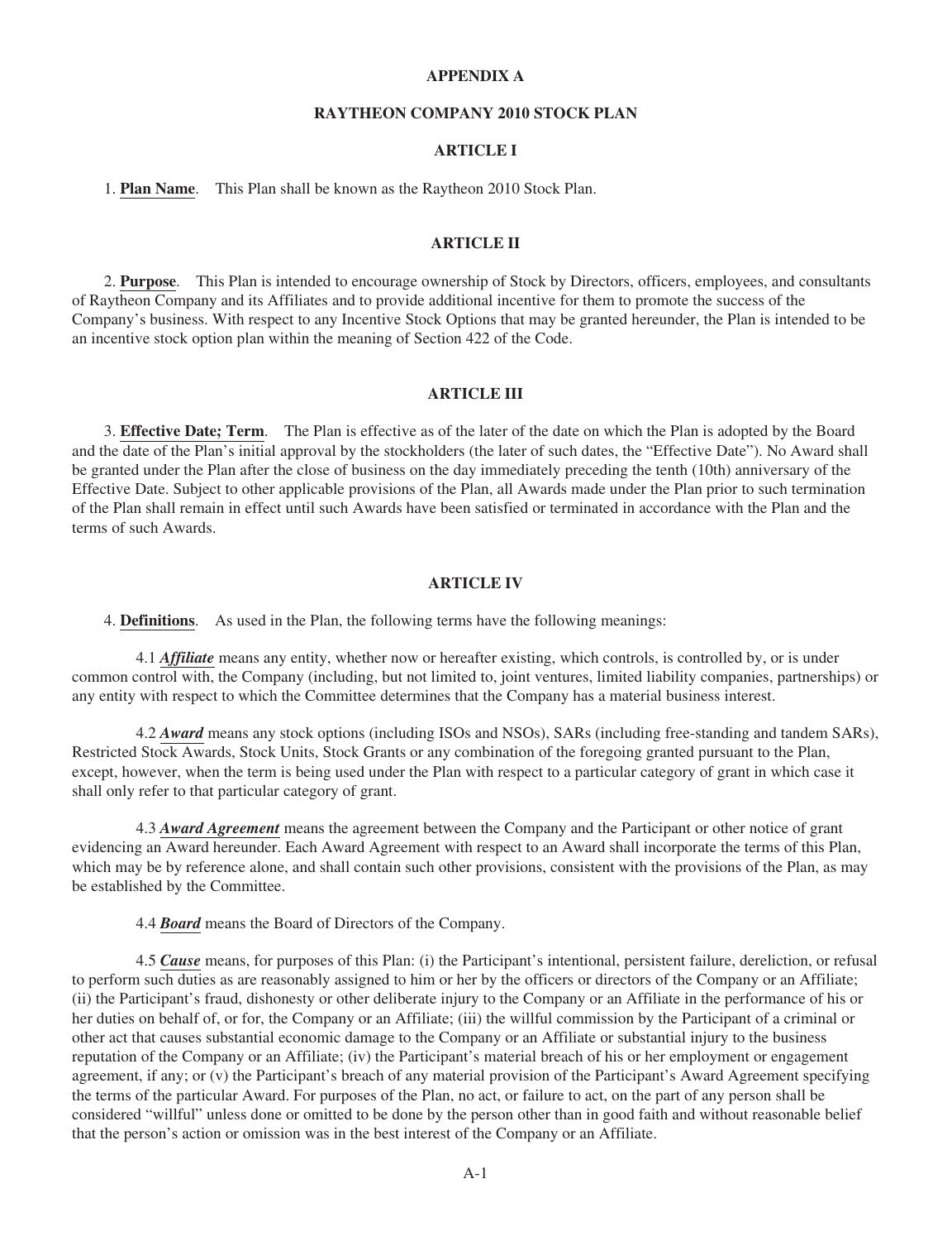# APPENDIX A

# RAYTHEON COMPANY 2010 STOCK PLAN

## ARTICLE I

1. **Plan Name**. This Plan shall be known as the Raytheon 2010 Stock Plan.

## ARTICLE II

2. **Purpose**. This Plan is intended to encourage ownership of Stock by Directors, officers, employees, and consultants of Raytheon Company and its Affiliates and to provide additional incentive for them to promote the success of the Company's business. With respect to any Incentive Stock Options that may be granted hereunder, the Plan is intended to be an incentive stock option plan within the meaning of Section 422 of the Code.

## ARTICLE III

3. **Effective Date; Term**. The Plan is effective as of the later of the date on which the Plan is adopted by the Board and the date of the Plan's initial approval by the stockholders (the later of such dates, the "Effective Date"). No Award shall be granted under the Plan after the close of business on the day immediately preceding the tenth (10th) anniversary of the Effective Date. Subject to other applicable provisions of the Plan, all Awards made under the Plan prior to such termination of the Plan shall remain in effect until such Awards have been satisfied or terminated in accordance with the Plan and the terms of such Awards.

## ARTICLE IV

4. **Definitions**. As used in the Plan, the following terms have the following meanings:

4.1 ***Affiliate*** means any entity, whether now or hereafter existing, which controls, is controlled by, or is under common control with, the Company (including, but not limited to, joint ventures, limited liability companies, partnerships) or any entity with respect to which the Committee determines that the Company has a material business interest.

4.2 ***Award*** means any stock options (including ISOs and NSOs), SARs (including free-standing and tandem SARs), Restricted Stock Awards, Stock Units, Stock Grants or any combination of the foregoing granted pursuant to the Plan, except, however, when the term is being used under the Plan with respect to a particular category of grant in which case it shall only refer to that particular category of grant.

4.3 ***Award Agreement*** means the agreement between the Company and the Participant or other notice of grant evidencing an Award hereunder. Each Award Agreement with respect to an Award shall incorporate the terms of this Plan, which may be by reference alone, and shall contain such other provisions, consistent with the provisions of the Plan, as may be established by the Committee.

4.4 ***Board*** means the Board of Directors of the Company.

4.5 ***Cause*** means, for purposes of this Plan: (i) the Participant's intentional, persistent failure, dereliction, or refusal to perform such duties as are reasonably assigned to him or her by the officers or directors of the Company or an Affiliate; (ii) the Participant's fraud, dishonesty or other deliberate injury to the Company or an Affiliate in the performance of his or her duties on behalf of, or for, the Company or an Affiliate; (iii) the willful commission by the Participant of a criminal or other act that causes substantial economic damage to the Company or an Affiliate or substantial injury to the business reputation of the Company or an Affiliate; (iv) the Participant's material breach of his or her employment or engagement agreement, if any; or (v) the Participant's breach of any material provision of the Participant's Award Agreement specifying the terms of the particular Award. For purposes of the Plan, no act, or failure to act, on the part of any person shall be considered "willful" unless done or omitted to be done by the person other than in good faith and without reasonable belief that the person's action or omission was in the best interest of the Company or an Affiliate.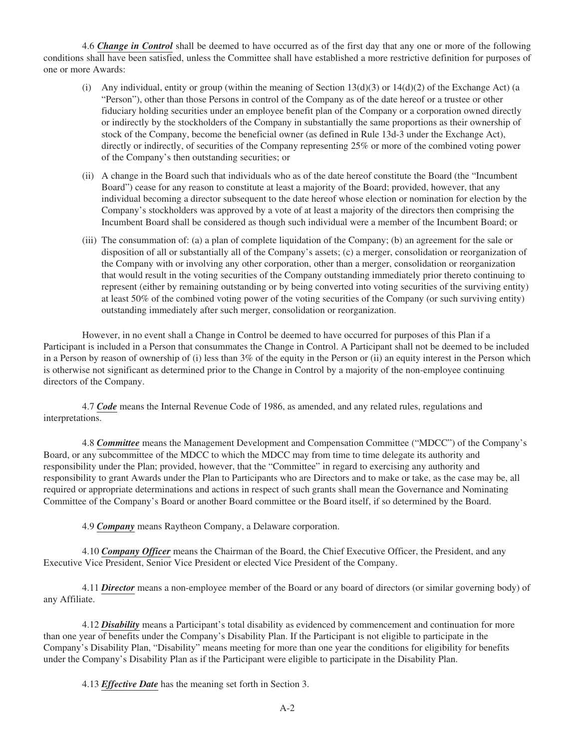4.6 ***Change in Control*** shall be deemed to have occurred as of the first day that any one or more of the following conditions shall have been satisfied, unless the Committee shall have established a more restrictive definition for purposes of one or more Awards:

(i) Any individual, entity or group (within the meaning of Section 13(d)(3) or 14(d)(2) of the Exchange Act) (a "Person"), other than those Persons in control of the Company as of the date hereof or a trustee or other fiduciary holding securities under an employee benefit plan of the Company or a corporation owned directly or indirectly by the stockholders of the Company in substantially the same proportions as their ownership of stock of the Company, become the beneficial owner (as defined in Rule 13d-3 under the Exchange Act), directly or indirectly, of securities of the Company representing 25% or more of the combined voting power of the Company's then outstanding securities; or

(ii) A change in the Board such that individuals who as of the date hereof constitute the Board (the "Incumbent Board") cease for any reason to constitute at least a majority of the Board; provided, however, that any individual becoming a director subsequent to the date hereof whose election or nomination for election by the Company's stockholders was approved by a vote of at least a majority of the directors then comprising the Incumbent Board shall be considered as though such individual were a member of the Incumbent Board; or

(iii) The consummation of: (a) a plan of complete liquidation of the Company; (b) an agreement for the sale or disposition of all or substantially all of the Company's assets; (c) a merger, consolidation or reorganization of the Company with or involving any other corporation, other than a merger, consolidation or reorganization that would result in the voting securities of the Company outstanding immediately prior thereto continuing to represent (either by remaining outstanding or by being converted into voting securities of the surviving entity) at least 50% of the combined voting power of the voting securities of the Company (or such surviving entity) outstanding immediately after such merger, consolidation or reorganization.

However, in no event shall a Change in Control be deemed to have occurred for purposes of this Plan if a Participant is included in a Person that consummates the Change in Control. A Participant shall not be deemed to be included in a Person by reason of ownership of (i) less than 3% of the equity in the Person or (ii) an equity interest in the Person which is otherwise not significant as determined prior to the Change in Control by a majority of the non-employee continuing directors of the Company.

4.7 ***Code*** means the Internal Revenue Code of 1986, as amended, and any related rules, regulations and interpretations.

4.8 ***Committee*** means the Management Development and Compensation Committee ("MDCC") of the Company's Board, or any subcommittee of the MDCC to which the MDCC may from time to time delegate its authority and responsibility under the Plan; provided, however, that the "Committee" in regard to exercising any authority and responsibility to grant Awards under the Plan to Participants who are Directors and to make or take, as the case may be, all required or appropriate determinations and actions in respect of such grants shall mean the Governance and Nominating Committee of the Company's Board or another Board committee or the Board itself, if so determined by the Board.

4.9 ***Company*** means Raytheon Company, a Delaware corporation.

4.10 ***Company Officer*** means the Chairman of the Board, the Chief Executive Officer, the President, and any Executive Vice President, Senior Vice President or elected Vice President of the Company.

4.11 ***Director*** means a non-employee member of the Board or any board of directors (or similar governing body) of any Affiliate.

4.12 ***Disability*** means a Participant's total disability as evidenced by commencement and continuation for more than one year of benefits under the Company's Disability Plan. If the Participant is not eligible to participate in the Company's Disability Plan, "Disability" means meeting for more than one year the conditions for eligibility for benefits under the Company's Disability Plan as if the Participant were eligible to participate in the Disability Plan.

4.13 ***Effective Date*** has the meaning set forth in Section 3.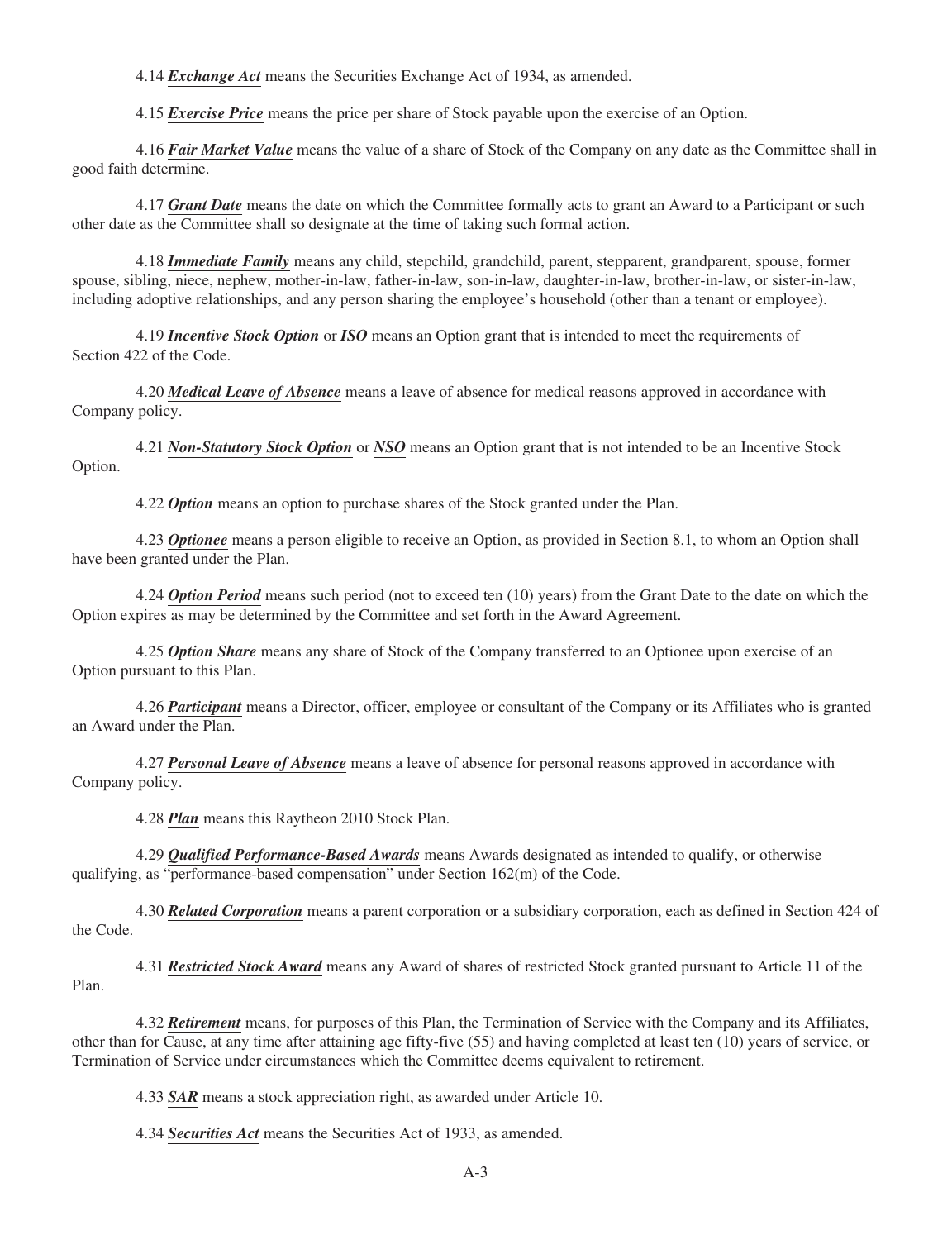4.14 ***Exchange Act*** means the Securities Exchange Act of 1934, as amended.

4.15 ***Exercise Price*** means the price per share of Stock payable upon the exercise of an Option.

4.16 ***Fair Market Value*** means the value of a share of Stock of the Company on any date as the Committee shall in good faith determine.

4.17 ***Grant Date*** means the date on which the Committee formally acts to grant an Award to a Participant or such other date as the Committee shall so designate at the time of taking such formal action.

4.18 ***Immediate Family*** means any child, stepchild, grandchild, parent, stepparent, grandparent, spouse, former spouse, sibling, niece, nephew, mother-in-law, father-in-law, son-in-law, daughter-in-law, brother-in-law, or sister-in-law, including adoptive relationships, and any person sharing the employee's household (other than a tenant or employee).

4.19 ***Incentive Stock Option*** or ***ISO*** means an Option grant that is intended to meet the requirements of Section 422 of the Code.

4.20 ***Medical Leave of Absence*** means a leave of absence for medical reasons approved in accordance with Company policy.

4.21 ***Non-Statutory Stock Option*** or ***NSO*** means an Option grant that is not intended to be an Incentive Stock Option.

4.22 ***Option*** means an option to purchase shares of the Stock granted under the Plan.

4.23 ***Optionee*** means a person eligible to receive an Option, as provided in Section 8.1, to whom an Option shall have been granted under the Plan.

4.24 ***Option Period*** means such period (not to exceed ten (10) years) from the Grant Date to the date on which the Option expires as may be determined by the Committee and set forth in the Award Agreement.

4.25 ***Option Share*** means any share of Stock of the Company transferred to an Optionee upon exercise of an Option pursuant to this Plan.

4.26 ***Participant*** means a Director, officer, employee or consultant of the Company or its Affiliates who is granted an Award under the Plan.

4.27 ***Personal Leave of Absence*** means a leave of absence for personal reasons approved in accordance with Company policy.

4.28 ***Plan*** means this Raytheon 2010 Stock Plan.

4.29 ***Qualified Performance-Based Awards*** means Awards designated as intended to qualify, or otherwise qualifying, as "performance-based compensation" under Section 162(m) of the Code.

4.30 ***Related Corporation*** means a parent corporation or a subsidiary corporation, each as defined in Section 424 of the Code.

4.31 ***Restricted Stock Award*** means any Award of shares of restricted Stock granted pursuant to Article 11 of the Plan.

4.32 ***Retirement*** means, for purposes of this Plan, the Termination of Service with the Company and its Affiliates, other than for Cause, at any time after attaining age fifty-five (55) and having completed at least ten (10) years of service, or Termination of Service under circumstances which the Committee deems equivalent to retirement.

4.33 ***SAR*** means a stock appreciation right, as awarded under Article 10.

4.34 ***Securities Act*** means the Securities Act of 1933, as amended.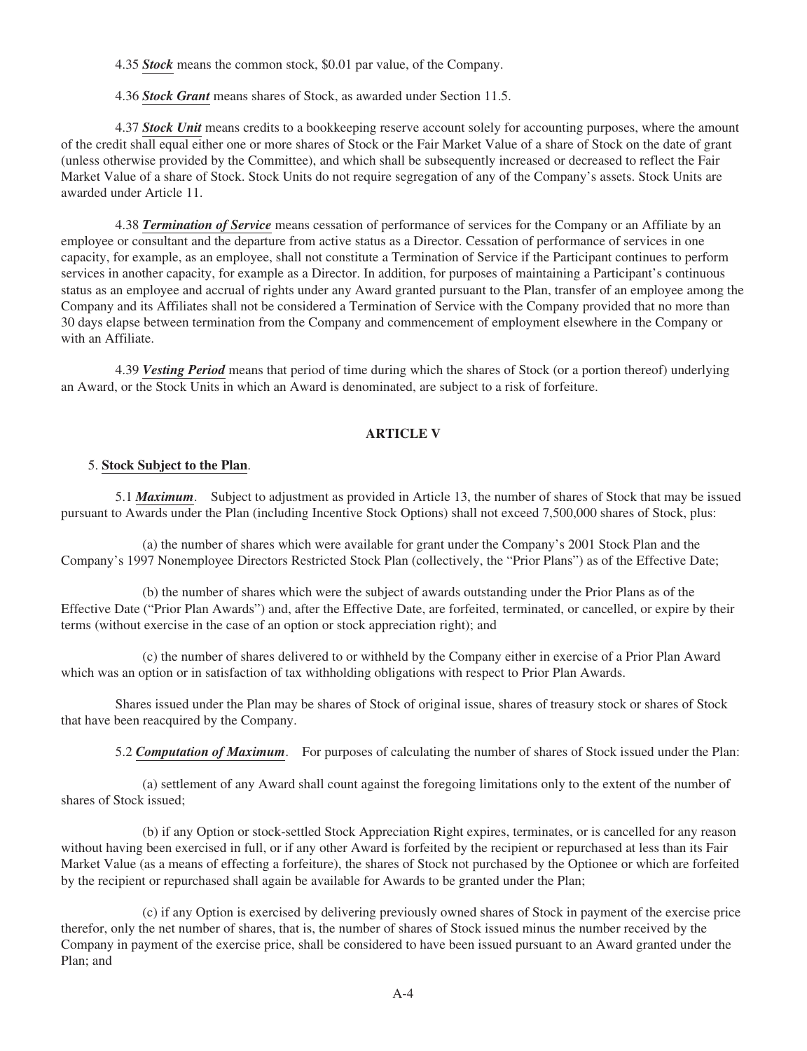4.35 ***Stock*** means the common stock, $0.01 par value, of the Company.

4.36 ***Stock Grant*** means shares of Stock, as awarded under Section 11.5.

4.37 ***Stock Unit*** means credits to a bookkeeping reserve account solely for accounting purposes, where the amount of the credit shall equal either one or more shares of Stock or the Fair Market Value of a share of Stock on the date of grant (unless otherwise provided by the Committee), and which shall be subsequently increased or decreased to reflect the Fair Market Value of a share of Stock. Stock Units do not require segregation of any of the Company's assets. Stock Units are awarded under Article 11.

4.38 ***Termination of Service*** means cessation of performance of services for the Company or an Affiliate by an employee or consultant and the departure from active status as a Director. Cessation of performance of services in one capacity, for example, as an employee, shall not constitute a Termination of Service if the Participant continues to perform services in another capacity, for example as a Director. In addition, for purposes of maintaining a Participant's continuous status as an employee and accrual of rights under any Award granted pursuant to the Plan, transfer of an employee among the Company and its Affiliates shall not be considered a Termination of Service with the Company provided that no more than 30 days elapse between termination from the Company and commencement of employment elsewhere in the Company or with an Affiliate.

4.39 ***Vesting Period*** means that period of time during which the shares of Stock (or a portion thereof) underlying an Award, or the Stock Units in which an Award is denominated, are subject to a risk of forfeiture.

## ARTICLE V

5. **Stock Subject to the Plan**.

5.1 ***Maximum***. Subject to adjustment as provided in Article 13, the number of shares of Stock that may be issued pursuant to Awards under the Plan (including Incentive Stock Options) shall not exceed 7,500,000 shares of Stock, plus:

(a) the number of shares which were available for grant under the Company's 2001 Stock Plan and the Company's 1997 Nonemployee Directors Restricted Stock Plan (collectively, the "Prior Plans") as of the Effective Date;

(b) the number of shares which were the subject of awards outstanding under the Prior Plans as of the Effective Date ("Prior Plan Awards") and, after the Effective Date, are forfeited, terminated, or cancelled, or expire by their terms (without exercise in the case of an option or stock appreciation right); and

(c) the number of shares delivered to or withheld by the Company either in exercise of a Prior Plan Award which was an option or in satisfaction of tax withholding obligations with respect to Prior Plan Awards.

Shares issued under the Plan may be shares of Stock of original issue, shares of treasury stock or shares of Stock that have been reacquired by the Company.

5.2 ***Computation of Maximum***. For purposes of calculating the number of shares of Stock issued under the Plan:

(a) settlement of any Award shall count against the foregoing limitations only to the extent of the number of shares of Stock issued;

(b) if any Option or stock-settled Stock Appreciation Right expires, terminates, or is cancelled for any reason without having been exercised in full, or if any other Award is forfeited by the recipient or repurchased at less than its Fair Market Value (as a means of effecting a forfeiture), the shares of Stock not purchased by the Optionee or which are forfeited by the recipient or repurchased shall again be available for Awards to be granted under the Plan;

(c) if any Option is exercised by delivering previously owned shares of Stock in payment of the exercise price therefor, only the net number of shares, that is, the number of shares of Stock issued minus the number received by the Company in payment of the exercise price, shall be considered to have been issued pursuant to an Award granted under the Plan; and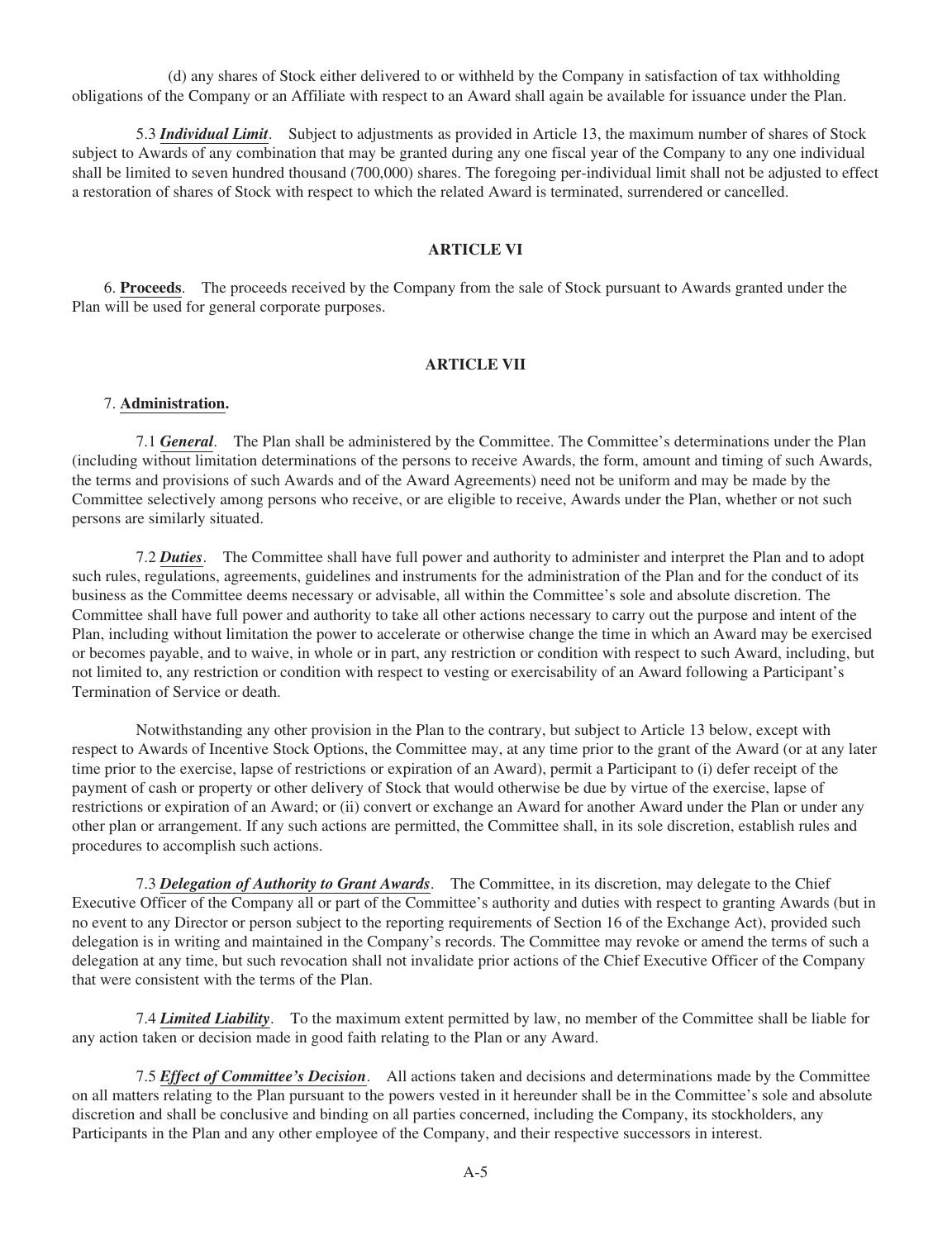(d) any shares of Stock either delivered to or withheld by the Company in satisfaction of tax withholding obligations of the Company or an Affiliate with respect to an Award shall again be available for issuance under the Plan.

5.3 ***Individual Limit***. Subject to adjustments as provided in Article 13, the maximum number of shares of Stock subject to Awards of any combination that may be granted during any one fiscal year of the Company to any one individual shall be limited to seven hundred thousand (700,000) shares. The foregoing per-individual limit shall not be adjusted to effect a restoration of shares of Stock with respect to which the related Award is terminated, surrendered or cancelled.

## ARTICLE VI

6. **Proceeds**. The proceeds received by the Company from the sale of Stock pursuant to Awards granted under the Plan will be used for general corporate purposes.

## ARTICLE VII

7. **Administration.**

7.1 ***General***. The Plan shall be administered by the Committee. The Committee's determinations under the Plan (including without limitation determinations of the persons to receive Awards, the form, amount and timing of such Awards, the terms and provisions of such Awards and of the Award Agreements) need not be uniform and may be made by the Committee selectively among persons who receive, or are eligible to receive, Awards under the Plan, whether or not such persons are similarly situated.

7.2 ***Duties***. The Committee shall have full power and authority to administer and interpret the Plan and to adopt such rules, regulations, agreements, guidelines and instruments for the administration of the Plan and for the conduct of its business as the Committee deems necessary or advisable, all within the Committee's sole and absolute discretion. The Committee shall have full power and authority to take all other actions necessary to carry out the purpose and intent of the Plan, including without limitation the power to accelerate or otherwise change the time in which an Award may be exercised or becomes payable, and to waive, in whole or in part, any restriction or condition with respect to such Award, including, but not limited to, any restriction or condition with respect to vesting or exercisability of an Award following a Participant's Termination of Service or death.

Notwithstanding any other provision in the Plan to the contrary, but subject to Article 13 below, except with respect to Awards of Incentive Stock Options, the Committee may, at any time prior to the grant of the Award (or at any later time prior to the exercise, lapse of restrictions or expiration of an Award), permit a Participant to (i) defer receipt of the payment of cash or property or other delivery of Stock that would otherwise be due by virtue of the exercise, lapse of restrictions or expiration of an Award; or (ii) convert or exchange an Award for another Award under the Plan or under any other plan or arrangement. If any such actions are permitted, the Committee shall, in its sole discretion, establish rules and procedures to accomplish such actions.

7.3 ***Delegation of Authority to Grant Awards***. The Committee, in its discretion, may delegate to the Chief Executive Officer of the Company all or part of the Committee's authority and duties with respect to granting Awards (but in no event to any Director or person subject to the reporting requirements of Section 16 of the Exchange Act), provided such delegation is in writing and maintained in the Company's records. The Committee may revoke or amend the terms of such a delegation at any time, but such revocation shall not invalidate prior actions of the Chief Executive Officer of the Company that were consistent with the terms of the Plan.

7.4 ***Limited Liability***. To the maximum extent permitted by law, no member of the Committee shall be liable for any action taken or decision made in good faith relating to the Plan or any Award.

7.5 ***Effect of Committee's Decision***. All actions taken and decisions and determinations made by the Committee on all matters relating to the Plan pursuant to the powers vested in it hereunder shall be in the Committee's sole and absolute discretion and shall be conclusive and binding on all parties concerned, including the Company, its stockholders, any Participants in the Plan and any other employee of the Company, and their respective successors in interest.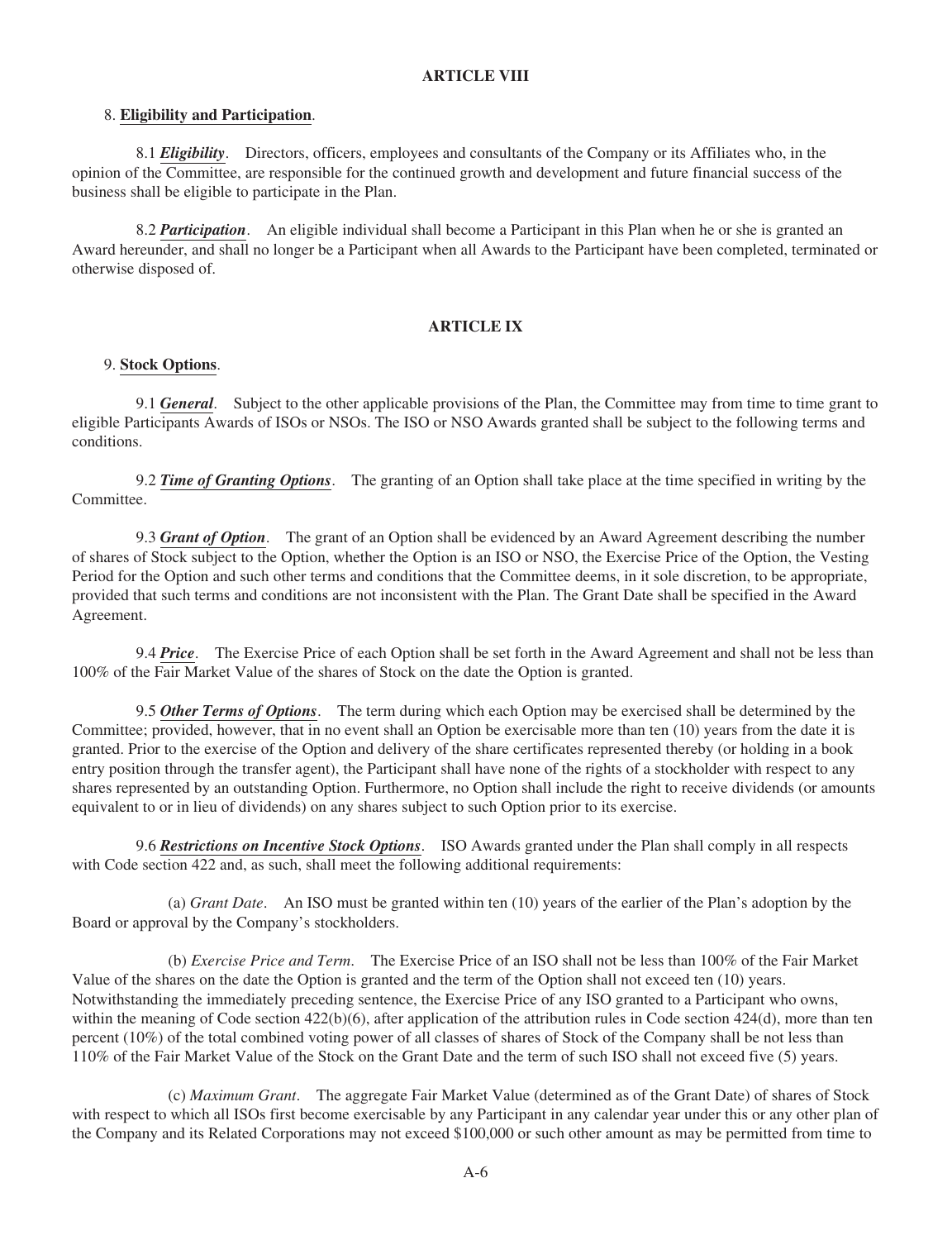## ARTICLE VIII

8. **Eligibility and Participation**.

8.1 ***Eligibility***. Directors, officers, employees and consultants of the Company or its Affiliates who, in the opinion of the Committee, are responsible for the continued growth and development and future financial success of the business shall be eligible to participate in the Plan.

8.2 ***Participation***. An eligible individual shall become a Participant in this Plan when he or she is granted an Award hereunder, and shall no longer be a Participant when all Awards to the Participant have been completed, terminated or otherwise disposed of.

## ARTICLE IX

9. **Stock Options**.

9.1 ***General***. Subject to the other applicable provisions of the Plan, the Committee may from time to time grant to eligible Participants Awards of ISOs or NSOs. The ISO or NSO Awards granted shall be subject to the following terms and conditions.

9.2 ***Time of Granting Options***. The granting of an Option shall take place at the time specified in writing by the Committee.

9.3 ***Grant of Option***. The grant of an Option shall be evidenced by an Award Agreement describing the number of shares of Stock subject to the Option, whether the Option is an ISO or NSO, the Exercise Price of the Option, the Vesting Period for the Option and such other terms and conditions that the Committee deems, in it sole discretion, to be appropriate, provided that such terms and conditions are not inconsistent with the Plan. The Grant Date shall be specified in the Award Agreement.

9.4 ***Price***. The Exercise Price of each Option shall be set forth in the Award Agreement and shall not be less than 100% of the Fair Market Value of the shares of Stock on the date the Option is granted.

9.5 ***Other Terms of Options***. The term during which each Option may be exercised shall be determined by the Committee; provided, however, that in no event shall an Option be exercisable more than ten (10) years from the date it is granted. Prior to the exercise of the Option and delivery of the share certificates represented thereby (or holding in a book entry position through the transfer agent), the Participant shall have none of the rights of a stockholder with respect to any shares represented by an outstanding Option. Furthermore, no Option shall include the right to receive dividends (or amounts equivalent to or in lieu of dividends) on any shares subject to such Option prior to its exercise.

9.6 ***Restrictions on Incentive Stock Options***. ISO Awards granted under the Plan shall comply in all respects with Code section 422 and, as such, shall meet the following additional requirements:

(a) *Grant Date*. An ISO must be granted within ten (10) years of the earlier of the Plan's adoption by the Board or approval by the Company's stockholders.

(b) *Exercise Price and Term*. The Exercise Price of an ISO shall not be less than 100% of the Fair Market Value of the shares on the date the Option is granted and the term of the Option shall not exceed ten (10) years. Notwithstanding the immediately preceding sentence, the Exercise Price of any ISO granted to a Participant who owns, within the meaning of Code section 422(b)(6), after application of the attribution rules in Code section 424(d), more than ten percent (10%) of the total combined voting power of all classes of shares of Stock of the Company shall be not less than 110% of the Fair Market Value of the Stock on the Grant Date and the term of such ISO shall not exceed five (5) years.

(c) *Maximum Grant*. The aggregate Fair Market Value (determined as of the Grant Date) of shares of Stock with respect to which all ISOs first become exercisable by any Participant in any calendar year under this or any other plan of the Company and its Related Corporations may not exceed $100,000 or such other amount as may be permitted from time to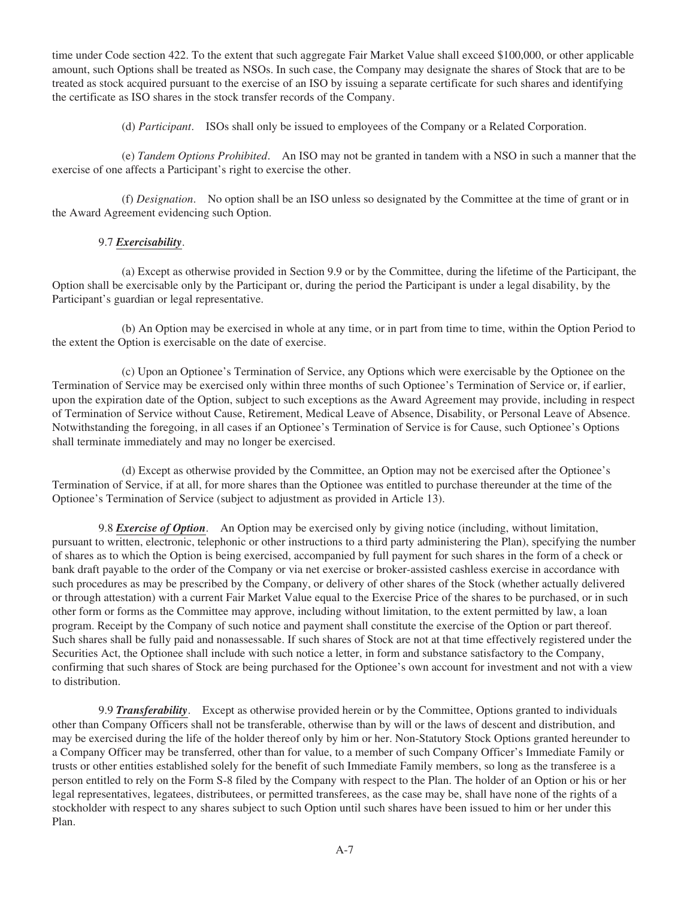time under Code section 422. To the extent that such aggregate Fair Market Value shall exceed $100,000, or other applicable amount, such Options shall be treated as NSOs. In such case, the Company may designate the shares of Stock that are to be treated as stock acquired pursuant to the exercise of an ISO by issuing a separate certificate for such shares and identifying the certificate as ISO shares in the stock transfer records of the Company.

(d) *Participant*. ISOs shall only be issued to employees of the Company or a Related Corporation.

(e) *Tandem Options Prohibited*. An ISO may not be granted in tandem with a NSO in such a manner that the exercise of one affects a Participant's right to exercise the other.

(f) *Designation*. No option shall be an ISO unless so designated by the Committee at the time of grant or in the Award Agreement evidencing such Option.

9.7 ***Exercisability***.

(a) Except as otherwise provided in Section 9.9 or by the Committee, during the lifetime of the Participant, the Option shall be exercisable only by the Participant or, during the period the Participant is under a legal disability, by the Participant's guardian or legal representative.

(b) An Option may be exercised in whole at any time, or in part from time to time, within the Option Period to the extent the Option is exercisable on the date of exercise.

(c) Upon an Optionee's Termination of Service, any Options which were exercisable by the Optionee on the Termination of Service may be exercised only within three months of such Optionee's Termination of Service or, if earlier, upon the expiration date of the Option, subject to such exceptions as the Award Agreement may provide, including in respect of Termination of Service without Cause, Retirement, Medical Leave of Absence, Disability, or Personal Leave of Absence. Notwithstanding the foregoing, in all cases if an Optionee's Termination of Service is for Cause, such Optionee's Options shall terminate immediately and may no longer be exercised.

(d) Except as otherwise provided by the Committee, an Option may not be exercised after the Optionee's Termination of Service, if at all, for more shares than the Optionee was entitled to purchase thereunder at the time of the Optionee's Termination of Service (subject to adjustment as provided in Article 13).

9.8 ***Exercise of Option***. An Option may be exercised only by giving notice (including, without limitation, pursuant to written, electronic, telephonic or other instructions to a third party administering the Plan), specifying the number of shares as to which the Option is being exercised, accompanied by full payment for such shares in the form of a check or bank draft payable to the order of the Company or via net exercise or broker-assisted cashless exercise in accordance with such procedures as may be prescribed by the Company, or delivery of other shares of the Stock (whether actually delivered or through attestation) with a current Fair Market Value equal to the Exercise Price of the shares to be purchased, or in such other form or forms as the Committee may approve, including without limitation, to the extent permitted by law, a loan program. Receipt by the Company of such notice and payment shall constitute the exercise of the Option or part thereof. Such shares shall be fully paid and nonassessable. If such shares of Stock are not at that time effectively registered under the Securities Act, the Optionee shall include with such notice a letter, in form and substance satisfactory to the Company, confirming that such shares of Stock are being purchased for the Optionee's own account for investment and not with a view to distribution.

9.9 ***Transferability***. Except as otherwise provided herein or by the Committee, Options granted to individuals other than Company Officers shall not be transferable, otherwise than by will or the laws of descent and distribution, and may be exercised during the life of the holder thereof only by him or her. Non-Statutory Stock Options granted hereunder to a Company Officer may be transferred, other than for value, to a member of such Company Officer's Immediate Family or trusts or other entities established solely for the benefit of such Immediate Family members, so long as the transferee is a person entitled to rely on the Form S-8 filed by the Company with respect to the Plan. The holder of an Option or his or her legal representatives, legatees, distributees, or permitted transferees, as the case may be, shall have none of the rights of a stockholder with respect to any shares subject to such Option until such shares have been issued to him or her under this Plan.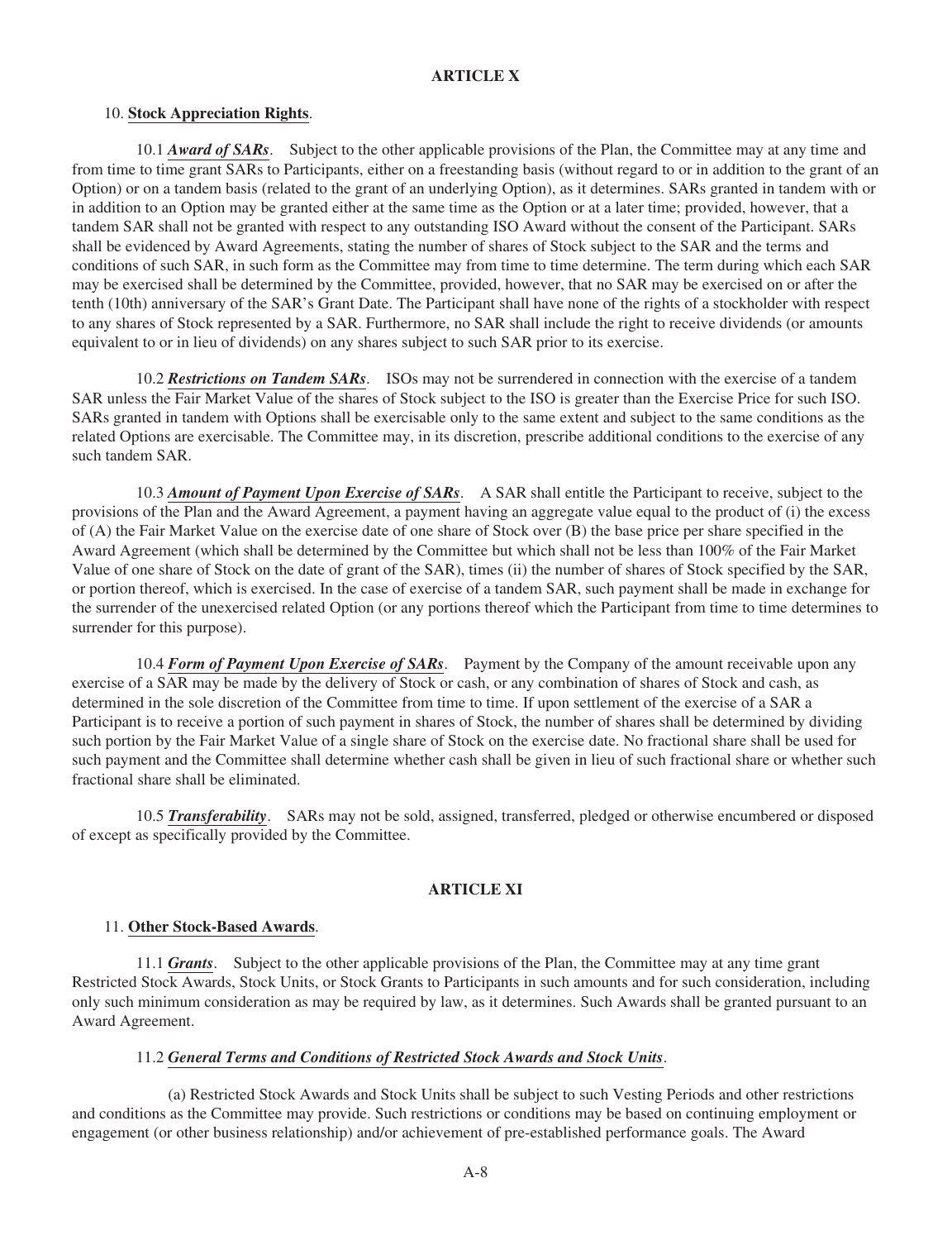## ARTICLE X

10. **Stock Appreciation Rights**.

10.1 ***Award of SARs***. Subject to the other applicable provisions of the Plan, the Committee may at any time and from time to time grant SARs to Participants, either on a freestanding basis (without regard to or in addition to the grant of an Option) or on a tandem basis (related to the grant of an underlying Option), as it determines. SARs granted in tandem with or in addition to an Option may be granted either at the same time as the Option or at a later time; provided, however, that a tandem SAR shall not be granted with respect to any outstanding ISO Award without the consent of the Participant. SARs shall be evidenced by Award Agreements, stating the number of shares of Stock subject to the SAR and the terms and conditions of such SAR, in such form as the Committee may from time to time determine. The term during which each SAR may be exercised shall be determined by the Committee, provided, however, that no SAR may be exercised on or after the tenth (10th) anniversary of the SAR's Grant Date. The Participant shall have none of the rights of a stockholder with respect to any shares of Stock represented by a SAR. Furthermore, no SAR shall include the right to receive dividends (or amounts equivalent to or in lieu of dividends) on any shares subject to such SAR prior to its exercise.

10.2 ***Restrictions on Tandem SARs***. ISOs may not be surrendered in connection with the exercise of a tandem SAR unless the Fair Market Value of the shares of Stock subject to the ISO is greater than the Exercise Price for such ISO. SARs granted in tandem with Options shall be exercisable only to the same extent and subject to the same conditions as the related Options are exercisable. The Committee may, in its discretion, prescribe additional conditions to the exercise of any such tandem SAR.

10.3 ***Amount of Payment Upon Exercise of SARs***. A SAR shall entitle the Participant to receive, subject to the provisions of the Plan and the Award Agreement, a payment having an aggregate value equal to the product of (i) the excess of (A) the Fair Market Value on the exercise date of one share of Stock over (B) the base price per share specified in the Award Agreement (which shall be determined by the Committee but which shall not be less than 100% of the Fair Market Value of one share of Stock on the date of grant of the SAR), times (ii) the number of shares of Stock specified by the SAR, or portion thereof, which is exercised. In the case of exercise of a tandem SAR, such payment shall be made in exchange for the surrender of the unexercised related Option (or any portions thereof which the Participant from time to time determines to surrender for this purpose).

10.4 ***Form of Payment Upon Exercise of SARs***. Payment by the Company of the amount receivable upon any exercise of a SAR may be made by the delivery of Stock or cash, or any combination of shares of Stock and cash, as determined in the sole discretion of the Committee from time to time. If upon settlement of the exercise of a SAR a Participant is to receive a portion of such payment in shares of Stock, the number of shares shall be determined by dividing such portion by the Fair Market Value of a single share of Stock on the exercise date. No fractional share shall be used for such payment and the Committee shall determine whether cash shall be given in lieu of such fractional share or whether such fractional share shall be eliminated.

10.5 ***Transferability***. SARs may not be sold, assigned, transferred, pledged or otherwise encumbered or disposed of except as specifically provided by the Committee.

## ARTICLE XI

11. **Other Stock-Based Awards**.

11.1 ***Grants***. Subject to the other applicable provisions of the Plan, the Committee may at any time grant Restricted Stock Awards, Stock Units, or Stock Grants to Participants in such amounts and for such consideration, including only such minimum consideration as may be required by law, as it determines. Such Awards shall be granted pursuant to an Award Agreement.

11.2 ***General Terms and Conditions of Restricted Stock Awards and Stock Units***.

(a) Restricted Stock Awards and Stock Units shall be subject to such Vesting Periods and other restrictions and conditions as the Committee may provide. Such restrictions or conditions may be based on continuing employment or engagement (or other business relationship) and/or achievement of pre-established performance goals. The Award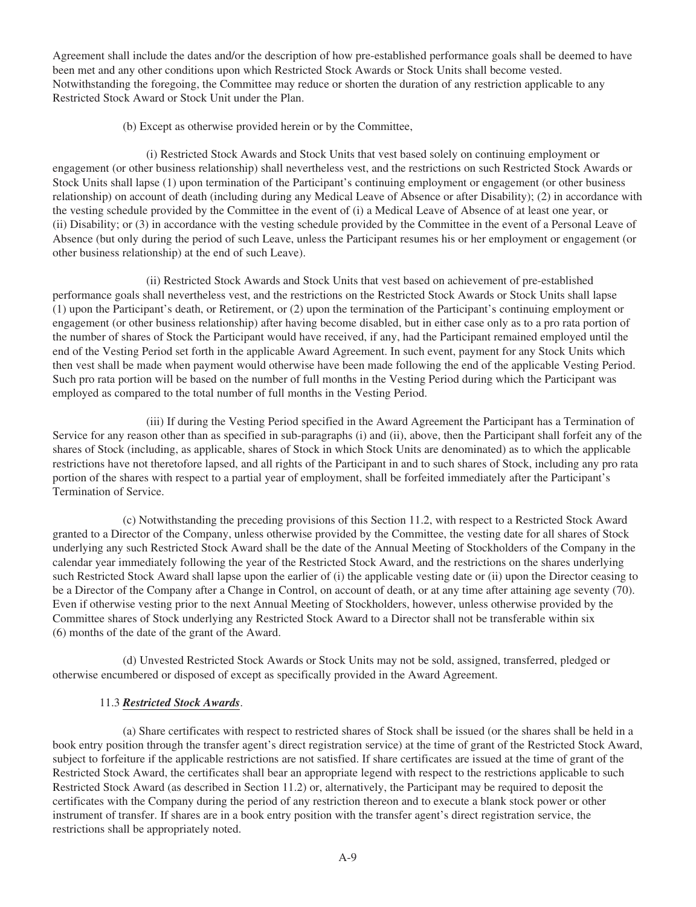Agreement shall include the dates and/or the description of how pre-established performance goals shall be deemed to have been met and any other conditions upon which Restricted Stock Awards or Stock Units shall become vested. Notwithstanding the foregoing, the Committee may reduce or shorten the duration of any restriction applicable to any Restricted Stock Award or Stock Unit under the Plan.

(b) Except as otherwise provided herein or by the Committee,

(i) Restricted Stock Awards and Stock Units that vest based solely on continuing employment or engagement (or other business relationship) shall nevertheless vest, and the restrictions on such Restricted Stock Awards or Stock Units shall lapse (1) upon termination of the Participant's continuing employment or engagement (or other business relationship) on account of death (including during any Medical Leave of Absence or after Disability); (2) in accordance with the vesting schedule provided by the Committee in the event of (i) a Medical Leave of Absence of at least one year, or (ii) Disability; or (3) in accordance with the vesting schedule provided by the Committee in the event of a Personal Leave of Absence (but only during the period of such Leave, unless the Participant resumes his or her employment or engagement (or other business relationship) at the end of such Leave).

(ii) Restricted Stock Awards and Stock Units that vest based on achievement of pre-established performance goals shall nevertheless vest, and the restrictions on the Restricted Stock Awards or Stock Units shall lapse (1) upon the Participant's death, or Retirement, or (2) upon the termination of the Participant's continuing employment or engagement (or other business relationship) after having become disabled, but in either case only as to a pro rata portion of the number of shares of Stock the Participant would have received, if any, had the Participant remained employed until the end of the Vesting Period set forth in the applicable Award Agreement. In such event, payment for any Stock Units which then vest shall be made when payment would otherwise have been made following the end of the applicable Vesting Period. Such pro rata portion will be based on the number of full months in the Vesting Period during which the Participant was employed as compared to the total number of full months in the Vesting Period.

(iii) If during the Vesting Period specified in the Award Agreement the Participant has a Termination of Service for any reason other than as specified in sub-paragraphs (i) and (ii), above, then the Participant shall forfeit any of the shares of Stock (including, as applicable, shares of Stock in which Stock Units are denominated) as to which the applicable restrictions have not theretofore lapsed, and all rights of the Participant in and to such shares of Stock, including any pro rata portion of the shares with respect to a partial year of employment, shall be forfeited immediately after the Participant's Termination of Service.

(c) Notwithstanding the preceding provisions of this Section 11.2, with respect to a Restricted Stock Award granted to a Director of the Company, unless otherwise provided by the Committee, the vesting date for all shares of Stock underlying any such Restricted Stock Award shall be the date of the Annual Meeting of Stockholders of the Company in the calendar year immediately following the year of the Restricted Stock Award, and the restrictions on the shares underlying such Restricted Stock Award shall lapse upon the earlier of (i) the applicable vesting date or (ii) upon the Director ceasing to be a Director of the Company after a Change in Control, on account of death, or at any time after attaining age seventy (70). Even if otherwise vesting prior to the next Annual Meeting of Stockholders, however, unless otherwise provided by the Committee shares of Stock underlying any Restricted Stock Award to a Director shall not be transferable within six (6) months of the date of the grant of the Award.

(d) Unvested Restricted Stock Awards or Stock Units may not be sold, assigned, transferred, pledged or otherwise encumbered or disposed of except as specifically provided in the Award Agreement.

11.3 ***Restricted Stock Awards***.

(a) Share certificates with respect to restricted shares of Stock shall be issued (or the shares shall be held in a book entry position through the transfer agent's direct registration service) at the time of grant of the Restricted Stock Award, subject to forfeiture if the applicable restrictions are not satisfied. If share certificates are issued at the time of grant of the Restricted Stock Award, the certificates shall bear an appropriate legend with respect to the restrictions applicable to such Restricted Stock Award (as described in Section 11.2) or, alternatively, the Participant may be required to deposit the certificates with the Company during the period of any restriction thereon and to execute a blank stock power or other instrument of transfer. If shares are in a book entry position with the transfer agent's direct registration service, the restrictions shall be appropriately noted.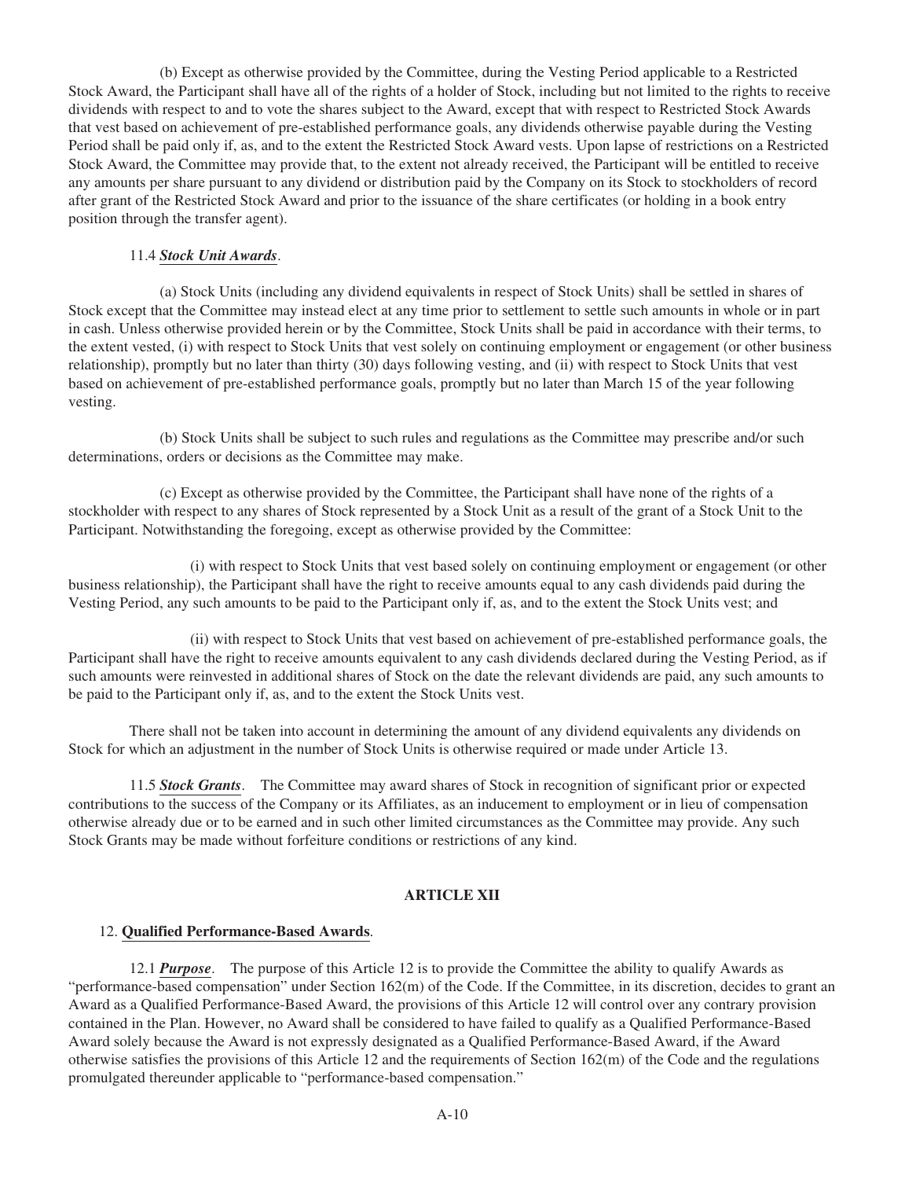(b) Except as otherwise provided by the Committee, during the Vesting Period applicable to a Restricted Stock Award, the Participant shall have all of the rights of a holder of Stock, including but not limited to the rights to receive dividends with respect to and to vote the shares subject to the Award, except that with respect to Restricted Stock Awards that vest based on achievement of pre-established performance goals, any dividends otherwise payable during the Vesting Period shall be paid only if, as, and to the extent the Restricted Stock Award vests. Upon lapse of restrictions on a Restricted Stock Award, the Committee may provide that, to the extent not already received, the Participant will be entitled to receive any amounts per share pursuant to any dividend or distribution paid by the Company on its Stock to stockholders of record after grant of the Restricted Stock Award and prior to the issuance of the share certificates (or holding in a book entry position through the transfer agent).

11.4 ***Stock Unit Awards***.

(a) Stock Units (including any dividend equivalents in respect of Stock Units) shall be settled in shares of Stock except that the Committee may instead elect at any time prior to settlement to settle such amounts in whole or in part in cash. Unless otherwise provided herein or by the Committee, Stock Units shall be paid in accordance with their terms, to the extent vested, (i) with respect to Stock Units that vest solely on continuing employment or engagement (or other business relationship), promptly but no later than thirty (30) days following vesting, and (ii) with respect to Stock Units that vest based on achievement of pre-established performance goals, promptly but no later than March 15 of the year following vesting.

(b) Stock Units shall be subject to such rules and regulations as the Committee may prescribe and/or such determinations, orders or decisions as the Committee may make.

(c) Except as otherwise provided by the Committee, the Participant shall have none of the rights of a stockholder with respect to any shares of Stock represented by a Stock Unit as a result of the grant of a Stock Unit to the Participant. Notwithstanding the foregoing, except as otherwise provided by the Committee:

(i) with respect to Stock Units that vest based solely on continuing employment or engagement (or other business relationship), the Participant shall have the right to receive amounts equal to any cash dividends paid during the Vesting Period, any such amounts to be paid to the Participant only if, as, and to the extent the Stock Units vest; and

(ii) with respect to Stock Units that vest based on achievement of pre-established performance goals, the Participant shall have the right to receive amounts equivalent to any cash dividends declared during the Vesting Period, as if such amounts were reinvested in additional shares of Stock on the date the relevant dividends are paid, any such amounts to be paid to the Participant only if, as, and to the extent the Stock Units vest.

There shall not be taken into account in determining the amount of any dividend equivalents any dividends on Stock for which an adjustment in the number of Stock Units is otherwise required or made under Article 13.

11.5 ***Stock Grants***. The Committee may award shares of Stock in recognition of significant prior or expected contributions to the success of the Company or its Affiliates, as an inducement to employment or in lieu of compensation otherwise already due or to be earned and in such other limited circumstances as the Committee may provide. Any such Stock Grants may be made without forfeiture conditions or restrictions of any kind.

## ARTICLE XII

12. **Qualified Performance-Based Awards**.

12.1 ***Purpose***. The purpose of this Article 12 is to provide the Committee the ability to qualify Awards as "performance-based compensation" under Section 162(m) of the Code. If the Committee, in its discretion, decides to grant an Award as a Qualified Performance-Based Award, the provisions of this Article 12 will control over any contrary provision contained in the Plan. However, no Award shall be considered to have failed to qualify as a Qualified Performance-Based Award solely because the Award is not expressly designated as a Qualified Performance-Based Award, if the Award otherwise satisfies the provisions of this Article 12 and the requirements of Section 162(m) of the Code and the regulations promulgated thereunder applicable to "performance-based compensation."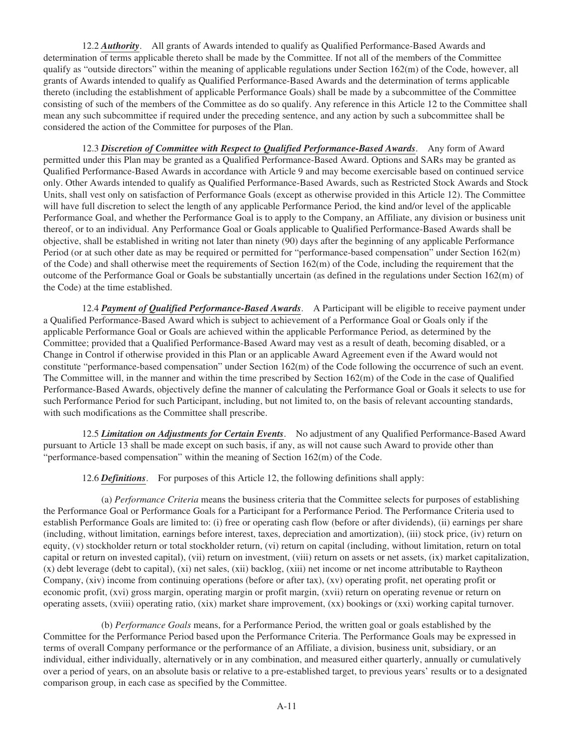12.2 ***Authority***. All grants of Awards intended to qualify as Qualified Performance-Based Awards and determination of terms applicable thereto shall be made by the Committee. If not all of the members of the Committee qualify as "outside directors" within the meaning of applicable regulations under Section 162(m) of the Code, however, all grants of Awards intended to qualify as Qualified Performance-Based Awards and the determination of terms applicable thereto (including the establishment of applicable Performance Goals) shall be made by a subcommittee of the Committee consisting of such of the members of the Committee as do so qualify. Any reference in this Article 12 to the Committee shall mean any such subcommittee if required under the preceding sentence, and any action by such a subcommittee shall be considered the action of the Committee for purposes of the Plan.

12.3 ***Discretion of Committee with Respect to Qualified Performance-Based Awards***. Any form of Award permitted under this Plan may be granted as a Qualified Performance-Based Award. Options and SARs may be granted as Qualified Performance-Based Awards in accordance with Article 9 and may become exercisable based on continued service only. Other Awards intended to qualify as Qualified Performance-Based Awards, such as Restricted Stock Awards and Stock Units, shall vest only on satisfaction of Performance Goals (except as otherwise provided in this Article 12). The Committee will have full discretion to select the length of any applicable Performance Period, the kind and/or level of the applicable Performance Goal, and whether the Performance Goal is to apply to the Company, an Affiliate, any division or business unit thereof, or to an individual. Any Performance Goal or Goals applicable to Qualified Performance-Based Awards shall be objective, shall be established in writing not later than ninety (90) days after the beginning of any applicable Performance Period (or at such other date as may be required or permitted for "performance-based compensation" under Section 162(m) of the Code) and shall otherwise meet the requirements of Section 162(m) of the Code, including the requirement that the outcome of the Performance Goal or Goals be substantially uncertain (as defined in the regulations under Section 162(m) of the Code) at the time established.

12.4 ***Payment of Qualified Performance-Based Awards***. A Participant will be eligible to receive payment under a Qualified Performance-Based Award which is subject to achievement of a Performance Goal or Goals only if the applicable Performance Goal or Goals are achieved within the applicable Performance Period, as determined by the Committee; provided that a Qualified Performance-Based Award may vest as a result of death, becoming disabled, or a Change in Control if otherwise provided in this Plan or an applicable Award Agreement even if the Award would not constitute "performance-based compensation" under Section 162(m) of the Code following the occurrence of such an event. The Committee will, in the manner and within the time prescribed by Section 162(m) of the Code in the case of Qualified Performance-Based Awards, objectively define the manner of calculating the Performance Goal or Goals it selects to use for such Performance Period for such Participant, including, but not limited to, on the basis of relevant accounting standards, with such modifications as the Committee shall prescribe.

12.5 ***Limitation on Adjustments for Certain Events***. No adjustment of any Qualified Performance-Based Award pursuant to Article 13 shall be made except on such basis, if any, as will not cause such Award to provide other than "performance-based compensation" within the meaning of Section 162(m) of the Code.

12.6 ***Definitions***. For purposes of this Article 12, the following definitions shall apply:

(a) *Performance Criteria* means the business criteria that the Committee selects for purposes of establishing the Performance Goal or Performance Goals for a Participant for a Performance Period. The Performance Criteria used to establish Performance Goals are limited to: (i) free or operating cash flow (before or after dividends), (ii) earnings per share (including, without limitation, earnings before interest, taxes, depreciation and amortization), (iii) stock price, (iv) return on equity, (v) stockholder return or total stockholder return, (vi) return on capital (including, without limitation, return on total capital or return on invested capital), (vii) return on investment, (viii) return on assets or net assets, (ix) market capitalization, (x) debt leverage (debt to capital), (xi) net sales, (xii) backlog, (xiii) net income or net income attributable to Raytheon Company, (xiv) income from continuing operations (before or after tax), (xv) operating profit, net operating profit or economic profit, (xvi) gross margin, operating margin or profit margin, (xvii) return on operating revenue or return on operating assets, (xviii) operating ratio, (xix) market share improvement, (xx) bookings or (xxi) working capital turnover.

(b) *Performance Goals* means, for a Performance Period, the written goal or goals established by the Committee for the Performance Period based upon the Performance Criteria. The Performance Goals may be expressed in terms of overall Company performance or the performance of an Affiliate, a division, business unit, subsidiary, or an individual, either individually, alternatively or in any combination, and measured either quarterly, annually or cumulatively over a period of years, on an absolute basis or relative to a pre-established target, to previous years' results or to a designated comparison group, in each case as specified by the Committee.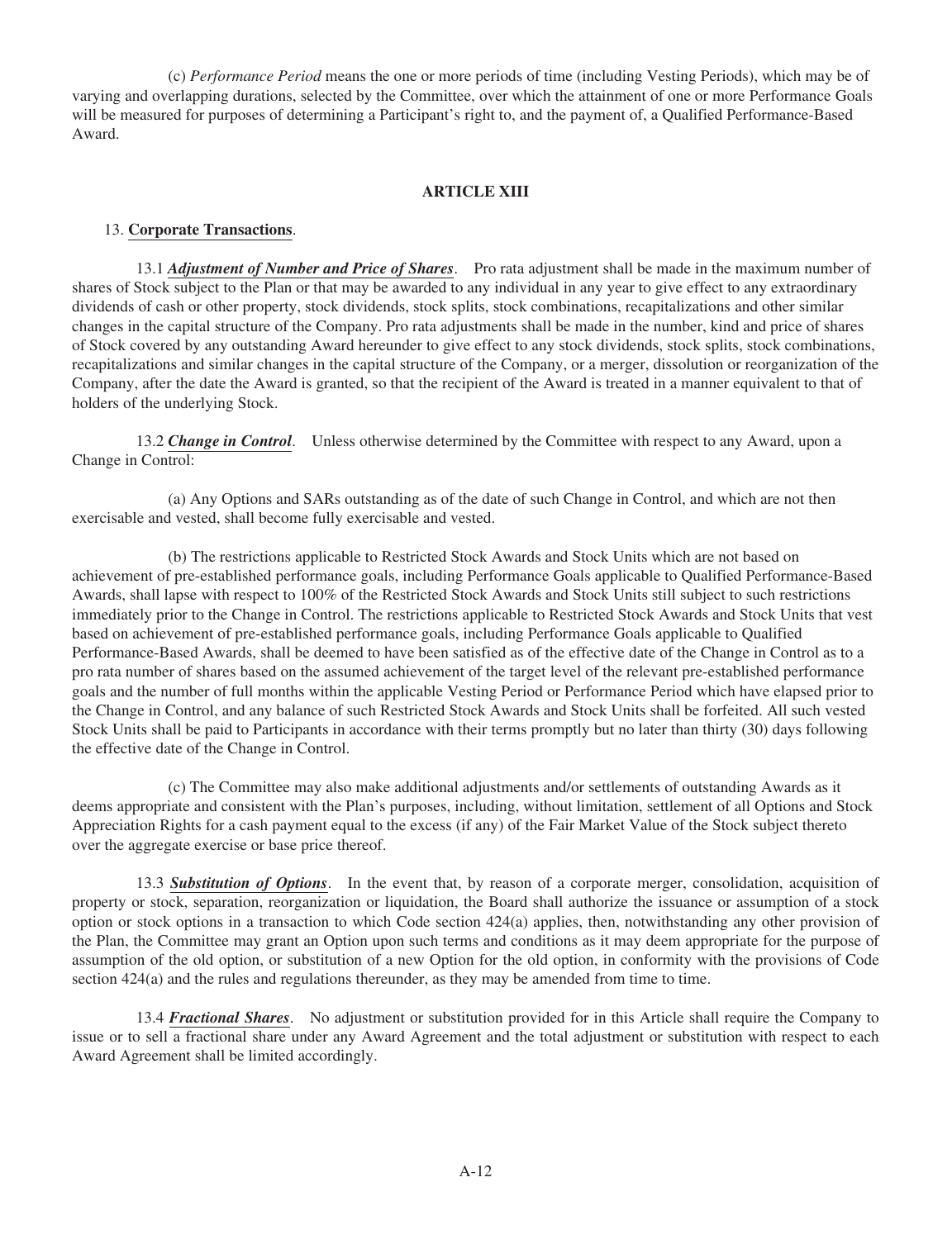(c) *Performance Period* means the one or more periods of time (including Vesting Periods), which may be of varying and overlapping durations, selected by the Committee, over which the attainment of one or more Performance Goals will be measured for purposes of determining a Participant's right to, and the payment of, a Qualified Performance-Based Award.

## ARTICLE XIII

13. **Corporate Transactions**.

13.1 ***Adjustment of Number and Price of Shares***. Pro rata adjustment shall be made in the maximum number of shares of Stock subject to the Plan or that may be awarded to any individual in any year to give effect to any extraordinary dividends of cash or other property, stock dividends, stock splits, stock combinations, recapitalizations and other similar changes in the capital structure of the Company. Pro rata adjustments shall be made in the number, kind and price of shares of Stock covered by any outstanding Award hereunder to give effect to any stock dividends, stock splits, stock combinations, recapitalizations and similar changes in the capital structure of the Company, or a merger, dissolution or reorganization of the Company, after the date the Award is granted, so that the recipient of the Award is treated in a manner equivalent to that of holders of the underlying Stock.

13.2 ***Change in Control***. Unless otherwise determined by the Committee with respect to any Award, upon a Change in Control:

(a) Any Options and SARs outstanding as of the date of such Change in Control, and which are not then exercisable and vested, shall become fully exercisable and vested.

(b) The restrictions applicable to Restricted Stock Awards and Stock Units which are not based on achievement of pre-established performance goals, including Performance Goals applicable to Qualified Performance-Based Awards, shall lapse with respect to 100% of the Restricted Stock Awards and Stock Units still subject to such restrictions immediately prior to the Change in Control. The restrictions applicable to Restricted Stock Awards and Stock Units that vest based on achievement of pre-established performance goals, including Performance Goals applicable to Qualified Performance-Based Awards, shall be deemed to have been satisfied as of the effective date of the Change in Control as to a pro rata number of shares based on the assumed achievement of the target level of the relevant pre-established performance goals and the number of full months within the applicable Vesting Period or Performance Period which have elapsed prior to the Change in Control, and any balance of such Restricted Stock Awards and Stock Units shall be forfeited. All such vested Stock Units shall be paid to Participants in accordance with their terms promptly but no later than thirty (30) days following the effective date of the Change in Control.

(c) The Committee may also make additional adjustments and/or settlements of outstanding Awards as it deems appropriate and consistent with the Plan's purposes, including, without limitation, settlement of all Options and Stock Appreciation Rights for a cash payment equal to the excess (if any) of the Fair Market Value of the Stock subject thereto over the aggregate exercise or base price thereof.

13.3 ***Substitution of Options***. In the event that, by reason of a corporate merger, consolidation, acquisition of property or stock, separation, reorganization or liquidation, the Board shall authorize the issuance or assumption of a stock option or stock options in a transaction to which Code section 424(a) applies, then, notwithstanding any other provision of the Plan, the Committee may grant an Option upon such terms and conditions as it may deem appropriate for the purpose of assumption of the old option, or substitution of a new Option for the old option, in conformity with the provisions of Code section 424(a) and the rules and regulations thereunder, as they may be amended from time to time.

13.4 ***Fractional Shares***. No adjustment or substitution provided for in this Article shall require the Company to issue or to sell a fractional share under any Award Agreement and the total adjustment or substitution with respect to each Award Agreement shall be limited accordingly.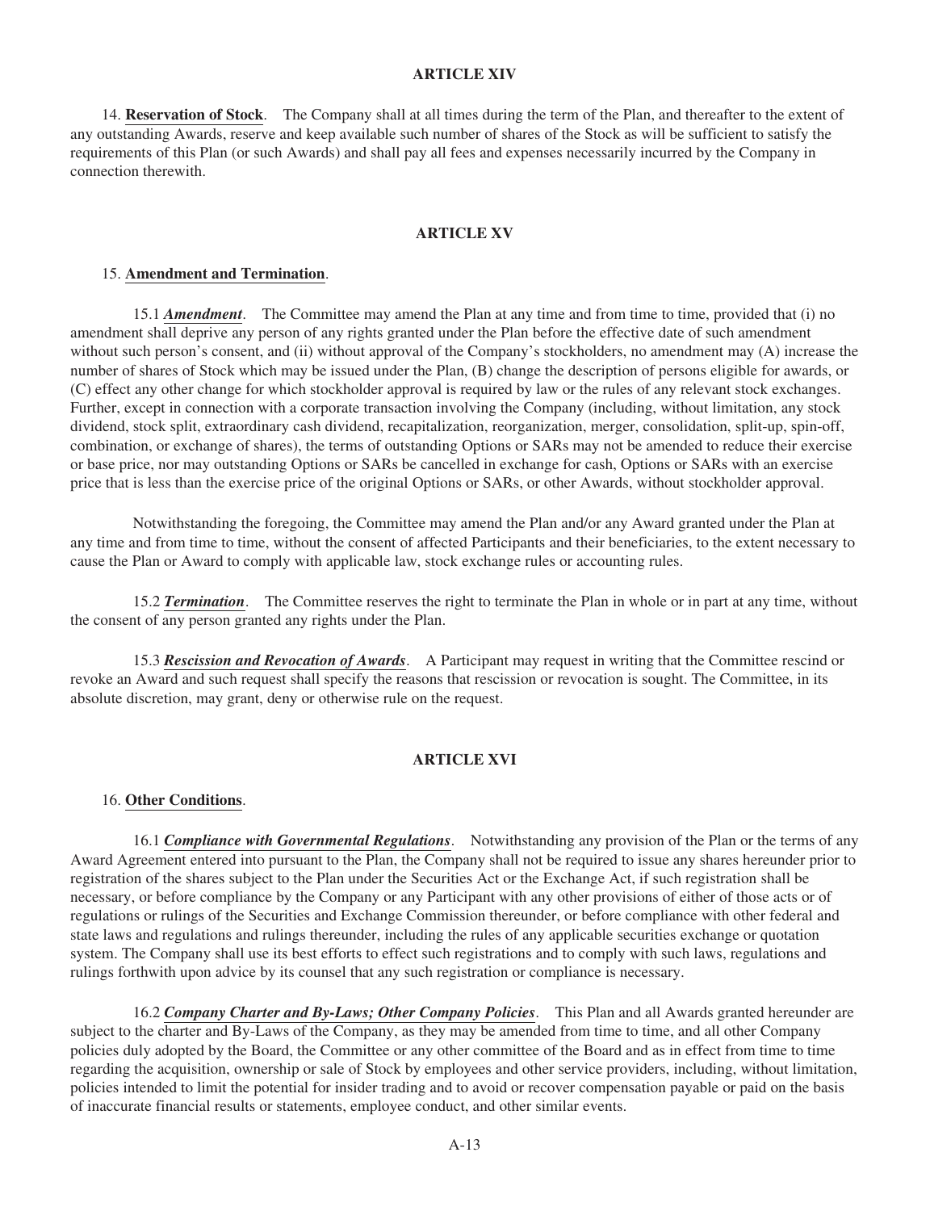## ARTICLE XIV

14. **Reservation of Stock**. The Company shall at all times during the term of the Plan, and thereafter to the extent of any outstanding Awards, reserve and keep available such number of shares of the Stock as will be sufficient to satisfy the requirements of this Plan (or such Awards) and shall pay all fees and expenses necessarily incurred by the Company in connection therewith.

## ARTICLE XV

15. **Amendment and Termination**.

15.1 ***Amendment***. The Committee may amend the Plan at any time and from time to time, provided that (i) no amendment shall deprive any person of any rights granted under the Plan before the effective date of such amendment without such person's consent, and (ii) without approval of the Company's stockholders, no amendment may (A) increase the number of shares of Stock which may be issued under the Plan, (B) change the description of persons eligible for awards, or (C) effect any other change for which stockholder approval is required by law or the rules of any relevant stock exchanges. Further, except in connection with a corporate transaction involving the Company (including, without limitation, any stock dividend, stock split, extraordinary cash dividend, recapitalization, reorganization, merger, consolidation, split-up, spin-off, combination, or exchange of shares), the terms of outstanding Options or SARs may not be amended to reduce their exercise or base price, nor may outstanding Options or SARs be cancelled in exchange for cash, Options or SARs with an exercise price that is less than the exercise price of the original Options or SARs, or other Awards, without stockholder approval.

Notwithstanding the foregoing, the Committee may amend the Plan and/or any Award granted under the Plan at any time and from time to time, without the consent of affected Participants and their beneficiaries, to the extent necessary to cause the Plan or Award to comply with applicable law, stock exchange rules or accounting rules.

15.2 ***Termination***. The Committee reserves the right to terminate the Plan in whole or in part at any time, without the consent of any person granted any rights under the Plan.

15.3 ***Rescission and Revocation of Awards***. A Participant may request in writing that the Committee rescind or revoke an Award and such request shall specify the reasons that rescission or revocation is sought. The Committee, in its absolute discretion, may grant, deny or otherwise rule on the request.

## ARTICLE XVI

16. **Other Conditions**.

16.1 ***Compliance with Governmental Regulations***. Notwithstanding any provision of the Plan or the terms of any Award Agreement entered into pursuant to the Plan, the Company shall not be required to issue any shares hereunder prior to registration of the shares subject to the Plan under the Securities Act or the Exchange Act, if such registration shall be necessary, or before compliance by the Company or any Participant with any other provisions of either of those acts or of regulations or rulings of the Securities and Exchange Commission thereunder, or before compliance with other federal and state laws and regulations and rulings thereunder, including the rules of any applicable securities exchange or quotation system. The Company shall use its best efforts to effect such registrations and to comply with such laws, regulations and rulings forthwith upon advice by its counsel that any such registration or compliance is necessary.

16.2 ***Company Charter and By-Laws; Other Company Policies***. This Plan and all Awards granted hereunder are subject to the charter and By-Laws of the Company, as they may be amended from time to time, and all other Company policies duly adopted by the Board, the Committee or any other committee of the Board and as in effect from time to time regarding the acquisition, ownership or sale of Stock by employees and other service providers, including, without limitation, policies intended to limit the potential for insider trading and to avoid or recover compensation payable or paid on the basis of inaccurate financial results or statements, employee conduct, and other similar events.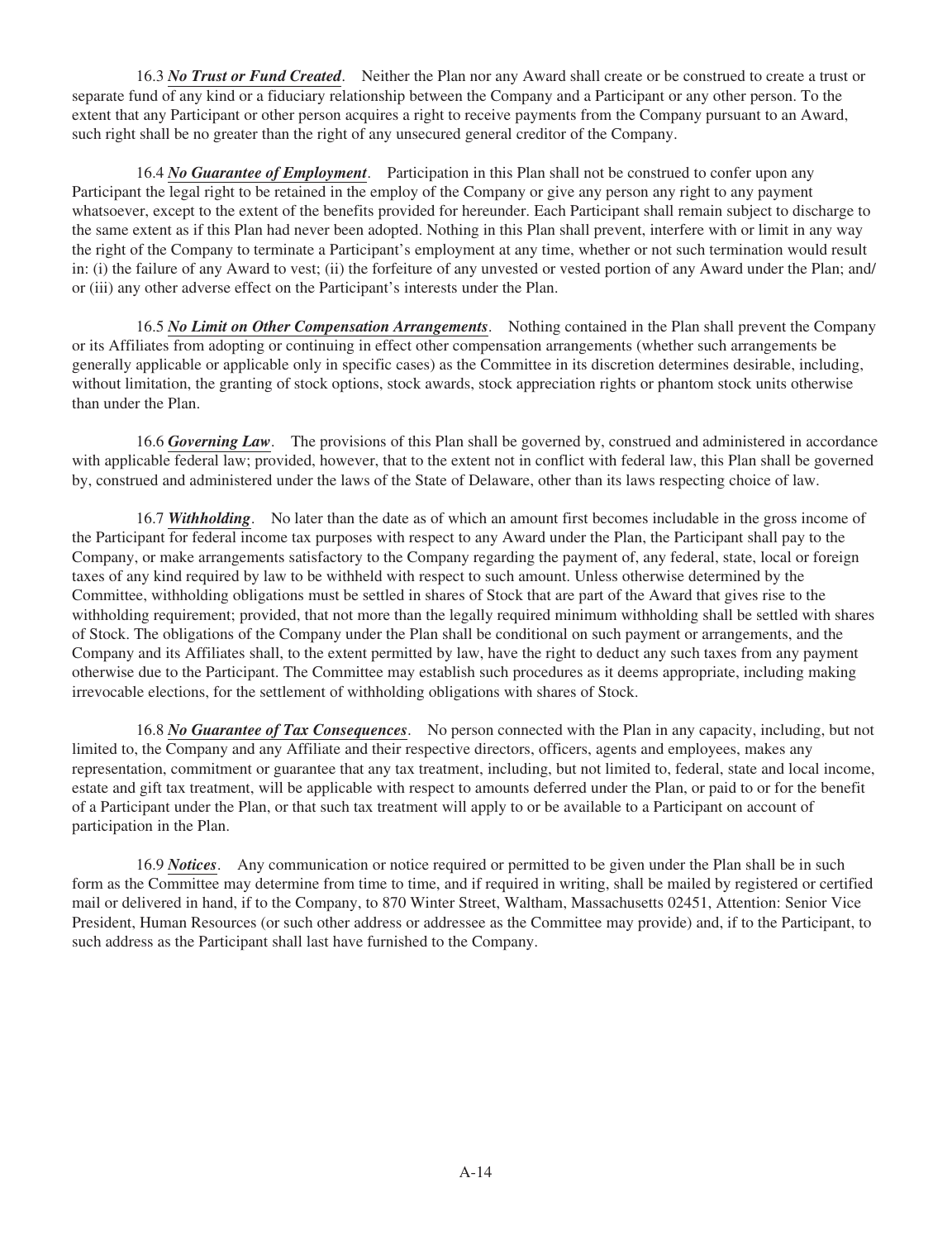16.3 ***No Trust or Fund Created***. Neither the Plan nor any Award shall create or be construed to create a trust or separate fund of any kind or a fiduciary relationship between the Company and a Participant or any other person. To the extent that any Participant or other person acquires a right to receive payments from the Company pursuant to an Award, such right shall be no greater than the right of any unsecured general creditor of the Company.

16.4 ***No Guarantee of Employment***. Participation in this Plan shall not be construed to confer upon any Participant the legal right to be retained in the employ of the Company or give any person any right to any payment whatsoever, except to the extent of the benefits provided for hereunder. Each Participant shall remain subject to discharge to the same extent as if this Plan had never been adopted. Nothing in this Plan shall prevent, interfere with or limit in any way the right of the Company to terminate a Participant's employment at any time, whether or not such termination would result in: (i) the failure of any Award to vest; (ii) the forfeiture of any unvested or vested portion of any Award under the Plan; and/or (iii) any other adverse effect on the Participant's interests under the Plan.

16.5 ***No Limit on Other Compensation Arrangements***. Nothing contained in the Plan shall prevent the Company or its Affiliates from adopting or continuing in effect other compensation arrangements (whether such arrangements be generally applicable or applicable only in specific cases) as the Committee in its discretion determines desirable, including, without limitation, the granting of stock options, stock awards, stock appreciation rights or phantom stock units otherwise than under the Plan.

16.6 ***Governing Law***. The provisions of this Plan shall be governed by, construed and administered in accordance with applicable federal law; provided, however, that to the extent not in conflict with federal law, this Plan shall be governed by, construed and administered under the laws of the State of Delaware, other than its laws respecting choice of law.

16.7 ***Withholding***. No later than the date as of which an amount first becomes includable in the gross income of the Participant for federal income tax purposes with respect to any Award under the Plan, the Participant shall pay to the Company, or make arrangements satisfactory to the Company regarding the payment of, any federal, state, local or foreign taxes of any kind required by law to be withheld with respect to such amount. Unless otherwise determined by the Committee, withholding obligations must be settled in shares of Stock that are part of the Award that gives rise to the withholding requirement; provided, that not more than the legally required minimum withholding shall be settled with shares of Stock. The obligations of the Company under the Plan shall be conditional on such payment or arrangements, and the Company and its Affiliates shall, to the extent permitted by law, have the right to deduct any such taxes from any payment otherwise due to the Participant. The Committee may establish such procedures as it deems appropriate, including making irrevocable elections, for the settlement of withholding obligations with shares of Stock.

16.8 ***No Guarantee of Tax Consequences***. No person connected with the Plan in any capacity, including, but not limited to, the Company and any Affiliate and their respective directors, officers, agents and employees, makes any representation, commitment or guarantee that any tax treatment, including, but not limited to, federal, state and local income, estate and gift tax treatment, will be applicable with respect to amounts deferred under the Plan, or paid to or for the benefit of a Participant under the Plan, or that such tax treatment will apply to or be available to a Participant on account of participation in the Plan.

16.9 ***Notices***. Any communication or notice required or permitted to be given under the Plan shall be in such form as the Committee may determine from time to time, and if required in writing, shall be mailed by registered or certified mail or delivered in hand, if to the Company, to 870 Winter Street, Waltham, Massachusetts 02451, Attention: Senior Vice President, Human Resources (or such other address or addressee as the Committee may provide) and, if to the Participant, to such address as the Participant shall last have furnished to the Company.